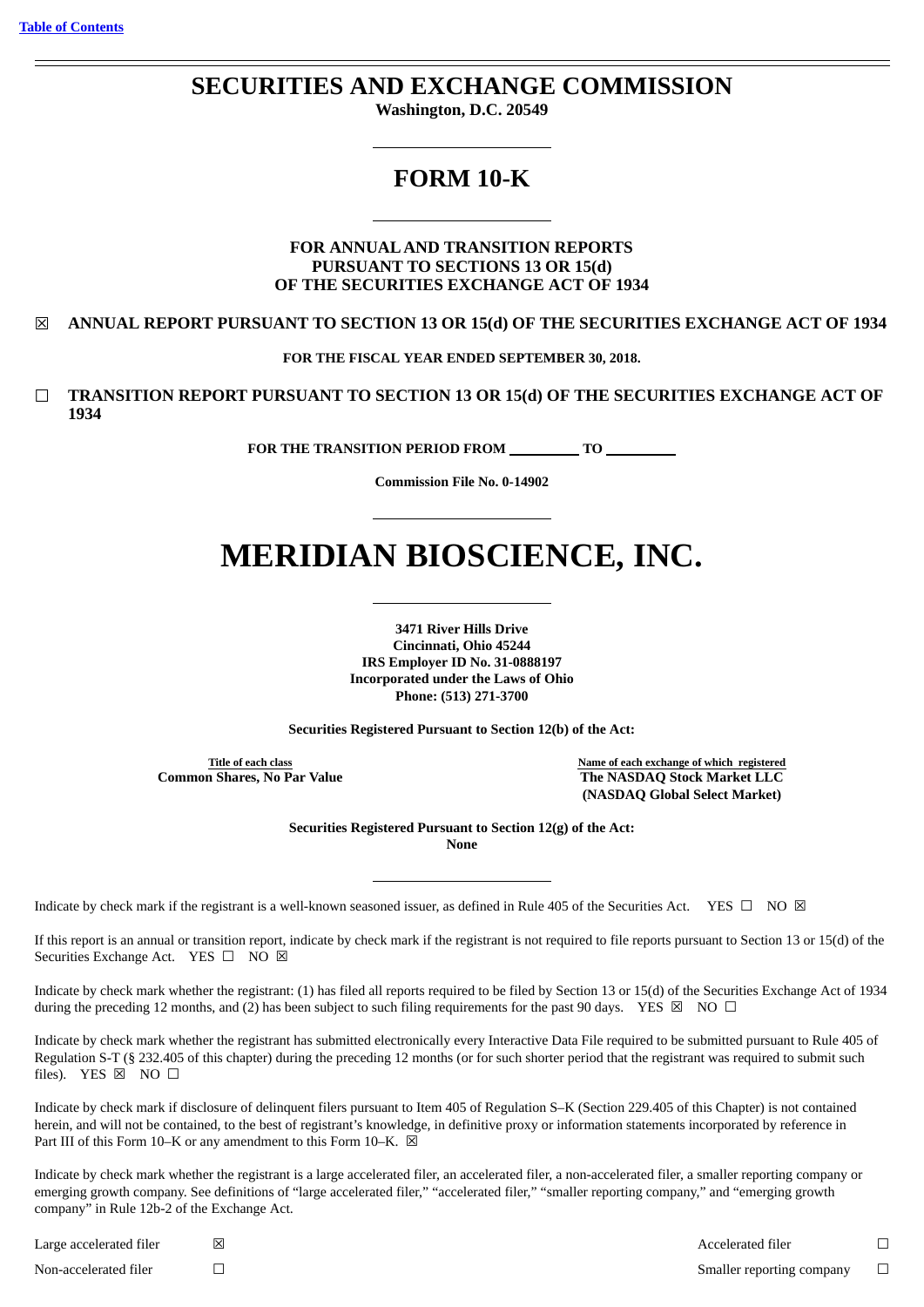[Table of Contents](#)

# SECURITIES AND EXCHANGE COMMISSION

**Washington, D.C. 20549**

# FORM 10-K

**FOR ANNUAL AND TRANSITION REPORTS PURSUANT TO SECTIONS 13 OR 15(d) OF THE SECURITIES EXCHANGE ACT OF 1934**

☒ **ANNUAL REPORT PURSUANT TO SECTION 13 OR 15(d) OF THE SECURITIES EXCHANGE ACT OF 1934**

**FOR THE FISCAL YEAR ENDED SEPTEMBER 30, 2018.**

☐ **TRANSITION REPORT PURSUANT TO SECTION 13 OR 15(d) OF THE SECURITIES EXCHANGE ACT OF 1934**

**FOR THE TRANSITION PERIOD FROM \_\_\_\_\_\_\_\_\_ TO \_\_\_\_\_\_\_\_\_**

**Commission File No. 0-14902**

# MERIDIAN BIOSCIENCE, INC.

**3471 River Hills Drive**
**Cincinnati, Ohio 45244**
**IRS Employer ID No. 31-0888197**
**Incorporated under the Laws of Ohio**
**Phone: (513) 271-3700**

**Securities Registered Pursuant to Section 12(b) of the Act:**

| Title of each class | Name of each exchange of which registered |
|---|---|
| **Common Shares, No Par Value** | **The NASDAQ Stock Market LLC (NASDAQ Global Select Market)** |

**Securities Registered Pursuant to Section 12(g) of the Act:**
**None**

Indicate by check mark if the registrant is a well-known seasoned issuer, as defined in Rule 405 of the Securities Act. YES ☐ NO ☒

If this report is an annual or transition report, indicate by check mark if the registrant is not required to file reports pursuant to Section 13 or 15(d) of the Securities Exchange Act. YES ☐ NO ☒

Indicate by check mark whether the registrant: (1) has filed all reports required to be filed by Section 13 or 15(d) of the Securities Exchange Act of 1934 during the preceding 12 months, and (2) has been subject to such filing requirements for the past 90 days. YES ☒ NO ☐

Indicate by check mark whether the registrant has submitted electronically every Interactive Data File required to be submitted pursuant to Rule 405 of Regulation S-T (§ 232.405 of this chapter) during the preceding 12 months (or for such shorter period that the registrant was required to submit such files). YES ☒ NO ☐

Indicate by check mark if disclosure of delinquent filers pursuant to Item 405 of Regulation S–K (Section 229.405 of this Chapter) is not contained herein, and will not be contained, to the best of registrant's knowledge, in definitive proxy or information statements incorporated by reference in Part III of this Form 10–K or any amendment to this Form 10–K. ☒

Indicate by check mark whether the registrant is a large accelerated filer, an accelerated filer, a non-accelerated filer, a smaller reporting company or emerging growth company. See definitions of "large accelerated filer," "accelerated filer," "smaller reporting company," and "emerging growth company" in Rule 12b-2 of the Exchange Act.

| | | | |
|---|---|---|---|
| Large accelerated filer | ☒ | Accelerated filer | ☐ |
| Non-accelerated filer | ☐ | Smaller reporting company | ☐ |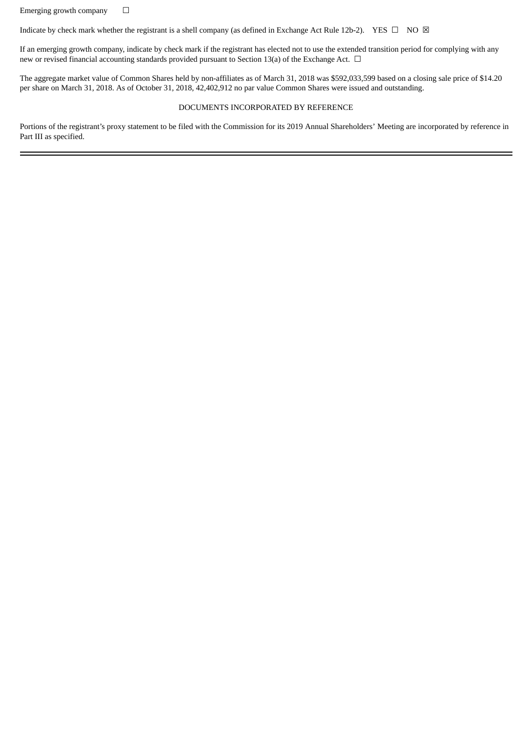Emerging growth company ☐

Indicate by check mark whether the registrant is a shell company (as defined in Exchange Act Rule 12b-2). YES ☐ NO ☒

If an emerging growth company, indicate by check mark if the registrant has elected not to use the extended transition period for complying with any new or revised financial accounting standards provided pursuant to Section 13(a) of the Exchange Act. ☐

The aggregate market value of Common Shares held by non-affiliates as of March 31, 2018 was $592,033,599 based on a closing sale price of $14.20 per share on March 31, 2018. As of October 31, 2018, 42,402,912 no par value Common Shares were issued and outstanding.

DOCUMENTS INCORPORATED BY REFERENCE

Portions of the registrant's proxy statement to be filed with the Commission for its 2019 Annual Shareholders' Meeting are incorporated by reference in Part III as specified.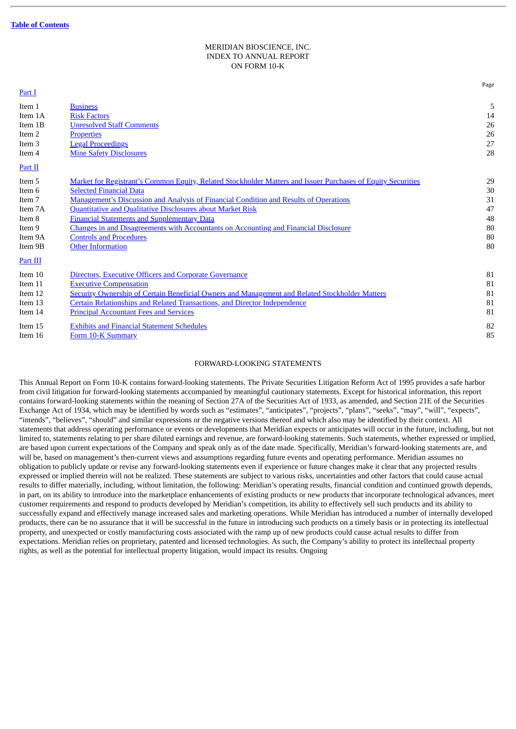[Table of Contents](#)

MERIDIAN BIOSCIENCE, INC.
INDEX TO ANNUAL REPORT
ON FORM 10-K

| | | Page |
|---|---|---|
| **Part I** | | |
| Item 1 | Business | 5 |
| Item 1A | Risk Factors | 14 |
| Item 1B | Unresolved Staff Comments | 26 |
| Item 2 | Properties | 26 |
| Item 3 | Legal Proceedings | 27 |
| Item 4 | Mine Safety Disclosures | 28 |
| **Part II** | | |
| Item 5 | Market for Registrant's Common Equity, Related Stockholder Matters and Issuer Purchases of Equity Securities | 29 |
| Item 6 | Selected Financial Data | 30 |
| Item 7 | Management's Discussion and Analysis of Financial Condition and Results of Operations | 31 |
| Item 7A | Quantitative and Qualitative Disclosures about Market Risk | 47 |
| Item 8 | Financial Statements and Supplementary Data | 48 |
| Item 9 | Changes in and Disagreements with Accountants on Accounting and Financial Disclosure | 80 |
| Item 9A | Controls and Procedures | 80 |
| Item 9B | Other Information | 80 |
| **Part III** | | |
| Item 10 | Directors, Executive Officers and Corporate Governance | 81 |
| Item 11 | Executive Compensation | 81 |
| Item 12 | Security Ownership of Certain Beneficial Owners and Management and Related Stockholder Matters | 81 |
| Item 13 | Certain Relationships and Related Transactions, and Director Independence | 81 |
| Item 14 | Principal Accountant Fees and Services | 81 |
| Item 15 | Exhibits and Financial Statement Schedules | 82 |
| Item 16 | Form 10-K Summary | 85 |

## FORWARD-LOOKING STATEMENTS

This Annual Report on Form 10-K contains forward-looking statements. The Private Securities Litigation Reform Act of 1995 provides a safe harbor from civil litigation for forward-looking statements accompanied by meaningful cautionary statements. Except for historical information, this report contains forward-looking statements within the meaning of Section 27A of the Securities Act of 1933, as amended, and Section 21E of the Securities Exchange Act of 1934, which may be identified by words such as "estimates", "anticipates", "projects", "plans", "seeks", "may", "will", "expects", "intends", "believes", "should" and similar expressions or the negative versions thereof and which also may be identified by their context. All statements that address operating performance or events or developments that Meridian expects or anticipates will occur in the future, including, but not limited to, statements relating to per share diluted earnings and revenue, are forward-looking statements. Such statements, whether expressed or implied, are based upon current expectations of the Company and speak only as of the date made. Specifically, Meridian's forward-looking statements are, and will be, based on management's then-current views and assumptions regarding future events and operating performance. Meridian assumes no obligation to publicly update or revise any forward-looking statements even if experience or future changes make it clear that any projected results expressed or implied therein will not be realized. These statements are subject to various risks, uncertainties and other factors that could cause actual results to differ materially, including, without limitation, the following: Meridian's operating results, financial condition and continued growth depends, in part, on its ability to introduce into the marketplace enhancements of existing products or new products that incorporate technological advances, meet customer requirements and respond to products developed by Meridian's competition, its ability to effectively sell such products and its ability to successfully expand and effectively manage increased sales and marketing operations. While Meridian has introduced a number of internally developed products, there can be no assurance that it will be successful in the future in introducing such products on a timely basis or in protecting its intellectual property, and unexpected or costly manufacturing costs associated with the ramp up of new products could cause actual results to differ from expectations. Meridian relies on proprietary, patented and licensed technologies. As such, the Company's ability to protect its intellectual property rights, as well as the potential for intellectual property litigation, would impact its results. Ongoing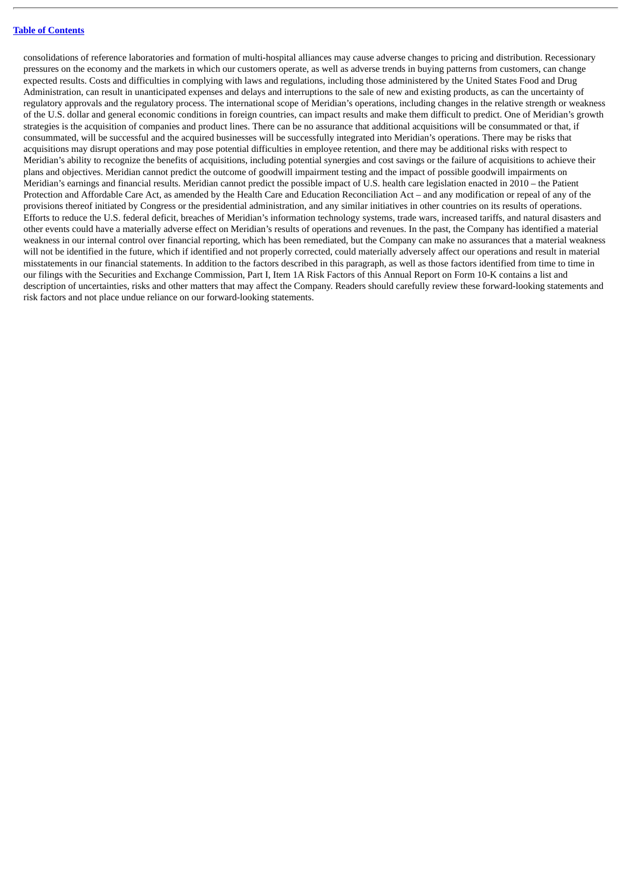consolidations of reference laboratories and formation of multi-hospital alliances may cause adverse changes to pricing and distribution. Recessionary pressures on the economy and the markets in which our customers operate, as well as adverse trends in buying patterns from customers, can change expected results. Costs and difficulties in complying with laws and regulations, including those administered by the United States Food and Drug Administration, can result in unanticipated expenses and delays and interruptions to the sale of new and existing products, as can the uncertainty of regulatory approvals and the regulatory process. The international scope of Meridian's operations, including changes in the relative strength or weakness of the U.S. dollar and general economic conditions in foreign countries, can impact results and make them difficult to predict. One of Meridian's growth strategies is the acquisition of companies and product lines. There can be no assurance that additional acquisitions will be consummated or that, if consummated, will be successful and the acquired businesses will be successfully integrated into Meridian's operations. There may be risks that acquisitions may disrupt operations and may pose potential difficulties in employee retention, and there may be additional risks with respect to Meridian's ability to recognize the benefits of acquisitions, including potential synergies and cost savings or the failure of acquisitions to achieve their plans and objectives. Meridian cannot predict the outcome of goodwill impairment testing and the impact of possible goodwill impairments on Meridian's earnings and financial results. Meridian cannot predict the possible impact of U.S. health care legislation enacted in 2010 – the Patient Protection and Affordable Care Act, as amended by the Health Care and Education Reconciliation Act – and any modification or repeal of any of the provisions thereof initiated by Congress or the presidential administration, and any similar initiatives in other countries on its results of operations. Efforts to reduce the U.S. federal deficit, breaches of Meridian's information technology systems, trade wars, increased tariffs, and natural disasters and other events could have a materially adverse effect on Meridian's results of operations and revenues. In the past, the Company has identified a material weakness in our internal control over financial reporting, which has been remediated, but the Company can make no assurances that a material weakness will not be identified in the future, which if identified and not properly corrected, could materially adversely affect our operations and result in material misstatements in our financial statements. In addition to the factors described in this paragraph, as well as those factors identified from time to time in our filings with the Securities and Exchange Commission, Part I, Item 1A Risk Factors of this Annual Report on Form 10-K contains a list and description of uncertainties, risks and other matters that may affect the Company. Readers should carefully review these forward-looking statements and risk factors and not place undue reliance on our forward-looking statements.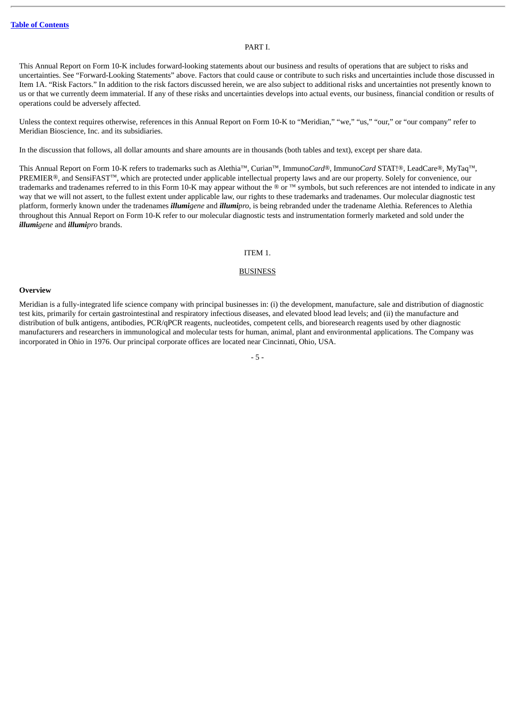PART I.

This Annual Report on Form 10-K includes forward-looking statements about our business and results of operations that are subject to risks and uncertainties. See "Forward-Looking Statements" above. Factors that could cause or contribute to such risks and uncertainties include those discussed in Item 1A. "Risk Factors." In addition to the risk factors discussed herein, we are also subject to additional risks and uncertainties not presently known to us or that we currently deem immaterial. If any of these risks and uncertainties develops into actual events, our business, financial condition or results of operations could be adversely affected.

Unless the context requires otherwise, references in this Annual Report on Form 10-K to "Meridian," "we," "us," "our," or "our company" refer to Meridian Bioscience, Inc. and its subsidiaries.

In the discussion that follows, all dollar amounts and share amounts are in thousands (both tables and text), except per share data.

This Annual Report on Form 10-K refers to trademarks such as Alethia™, Curian™, Immuno*Card*®, Immuno*Card* STAT!®, LeadCare®, MyTaq™, PREMIER®, and SensiFAST™, which are protected under applicable intellectual property laws and are our property. Solely for convenience, our trademarks and tradenames referred to in this Form 10-K may appear without the ® or ™ symbols, but such references are not intended to indicate in any way that we will not assert, to the fullest extent under applicable law, our rights to these trademarks and tradenames. Our molecular diagnostic test platform, formerly known under the tradenames ***illumi****gene* and ***illumi****pro*, is being rebranded under the tradename Alethia. References to Alethia throughout this Annual Report on Form 10-K refer to our molecular diagnostic tests and instrumentation formerly marketed and sold under the ***illumi****gene* and ***illumi****pro* brands.

# ITEM 1.

## BUSINESS

### Overview

Meridian is a fully-integrated life science company with principal businesses in: (i) the development, manufacture, sale and distribution of diagnostic test kits, primarily for certain gastrointestinal and respiratory infectious diseases, and elevated blood lead levels; and (ii) the manufacture and distribution of bulk antigens, antibodies, PCR/qPCR reagents, nucleotides, competent cells, and bioresearch reagents used by other diagnostic manufacturers and researchers in immunological and molecular tests for human, animal, plant and environmental applications. The Company was incorporated in Ohio in 1976. Our principal corporate offices are located near Cincinnati, Ohio, USA.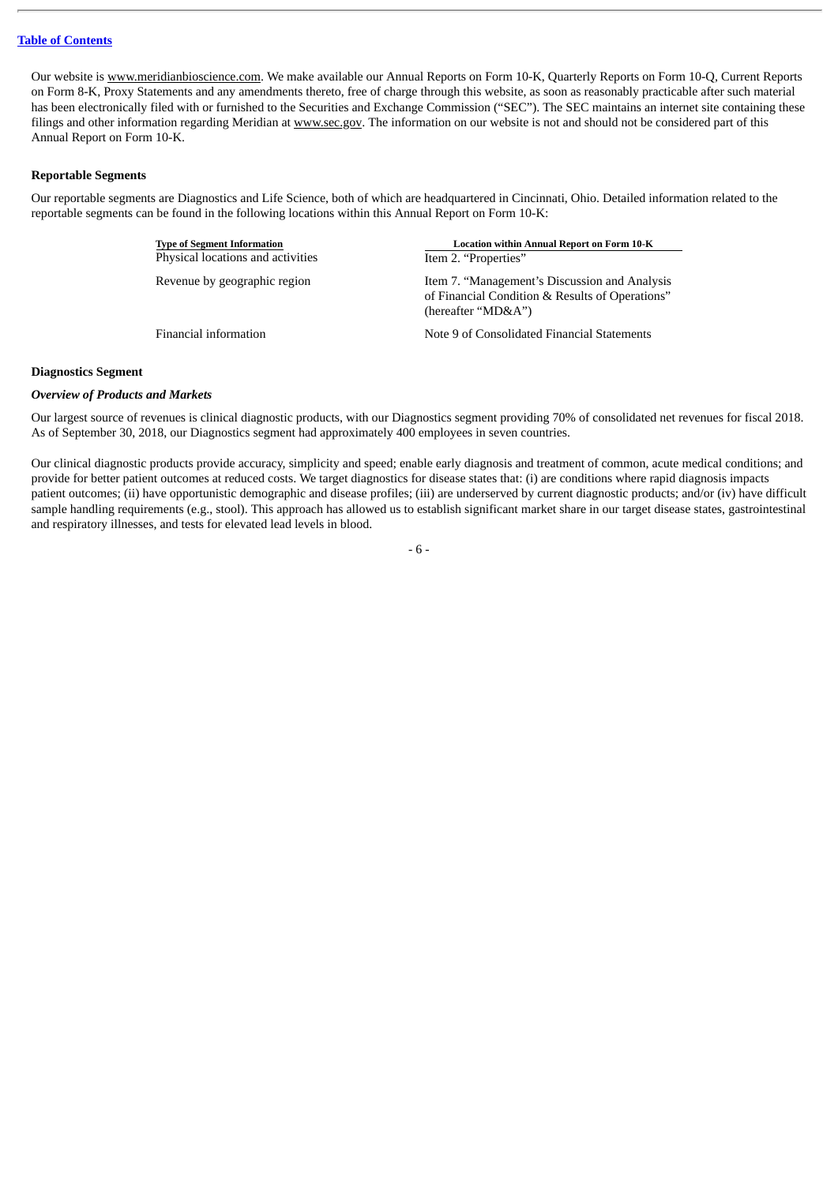Our website is www.meridianbioscience.com. We make available our Annual Reports on Form 10-K, Quarterly Reports on Form 10-Q, Current Reports on Form 8-K, Proxy Statements and any amendments thereto, free of charge through this website, as soon as reasonably practicable after such material has been electronically filed with or furnished to the Securities and Exchange Commission ("SEC"). The SEC maintains an internet site containing these filings and other information regarding Meridian at www.sec.gov. The information on our website is not and should not be considered part of this Annual Report on Form 10-K.

**Reportable Segments**

Our reportable segments are Diagnostics and Life Science, both of which are headquartered in Cincinnati, Ohio. Detailed information related to the reportable segments can be found in the following locations within this Annual Report on Form 10-K:

| Type of Segment Information | Location within Annual Report on Form 10-K |
| --- | --- |
| Physical locations and activities | Item 2. "Properties" |
| Revenue by geographic region | Item 7. "Management's Discussion and Analysis of Financial Condition & Results of Operations" (hereafter "MD&A") |
| Financial information | Note 9 of Consolidated Financial Statements |

**Diagnostics Segment**

***Overview of Products and Markets***

Our largest source of revenues is clinical diagnostic products, with our Diagnostics segment providing 70% of consolidated net revenues for fiscal 2018. As of September 30, 2018, our Diagnostics segment had approximately 400 employees in seven countries.

Our clinical diagnostic products provide accuracy, simplicity and speed; enable early diagnosis and treatment of common, acute medical conditions; and provide for better patient outcomes at reduced costs. We target diagnostics for disease states that: (i) are conditions where rapid diagnosis impacts patient outcomes; (ii) have opportunistic demographic and disease profiles; (iii) are underserved by current diagnostic products; and/or (iv) have difficult sample handling requirements (e.g., stool). This approach has allowed us to establish significant market share in our target disease states, gastrointestinal and respiratory illnesses, and tests for elevated lead levels in blood.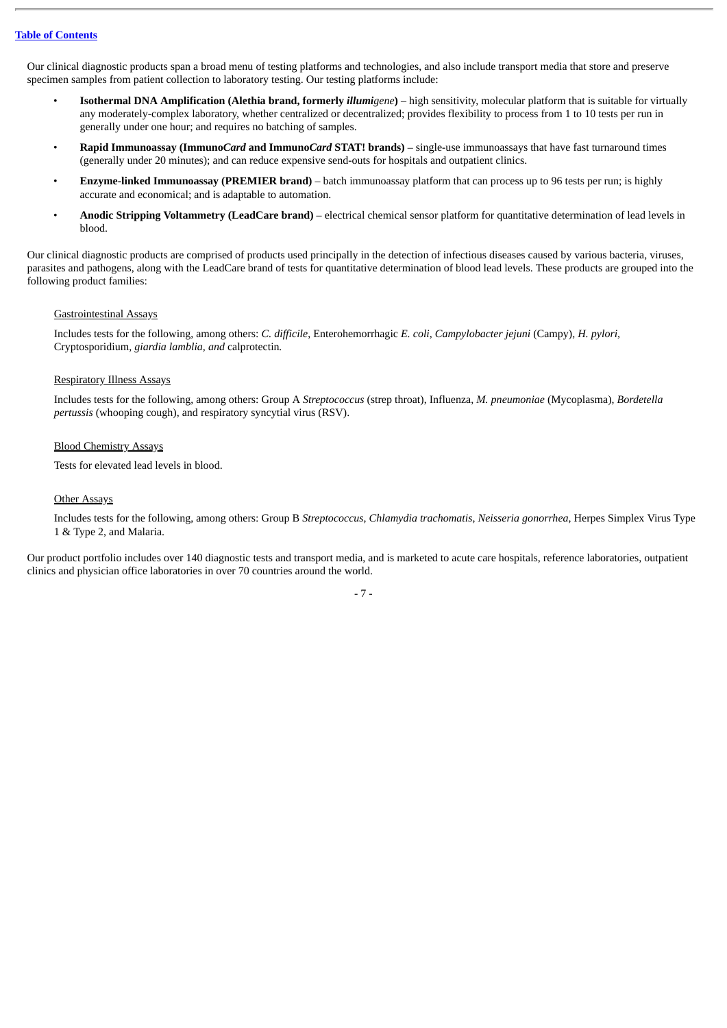Our clinical diagnostic products span a broad menu of testing platforms and technologies, and also include transport media that store and preserve specimen samples from patient collection to laboratory testing. Our testing platforms include:

- **Isothermal DNA Amplification (Alethia brand, formerly *illumigene*)** – high sensitivity, molecular platform that is suitable for virtually any moderately-complex laboratory, whether centralized or decentralized; provides flexibility to process from 1 to 10 tests per run in generally under one hour; and requires no batching of samples.
- **Rapid Immunoassay (Immuno*Card* and Immuno*Card* STAT! brands)** – single-use immunoassays that have fast turnaround times (generally under 20 minutes); and can reduce expensive send-outs for hospitals and outpatient clinics.
- **Enzyme-linked Immunoassay (PREMIER brand)** – batch immunoassay platform that can process up to 96 tests per run; is highly accurate and economical; and is adaptable to automation.
- **Anodic Stripping Voltammetry (LeadCare brand)** – electrical chemical sensor platform for quantitative determination of lead levels in blood.

Our clinical diagnostic products are comprised of products used principally in the detection of infectious diseases caused by various bacteria, viruses, parasites and pathogens, along with the LeadCare brand of tests for quantitative determination of blood lead levels. These products are grouped into the following product families:

Gastrointestinal Assays

Includes tests for the following, among others: *C. difficile*, Enterohemorrhagic *E. coli*, *Campylobacter jejuni* (Campy), *H. pylori*, Cryptosporidium, *giardia lamblia, and* calprotectin*.*

Respiratory Illness Assays

Includes tests for the following, among others: Group A *Streptococcus* (strep throat), Influenza, *M. pneumoniae* (Mycoplasma), *Bordetella pertussis* (whooping cough), and respiratory syncytial virus (RSV).

Blood Chemistry Assays

Tests for elevated lead levels in blood.

Other Assays

Includes tests for the following, among others: Group B *Streptococcus*, *Chlamydia trachomatis*, *Neisseria gonorrhea*, Herpes Simplex Virus Type 1 & Type 2, and Malaria.

Our product portfolio includes over 140 diagnostic tests and transport media, and is marketed to acute care hospitals, reference laboratories, outpatient clinics and physician office laboratories in over 70 countries around the world.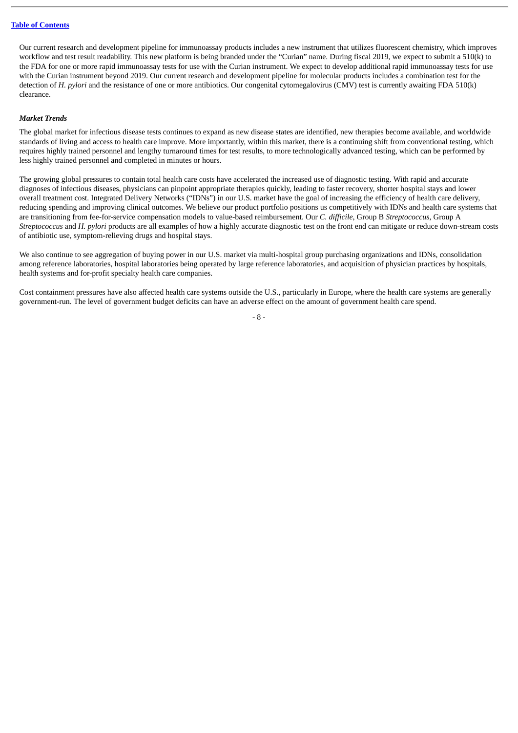Our current research and development pipeline for immunoassay products includes a new instrument that utilizes fluorescent chemistry, which improves workflow and test result readability. This new platform is being branded under the "Curian" name. During fiscal 2019, we expect to submit a 510(k) to the FDA for one or more rapid immunoassay tests for use with the Curian instrument. We expect to develop additional rapid immunoassay tests for use with the Curian instrument beyond 2019. Our current research and development pipeline for molecular products includes a combination test for the detection of *H. pylori* and the resistance of one or more antibiotics. Our congenital cytomegalovirus (CMV) test is currently awaiting FDA 510(k) clearance.

***Market Trends***

The global market for infectious disease tests continues to expand as new disease states are identified, new therapies become available, and worldwide standards of living and access to health care improve. More importantly, within this market, there is a continuing shift from conventional testing, which requires highly trained personnel and lengthy turnaround times for test results, to more technologically advanced testing, which can be performed by less highly trained personnel and completed in minutes or hours.

The growing global pressures to contain total health care costs have accelerated the increased use of diagnostic testing. With rapid and accurate diagnoses of infectious diseases, physicians can pinpoint appropriate therapies quickly, leading to faster recovery, shorter hospital stays and lower overall treatment cost. Integrated Delivery Networks ("IDNs") in our U.S. market have the goal of increasing the efficiency of health care delivery, reducing spending and improving clinical outcomes. We believe our product portfolio positions us competitively with IDNs and health care systems that are transitioning from fee-for-service compensation models to value-based reimbursement. Our *C. difficile*, Group B *Streptococcus*, Group A *Streptococcus* and *H. pylori* products are all examples of how a highly accurate diagnostic test on the front end can mitigate or reduce down-stream costs of antibiotic use, symptom-relieving drugs and hospital stays.

We also continue to see aggregation of buying power in our U.S. market via multi-hospital group purchasing organizations and IDNs, consolidation among reference laboratories, hospital laboratories being operated by large reference laboratories, and acquisition of physician practices by hospitals, health systems and for-profit specialty health care companies.

Cost containment pressures have also affected health care systems outside the U.S., particularly in Europe, where the health care systems are generally government-run. The level of government budget deficits can have an adverse effect on the amount of government health care spend.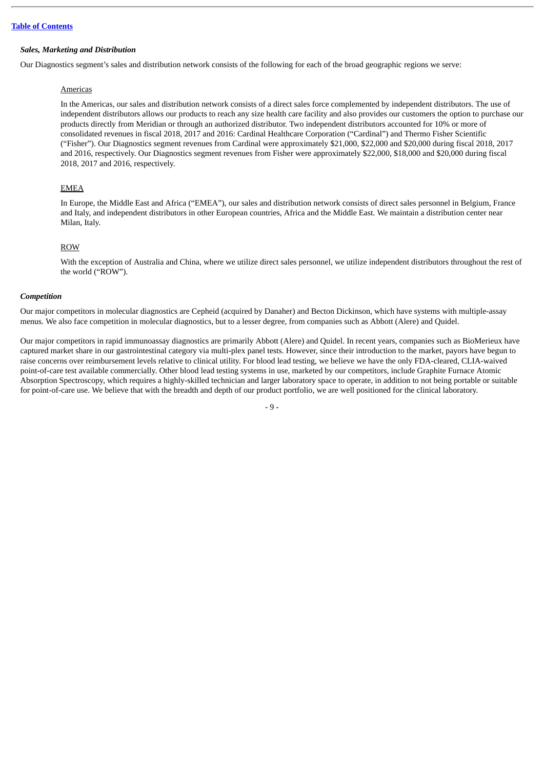### *Sales, Marketing and Distribution*

Our Diagnostics segment's sales and distribution network consists of the following for each of the broad geographic regions we serve:

Americas

In the Americas, our sales and distribution network consists of a direct sales force complemented by independent distributors. The use of independent distributors allows our products to reach any size health care facility and also provides our customers the option to purchase our products directly from Meridian or through an authorized distributor. Two independent distributors accounted for 10% or more of consolidated revenues in fiscal 2018, 2017 and 2016: Cardinal Healthcare Corporation ("Cardinal") and Thermo Fisher Scientific ("Fisher"). Our Diagnostics segment revenues from Cardinal were approximately $21,000, $22,000 and $20,000 during fiscal 2018, 2017 and 2016, respectively. Our Diagnostics segment revenues from Fisher were approximately $22,000, $18,000 and $20,000 during fiscal 2018, 2017 and 2016, respectively.

EMEA

In Europe, the Middle East and Africa ("EMEA"), our sales and distribution network consists of direct sales personnel in Belgium, France and Italy, and independent distributors in other European countries, Africa and the Middle East. We maintain a distribution center near Milan, Italy.

ROW

With the exception of Australia and China, where we utilize direct sales personnel, we utilize independent distributors throughout the rest of the world ("ROW").

### *Competition*

Our major competitors in molecular diagnostics are Cepheid (acquired by Danaher) and Becton Dickinson, which have systems with multiple-assay menus. We also face competition in molecular diagnostics, but to a lesser degree, from companies such as Abbott (Alere) and Quidel.

Our major competitors in rapid immunoassay diagnostics are primarily Abbott (Alere) and Quidel. In recent years, companies such as BioMerieux have captured market share in our gastrointestinal category via multi-plex panel tests. However, since their introduction to the market, payors have begun to raise concerns over reimbursement levels relative to clinical utility. For blood lead testing, we believe we have the only FDA-cleared, CLIA-waived point-of-care test available commercially. Other blood lead testing systems in use, marketed by our competitors, include Graphite Furnace Atomic Absorption Spectroscopy, which requires a highly-skilled technician and larger laboratory space to operate, in addition to not being portable or suitable for point-of-care use. We believe that with the breadth and depth of our product portfolio, we are well positioned for the clinical laboratory.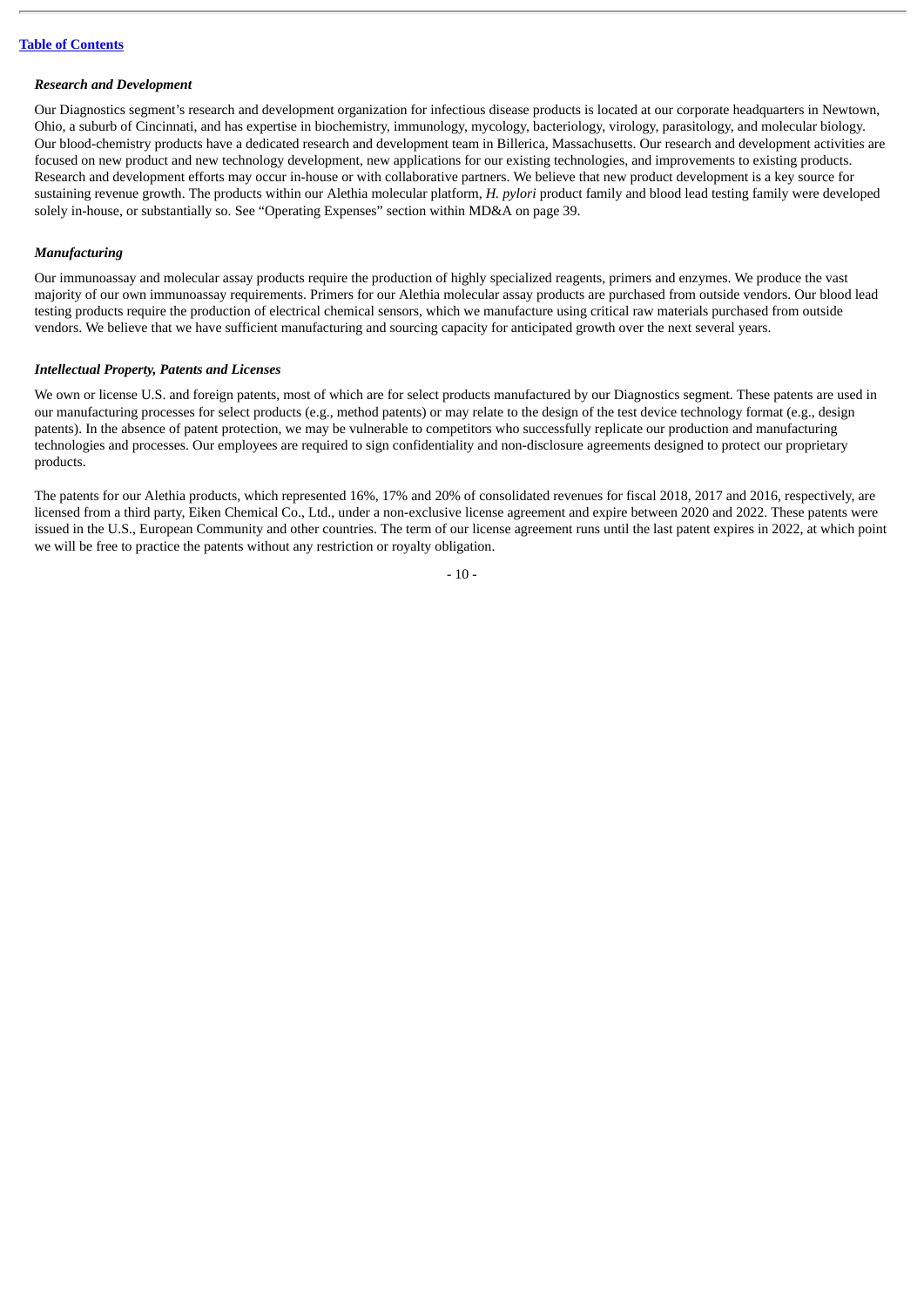### *Research and Development*

Our Diagnostics segment's research and development organization for infectious disease products is located at our corporate headquarters in Newtown, Ohio, a suburb of Cincinnati, and has expertise in biochemistry, immunology, mycology, bacteriology, virology, parasitology, and molecular biology. Our blood-chemistry products have a dedicated research and development team in Billerica, Massachusetts. Our research and development activities are focused on new product and new technology development, new applications for our existing technologies, and improvements to existing products. Research and development efforts may occur in-house or with collaborative partners. We believe that new product development is a key source for sustaining revenue growth. The products within our Alethia molecular platform, *H. pylori* product family and blood lead testing family were developed solely in-house, or substantially so. See "Operating Expenses" section within MD&A on page 39.

### *Manufacturing*

Our immunoassay and molecular assay products require the production of highly specialized reagents, primers and enzymes. We produce the vast majority of our own immunoassay requirements. Primers for our Alethia molecular assay products are purchased from outside vendors. Our blood lead testing products require the production of electrical chemical sensors, which we manufacture using critical raw materials purchased from outside vendors. We believe that we have sufficient manufacturing and sourcing capacity for anticipated growth over the next several years.

### *Intellectual Property, Patents and Licenses*

We own or license U.S. and foreign patents, most of which are for select products manufactured by our Diagnostics segment. These patents are used in our manufacturing processes for select products (e.g., method patents) or may relate to the design of the test device technology format (e.g., design patents). In the absence of patent protection, we may be vulnerable to competitors who successfully replicate our production and manufacturing technologies and processes. Our employees are required to sign confidentiality and non-disclosure agreements designed to protect our proprietary products.

The patents for our Alethia products, which represented 16%, 17% and 20% of consolidated revenues for fiscal 2018, 2017 and 2016, respectively, are licensed from a third party, Eiken Chemical Co., Ltd., under a non-exclusive license agreement and expire between 2020 and 2022. These patents were issued in the U.S., European Community and other countries. The term of our license agreement runs until the last patent expires in 2022, at which point we will be free to practice the patents without any restriction or royalty obligation.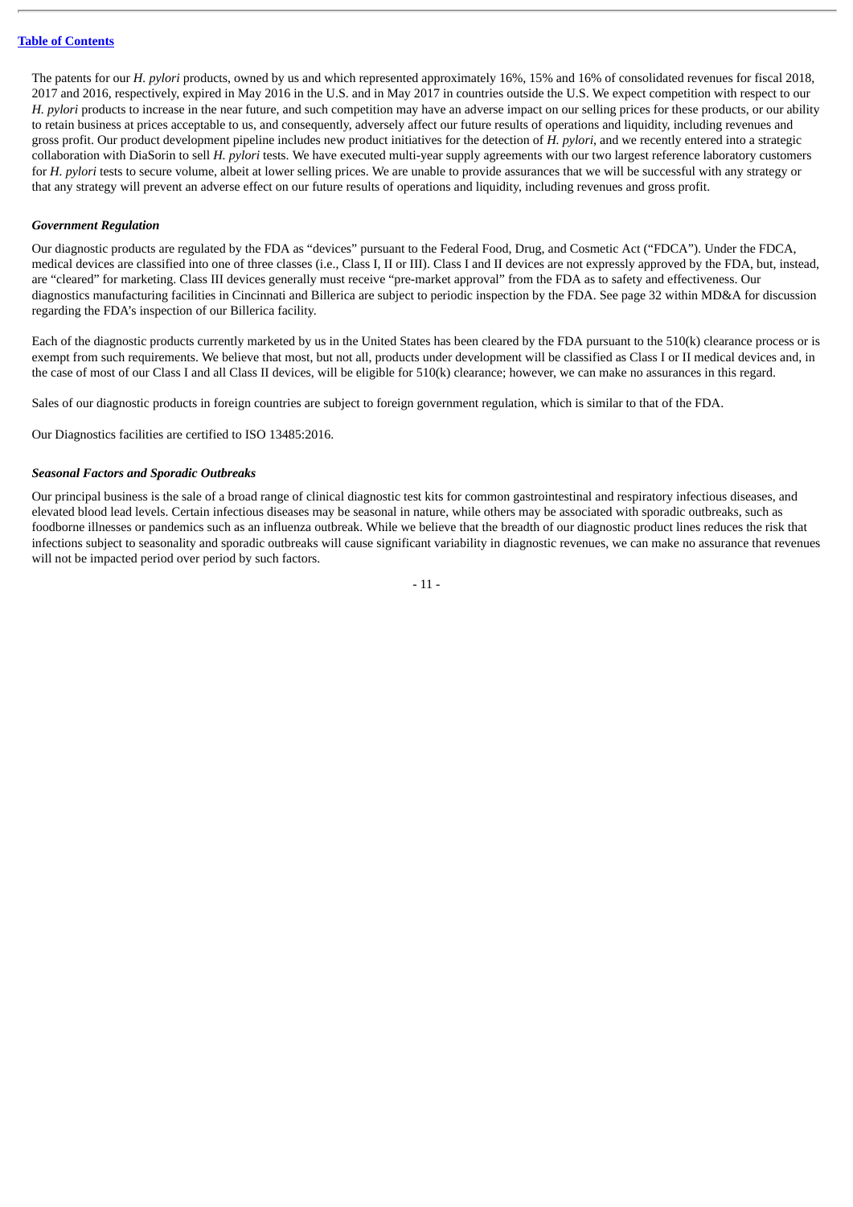The patents for our *H. pylori* products, owned by us and which represented approximately 16%, 15% and 16% of consolidated revenues for fiscal 2018, 2017 and 2016, respectively, expired in May 2016 in the U.S. and in May 2017 in countries outside the U.S. We expect competition with respect to our *H. pylori* products to increase in the near future, and such competition may have an adverse impact on our selling prices for these products, or our ability to retain business at prices acceptable to us, and consequently, adversely affect our future results of operations and liquidity, including revenues and gross profit. Our product development pipeline includes new product initiatives for the detection of *H. pylori*, and we recently entered into a strategic collaboration with DiaSorin to sell *H. pylori* tests. We have executed multi-year supply agreements with our two largest reference laboratory customers for *H. pylori* tests to secure volume, albeit at lower selling prices. We are unable to provide assurances that we will be successful with any strategy or that any strategy will prevent an adverse effect on our future results of operations and liquidity, including revenues and gross profit.

***Government Regulation***

Our diagnostic products are regulated by the FDA as "devices" pursuant to the Federal Food, Drug, and Cosmetic Act ("FDCA"). Under the FDCA, medical devices are classified into one of three classes (i.e., Class I, II or III). Class I and II devices are not expressly approved by the FDA, but, instead, are "cleared" for marketing. Class III devices generally must receive "pre-market approval" from the FDA as to safety and effectiveness. Our diagnostics manufacturing facilities in Cincinnati and Billerica are subject to periodic inspection by the FDA. See page 32 within MD&A for discussion regarding the FDA's inspection of our Billerica facility.

Each of the diagnostic products currently marketed by us in the United States has been cleared by the FDA pursuant to the 510(k) clearance process or is exempt from such requirements. We believe that most, but not all, products under development will be classified as Class I or II medical devices and, in the case of most of our Class I and all Class II devices, will be eligible for 510(k) clearance; however, we can make no assurances in this regard.

Sales of our diagnostic products in foreign countries are subject to foreign government regulation, which is similar to that of the FDA.

Our Diagnostics facilities are certified to ISO 13485:2016.

***Seasonal Factors and Sporadic Outbreaks***

Our principal business is the sale of a broad range of clinical diagnostic test kits for common gastrointestinal and respiratory infectious diseases, and elevated blood lead levels. Certain infectious diseases may be seasonal in nature, while others may be associated with sporadic outbreaks, such as foodborne illnesses or pandemics such as an influenza outbreak. While we believe that the breadth of our diagnostic product lines reduces the risk that infections subject to seasonality and sporadic outbreaks will cause significant variability in diagnostic revenues, we can make no assurance that revenues will not be impacted period over period by such factors.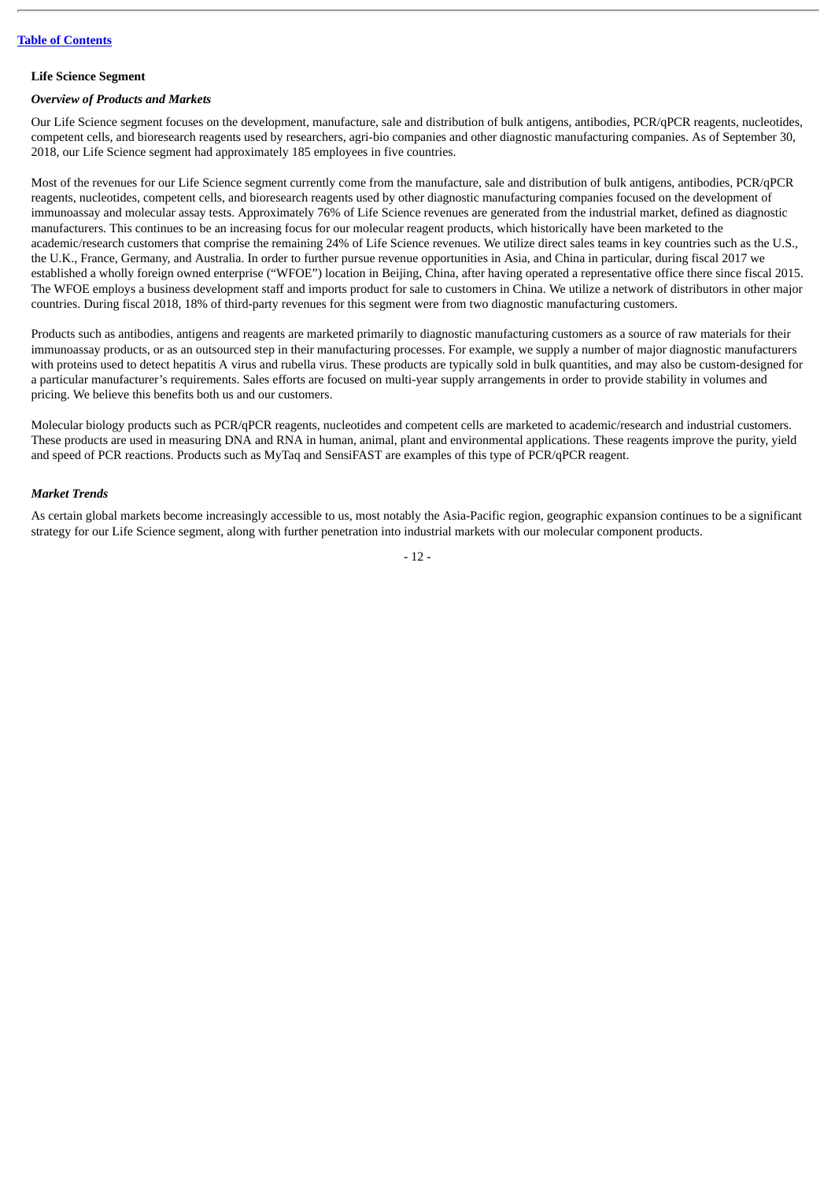### Life Science Segment

#### *Overview of Products and Markets*

Our Life Science segment focuses on the development, manufacture, sale and distribution of bulk antigens, antibodies, PCR/qPCR reagents, nucleotides, competent cells, and bioresearch reagents used by researchers, agri-bio companies and other diagnostic manufacturing companies. As of September 30, 2018, our Life Science segment had approximately 185 employees in five countries.

Most of the revenues for our Life Science segment currently come from the manufacture, sale and distribution of bulk antigens, antibodies, PCR/qPCR reagents, nucleotides, competent cells, and bioresearch reagents used by other diagnostic manufacturing companies focused on the development of immunoassay and molecular assay tests. Approximately 76% of Life Science revenues are generated from the industrial market, defined as diagnostic manufacturers. This continues to be an increasing focus for our molecular reagent products, which historically have been marketed to the academic/research customers that comprise the remaining 24% of Life Science revenues. We utilize direct sales teams in key countries such as the U.S., the U.K., France, Germany, and Australia. In order to further pursue revenue opportunities in Asia, and China in particular, during fiscal 2017 we established a wholly foreign owned enterprise ("WFOE") location in Beijing, China, after having operated a representative office there since fiscal 2015. The WFOE employs a business development staff and imports product for sale to customers in China. We utilize a network of distributors in other major countries. During fiscal 2018, 18% of third-party revenues for this segment were from two diagnostic manufacturing customers.

Products such as antibodies, antigens and reagents are marketed primarily to diagnostic manufacturing customers as a source of raw materials for their immunoassay products, or as an outsourced step in their manufacturing processes. For example, we supply a number of major diagnostic manufacturers with proteins used to detect hepatitis A virus and rubella virus. These products are typically sold in bulk quantities, and may also be custom-designed for a particular manufacturer's requirements. Sales efforts are focused on multi-year supply arrangements in order to provide stability in volumes and pricing. We believe this benefits both us and our customers.

Molecular biology products such as PCR/qPCR reagents, nucleotides and competent cells are marketed to academic/research and industrial customers. These products are used in measuring DNA and RNA in human, animal, plant and environmental applications. These reagents improve the purity, yield and speed of PCR reactions. Products such as MyTaq and SensiFAST are examples of this type of PCR/qPCR reagent.

#### *Market Trends*

As certain global markets become increasingly accessible to us, most notably the Asia-Pacific region, geographic expansion continues to be a significant strategy for our Life Science segment, along with further penetration into industrial markets with our molecular component products.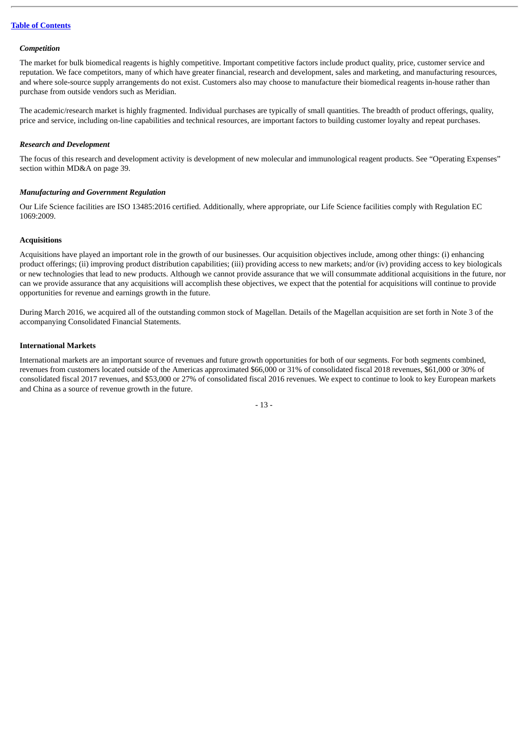*Competition*

The market for bulk biomedical reagents is highly competitive. Important competitive factors include product quality, price, customer service and reputation. We face competitors, many of which have greater financial, research and development, sales and marketing, and manufacturing resources, and where sole-source supply arrangements do not exist. Customers also may choose to manufacture their biomedical reagents in-house rather than purchase from outside vendors such as Meridian.

The academic/research market is highly fragmented. Individual purchases are typically of small quantities. The breadth of product offerings, quality, price and service, including on-line capabilities and technical resources, are important factors to building customer loyalty and repeat purchases.

*Research and Development*

The focus of this research and development activity is development of new molecular and immunological reagent products. See "Operating Expenses" section within MD&A on page 39.

*Manufacturing and Government Regulation*

Our Life Science facilities are ISO 13485:2016 certified. Additionally, where appropriate, our Life Science facilities comply with Regulation EC 1069:2009.

**Acquisitions**

Acquisitions have played an important role in the growth of our businesses. Our acquisition objectives include, among other things: (i) enhancing product offerings; (ii) improving product distribution capabilities; (iii) providing access to new markets; and/or (iv) providing access to key biologicals or new technologies that lead to new products. Although we cannot provide assurance that we will consummate additional acquisitions in the future, nor can we provide assurance that any acquisitions will accomplish these objectives, we expect that the potential for acquisitions will continue to provide opportunities for revenue and earnings growth in the future.

During March 2016, we acquired all of the outstanding common stock of Magellan. Details of the Magellan acquisition are set forth in Note 3 of the accompanying Consolidated Financial Statements.

**International Markets**

International markets are an important source of revenues and future growth opportunities for both of our segments. For both segments combined, revenues from customers located outside of the Americas approximated $66,000 or 31% of consolidated fiscal 2018 revenues, $61,000 or 30% of consolidated fiscal 2017 revenues, and $53,000 or 27% of consolidated fiscal 2016 revenues. We expect to continue to look to key European markets and China as a source of revenue growth in the future.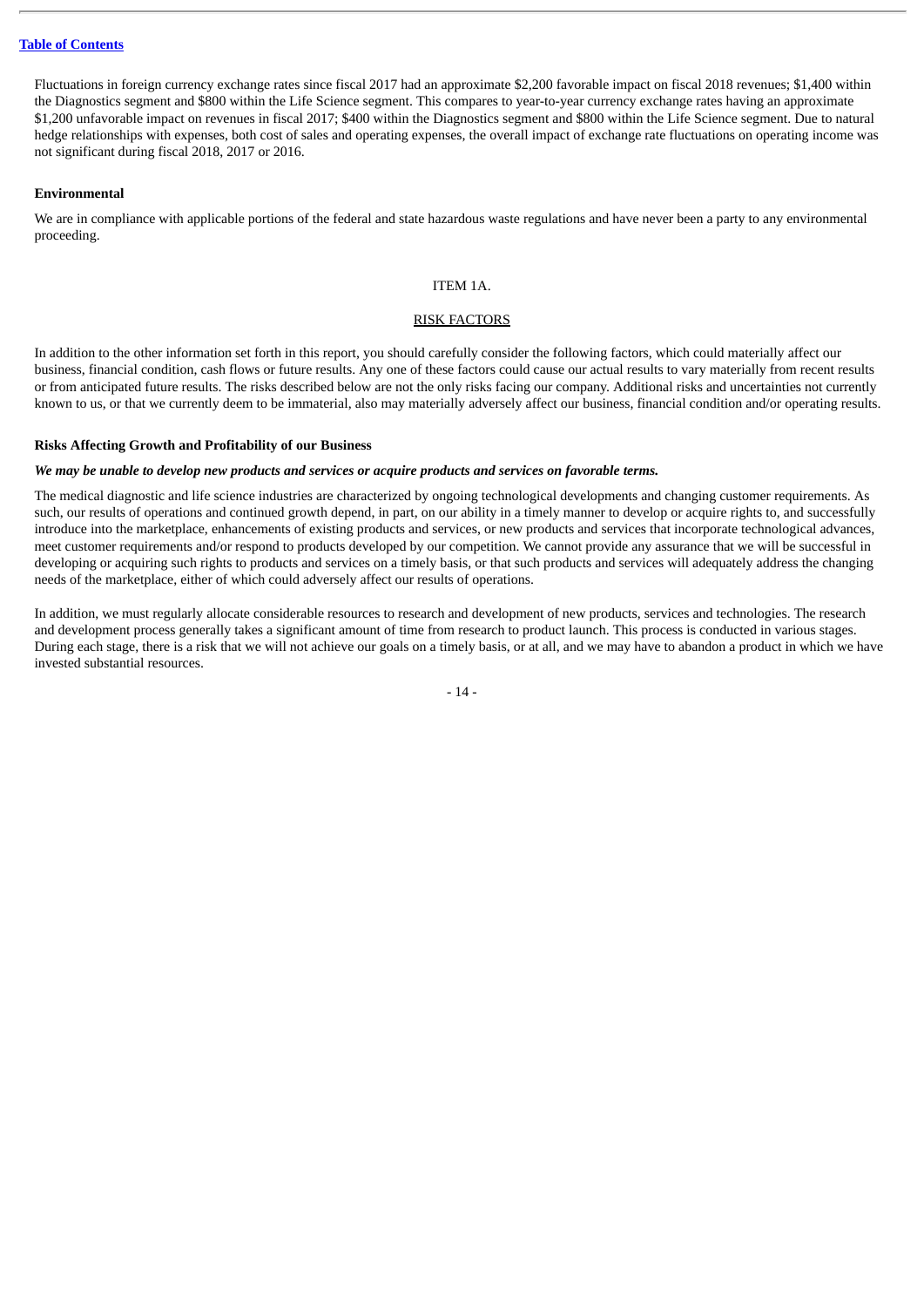Fluctuations in foreign currency exchange rates since fiscal 2017 had an approximate $2,200 favorable impact on fiscal 2018 revenues; $1,400 within the Diagnostics segment and $800 within the Life Science segment. This compares to year-to-year currency exchange rates having an approximate $1,200 unfavorable impact on revenues in fiscal 2017; $400 within the Diagnostics segment and $800 within the Life Science segment. Due to natural hedge relationships with expenses, both cost of sales and operating expenses, the overall impact of exchange rate fluctuations on operating income was not significant during fiscal 2018, 2017 or 2016.

**Environmental**

We are in compliance with applicable portions of the federal and state hazardous waste regulations and have never been a party to any environmental proceeding.

## ITEM 1A.

## RISK FACTORS

In addition to the other information set forth in this report, you should carefully consider the following factors, which could materially affect our business, financial condition, cash flows or future results. Any one of these factors could cause our actual results to vary materially from recent results or from anticipated future results. The risks described below are not the only risks facing our company. Additional risks and uncertainties not currently known to us, or that we currently deem to be immaterial, also may materially adversely affect our business, financial condition and/or operating results.

**Risks Affecting Growth and Profitability of our Business**

***We may be unable to develop new products and services or acquire products and services on favorable terms.***

The medical diagnostic and life science industries are characterized by ongoing technological developments and changing customer requirements. As such, our results of operations and continued growth depend, in part, on our ability in a timely manner to develop or acquire rights to, and successfully introduce into the marketplace, enhancements of existing products and services, or new products and services that incorporate technological advances, meet customer requirements and/or respond to products developed by our competition. We cannot provide any assurance that we will be successful in developing or acquiring such rights to products and services on a timely basis, or that such products and services will adequately address the changing needs of the marketplace, either of which could adversely affect our results of operations.

In addition, we must regularly allocate considerable resources to research and development of new products, services and technologies. The research and development process generally takes a significant amount of time from research to product launch. This process is conducted in various stages. During each stage, there is a risk that we will not achieve our goals on a timely basis, or at all, and we may have to abandon a product in which we have invested substantial resources.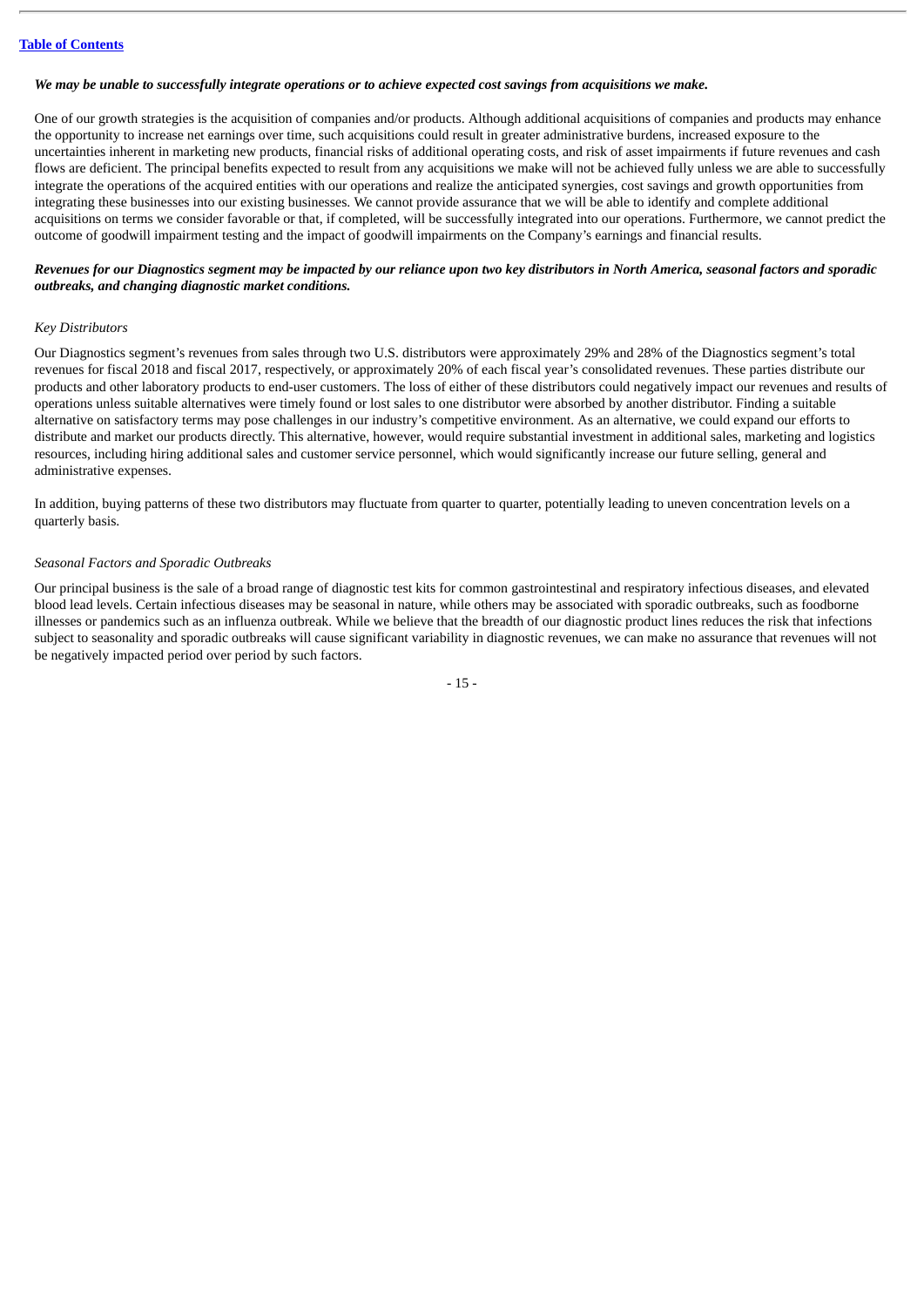***We may be unable to successfully integrate operations or to achieve expected cost savings from acquisitions we make.***

One of our growth strategies is the acquisition of companies and/or products. Although additional acquisitions of companies and products may enhance the opportunity to increase net earnings over time, such acquisitions could result in greater administrative burdens, increased exposure to the uncertainties inherent in marketing new products, financial risks of additional operating costs, and risk of asset impairments if future revenues and cash flows are deficient. The principal benefits expected to result from any acquisitions we make will not be achieved fully unless we are able to successfully integrate the operations of the acquired entities with our operations and realize the anticipated synergies, cost savings and growth opportunities from integrating these businesses into our existing businesses. We cannot provide assurance that we will be able to identify and complete additional acquisitions on terms we consider favorable or that, if completed, will be successfully integrated into our operations. Furthermore, we cannot predict the outcome of goodwill impairment testing and the impact of goodwill impairments on the Company's earnings and financial results.

***Revenues for our Diagnostics segment may be impacted by our reliance upon two key distributors in North America, seasonal factors and sporadic outbreaks, and changing diagnostic market conditions.***

*Key Distributors*

Our Diagnostics segment's revenues from sales through two U.S. distributors were approximately 29% and 28% of the Diagnostics segment's total revenues for fiscal 2018 and fiscal 2017, respectively, or approximately 20% of each fiscal year's consolidated revenues. These parties distribute our products and other laboratory products to end-user customers. The loss of either of these distributors could negatively impact our revenues and results of operations unless suitable alternatives were timely found or lost sales to one distributor were absorbed by another distributor. Finding a suitable alternative on satisfactory terms may pose challenges in our industry's competitive environment. As an alternative, we could expand our efforts to distribute and market our products directly. This alternative, however, would require substantial investment in additional sales, marketing and logistics resources, including hiring additional sales and customer service personnel, which would significantly increase our future selling, general and administrative expenses.

In addition, buying patterns of these two distributors may fluctuate from quarter to quarter, potentially leading to uneven concentration levels on a quarterly basis.

*Seasonal Factors and Sporadic Outbreaks*

Our principal business is the sale of a broad range of diagnostic test kits for common gastrointestinal and respiratory infectious diseases, and elevated blood lead levels. Certain infectious diseases may be seasonal in nature, while others may be associated with sporadic outbreaks, such as foodborne illnesses or pandemics such as an influenza outbreak. While we believe that the breadth of our diagnostic product lines reduces the risk that infections subject to seasonality and sporadic outbreaks will cause significant variability in diagnostic revenues, we can make no assurance that revenues will not be negatively impacted period over period by such factors.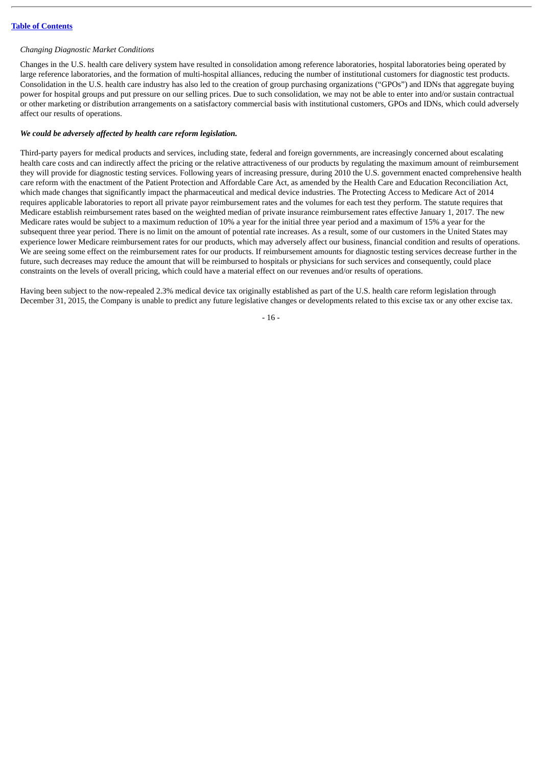*Changing Diagnostic Market Conditions*

Changes in the U.S. health care delivery system have resulted in consolidation among reference laboratories, hospital laboratories being operated by large reference laboratories, and the formation of multi-hospital alliances, reducing the number of institutional customers for diagnostic test products. Consolidation in the U.S. health care industry has also led to the creation of group purchasing organizations ("GPOs") and IDNs that aggregate buying power for hospital groups and put pressure on our selling prices. Due to such consolidation, we may not be able to enter into and/or sustain contractual or other marketing or distribution arrangements on a satisfactory commercial basis with institutional customers, GPOs and IDNs, which could adversely affect our results of operations.

***We could be adversely affected by health care reform legislation.***

Third-party payers for medical products and services, including state, federal and foreign governments, are increasingly concerned about escalating health care costs and can indirectly affect the pricing or the relative attractiveness of our products by regulating the maximum amount of reimbursement they will provide for diagnostic testing services. Following years of increasing pressure, during 2010 the U.S. government enacted comprehensive health care reform with the enactment of the Patient Protection and Affordable Care Act, as amended by the Health Care and Education Reconciliation Act, which made changes that significantly impact the pharmaceutical and medical device industries. The Protecting Access to Medicare Act of 2014 requires applicable laboratories to report all private payor reimbursement rates and the volumes for each test they perform. The statute requires that Medicare establish reimbursement rates based on the weighted median of private insurance reimbursement rates effective January 1, 2017. The new Medicare rates would be subject to a maximum reduction of 10% a year for the initial three year period and a maximum of 15% a year for the subsequent three year period. There is no limit on the amount of potential rate increases. As a result, some of our customers in the United States may experience lower Medicare reimbursement rates for our products, which may adversely affect our business, financial condition and results of operations. We are seeing some effect on the reimbursement rates for our products. If reimbursement amounts for diagnostic testing services decrease further in the future, such decreases may reduce the amount that will be reimbursed to hospitals or physicians for such services and consequently, could place constraints on the levels of overall pricing, which could have a material effect on our revenues and/or results of operations.

Having been subject to the now-repealed 2.3% medical device tax originally established as part of the U.S. health care reform legislation through December 31, 2015, the Company is unable to predict any future legislative changes or developments related to this excise tax or any other excise tax.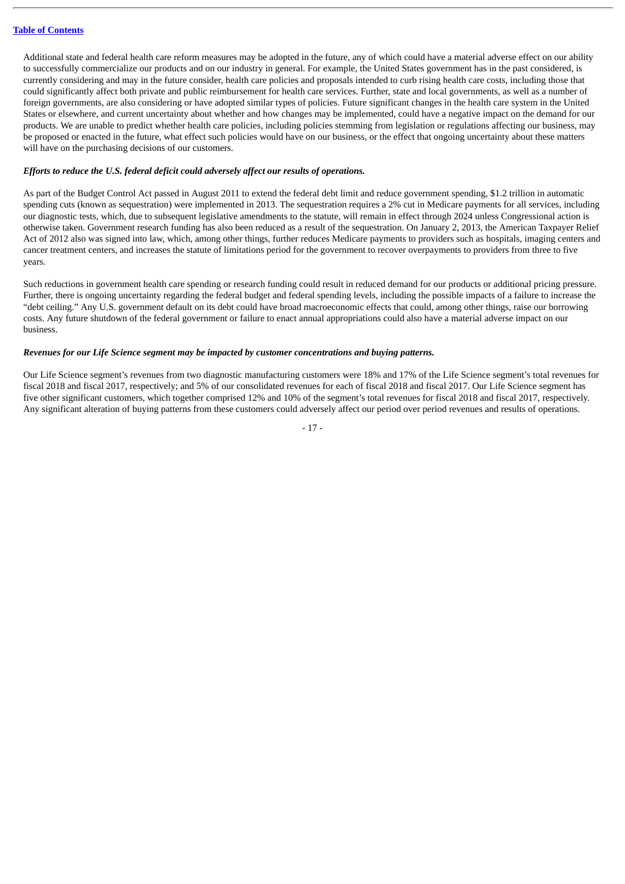Additional state and federal health care reform measures may be adopted in the future, any of which could have a material adverse effect on our ability to successfully commercialize our products and on our industry in general. For example, the United States government has in the past considered, is currently considering and may in the future consider, health care policies and proposals intended to curb rising health care costs, including those that could significantly affect both private and public reimbursement for health care services. Further, state and local governments, as well as a number of foreign governments, are also considering or have adopted similar types of policies. Future significant changes in the health care system in the United States or elsewhere, and current uncertainty about whether and how changes may be implemented, could have a negative impact on the demand for our products. We are unable to predict whether health care policies, including policies stemming from legislation or regulations affecting our business, may be proposed or enacted in the future, what effect such policies would have on our business, or the effect that ongoing uncertainty about these matters will have on the purchasing decisions of our customers.

***Efforts to reduce the U.S. federal deficit could adversely affect our results of operations.***

As part of the Budget Control Act passed in August 2011 to extend the federal debt limit and reduce government spending, $1.2 trillion in automatic spending cuts (known as sequestration) were implemented in 2013. The sequestration requires a 2% cut in Medicare payments for all services, including our diagnostic tests, which, due to subsequent legislative amendments to the statute, will remain in effect through 2024 unless Congressional action is otherwise taken. Government research funding has also been reduced as a result of the sequestration. On January 2, 2013, the American Taxpayer Relief Act of 2012 also was signed into law, which, among other things, further reduces Medicare payments to providers such as hospitals, imaging centers and cancer treatment centers, and increases the statute of limitations period for the government to recover overpayments to providers from three to five years.

Such reductions in government health care spending or research funding could result in reduced demand for our products or additional pricing pressure. Further, there is ongoing uncertainty regarding the federal budget and federal spending levels, including the possible impacts of a failure to increase the "debt ceiling." Any U.S. government default on its debt could have broad macroeconomic effects that could, among other things, raise our borrowing costs. Any future shutdown of the federal government or failure to enact annual appropriations could also have a material adverse impact on our business.

***Revenues for our Life Science segment may be impacted by customer concentrations and buying patterns.***

Our Life Science segment's revenues from two diagnostic manufacturing customers were 18% and 17% of the Life Science segment's total revenues for fiscal 2018 and fiscal 2017, respectively; and 5% of our consolidated revenues for each of fiscal 2018 and fiscal 2017. Our Life Science segment has five other significant customers, which together comprised 12% and 10% of the segment's total revenues for fiscal 2018 and fiscal 2017, respectively. Any significant alteration of buying patterns from these customers could adversely affect our period over period revenues and results of operations.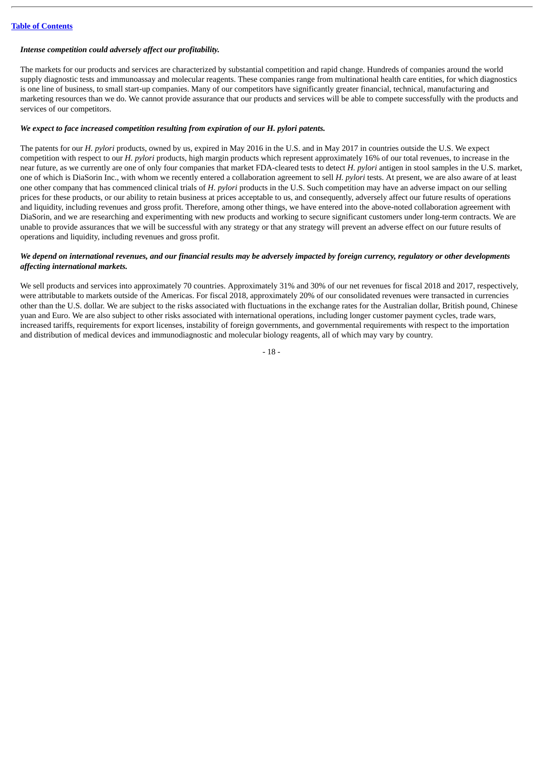***Intense competition could adversely affect our profitability.***

The markets for our products and services are characterized by substantial competition and rapid change. Hundreds of companies around the world supply diagnostic tests and immunoassay and molecular reagents. These companies range from multinational health care entities, for which diagnostics is one line of business, to small start-up companies. Many of our competitors have significantly greater financial, technical, manufacturing and marketing resources than we do. We cannot provide assurance that our products and services will be able to compete successfully with the products and services of our competitors.

***We expect to face increased competition resulting from expiration of our H. pylori patents.***

The patents for our *H. pylori* products, owned by us, expired in May 2016 in the U.S. and in May 2017 in countries outside the U.S. We expect competition with respect to our *H. pylori* products, high margin products which represent approximately 16% of our total revenues, to increase in the near future, as we currently are one of only four companies that market FDA-cleared tests to detect *H. pylori* antigen in stool samples in the U.S. market, one of which is DiaSorin Inc., with whom we recently entered a collaboration agreement to sell *H. pylori* tests. At present, we are also aware of at least one other company that has commenced clinical trials of *H. pylori* products in the U.S. Such competition may have an adverse impact on our selling prices for these products, or our ability to retain business at prices acceptable to us, and consequently, adversely affect our future results of operations and liquidity, including revenues and gross profit. Therefore, among other things, we have entered into the above-noted collaboration agreement with DiaSorin, and we are researching and experimenting with new products and working to secure significant customers under long-term contracts. We are unable to provide assurances that we will be successful with any strategy or that any strategy will prevent an adverse effect on our future results of operations and liquidity, including revenues and gross profit.

***We depend on international revenues, and our financial results may be adversely impacted by foreign currency, regulatory or other developments affecting international markets.***

We sell products and services into approximately 70 countries. Approximately 31% and 30% of our net revenues for fiscal 2018 and 2017, respectively, were attributable to markets outside of the Americas. For fiscal 2018, approximately 20% of our consolidated revenues were transacted in currencies other than the U.S. dollar. We are subject to the risks associated with fluctuations in the exchange rates for the Australian dollar, British pound, Chinese yuan and Euro. We are also subject to other risks associated with international operations, including longer customer payment cycles, trade wars, increased tariffs, requirements for export licenses, instability of foreign governments, and governmental requirements with respect to the importation and distribution of medical devices and immunodiagnostic and molecular biology reagents, all of which may vary by country.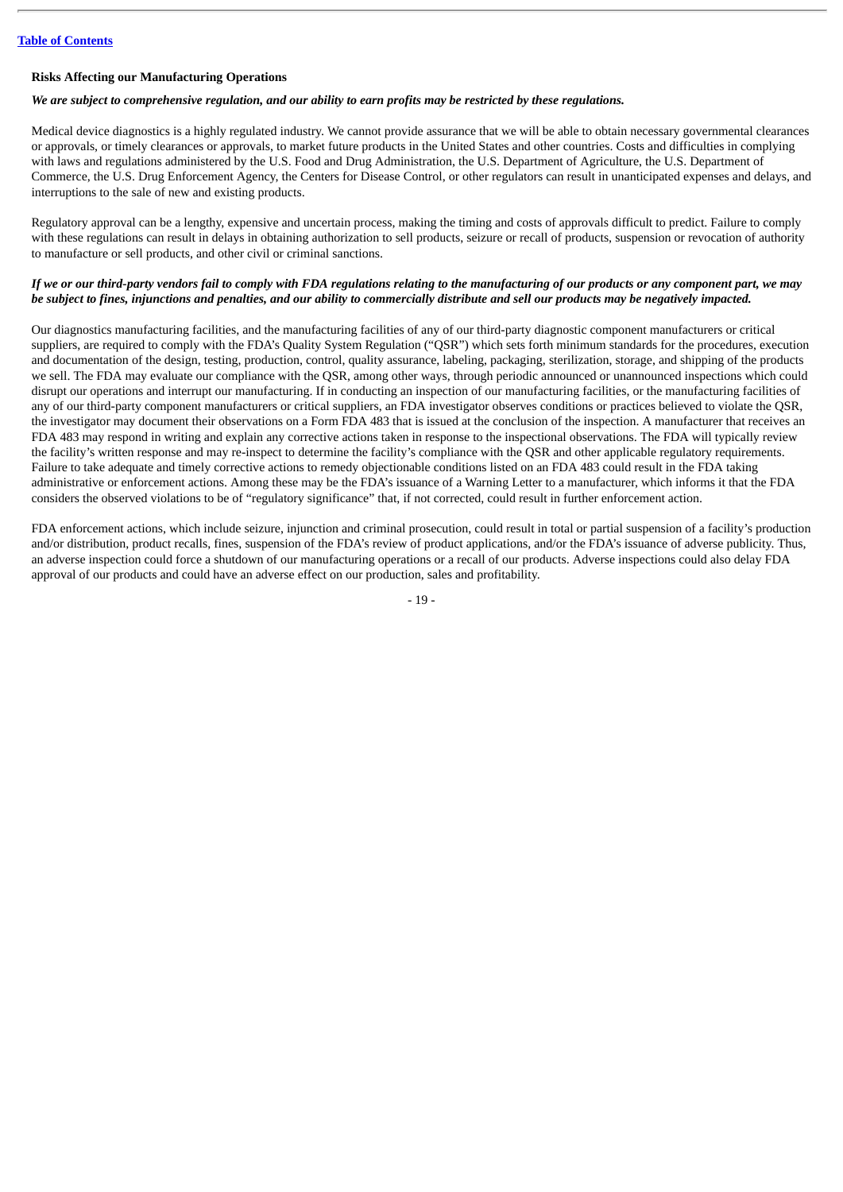### Risks Affecting our Manufacturing Operations

***We are subject to comprehensive regulation, and our ability to earn profits may be restricted by these regulations.***

Medical device diagnostics is a highly regulated industry. We cannot provide assurance that we will be able to obtain necessary governmental clearances or approvals, or timely clearances or approvals, to market future products in the United States and other countries. Costs and difficulties in complying with laws and regulations administered by the U.S. Food and Drug Administration, the U.S. Department of Agriculture, the U.S. Department of Commerce, the U.S. Drug Enforcement Agency, the Centers for Disease Control, or other regulators can result in unanticipated expenses and delays, and interruptions to the sale of new and existing products.

Regulatory approval can be a lengthy, expensive and uncertain process, making the timing and costs of approvals difficult to predict. Failure to comply with these regulations can result in delays in obtaining authorization to sell products, seizure or recall of products, suspension or revocation of authority to manufacture or sell products, and other civil or criminal sanctions.

***If we or our third-party vendors fail to comply with FDA regulations relating to the manufacturing of our products or any component part, we may be subject to fines, injunctions and penalties, and our ability to commercially distribute and sell our products may be negatively impacted.***

Our diagnostics manufacturing facilities, and the manufacturing facilities of any of our third-party diagnostic component manufacturers or critical suppliers, are required to comply with the FDA's Quality System Regulation ("QSR") which sets forth minimum standards for the procedures, execution and documentation of the design, testing, production, control, quality assurance, labeling, packaging, sterilization, storage, and shipping of the products we sell. The FDA may evaluate our compliance with the QSR, among other ways, through periodic announced or unannounced inspections which could disrupt our operations and interrupt our manufacturing. If in conducting an inspection of our manufacturing facilities, or the manufacturing facilities of any of our third-party component manufacturers or critical suppliers, an FDA investigator observes conditions or practices believed to violate the QSR, the investigator may document their observations on a Form FDA 483 that is issued at the conclusion of the inspection. A manufacturer that receives an FDA 483 may respond in writing and explain any corrective actions taken in response to the inspectional observations. The FDA will typically review the facility's written response and may re-inspect to determine the facility's compliance with the QSR and other applicable regulatory requirements. Failure to take adequate and timely corrective actions to remedy objectionable conditions listed on an FDA 483 could result in the FDA taking administrative or enforcement actions. Among these may be the FDA's issuance of a Warning Letter to a manufacturer, which informs it that the FDA considers the observed violations to be of "regulatory significance" that, if not corrected, could result in further enforcement action.

FDA enforcement actions, which include seizure, injunction and criminal prosecution, could result in total or partial suspension of a facility's production and/or distribution, product recalls, fines, suspension of the FDA's review of product applications, and/or the FDA's issuance of adverse publicity. Thus, an adverse inspection could force a shutdown of our manufacturing operations or a recall of our products. Adverse inspections could also delay FDA approval of our products and could have an adverse effect on our production, sales and profitability.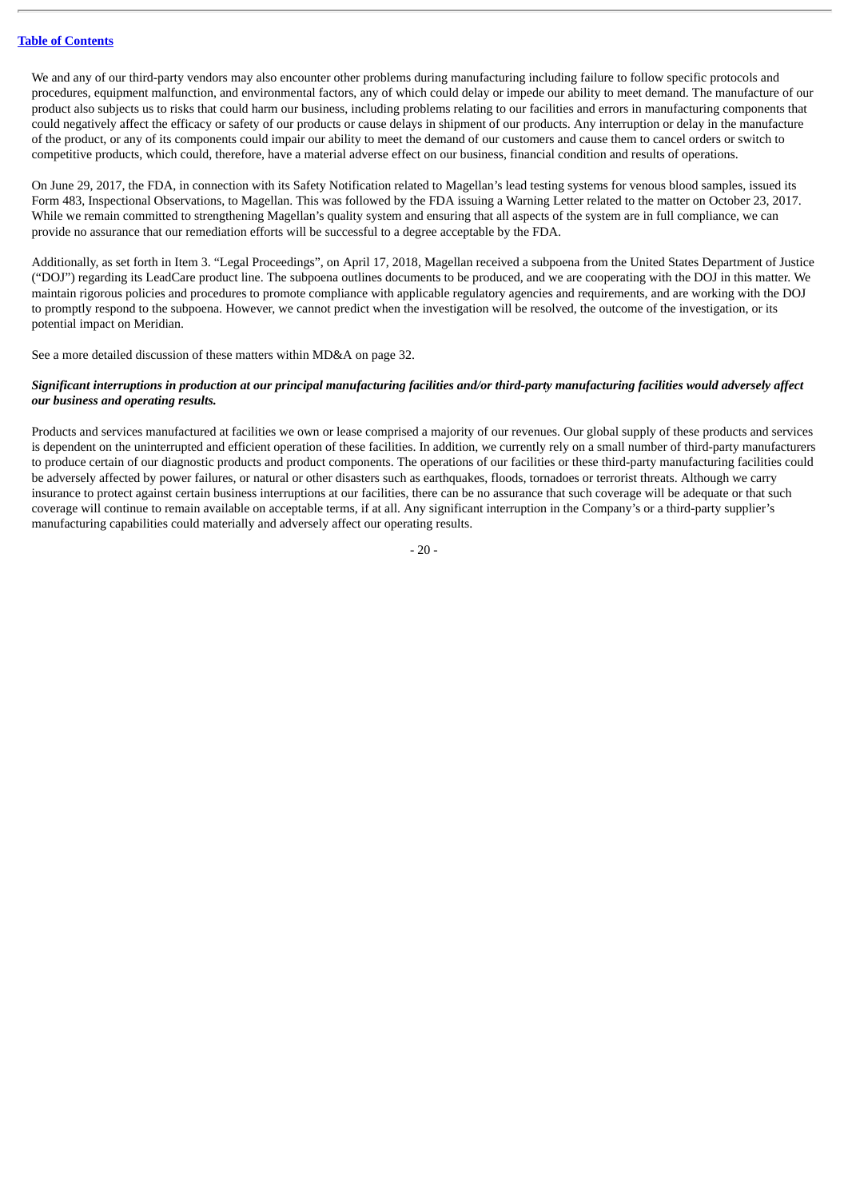We and any of our third-party vendors may also encounter other problems during manufacturing including failure to follow specific protocols and procedures, equipment malfunction, and environmental factors, any of which could delay or impede our ability to meet demand. The manufacture of our product also subjects us to risks that could harm our business, including problems relating to our facilities and errors in manufacturing components that could negatively affect the efficacy or safety of our products or cause delays in shipment of our products. Any interruption or delay in the manufacture of the product, or any of its components could impair our ability to meet the demand of our customers and cause them to cancel orders or switch to competitive products, which could, therefore, have a material adverse effect on our business, financial condition and results of operations.

On June 29, 2017, the FDA, in connection with its Safety Notification related to Magellan's lead testing systems for venous blood samples, issued its Form 483, Inspectional Observations, to Magellan. This was followed by the FDA issuing a Warning Letter related to the matter on October 23, 2017. While we remain committed to strengthening Magellan's quality system and ensuring that all aspects of the system are in full compliance, we can provide no assurance that our remediation efforts will be successful to a degree acceptable by the FDA.

Additionally, as set forth in Item 3. "Legal Proceedings", on April 17, 2018, Magellan received a subpoena from the United States Department of Justice ("DOJ") regarding its LeadCare product line. The subpoena outlines documents to be produced, and we are cooperating with the DOJ in this matter. We maintain rigorous policies and procedures to promote compliance with applicable regulatory agencies and requirements, and are working with the DOJ to promptly respond to the subpoena. However, we cannot predict when the investigation will be resolved, the outcome of the investigation, or its potential impact on Meridian.

See a more detailed discussion of these matters within MD&A on page 32.

***Significant interruptions in production at our principal manufacturing facilities and/or third-party manufacturing facilities would adversely affect our business and operating results.***

Products and services manufactured at facilities we own or lease comprised a majority of our revenues. Our global supply of these products and services is dependent on the uninterrupted and efficient operation of these facilities. In addition, we currently rely on a small number of third-party manufacturers to produce certain of our diagnostic products and product components. The operations of our facilities or these third-party manufacturing facilities could be adversely affected by power failures, or natural or other disasters such as earthquakes, floods, tornadoes or terrorist threats. Although we carry insurance to protect against certain business interruptions at our facilities, there can be no assurance that such coverage will be adequate or that such coverage will continue to remain available on acceptable terms, if at all. Any significant interruption in the Company's or a third-party supplier's manufacturing capabilities could materially and adversely affect our operating results.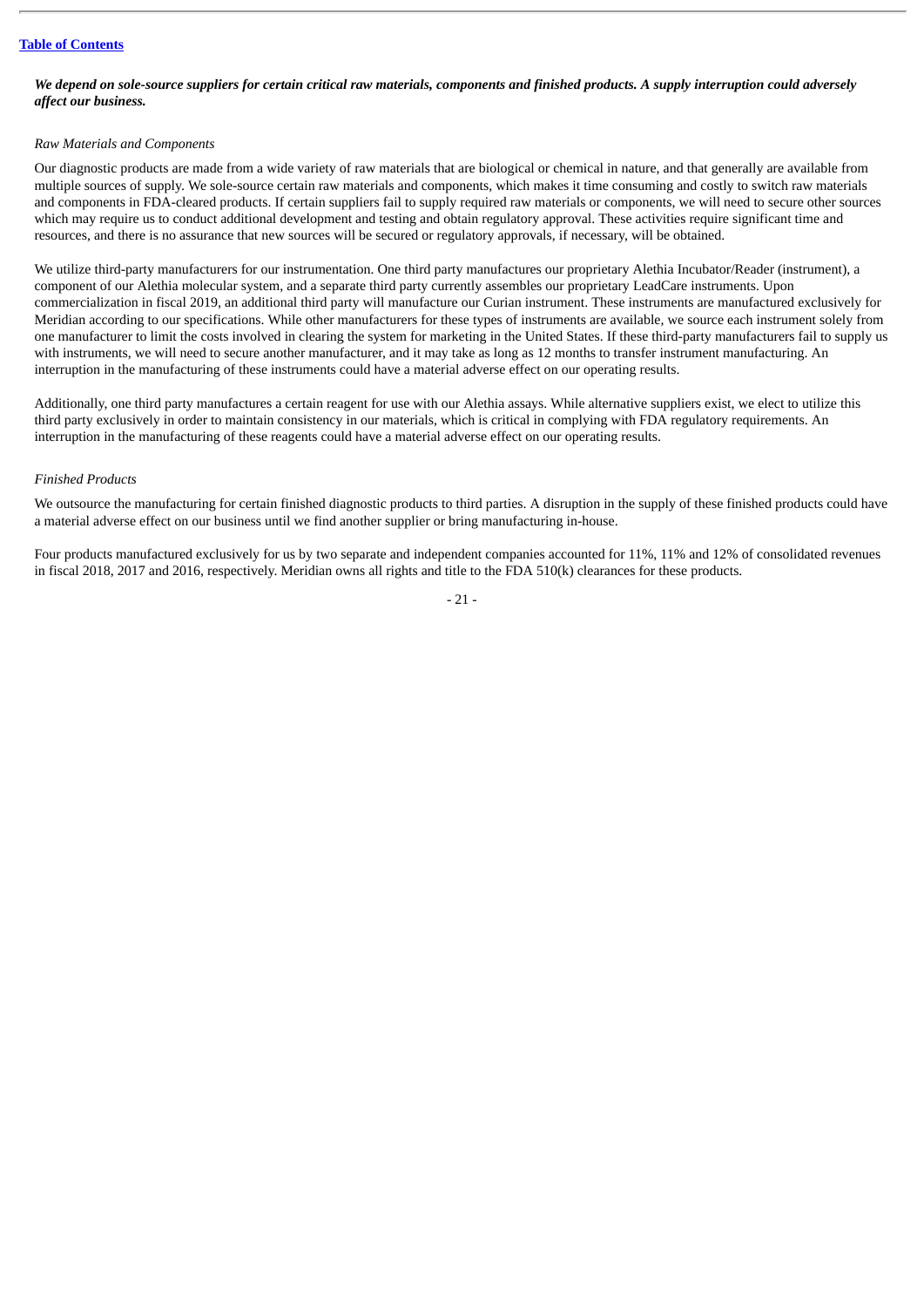***We depend on sole-source suppliers for certain critical raw materials, components and finished products. A supply interruption could adversely affect our business.***

*Raw Materials and Components*

Our diagnostic products are made from a wide variety of raw materials that are biological or chemical in nature, and that generally are available from multiple sources of supply. We sole-source certain raw materials and components, which makes it time consuming and costly to switch raw materials and components in FDA-cleared products. If certain suppliers fail to supply required raw materials or components, we will need to secure other sources which may require us to conduct additional development and testing and obtain regulatory approval. These activities require significant time and resources, and there is no assurance that new sources will be secured or regulatory approvals, if necessary, will be obtained.

We utilize third-party manufacturers for our instrumentation. One third party manufactures our proprietary Alethia Incubator/Reader (instrument), a component of our Alethia molecular system, and a separate third party currently assembles our proprietary LeadCare instruments. Upon commercialization in fiscal 2019, an additional third party will manufacture our Curian instrument. These instruments are manufactured exclusively for Meridian according to our specifications. While other manufacturers for these types of instruments are available, we source each instrument solely from one manufacturer to limit the costs involved in clearing the system for marketing in the United States. If these third-party manufacturers fail to supply us with instruments, we will need to secure another manufacturer, and it may take as long as 12 months to transfer instrument manufacturing. An interruption in the manufacturing of these instruments could have a material adverse effect on our operating results.

Additionally, one third party manufactures a certain reagent for use with our Alethia assays. While alternative suppliers exist, we elect to utilize this third party exclusively in order to maintain consistency in our materials, which is critical in complying with FDA regulatory requirements. An interruption in the manufacturing of these reagents could have a material adverse effect on our operating results.

*Finished Products*

We outsource the manufacturing for certain finished diagnostic products to third parties. A disruption in the supply of these finished products could have a material adverse effect on our business until we find another supplier or bring manufacturing in-house.

Four products manufactured exclusively for us by two separate and independent companies accounted for 11%, 11% and 12% of consolidated revenues in fiscal 2018, 2017 and 2016, respectively. Meridian owns all rights and title to the FDA 510(k) clearances for these products.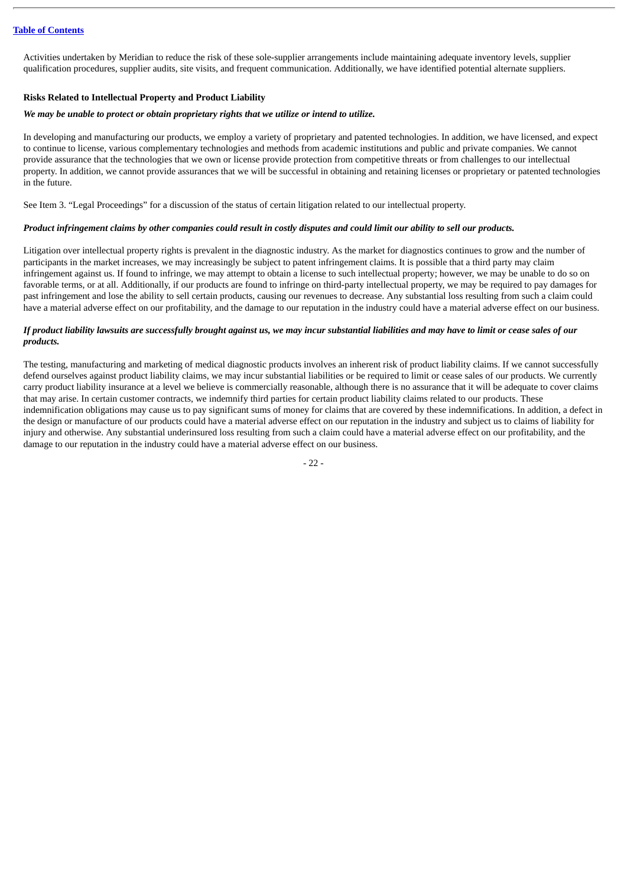Activities undertaken by Meridian to reduce the risk of these sole-supplier arrangements include maintaining adequate inventory levels, supplier qualification procedures, supplier audits, site visits, and frequent communication. Additionally, we have identified potential alternate suppliers.

**Risks Related to Intellectual Property and Product Liability**

***We may be unable to protect or obtain proprietary rights that we utilize or intend to utilize.***

In developing and manufacturing our products, we employ a variety of proprietary and patented technologies. In addition, we have licensed, and expect to continue to license, various complementary technologies and methods from academic institutions and public and private companies. We cannot provide assurance that the technologies that we own or license provide protection from competitive threats or from challenges to our intellectual property. In addition, we cannot provide assurances that we will be successful in obtaining and retaining licenses or proprietary or patented technologies in the future.

See Item 3. "Legal Proceedings" for a discussion of the status of certain litigation related to our intellectual property.

***Product infringement claims by other companies could result in costly disputes and could limit our ability to sell our products.***

Litigation over intellectual property rights is prevalent in the diagnostic industry. As the market for diagnostics continues to grow and the number of participants in the market increases, we may increasingly be subject to patent infringement claims. It is possible that a third party may claim infringement against us. If found to infringe, we may attempt to obtain a license to such intellectual property; however, we may be unable to do so on favorable terms, or at all. Additionally, if our products are found to infringe on third-party intellectual property, we may be required to pay damages for past infringement and lose the ability to sell certain products, causing our revenues to decrease. Any substantial loss resulting from such a claim could have a material adverse effect on our profitability, and the damage to our reputation in the industry could have a material adverse effect on our business.

***If product liability lawsuits are successfully brought against us, we may incur substantial liabilities and may have to limit or cease sales of our products.***

The testing, manufacturing and marketing of medical diagnostic products involves an inherent risk of product liability claims. If we cannot successfully defend ourselves against product liability claims, we may incur substantial liabilities or be required to limit or cease sales of our products. We currently carry product liability insurance at a level we believe is commercially reasonable, although there is no assurance that it will be adequate to cover claims that may arise. In certain customer contracts, we indemnify third parties for certain product liability claims related to our products. These indemnification obligations may cause us to pay significant sums of money for claims that are covered by these indemnifications. In addition, a defect in the design or manufacture of our products could have a material adverse effect on our reputation in the industry and subject us to claims of liability for injury and otherwise. Any substantial underinsured loss resulting from such a claim could have a material adverse effect on our profitability, and the damage to our reputation in the industry could have a material adverse effect on our business.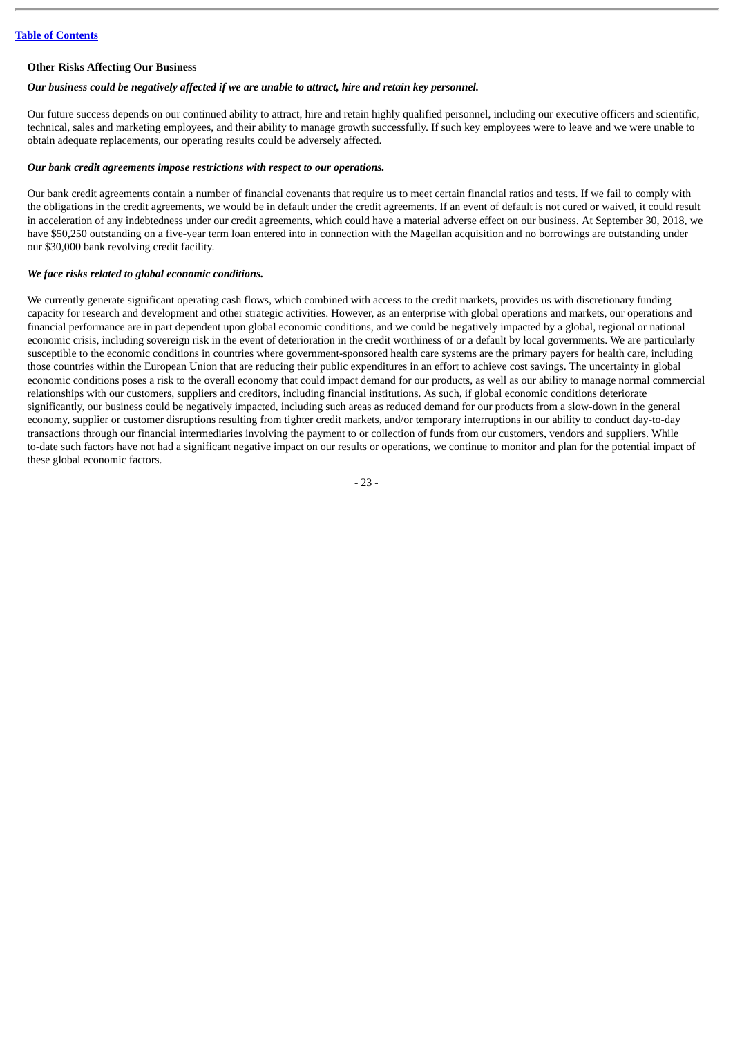**Other Risks Affecting Our Business**

***Our business could be negatively affected if we are unable to attract, hire and retain key personnel.***

Our future success depends on our continued ability to attract, hire and retain highly qualified personnel, including our executive officers and scientific, technical, sales and marketing employees, and their ability to manage growth successfully. If such key employees were to leave and we were unable to obtain adequate replacements, our operating results could be adversely affected.

***Our bank credit agreements impose restrictions with respect to our operations.***

Our bank credit agreements contain a number of financial covenants that require us to meet certain financial ratios and tests. If we fail to comply with the obligations in the credit agreements, we would be in default under the credit agreements. If an event of default is not cured or waived, it could result in acceleration of any indebtedness under our credit agreements, which could have a material adverse effect on our business. At September 30, 2018, we have $50,250 outstanding on a five-year term loan entered into in connection with the Magellan acquisition and no borrowings are outstanding under our $30,000 bank revolving credit facility.

***We face risks related to global economic conditions.***

We currently generate significant operating cash flows, which combined with access to the credit markets, provides us with discretionary funding capacity for research and development and other strategic activities. However, as an enterprise with global operations and markets, our operations and financial performance are in part dependent upon global economic conditions, and we could be negatively impacted by a global, regional or national economic crisis, including sovereign risk in the event of deterioration in the credit worthiness of or a default by local governments. We are particularly susceptible to the economic conditions in countries where government-sponsored health care systems are the primary payers for health care, including those countries within the European Union that are reducing their public expenditures in an effort to achieve cost savings. The uncertainty in global economic conditions poses a risk to the overall economy that could impact demand for our products, as well as our ability to manage normal commercial relationships with our customers, suppliers and creditors, including financial institutions. As such, if global economic conditions deteriorate significantly, our business could be negatively impacted, including such areas as reduced demand for our products from a slow-down in the general economy, supplier or customer disruptions resulting from tighter credit markets, and/or temporary interruptions in our ability to conduct day-to-day transactions through our financial intermediaries involving the payment to or collection of funds from our customers, vendors and suppliers. While to-date such factors have not had a significant negative impact on our results or operations, we continue to monitor and plan for the potential impact of these global economic factors.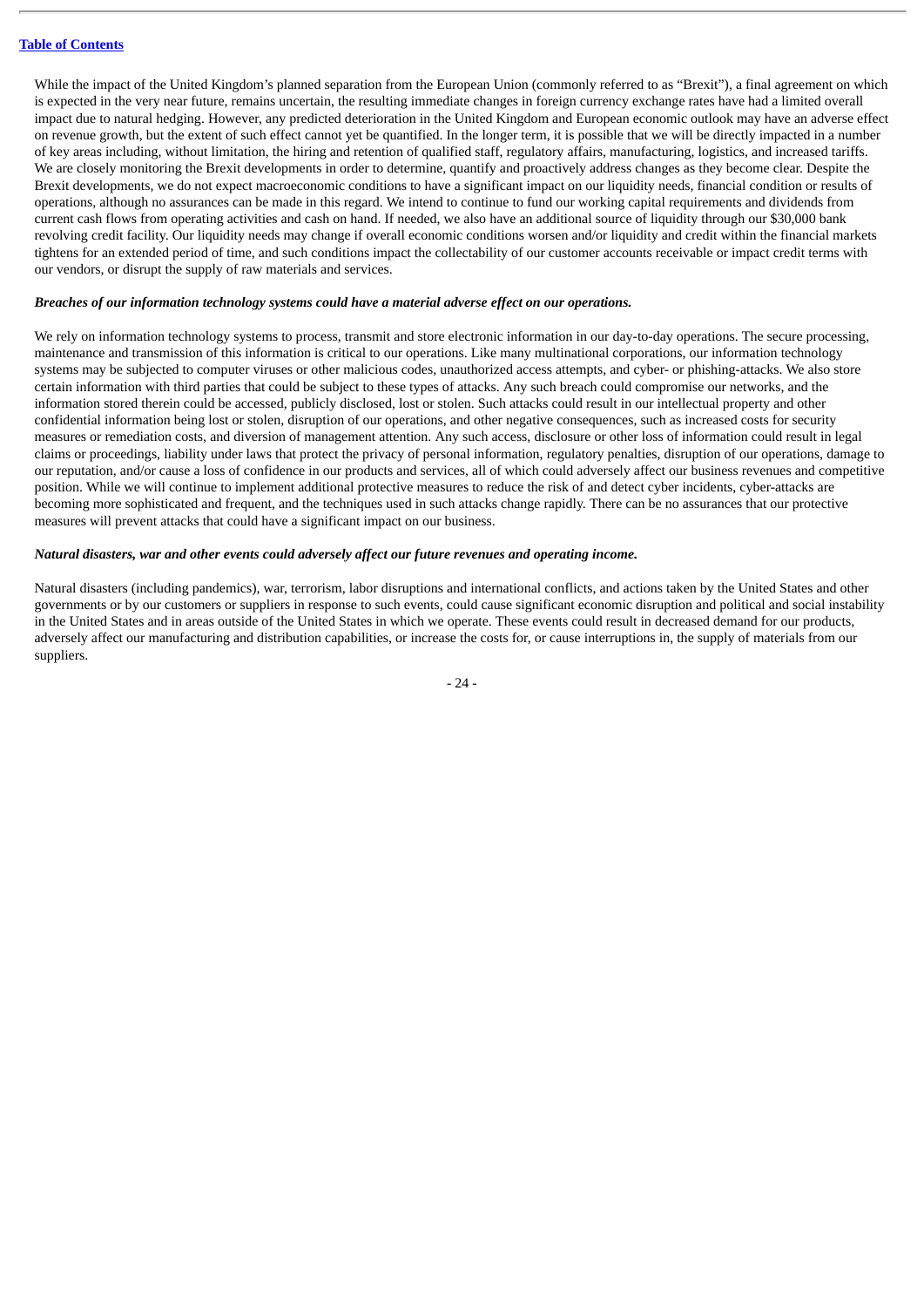While the impact of the United Kingdom's planned separation from the European Union (commonly referred to as "Brexit"), a final agreement on which is expected in the very near future, remains uncertain, the resulting immediate changes in foreign currency exchange rates have had a limited overall impact due to natural hedging. However, any predicted deterioration in the United Kingdom and European economic outlook may have an adverse effect on revenue growth, but the extent of such effect cannot yet be quantified. In the longer term, it is possible that we will be directly impacted in a number of key areas including, without limitation, the hiring and retention of qualified staff, regulatory affairs, manufacturing, logistics, and increased tariffs. We are closely monitoring the Brexit developments in order to determine, quantify and proactively address changes as they become clear. Despite the Brexit developments, we do not expect macroeconomic conditions to have a significant impact on our liquidity needs, financial condition or results of operations, although no assurances can be made in this regard. We intend to continue to fund our working capital requirements and dividends from current cash flows from operating activities and cash on hand. If needed, we also have an additional source of liquidity through our $30,000 bank revolving credit facility. Our liquidity needs may change if overall economic conditions worsen and/or liquidity and credit within the financial markets tightens for an extended period of time, and such conditions impact the collectability of our customer accounts receivable or impact credit terms with our vendors, or disrupt the supply of raw materials and services.

***Breaches of our information technology systems could have a material adverse effect on our operations.***

We rely on information technology systems to process, transmit and store electronic information in our day-to-day operations. The secure processing, maintenance and transmission of this information is critical to our operations. Like many multinational corporations, our information technology systems may be subjected to computer viruses or other malicious codes, unauthorized access attempts, and cyber- or phishing-attacks. We also store certain information with third parties that could be subject to these types of attacks. Any such breach could compromise our networks, and the information stored therein could be accessed, publicly disclosed, lost or stolen. Such attacks could result in our intellectual property and other confidential information being lost or stolen, disruption of our operations, and other negative consequences, such as increased costs for security measures or remediation costs, and diversion of management attention. Any such access, disclosure or other loss of information could result in legal claims or proceedings, liability under laws that protect the privacy of personal information, regulatory penalties, disruption of our operations, damage to our reputation, and/or cause a loss of confidence in our products and services, all of which could adversely affect our business revenues and competitive position. While we will continue to implement additional protective measures to reduce the risk of and detect cyber incidents, cyber-attacks are becoming more sophisticated and frequent, and the techniques used in such attacks change rapidly. There can be no assurances that our protective measures will prevent attacks that could have a significant impact on our business.

***Natural disasters, war and other events could adversely affect our future revenues and operating income.***

Natural disasters (including pandemics), war, terrorism, labor disruptions and international conflicts, and actions taken by the United States and other governments or by our customers or suppliers in response to such events, could cause significant economic disruption and political and social instability in the United States and in areas outside of the United States in which we operate. These events could result in decreased demand for our products, adversely affect our manufacturing and distribution capabilities, or increase the costs for, or cause interruptions in, the supply of materials from our suppliers.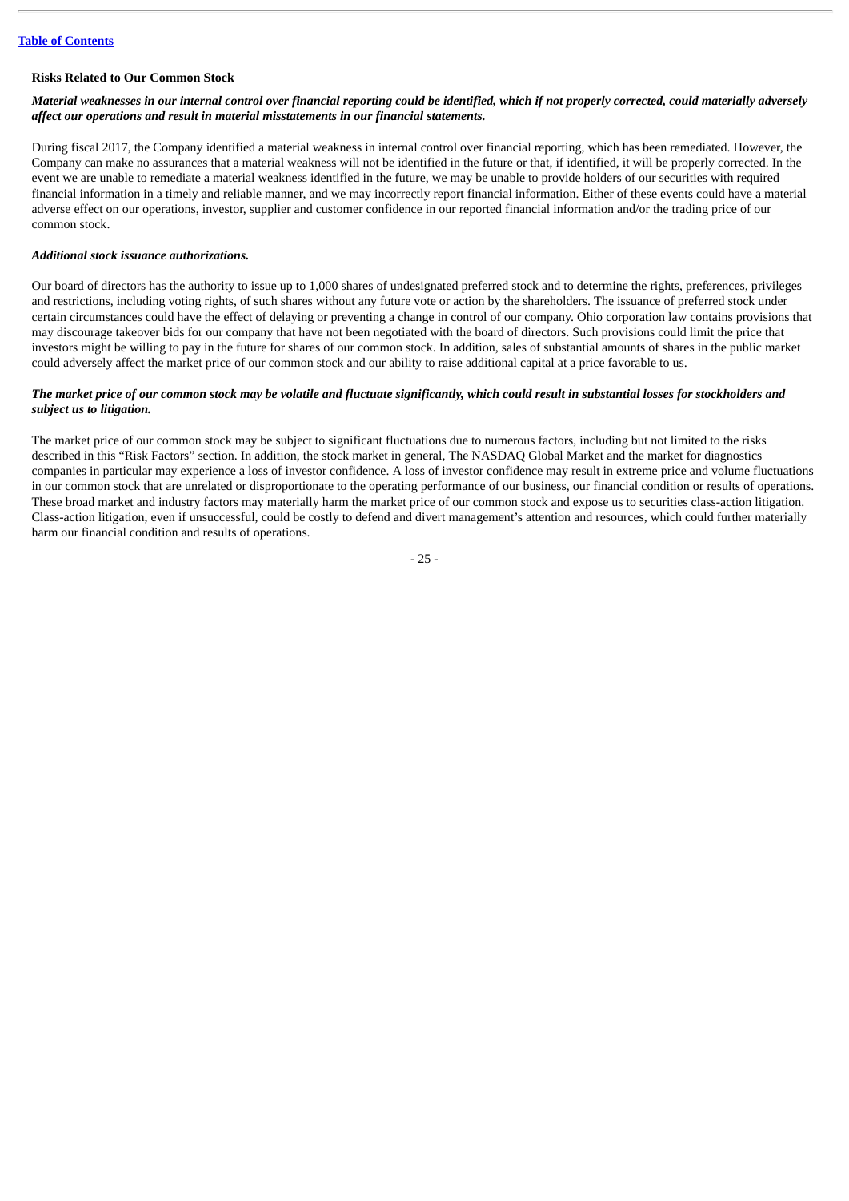**Risks Related to Our Common Stock**

***Material weaknesses in our internal control over financial reporting could be identified, which if not properly corrected, could materially adversely affect our operations and result in material misstatements in our financial statements.***

During fiscal 2017, the Company identified a material weakness in internal control over financial reporting, which has been remediated. However, the Company can make no assurances that a material weakness will not be identified in the future or that, if identified, it will be properly corrected. In the event we are unable to remediate a material weakness identified in the future, we may be unable to provide holders of our securities with required financial information in a timely and reliable manner, and we may incorrectly report financial information. Either of these events could have a material adverse effect on our operations, investor, supplier and customer confidence in our reported financial information and/or the trading price of our common stock.

***Additional stock issuance authorizations.***

Our board of directors has the authority to issue up to 1,000 shares of undesignated preferred stock and to determine the rights, preferences, privileges and restrictions, including voting rights, of such shares without any future vote or action by the shareholders. The issuance of preferred stock under certain circumstances could have the effect of delaying or preventing a change in control of our company. Ohio corporation law contains provisions that may discourage takeover bids for our company that have not been negotiated with the board of directors. Such provisions could limit the price that investors might be willing to pay in the future for shares of our common stock. In addition, sales of substantial amounts of shares in the public market could adversely affect the market price of our common stock and our ability to raise additional capital at a price favorable to us.

***The market price of our common stock may be volatile and fluctuate significantly, which could result in substantial losses for stockholders and subject us to litigation.***

The market price of our common stock may be subject to significant fluctuations due to numerous factors, including but not limited to the risks described in this "Risk Factors" section. In addition, the stock market in general, The NASDAQ Global Market and the market for diagnostics companies in particular may experience a loss of investor confidence. A loss of investor confidence may result in extreme price and volume fluctuations in our common stock that are unrelated or disproportionate to the operating performance of our business, our financial condition or results of operations. These broad market and industry factors may materially harm the market price of our common stock and expose us to securities class-action litigation. Class-action litigation, even if unsuccessful, could be costly to defend and divert management's attention and resources, which could further materially harm our financial condition and results of operations.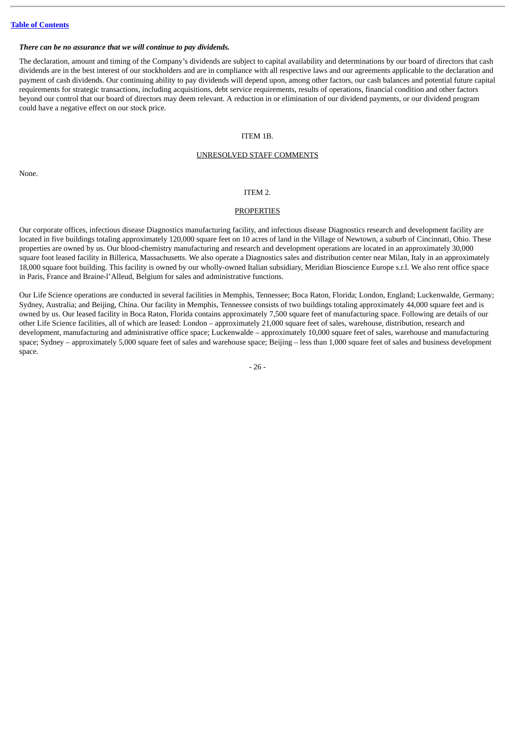***There can be no assurance that we will continue to pay dividends.***

The declaration, amount and timing of the Company's dividends are subject to capital availability and determinations by our board of directors that cash dividends are in the best interest of our stockholders and are in compliance with all respective laws and our agreements applicable to the declaration and payment of cash dividends. Our continuing ability to pay dividends will depend upon, among other factors, our cash balances and potential future capital requirements for strategic transactions, including acquisitions, debt service requirements, results of operations, financial condition and other factors beyond our control that our board of directors may deem relevant. A reduction in or elimination of our dividend payments, or our dividend program could have a negative effect on our stock price.

## ITEM 1B.

## UNRESOLVED STAFF COMMENTS

None.

## ITEM 2.

## PROPERTIES

Our corporate offices, infectious disease Diagnostics manufacturing facility, and infectious disease Diagnostics research and development facility are located in five buildings totaling approximately 120,000 square feet on 10 acres of land in the Village of Newtown, a suburb of Cincinnati, Ohio. These properties are owned by us. Our blood-chemistry manufacturing and research and development operations are located in an approximately 30,000 square foot leased facility in Billerica, Massachusetts. We also operate a Diagnostics sales and distribution center near Milan, Italy in an approximately 18,000 square foot building. This facility is owned by our wholly-owned Italian subsidiary, Meridian Bioscience Europe s.r.l. We also rent office space in Paris, France and Braine-l'Alleud, Belgium for sales and administrative functions.

Our Life Science operations are conducted in several facilities in Memphis, Tennessee; Boca Raton, Florida; London, England; Luckenwalde, Germany; Sydney, Australia; and Beijing, China. Our facility in Memphis, Tennessee consists of two buildings totaling approximately 44,000 square feet and is owned by us. Our leased facility in Boca Raton, Florida contains approximately 7,500 square feet of manufacturing space. Following are details of our other Life Science facilities, all of which are leased: London – approximately 21,000 square feet of sales, warehouse, distribution, research and development, manufacturing and administrative office space; Luckenwalde – approximately 10,000 square feet of sales, warehouse and manufacturing space; Sydney – approximately 5,000 square feet of sales and warehouse space; Beijing – less than 1,000 square feet of sales and business development space.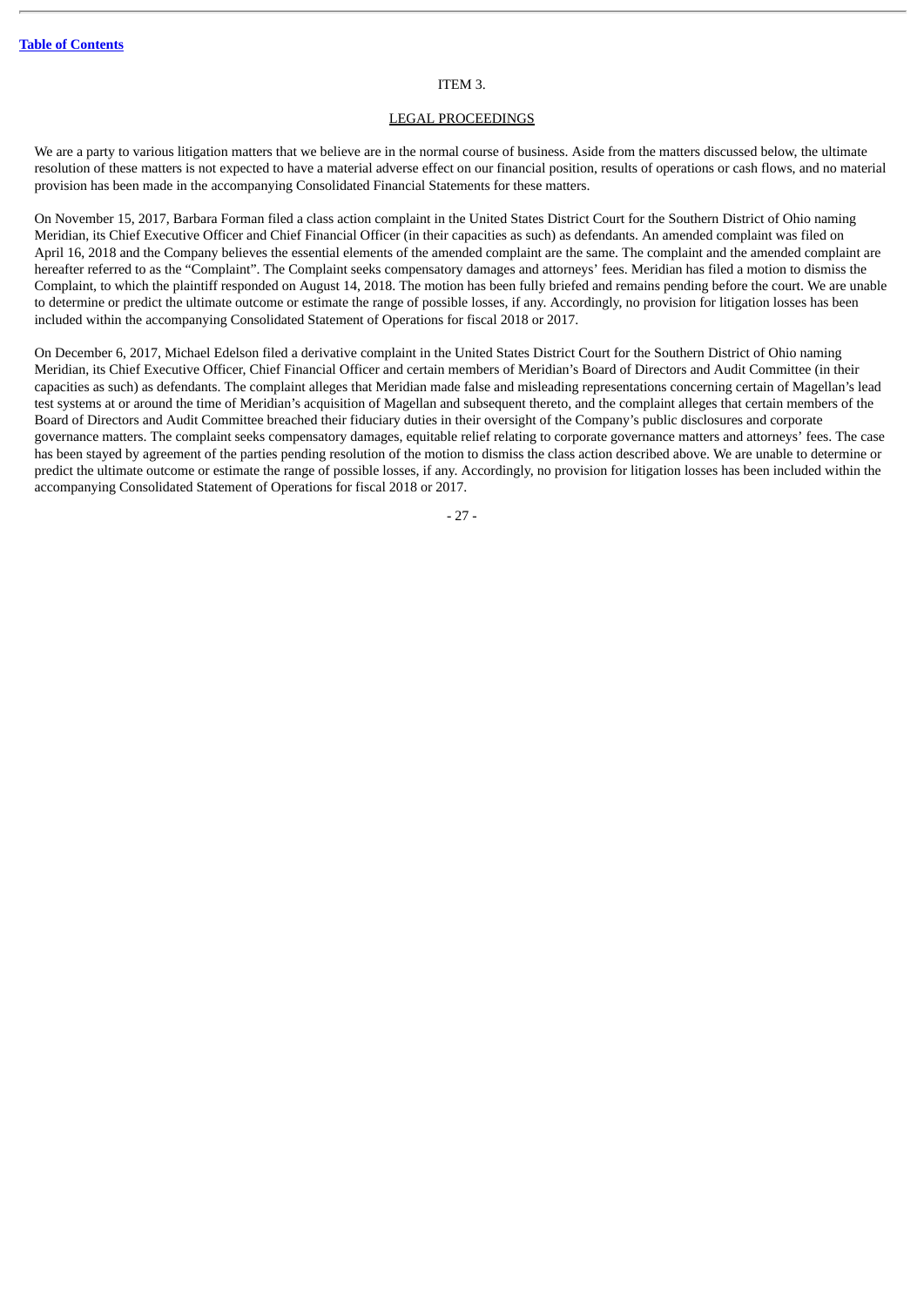# ITEM 3.

## LEGAL PROCEEDINGS

We are a party to various litigation matters that we believe are in the normal course of business. Aside from the matters discussed below, the ultimate resolution of these matters is not expected to have a material adverse effect on our financial position, results of operations or cash flows, and no material provision has been made in the accompanying Consolidated Financial Statements for these matters.

On November 15, 2017, Barbara Forman filed a class action complaint in the United States District Court for the Southern District of Ohio naming Meridian, its Chief Executive Officer and Chief Financial Officer (in their capacities as such) as defendants. An amended complaint was filed on April 16, 2018 and the Company believes the essential elements of the amended complaint are the same. The complaint and the amended complaint are hereafter referred to as the "Complaint". The Complaint seeks compensatory damages and attorneys' fees. Meridian has filed a motion to dismiss the Complaint, to which the plaintiff responded on August 14, 2018. The motion has been fully briefed and remains pending before the court. We are unable to determine or predict the ultimate outcome or estimate the range of possible losses, if any. Accordingly, no provision for litigation losses has been included within the accompanying Consolidated Statement of Operations for fiscal 2018 or 2017.

On December 6, 2017, Michael Edelson filed a derivative complaint in the United States District Court for the Southern District of Ohio naming Meridian, its Chief Executive Officer, Chief Financial Officer and certain members of Meridian's Board of Directors and Audit Committee (in their capacities as such) as defendants. The complaint alleges that Meridian made false and misleading representations concerning certain of Magellan's lead test systems at or around the time of Meridian's acquisition of Magellan and subsequent thereto, and the complaint alleges that certain members of the Board of Directors and Audit Committee breached their fiduciary duties in their oversight of the Company's public disclosures and corporate governance matters. The complaint seeks compensatory damages, equitable relief relating to corporate governance matters and attorneys' fees. The case has been stayed by agreement of the parties pending resolution of the motion to dismiss the class action described above. We are unable to determine or predict the ultimate outcome or estimate the range of possible losses, if any. Accordingly, no provision for litigation losses has been included within the accompanying Consolidated Statement of Operations for fiscal 2018 or 2017.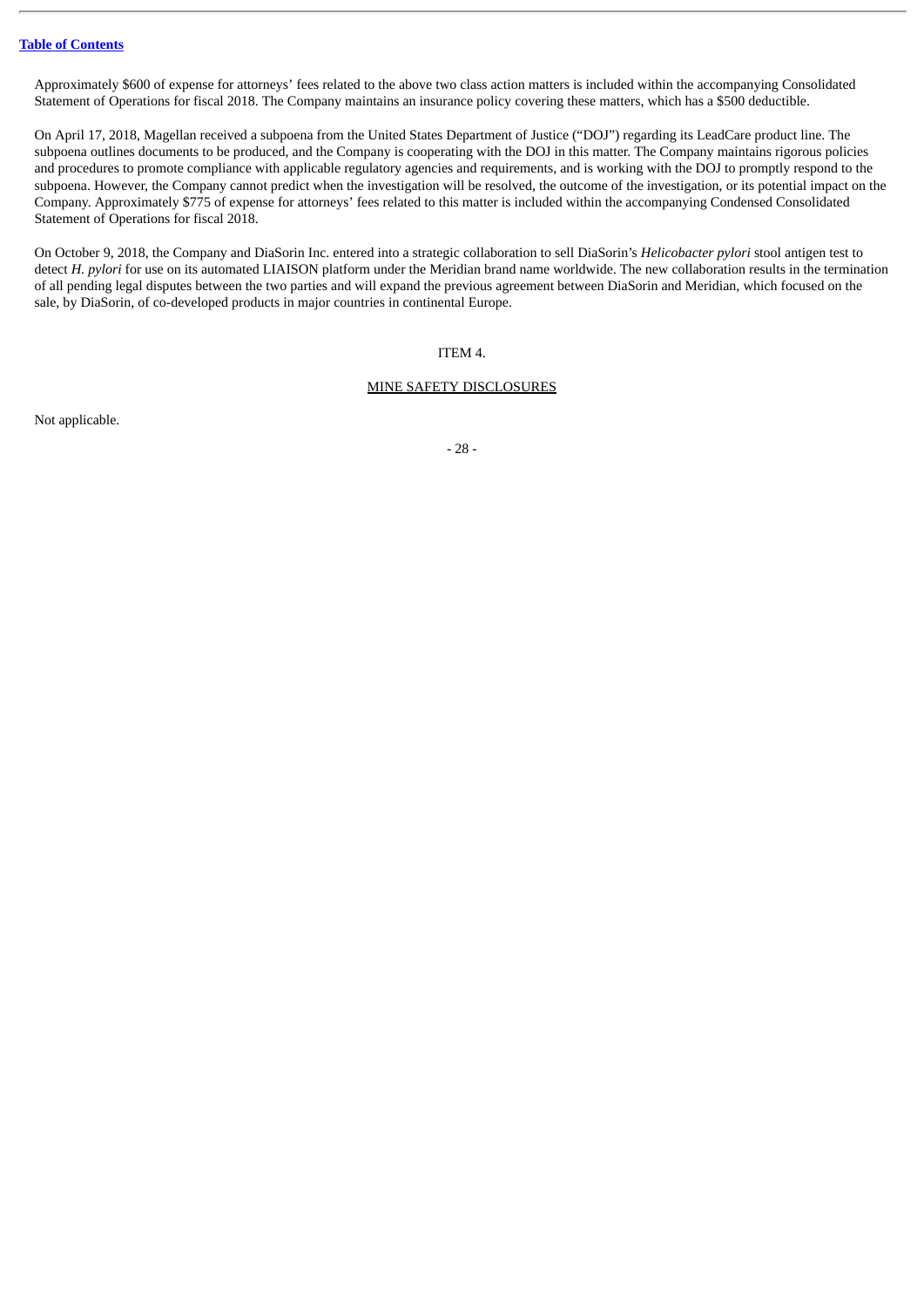Approximately $600 of expense for attorneys' fees related to the above two class action matters is included within the accompanying Consolidated Statement of Operations for fiscal 2018. The Company maintains an insurance policy covering these matters, which has a $500 deductible.

On April 17, 2018, Magellan received a subpoena from the United States Department of Justice ("DOJ") regarding its LeadCare product line. The subpoena outlines documents to be produced, and the Company is cooperating with the DOJ in this matter. The Company maintains rigorous policies and procedures to promote compliance with applicable regulatory agencies and requirements, and is working with the DOJ to promptly respond to the subpoena. However, the Company cannot predict when the investigation will be resolved, the outcome of the investigation, or its potential impact on the Company. Approximately $775 of expense for attorneys' fees related to this matter is included within the accompanying Condensed Consolidated Statement of Operations for fiscal 2018.

On October 9, 2018, the Company and DiaSorin Inc. entered into a strategic collaboration to sell DiaSorin's *Helicobacter pylori* stool antigen test to detect *H. pylori* for use on its automated LIAISON platform under the Meridian brand name worldwide. The new collaboration results in the termination of all pending legal disputes between the two parties and will expand the previous agreement between DiaSorin and Meridian, which focused on the sale, by DiaSorin, of co-developed products in major countries in continental Europe.

## ITEM 4.

## MINE SAFETY DISCLOSURES

Not applicable.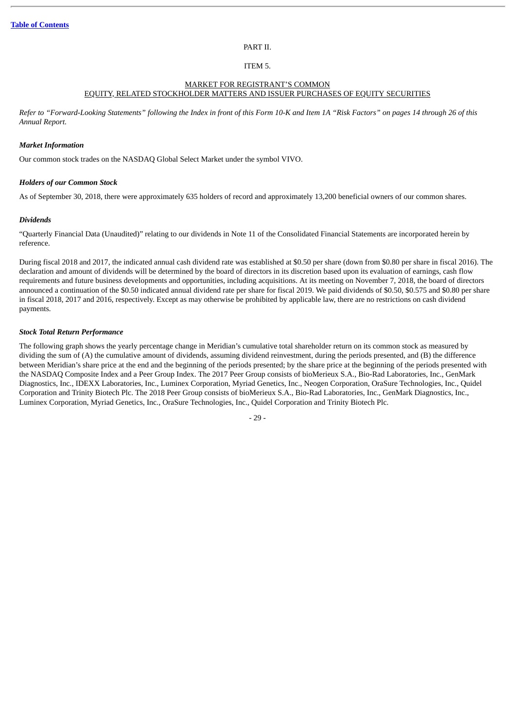[Table of Contents](#)

PART II.

ITEM 5.

MARKET FOR REGISTRANT'S COMMON EQUITY, RELATED STOCKHOLDER MATTERS AND ISSUER PURCHASES OF EQUITY SECURITIES

*Refer to "Forward-Looking Statements" following the Index in front of this Form 10-K and Item 1A "Risk Factors" on pages 14 through 26 of this Annual Report.*

***Market Information***

Our common stock trades on the NASDAQ Global Select Market under the symbol VIVO.

***Holders of our Common Stock***

As of September 30, 2018, there were approximately 635 holders of record and approximately 13,200 beneficial owners of our common shares.

***Dividends***

"Quarterly Financial Data (Unaudited)" relating to our dividends in Note 11 of the Consolidated Financial Statements are incorporated herein by reference.

During fiscal 2018 and 2017, the indicated annual cash dividend rate was established at $0.50 per share (down from $0.80 per share in fiscal 2016). The declaration and amount of dividends will be determined by the board of directors in its discretion based upon its evaluation of earnings, cash flow requirements and future business developments and opportunities, including acquisitions. At its meeting on November 7, 2018, the board of directors announced a continuation of the $0.50 indicated annual dividend rate per share for fiscal 2019. We paid dividends of $0.50, $0.575 and $0.80 per share in fiscal 2018, 2017 and 2016, respectively. Except as may otherwise be prohibited by applicable law, there are no restrictions on cash dividend payments.

***Stock Total Return Performance***

The following graph shows the yearly percentage change in Meridian's cumulative total shareholder return on its common stock as measured by dividing the sum of (A) the cumulative amount of dividends, assuming dividend reinvestment, during the periods presented, and (B) the difference between Meridian's share price at the end and the beginning of the periods presented; by the share price at the beginning of the periods presented with the NASDAQ Composite Index and a Peer Group Index. The 2017 Peer Group consists of bioMerieux S.A., Bio-Rad Laboratories, Inc., GenMark Diagnostics, Inc., IDEXX Laboratories, Inc., Luminex Corporation, Myriad Genetics, Inc., Neogen Corporation, OraSure Technologies, Inc., Quidel Corporation and Trinity Biotech Plc. The 2018 Peer Group consists of bioMerieux S.A., Bio-Rad Laboratories, Inc., GenMark Diagnostics, Inc., Luminex Corporation, Myriad Genetics, Inc., OraSure Technologies, Inc., Quidel Corporation and Trinity Biotech Plc.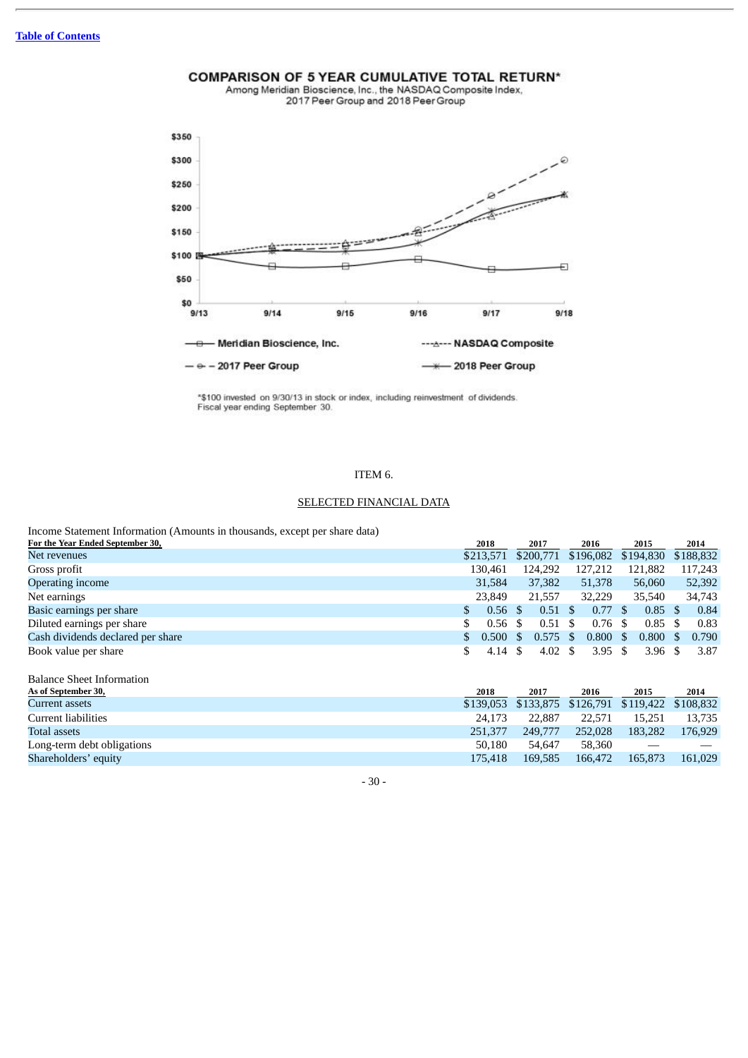Table of Contents

**COMPARISON OF 5 YEAR CUMULATIVE TOTAL RETURN***

Among Meridian Bioscience, Inc., the NASDAQ Composite Index, 2017 Peer Group and 2018 Peer Group

*$100 invested on 9/30/13 in stock or index, including reinvestment of dividends. Fiscal year ending September 30.

ITEM 6.

SELECTED FINANCIAL DATA

Income Statement Information (Amounts in thousands, except per share data)

| For the Year Ended September 30, | 2018 | 2017 | 2016 | 2015 | 2014 |
|---|---|---|---|---|---|
| Net revenues | $213,571 | $200,771 | $196,082 | $194,830 | $188,832 |
| Gross profit | 130,461 | 124,292 | 127,212 | 121,882 | 117,243 |
| Operating income | 31,584 | 37,382 | 51,378 | 56,060 | 52,392 |
| Net earnings | 23,849 | 21,557 | 32,229 | 35,540 | 34,743 |
| Basic earnings per share | $ 0.56 | $ 0.51 | $ 0.77 | $ 0.85 | $ 0.84 |
| Diluted earnings per share | $ 0.56 | $ 0.51 | $ 0.76 | $ 0.85 | $ 0.83 |
| Cash dividends declared per share | $ 0.500 | $ 0.575 | $ 0.800 | $ 0.800 | $ 0.790 |
| Book value per share | $ 4.14 | $ 4.02 | $ 3.95 | $ 3.96 | $ 3.87 |

Balance Sheet Information

| As of September 30, | 2018 | 2017 | 2016 | 2015 | 2014 |
|---|---|---|---|---|---|
| Current assets | $139,053 | $133,875 | $126,791 | $119,422 | $108,832 |
| Current liabilities | 24,173 | 22,887 | 22,571 | 15,251 | 13,735 |
| Total assets | 251,377 | 249,777 | 252,028 | 183,282 | 176,929 |
| Long-term debt obligations | 50,180 | 54,647 | 58,360 | — | — |
| Shareholders' equity | 175,418 | 169,585 | 166,472 | 165,873 | 161,029 |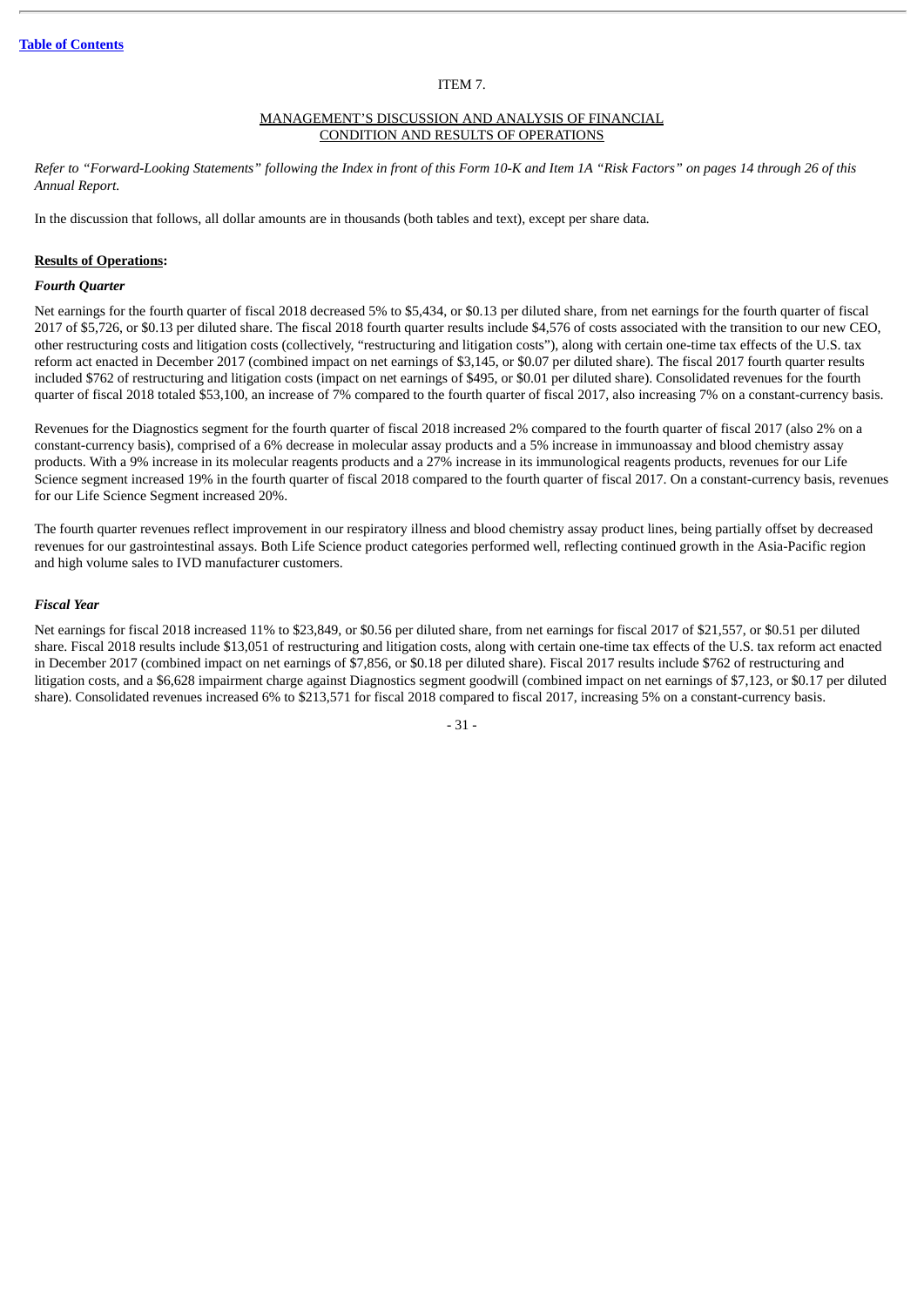Table of Contents

ITEM 7.

MANAGEMENT'S DISCUSSION AND ANALYSIS OF FINANCIAL CONDITION AND RESULTS OF OPERATIONS

*Refer to "Forward-Looking Statements" following the Index in front of this Form 10-K and Item 1A "Risk Factors" on pages 14 through 26 of this Annual Report.*

In the discussion that follows, all dollar amounts are in thousands (both tables and text), except per share data.

**Results of Operations:**

***Fourth Quarter***

Net earnings for the fourth quarter of fiscal 2018 decreased 5% to $5,434, or $0.13 per diluted share, from net earnings for the fourth quarter of fiscal 2017 of $5,726, or $0.13 per diluted share. The fiscal 2018 fourth quarter results include $4,576 of costs associated with the transition to our new CEO, other restructuring costs and litigation costs (collectively, "restructuring and litigation costs"), along with certain one-time tax effects of the U.S. tax reform act enacted in December 2017 (combined impact on net earnings of $3,145, or $0.07 per diluted share). The fiscal 2017 fourth quarter results included $762 of restructuring and litigation costs (impact on net earnings of $495, or $0.01 per diluted share). Consolidated revenues for the fourth quarter of fiscal 2018 totaled $53,100, an increase of 7% compared to the fourth quarter of fiscal 2017, also increasing 7% on a constant-currency basis.

Revenues for the Diagnostics segment for the fourth quarter of fiscal 2018 increased 2% compared to the fourth quarter of fiscal 2017 (also 2% on a constant-currency basis), comprised of a 6% decrease in molecular assay products and a 5% increase in immunoassay and blood chemistry assay products. With a 9% increase in its molecular reagents products and a 27% increase in its immunological reagents products, revenues for our Life Science segment increased 19% in the fourth quarter of fiscal 2018 compared to the fourth quarter of fiscal 2017. On a constant-currency basis, revenues for our Life Science Segment increased 20%.

The fourth quarter revenues reflect improvement in our respiratory illness and blood chemistry assay product lines, being partially offset by decreased revenues for our gastrointestinal assays. Both Life Science product categories performed well, reflecting continued growth in the Asia-Pacific region and high volume sales to IVD manufacturer customers.

***Fiscal Year***

Net earnings for fiscal 2018 increased 11% to $23,849, or $0.56 per diluted share, from net earnings for fiscal 2017 of $21,557, or $0.51 per diluted share. Fiscal 2018 results include $13,051 of restructuring and litigation costs, along with certain one-time tax effects of the U.S. tax reform act enacted in December 2017 (combined impact on net earnings of $7,856, or $0.18 per diluted share). Fiscal 2017 results include $762 of restructuring and litigation costs, and a $6,628 impairment charge against Diagnostics segment goodwill (combined impact on net earnings of $7,123, or $0.17 per diluted share). Consolidated revenues increased 6% to $213,571 for fiscal 2018 compared to fiscal 2017, increasing 5% on a constant-currency basis.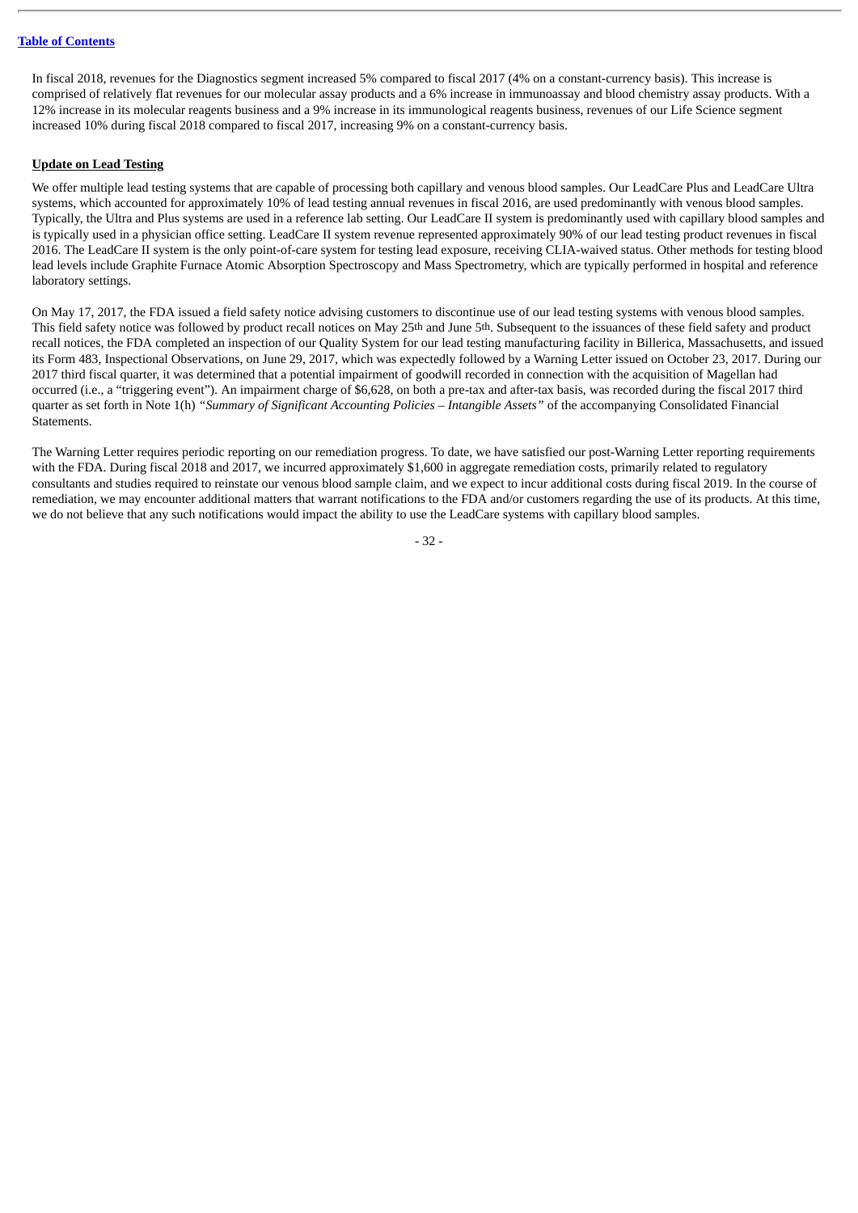In fiscal 2018, revenues for the Diagnostics segment increased 5% compared to fiscal 2017 (4% on a constant-currency basis). This increase is comprised of relatively flat revenues for our molecular assay products and a 6% increase in immunoassay and blood chemistry assay products. With a 12% increase in its molecular reagents business and a 9% increase in its immunological reagents business, revenues of our Life Science segment increased 10% during fiscal 2018 compared to fiscal 2017, increasing 9% on a constant-currency basis.

**Update on Lead Testing**

We offer multiple lead testing systems that are capable of processing both capillary and venous blood samples. Our LeadCare Plus and LeadCare Ultra systems, which accounted for approximately 10% of lead testing annual revenues in fiscal 2016, are used predominantly with venous blood samples. Typically, the Ultra and Plus systems are used in a reference lab setting. Our LeadCare II system is predominantly used with capillary blood samples and is typically used in a physician office setting. LeadCare II system revenue represented approximately 90% of our lead testing product revenues in fiscal 2016. The LeadCare II system is the only point-of-care system for testing lead exposure, receiving CLIA-waived status. Other methods for testing blood lead levels include Graphite Furnace Atomic Absorption Spectroscopy and Mass Spectrometry, which are typically performed in hospital and reference laboratory settings.

On May 17, 2017, the FDA issued a field safety notice advising customers to discontinue use of our lead testing systems with venous blood samples. This field safety notice was followed by product recall notices on May 25th and June 5th. Subsequent to the issuances of these field safety and product recall notices, the FDA completed an inspection of our Quality System for our lead testing manufacturing facility in Billerica, Massachusetts, and issued its Form 483, Inspectional Observations, on June 29, 2017, which was expectedly followed by a Warning Letter issued on October 23, 2017. During our 2017 third fiscal quarter, it was determined that a potential impairment of goodwill recorded in connection with the acquisition of Magellan had occurred (i.e., a "triggering event"). An impairment charge of $6,628, on both a pre-tax and after-tax basis, was recorded during the fiscal 2017 third quarter as set forth in Note 1(h) *"Summary of Significant Accounting Policies – Intangible Assets"* of the accompanying Consolidated Financial Statements.

The Warning Letter requires periodic reporting on our remediation progress. To date, we have satisfied our post-Warning Letter reporting requirements with the FDA. During fiscal 2018 and 2017, we incurred approximately $1,600 in aggregate remediation costs, primarily related to regulatory consultants and studies required to reinstate our venous blood sample claim, and we expect to incur additional costs during fiscal 2019. In the course of remediation, we may encounter additional matters that warrant notifications to the FDA and/or customers regarding the use of its products. At this time, we do not believe that any such notifications would impact the ability to use the LeadCare systems with capillary blood samples.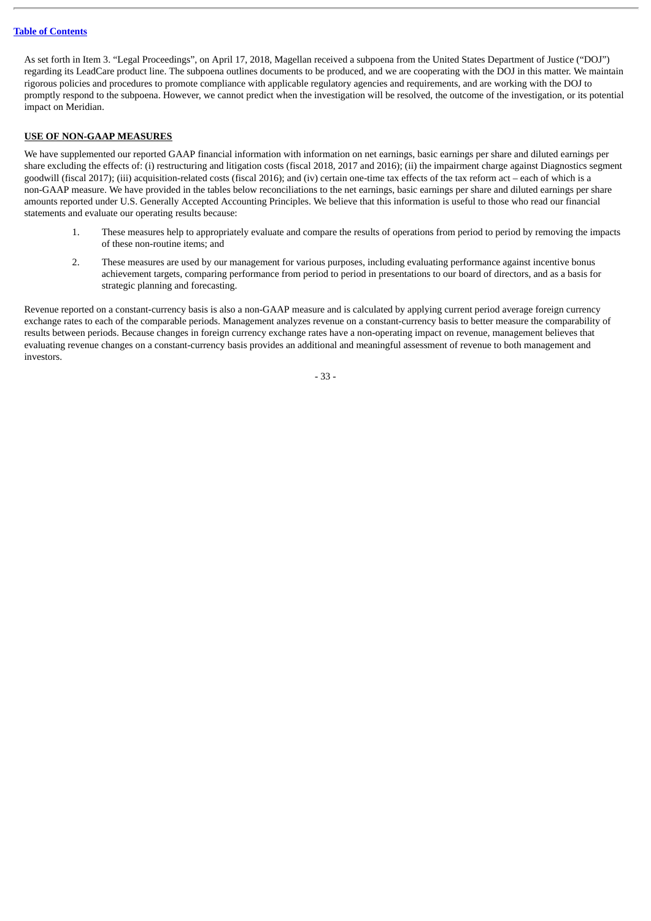As set forth in Item 3. "Legal Proceedings", on April 17, 2018, Magellan received a subpoena from the United States Department of Justice ("DOJ") regarding its LeadCare product line. The subpoena outlines documents to be produced, and we are cooperating with the DOJ in this matter. We maintain rigorous policies and procedures to promote compliance with applicable regulatory agencies and requirements, and are working with the DOJ to promptly respond to the subpoena. However, we cannot predict when the investigation will be resolved, the outcome of the investigation, or its potential impact on Meridian.

**USE OF NON-GAAP MEASURES**

We have supplemented our reported GAAP financial information with information on net earnings, basic earnings per share and diluted earnings per share excluding the effects of: (i) restructuring and litigation costs (fiscal 2018, 2017 and 2016); (ii) the impairment charge against Diagnostics segment goodwill (fiscal 2017); (iii) acquisition-related costs (fiscal 2016); and (iv) certain one-time tax effects of the tax reform act – each of which is a non-GAAP measure. We have provided in the tables below reconciliations to the net earnings, basic earnings per share and diluted earnings per share amounts reported under U.S. Generally Accepted Accounting Principles. We believe that this information is useful to those who read our financial statements and evaluate our operating results because:

1. These measures help to appropriately evaluate and compare the results of operations from period to period by removing the impacts of these non-routine items; and
2. These measures are used by our management for various purposes, including evaluating performance against incentive bonus achievement targets, comparing performance from period to period in presentations to our board of directors, and as a basis for strategic planning and forecasting.

Revenue reported on a constant-currency basis is also a non-GAAP measure and is calculated by applying current period average foreign currency exchange rates to each of the comparable periods. Management analyzes revenue on a constant-currency basis to better measure the comparability of results between periods. Because changes in foreign currency exchange rates have a non-operating impact on revenue, management believes that evaluating revenue changes on a constant-currency basis provides an additional and meaningful assessment of revenue to both management and investors.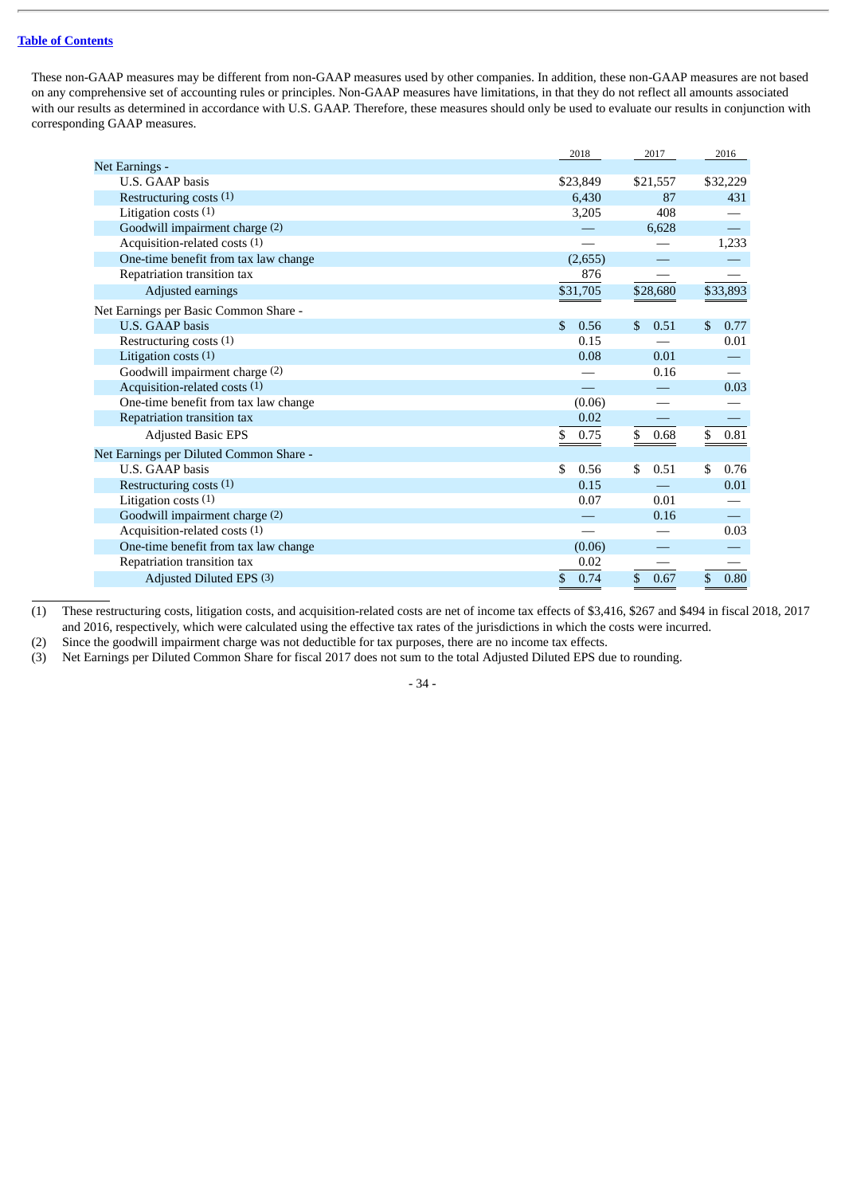These non-GAAP measures may be different from non-GAAP measures used by other companies. In addition, these non-GAAP measures are not based on any comprehensive set of accounting rules or principles. Non-GAAP measures have limitations, in that they do not reflect all amounts associated with our results as determined in accordance with U.S. GAAP. Therefore, these measures should only be used to evaluate our results in conjunction with corresponding GAAP measures.

| | 2018 | 2017 | 2016 |
|---|---|---|---|
| Net Earnings - | | | |
| U.S. GAAP basis | $23,849 | $21,557 | $32,229 |
| Restructuring costs (1) | 6,430 | 87 | 431 |
| Litigation costs (1) | 3,205 | 408 | — |
| Goodwill impairment charge (2) | — | 6,628 | — |
| Acquisition-related costs (1) | — | — | 1,233 |
| One-time benefit from tax law change | (2,655) | — | — |
| Repatriation transition tax | 876 | — | — |
| Adjusted earnings | $31,705 | $28,680 | $33,893 |
| Net Earnings per Basic Common Share - | | | |
| U.S. GAAP basis | $ 0.56 | $ 0.51 | $ 0.77 |
| Restructuring costs (1) | 0.15 | — | 0.01 |
| Litigation costs (1) | 0.08 | 0.01 | — |
| Goodwill impairment charge (2) | — | 0.16 | — |
| Acquisition-related costs (1) | — | — | 0.03 |
| One-time benefit from tax law change | (0.06) | — | — |
| Repatriation transition tax | 0.02 | — | — |
| Adjusted Basic EPS | $ 0.75 | $ 0.68 | $ 0.81 |
| Net Earnings per Diluted Common Share - | | | |
| U.S. GAAP basis | $ 0.56 | $ 0.51 | $ 0.76 |
| Restructuring costs (1) | 0.15 | — | 0.01 |
| Litigation costs (1) | 0.07 | 0.01 | — |
| Goodwill impairment charge (2) | — | 0.16 | — |
| Acquisition-related costs (1) | — | — | 0.03 |
| One-time benefit from tax law change | (0.06) | — | — |
| Repatriation transition tax | 0.02 | — | — |
| Adjusted Diluted EPS (3) | $ 0.74 | $ 0.67 | $ 0.80 |

(1) These restructuring costs, litigation costs, and acquisition-related costs are net of income tax effects of $3,416, $267 and $494 in fiscal 2018, 2017 and 2016, respectively, which were calculated using the effective tax rates of the jurisdictions in which the costs were incurred.

(2) Since the goodwill impairment charge was not deductible for tax purposes, there are no income tax effects.

(3) Net Earnings per Diluted Common Share for fiscal 2017 does not sum to the total Adjusted Diluted EPS due to rounding.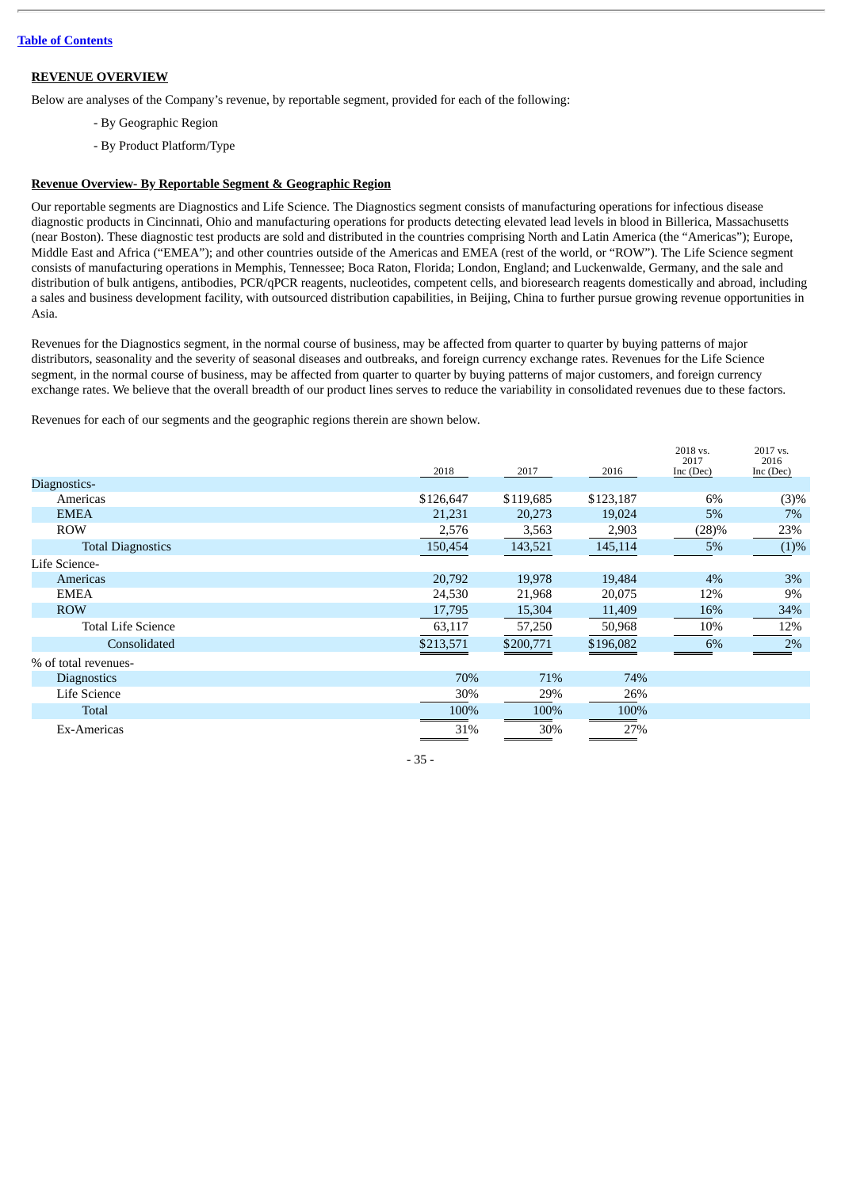[Table of Contents](#)

**REVENUE OVERVIEW**

Below are analyses of the Company's revenue, by reportable segment, provided for each of the following:

- By Geographic Region
- By Product Platform/Type

**Revenue Overview- By Reportable Segment & Geographic Region**

Our reportable segments are Diagnostics and Life Science. The Diagnostics segment consists of manufacturing operations for infectious disease diagnostic products in Cincinnati, Ohio and manufacturing operations for products detecting elevated lead levels in blood in Billerica, Massachusetts (near Boston). These diagnostic test products are sold and distributed in the countries comprising North and Latin America (the "Americas"); Europe, Middle East and Africa ("EMEA"); and other countries outside of the Americas and EMEA (rest of the world, or "ROW"). The Life Science segment consists of manufacturing operations in Memphis, Tennessee; Boca Raton, Florida; London, England; and Luckenwalde, Germany, and the sale and distribution of bulk antigens, antibodies, PCR/qPCR reagents, nucleotides, competent cells, and bioresearch reagents domestically and abroad, including a sales and business development facility, with outsourced distribution capabilities, in Beijing, China to further pursue growing revenue opportunities in Asia.

Revenues for the Diagnostics segment, in the normal course of business, may be affected from quarter to quarter by buying patterns of major distributors, seasonality and the severity of seasonal diseases and outbreaks, and foreign currency exchange rates. Revenues for the Life Science segment, in the normal course of business, may be affected from quarter to quarter by buying patterns of major customers, and foreign currency exchange rates. We believe that the overall breadth of our product lines serves to reduce the variability in consolidated revenues due to these factors.

Revenues for each of our segments and the geographic regions therein are shown below.

| | 2018 | 2017 | 2016 | 2018 vs. 2017 Inc (Dec) | 2017 vs. 2016 Inc (Dec) |
|---|---|---|---|---|---|
| Diagnostics- | | | | | |
| Americas | $126,647 | $119,685 | $123,187 | 6% | (3)% |
| EMEA | 21,231 | 20,273 | 19,024 | 5% | 7% |
| ROW | 2,576 | 3,563 | 2,903 | (28)% | 23% |
| Total Diagnostics | 150,454 | 143,521 | 145,114 | 5% | (1)% |
| Life Science- | | | | | |
| Americas | 20,792 | 19,978 | 19,484 | 4% | 3% |
| EMEA | 24,530 | 21,968 | 20,075 | 12% | 9% |
| ROW | 17,795 | 15,304 | 11,409 | 16% | 34% |
| Total Life Science | 63,117 | 57,250 | 50,968 | 10% | 12% |
| Consolidated | $213,571 | $200,771 | $196,082 | 6% | 2% |
| % of total revenues- | | | | | |
| Diagnostics | 70% | 71% | 74% | | |
| Life Science | 30% | 29% | 26% | | |
| Total | 100% | 100% | 100% | | |
| Ex-Americas | 31% | 30% | 27% | | |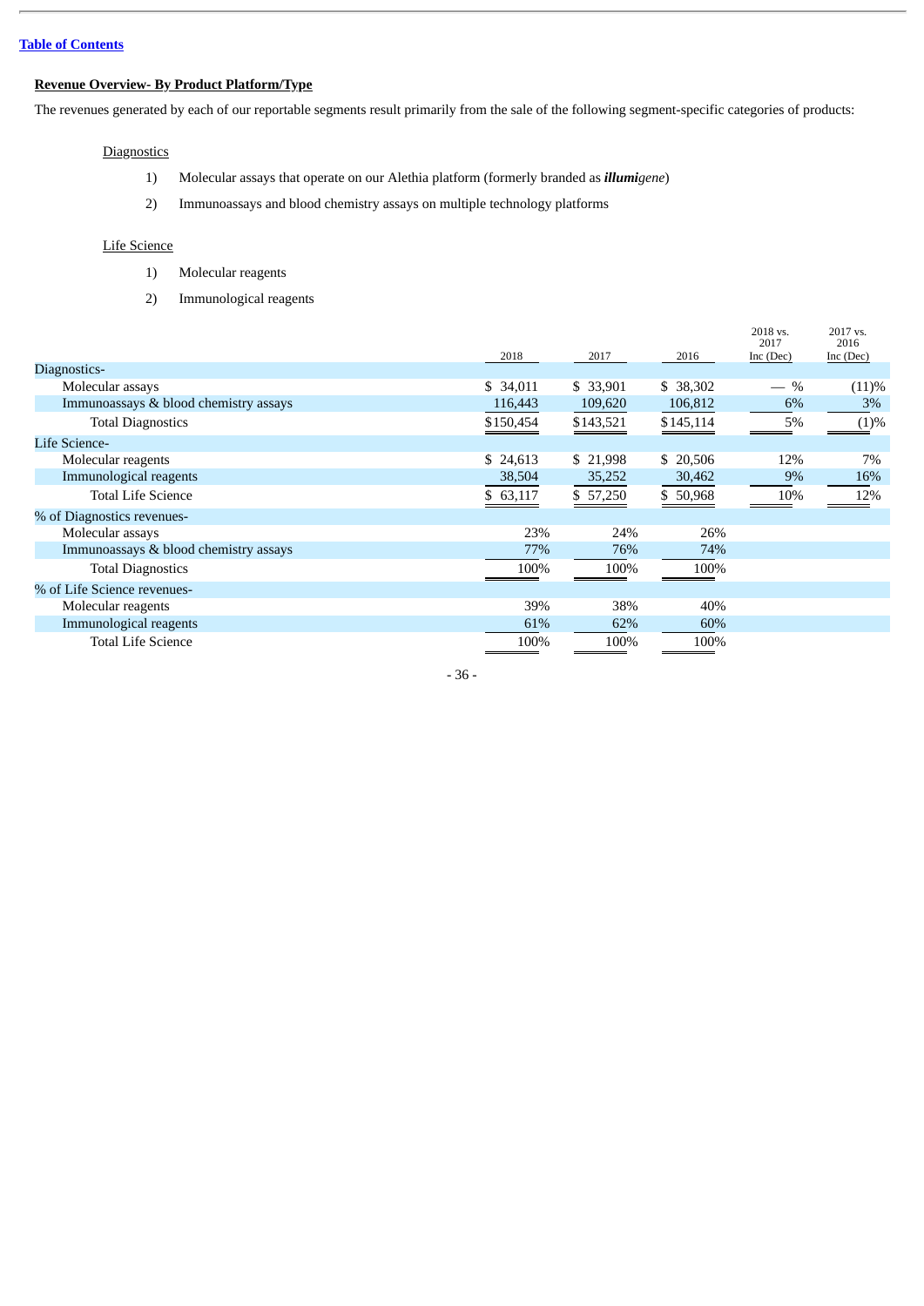**Table of Contents**

**Revenue Overview- By Product Platform/Type**

The revenues generated by each of our reportable segments result primarily from the sale of the following segment-specific categories of products:

Diagnostics

1) Molecular assays that operate on our Alethia platform (formerly branded as ***illumi****gene*)
2) Immunoassays and blood chemistry assays on multiple technology platforms

Life Science

1) Molecular reagents
2) Immunological reagents

| | 2018 | 2017 | 2016 | 2018 vs. 2017 Inc (Dec) | 2017 vs. 2016 Inc (Dec) |
|---|---|---|---|---|---|
| Diagnostics- | | | | | |
| Molecular assays | $ 34,011 | $ 33,901 | $ 38,302 | — % | (11)% |
| Immunoassays & blood chemistry assays | 116,443 | 109,620 | 106,812 | 6% | 3% |
| Total Diagnostics | $150,454 | $143,521 | $145,114 | 5% | (1)% |
| Life Science- | | | | | |
| Molecular reagents | $ 24,613 | $ 21,998 | $ 20,506 | 12% | 7% |
| Immunological reagents | 38,504 | 35,252 | 30,462 | 9% | 16% |
| Total Life Science | $ 63,117 | $ 57,250 | $ 50,968 | 10% | 12% |
| % of Diagnostics revenues- | | | | | |
| Molecular assays | 23% | 24% | 26% | | |
| Immunoassays & blood chemistry assays | 77% | 76% | 74% | | |
| Total Diagnostics | 100% | 100% | 100% | | |
| % of Life Science revenues- | | | | | |
| Molecular reagents | 39% | 38% | 40% | | |
| Immunological reagents | 61% | 62% | 60% | | |
| Total Life Science | 100% | 100% | 100% | | |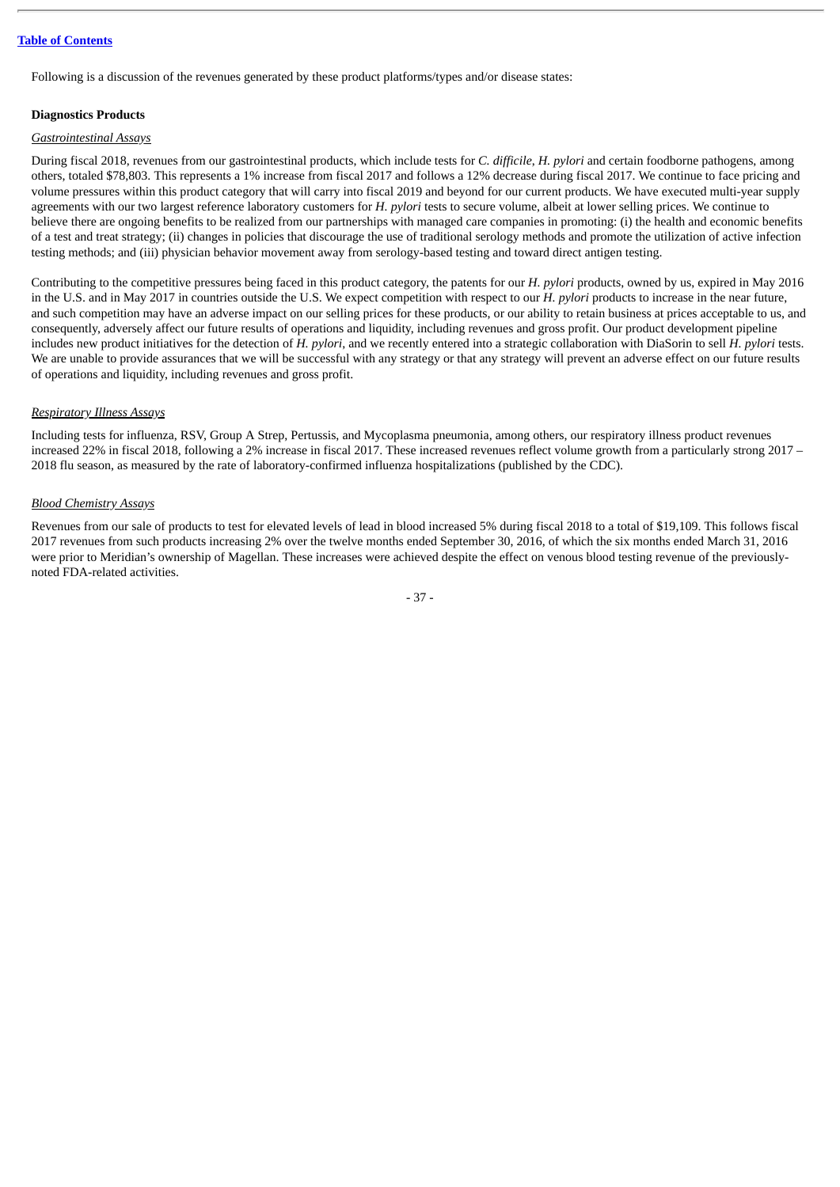Following is a discussion of the revenues generated by these product platforms/types and/or disease states:

**Diagnostics Products**

*Gastrointestinal Assays*

During fiscal 2018, revenues from our gastrointestinal products, which include tests for *C. difficile*, *H. pylori* and certain foodborne pathogens, among others, totaled $78,803. This represents a 1% increase from fiscal 2017 and follows a 12% decrease during fiscal 2017. We continue to face pricing and volume pressures within this product category that will carry into fiscal 2019 and beyond for our current products. We have executed multi-year supply agreements with our two largest reference laboratory customers for *H. pylori* tests to secure volume, albeit at lower selling prices. We continue to believe there are ongoing benefits to be realized from our partnerships with managed care companies in promoting: (i) the health and economic benefits of a test and treat strategy; (ii) changes in policies that discourage the use of traditional serology methods and promote the utilization of active infection testing methods; and (iii) physician behavior movement away from serology-based testing and toward direct antigen testing.

Contributing to the competitive pressures being faced in this product category, the patents for our *H. pylori* products, owned by us, expired in May 2016 in the U.S. and in May 2017 in countries outside the U.S. We expect competition with respect to our *H. pylori* products to increase in the near future, and such competition may have an adverse impact on our selling prices for these products, or our ability to retain business at prices acceptable to us, and consequently, adversely affect our future results of operations and liquidity, including revenues and gross profit. Our product development pipeline includes new product initiatives for the detection of *H. pylori*, and we recently entered into a strategic collaboration with DiaSorin to sell *H. pylori* tests. We are unable to provide assurances that we will be successful with any strategy or that any strategy will prevent an adverse effect on our future results of operations and liquidity, including revenues and gross profit.

*Respiratory Illness Assays*

Including tests for influenza, RSV, Group A Strep, Pertussis, and Mycoplasma pneumonia, among others, our respiratory illness product revenues increased 22% in fiscal 2018, following a 2% increase in fiscal 2017. These increased revenues reflect volume growth from a particularly strong 2017 – 2018 flu season, as measured by the rate of laboratory-confirmed influenza hospitalizations (published by the CDC).

*Blood Chemistry Assays*

Revenues from our sale of products to test for elevated levels of lead in blood increased 5% during fiscal 2018 to a total of $19,109. This follows fiscal 2017 revenues from such products increasing 2% over the twelve months ended September 30, 2016, of which the six months ended March 31, 2016 were prior to Meridian's ownership of Magellan. These increases were achieved despite the effect on venous blood testing revenue of the previously-noted FDA-related activities.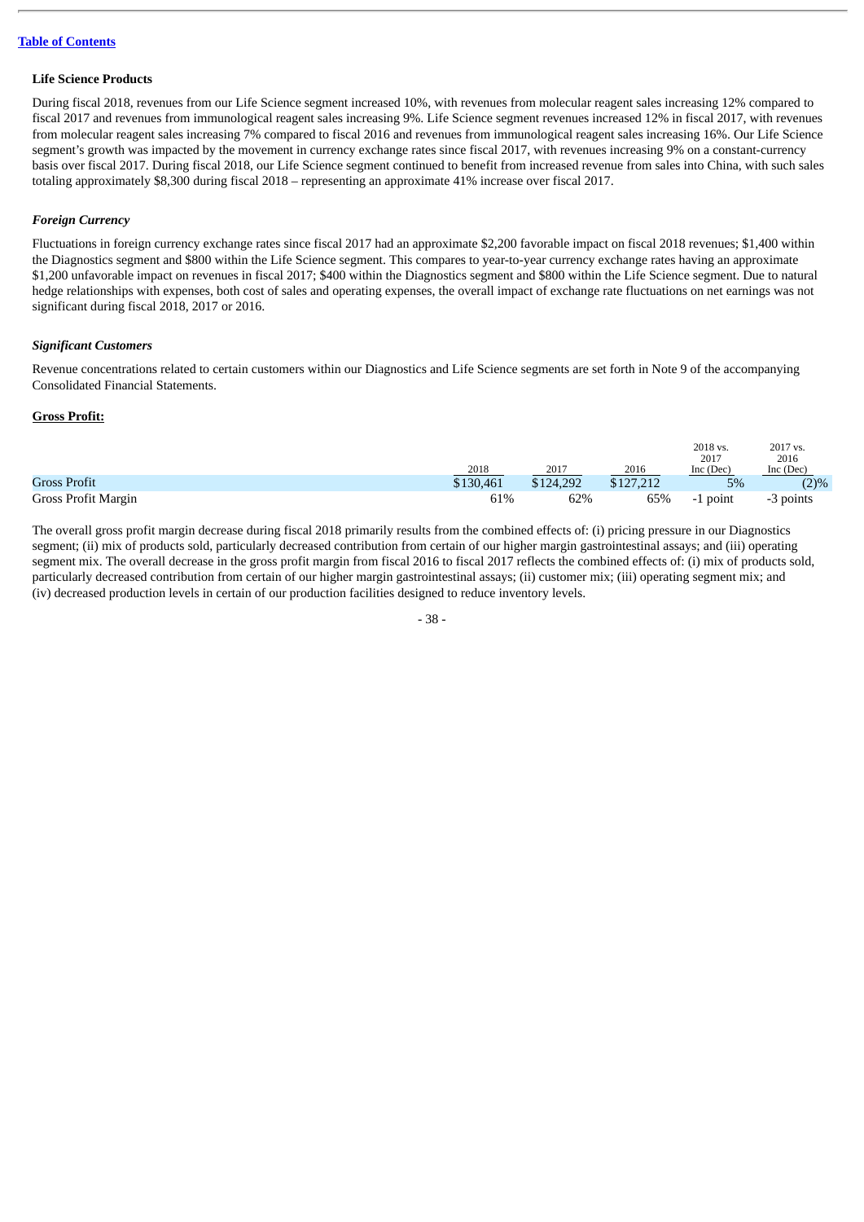**Life Science Products**

During fiscal 2018, revenues from our Life Science segment increased 10%, with revenues from molecular reagent sales increasing 12% compared to fiscal 2017 and revenues from immunological reagent sales increasing 9%. Life Science segment revenues increased 12% in fiscal 2017, with revenues from molecular reagent sales increasing 7% compared to fiscal 2016 and revenues from immunological reagent sales increasing 16%. Our Life Science segment's growth was impacted by the movement in currency exchange rates since fiscal 2017, with revenues increasing 9% on a constant-currency basis over fiscal 2017. During fiscal 2018, our Life Science segment continued to benefit from increased revenue from sales into China, with such sales totaling approximately $8,300 during fiscal 2018 – representing an approximate 41% increase over fiscal 2017.

***Foreign Currency***

Fluctuations in foreign currency exchange rates since fiscal 2017 had an approximate $2,200 favorable impact on fiscal 2018 revenues; $1,400 within the Diagnostics segment and $800 within the Life Science segment. This compares to year-to-year currency exchange rates having an approximate $1,200 unfavorable impact on revenues in fiscal 2017; $400 within the Diagnostics segment and $800 within the Life Science segment. Due to natural hedge relationships with expenses, both cost of sales and operating expenses, the overall impact of exchange rate fluctuations on net earnings was not significant during fiscal 2018, 2017 or 2016.

***Significant Customers***

Revenue concentrations related to certain customers within our Diagnostics and Life Science segments are set forth in Note 9 of the accompanying Consolidated Financial Statements.

**Gross Profit:**

| | 2018 | 2017 | 2016 | 2018 vs. 2017 Inc (Dec) | 2017 vs. 2016 Inc (Dec) |
|---|---|---|---|---|---|
| Gross Profit | $130,461 | $124,292 | $127,212 | 5% | (2)% |
| Gross Profit Margin | 61% | 62% | 65% | -1 point | -3 points |

The overall gross profit margin decrease during fiscal 2018 primarily results from the combined effects of: (i) pricing pressure in our Diagnostics segment; (ii) mix of products sold, particularly decreased contribution from certain of our higher margin gastrointestinal assays; and (iii) operating segment mix. The overall decrease in the gross profit margin from fiscal 2016 to fiscal 2017 reflects the combined effects of: (i) mix of products sold, particularly decreased contribution from certain of our higher margin gastrointestinal assays; (ii) customer mix; (iii) operating segment mix; and (iv) decreased production levels in certain of our production facilities designed to reduce inventory levels.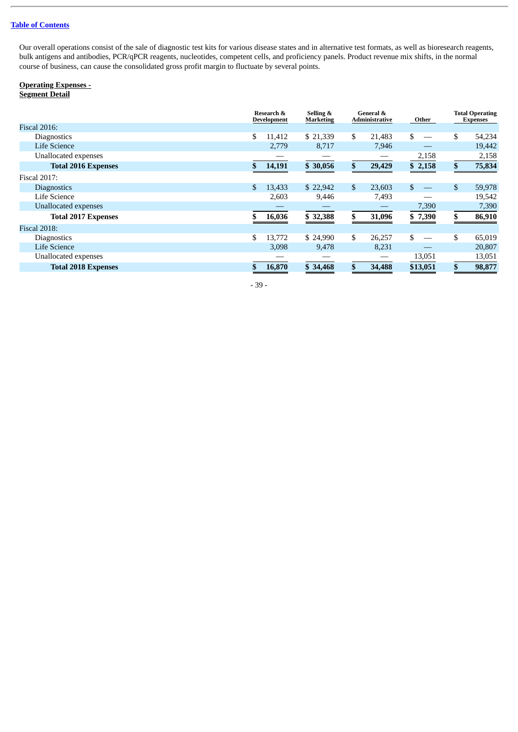Our overall operations consist of the sale of diagnostic test kits for various disease states and in alternative test formats, as well as bioresearch reagents, bulk antigens and antibodies, PCR/qPCR reagents, nucleotides, competent cells, and proficiency panels. Product revenue mix shifts, in the normal course of business, can cause the consolidated gross profit margin to fluctuate by several points.

**Operating Expenses -**
**Segment Detail**

| | Research & Development | Selling & Marketing | General & Administrative | Other | Total Operating Expenses |
|---|---|---|---|---|---|
| Fiscal 2016: | | | | | |
| Diagnostics | $ 11,412 | $ 21,339 | $ 21,483 | $ — | $ 54,234 |
| Life Science | 2,779 | 8,717 | 7,946 | — | 19,442 |
| Unallocated expenses | — | — | — | 2,158 | 2,158 |
| **Total 2016 Expenses** | **$ 14,191** | **$ 30,056** | **$ 29,429** | **$ 2,158** | **$ 75,834** |
| Fiscal 2017: | | | | | |
| Diagnostics | $ 13,433 | $ 22,942 | $ 23,603 | $ — | $ 59,978 |
| Life Science | 2,603 | 9,446 | 7,493 | — | 19,542 |
| Unallocated expenses | — | — | — | 7,390 | 7,390 |
| **Total 2017 Expenses** | **$ 16,036** | **$ 32,388** | **$ 31,096** | **$ 7,390** | **$ 86,910** |
| Fiscal 2018: | | | | | |
| Diagnostics | $ 13,772 | $ 24,990 | $ 26,257 | $ — | $ 65,019 |
| Life Science | 3,098 | 9,478 | 8,231 | — | 20,807 |
| Unallocated expenses | — | — | — | 13,051 | 13,051 |
| **Total 2018 Expenses** | **$ 16,870** | **$ 34,468** | **$ 34,488** | **$13,051** | **$ 98,877** |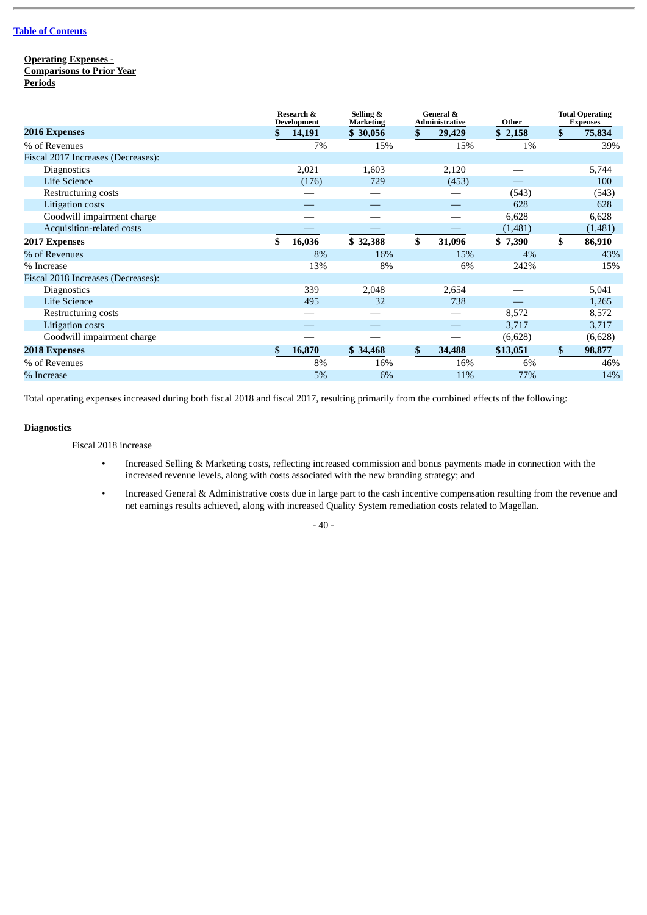[Table of Contents](#)

**Operating Expenses - Comparisons to Prior Year Periods**

| | Research & Development | Selling & Marketing | General & Administrative | Other | Total Operating Expenses |
|---|---|---|---|---|---|
| **2016 Expenses** | **$ 14,191** | **$ 30,056** | **$ 29,429** | **$ 2,158** | **$ 75,834** |
| % of Revenues | 7% | 15% | 15% | 1% | 39% |
| Fiscal 2017 Increases (Decreases): | | | | | |
| Diagnostics | 2,021 | 1,603 | 2,120 | — | 5,744 |
| Life Science | (176) | 729 | (453) | — | 100 |
| Restructuring costs | — | — | — | (543) | (543) |
| Litigation costs | — | — | — | 628 | 628 |
| Goodwill impairment charge | — | — | — | 6,628 | 6,628 |
| Acquisition-related costs | — | — | — | (1,481) | (1,481) |
| **2017 Expenses** | **$ 16,036** | **$ 32,388** | **$ 31,096** | **$ 7,390** | **$ 86,910** |
| % of Revenues | 8% | 16% | 15% | 4% | 43% |
| % Increase | 13% | 8% | 6% | 242% | 15% |
| Fiscal 2018 Increases (Decreases): | | | | | |
| Diagnostics | 339 | 2,048 | 2,654 | — | 5,041 |
| Life Science | 495 | 32 | 738 | — | 1,265 |
| Restructuring costs | — | — | — | 8,572 | 8,572 |
| Litigation costs | — | — | — | 3,717 | 3,717 |
| Goodwill impairment charge | — | — | — | (6,628) | (6,628) |
| **2018 Expenses** | **$ 16,870** | **$ 34,468** | **$ 34,488** | **$13,051** | **$ 98,877** |
| % of Revenues | 8% | 16% | 16% | 6% | 46% |
| % Increase | 5% | 6% | 11% | 77% | 14% |

Total operating expenses increased during both fiscal 2018 and fiscal 2017, resulting primarily from the combined effects of the following:

**Diagnostics**

Fiscal 2018 increase

- Increased Selling & Marketing costs, reflecting increased commission and bonus payments made in connection with the increased revenue levels, along with costs associated with the new branding strategy; and
- Increased General & Administrative costs due in large part to the cash incentive compensation resulting from the revenue and net earnings results achieved, along with increased Quality System remediation costs related to Magellan.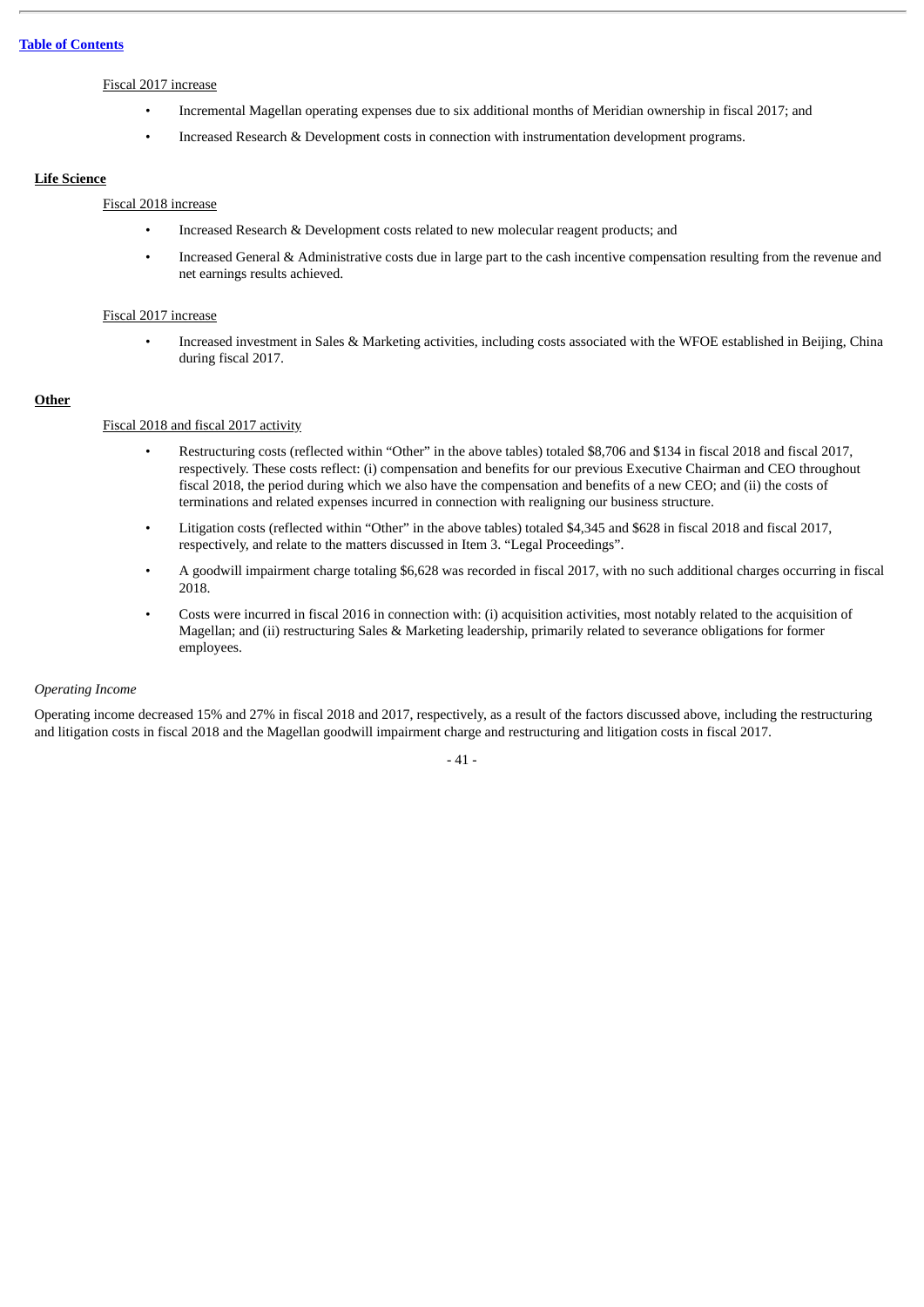Fiscal 2017 increase

- Incremental Magellan operating expenses due to six additional months of Meridian ownership in fiscal 2017; and
- Increased Research & Development costs in connection with instrumentation development programs.

**Life Science**

Fiscal 2018 increase

- Increased Research & Development costs related to new molecular reagent products; and
- Increased General & Administrative costs due in large part to the cash incentive compensation resulting from the revenue and net earnings results achieved.

Fiscal 2017 increase

- Increased investment in Sales & Marketing activities, including costs associated with the WFOE established in Beijing, China during fiscal 2017.

**Other**

Fiscal 2018 and fiscal 2017 activity

- Restructuring costs (reflected within "Other" in the above tables) totaled $8,706 and $134 in fiscal 2018 and fiscal 2017, respectively. These costs reflect: (i) compensation and benefits for our previous Executive Chairman and CEO throughout fiscal 2018, the period during which we also have the compensation and benefits of a new CEO; and (ii) the costs of terminations and related expenses incurred in connection with realigning our business structure.
- Litigation costs (reflected within "Other" in the above tables) totaled $4,345 and $628 in fiscal 2018 and fiscal 2017, respectively, and relate to the matters discussed in Item 3. "Legal Proceedings".
- A goodwill impairment charge totaling $6,628 was recorded in fiscal 2017, with no such additional charges occurring in fiscal 2018.
- Costs were incurred in fiscal 2016 in connection with: (i) acquisition activities, most notably related to the acquisition of Magellan; and (ii) restructuring Sales & Marketing leadership, primarily related to severance obligations for former employees.

*Operating Income*

Operating income decreased 15% and 27% in fiscal 2018 and 2017, respectively, as a result of the factors discussed above, including the restructuring and litigation costs in fiscal 2018 and the Magellan goodwill impairment charge and restructuring and litigation costs in fiscal 2017.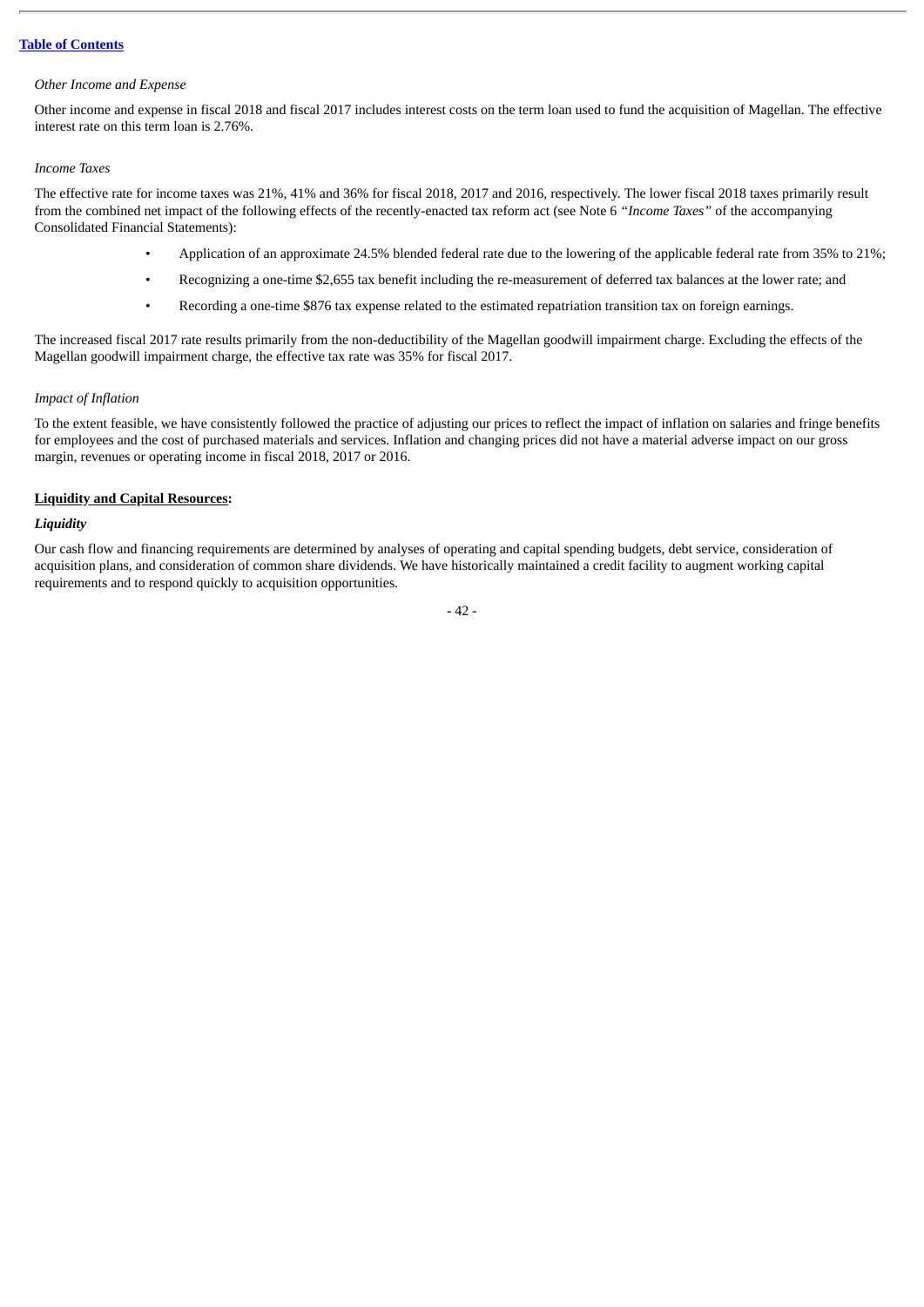*Other Income and Expense*

Other income and expense in fiscal 2018 and fiscal 2017 includes interest costs on the term loan used to fund the acquisition of Magellan. The effective interest rate on this term loan is 2.76%.

*Income Taxes*

The effective rate for income taxes was 21%, 41% and 36% for fiscal 2018, 2017 and 2016, respectively. The lower fiscal 2018 taxes primarily result from the combined net impact of the following effects of the recently-enacted tax reform act (see Note 6 *"Income Taxes"* of the accompanying Consolidated Financial Statements):

- Application of an approximate 24.5% blended federal rate due to the lowering of the applicable federal rate from 35% to 21%;
- Recognizing a one-time $2,655 tax benefit including the re-measurement of deferred tax balances at the lower rate; and
- Recording a one-time $876 tax expense related to the estimated repatriation transition tax on foreign earnings.

The increased fiscal 2017 rate results primarily from the non-deductibility of the Magellan goodwill impairment charge. Excluding the effects of the Magellan goodwill impairment charge, the effective tax rate was 35% for fiscal 2017.

*Impact of Inflation*

To the extent feasible, we have consistently followed the practice of adjusting our prices to reflect the impact of inflation on salaries and fringe benefits for employees and the cost of purchased materials and services. Inflation and changing prices did not have a material adverse impact on our gross margin, revenues or operating income in fiscal 2018, 2017 or 2016.

**Liquidity and Capital Resources:**

***Liquidity***

Our cash flow and financing requirements are determined by analyses of operating and capital spending budgets, debt service, consideration of acquisition plans, and consideration of common share dividends. We have historically maintained a credit facility to augment working capital requirements and to respond quickly to acquisition opportunities.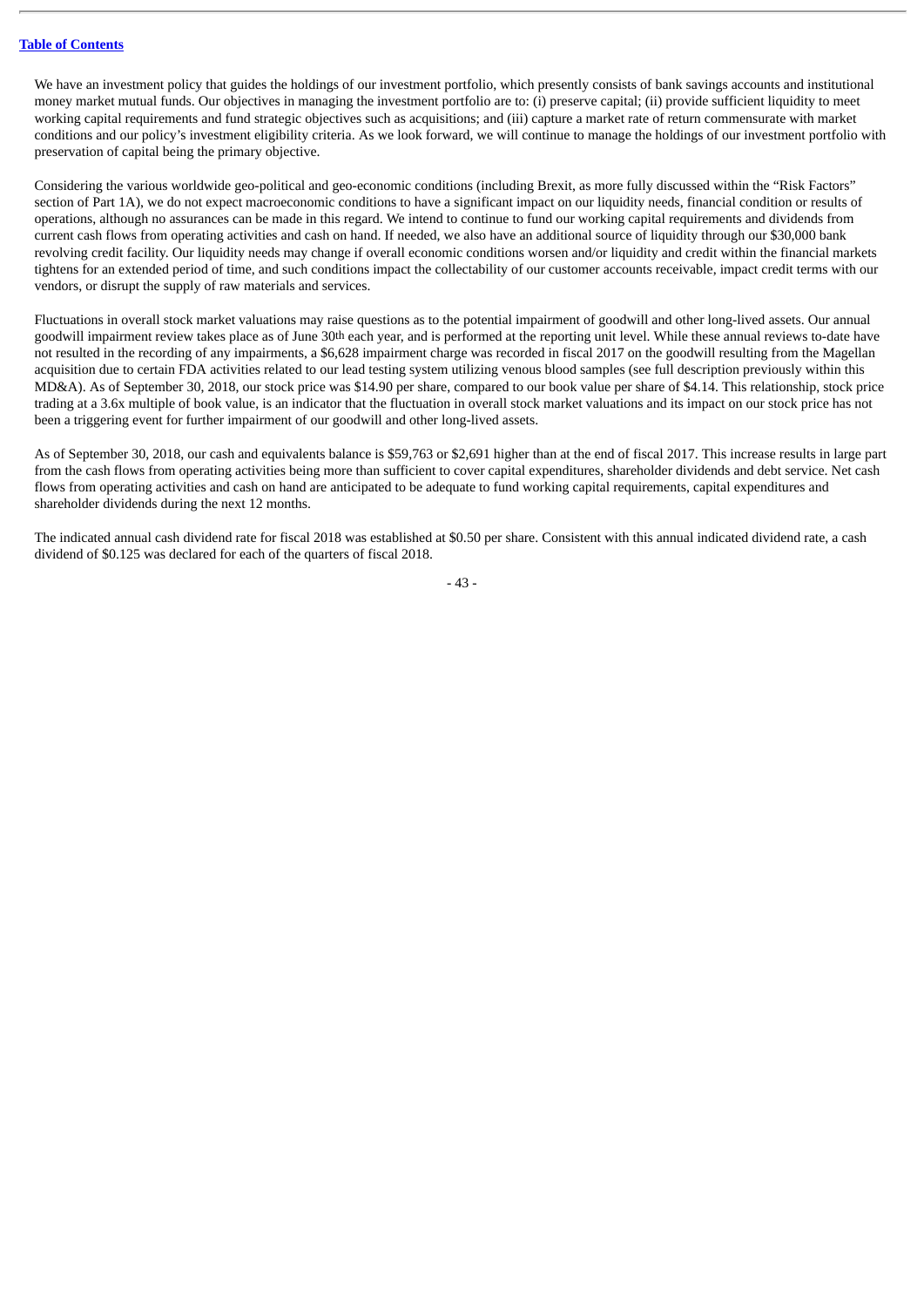We have an investment policy that guides the holdings of our investment portfolio, which presently consists of bank savings accounts and institutional money market mutual funds. Our objectives in managing the investment portfolio are to: (i) preserve capital; (ii) provide sufficient liquidity to meet working capital requirements and fund strategic objectives such as acquisitions; and (iii) capture a market rate of return commensurate with market conditions and our policy's investment eligibility criteria. As we look forward, we will continue to manage the holdings of our investment portfolio with preservation of capital being the primary objective.

Considering the various worldwide geo-political and geo-economic conditions (including Brexit, as more fully discussed within the "Risk Factors" section of Part 1A), we do not expect macroeconomic conditions to have a significant impact on our liquidity needs, financial condition or results of operations, although no assurances can be made in this regard. We intend to continue to fund our working capital requirements and dividends from current cash flows from operating activities and cash on hand. If needed, we also have an additional source of liquidity through our $30,000 bank revolving credit facility. Our liquidity needs may change if overall economic conditions worsen and/or liquidity and credit within the financial markets tightens for an extended period of time, and such conditions impact the collectability of our customer accounts receivable, impact credit terms with our vendors, or disrupt the supply of raw materials and services.

Fluctuations in overall stock market valuations may raise questions as to the potential impairment of goodwill and other long-lived assets. Our annual goodwill impairment review takes place as of June 30th each year, and is performed at the reporting unit level. While these annual reviews to-date have not resulted in the recording of any impairments, a $6,628 impairment charge was recorded in fiscal 2017 on the goodwill resulting from the Magellan acquisition due to certain FDA activities related to our lead testing system utilizing venous blood samples (see full description previously within this MD&A). As of September 30, 2018, our stock price was $14.90 per share, compared to our book value per share of $4.14. This relationship, stock price trading at a 3.6x multiple of book value, is an indicator that the fluctuation in overall stock market valuations and its impact on our stock price has not been a triggering event for further impairment of our goodwill and other long-lived assets.

As of September 30, 2018, our cash and equivalents balance is $59,763 or $2,691 higher than at the end of fiscal 2017. This increase results in large part from the cash flows from operating activities being more than sufficient to cover capital expenditures, shareholder dividends and debt service. Net cash flows from operating activities and cash on hand are anticipated to be adequate to fund working capital requirements, capital expenditures and shareholder dividends during the next 12 months.

The indicated annual cash dividend rate for fiscal 2018 was established at $0.50 per share. Consistent with this annual indicated dividend rate, a cash dividend of $0.125 was declared for each of the quarters of fiscal 2018.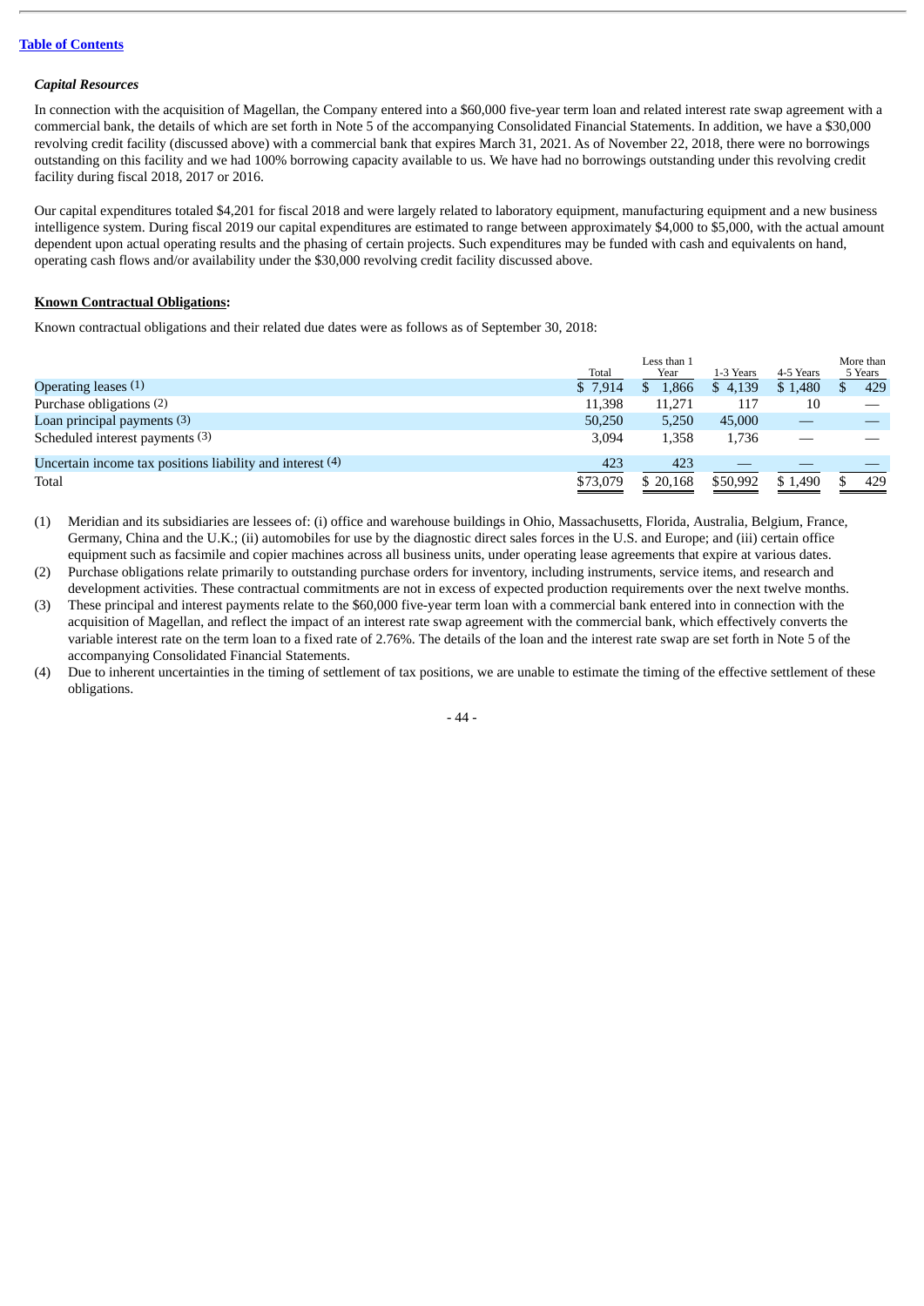[Table of Contents](#)

***Capital Resources***

In connection with the acquisition of Magellan, the Company entered into a $60,000 five-year term loan and related interest rate swap agreement with a commercial bank, the details of which are set forth in Note 5 of the accompanying Consolidated Financial Statements. In addition, we have a $30,000 revolving credit facility (discussed above) with a commercial bank that expires March 31, 2021. As of November 22, 2018, there were no borrowings outstanding on this facility and we had 100% borrowing capacity available to us. We have had no borrowings outstanding under this revolving credit facility during fiscal 2018, 2017 or 2016.

Our capital expenditures totaled $4,201 for fiscal 2018 and were largely related to laboratory equipment, manufacturing equipment and a new business intelligence system. During fiscal 2019 our capital expenditures are estimated to range between approximately $4,000 to $5,000, with the actual amount dependent upon actual operating results and the phasing of certain projects. Such expenditures may be funded with cash and equivalents on hand, operating cash flows and/or availability under the $30,000 revolving credit facility discussed above.

**Known Contractual Obligations:**

Known contractual obligations and their related due dates were as follows as of September 30, 2018:

| | Total | Less than 1 Year | 1-3 Years | 4-5 Years | More than 5 Years |
|---|---|---|---|---|---|
| Operating leases (1) | $ 7,914 | $ 1,866 | $ 4,139 | $ 1,480 | $ 429 |
| Purchase obligations (2) | 11,398 | 11,271 | 117 | 10 | — |
| Loan principal payments (3) | 50,250 | 5,250 | 45,000 | — | — |
| Scheduled interest payments (3) | 3,094 | 1,358 | 1,736 | — | — |
| Uncertain income tax positions liability and interest (4) | 423 | 423 | — | — | — |
| Total | $73,079 | $ 20,168 | $50,992 | $ 1,490 | $ 429 |

(1) Meridian and its subsidiaries are lessees of: (i) office and warehouse buildings in Ohio, Massachusetts, Florida, Australia, Belgium, France, Germany, China and the U.K.; (ii) automobiles for use by the diagnostic direct sales forces in the U.S. and Europe; and (iii) certain office equipment such as facsimile and copier machines across all business units, under operating lease agreements that expire at various dates.

(2) Purchase obligations relate primarily to outstanding purchase orders for inventory, including instruments, service items, and research and development activities. These contractual commitments are not in excess of expected production requirements over the next twelve months.

(3) These principal and interest payments relate to the $60,000 five-year term loan with a commercial bank entered into in connection with the acquisition of Magellan, and reflect the impact of an interest rate swap agreement with the commercial bank, which effectively converts the variable interest rate on the term loan to a fixed rate of 2.76%. The details of the loan and the interest rate swap are set forth in Note 5 of the accompanying Consolidated Financial Statements.

(4) Due to inherent uncertainties in the timing of settlement of tax positions, we are unable to estimate the timing of the effective settlement of these obligations.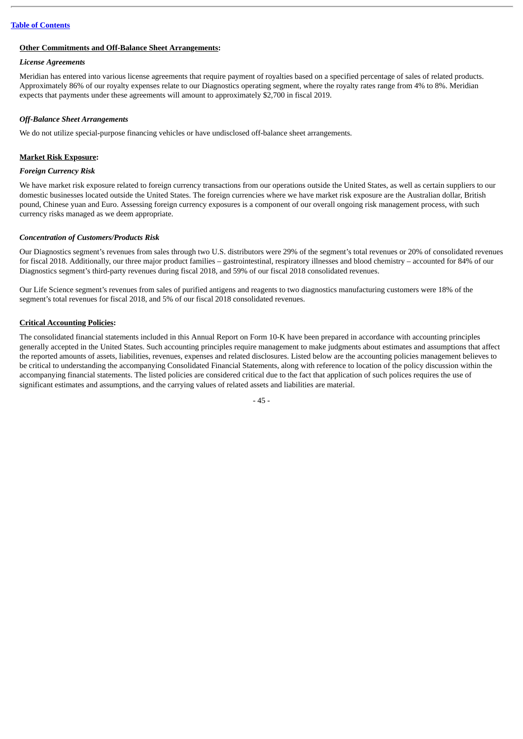**Other Commitments and Off-Balance Sheet Arrangements:**

*License Agreements*

Meridian has entered into various license agreements that require payment of royalties based on a specified percentage of sales of related products. Approximately 86% of our royalty expenses relate to our Diagnostics operating segment, where the royalty rates range from 4% to 8%. Meridian expects that payments under these agreements will amount to approximately $2,700 in fiscal 2019.

*Off-Balance Sheet Arrangements*

We do not utilize special-purpose financing vehicles or have undisclosed off-balance sheet arrangements.

**Market Risk Exposure:**

*Foreign Currency Risk*

We have market risk exposure related to foreign currency transactions from our operations outside the United States, as well as certain suppliers to our domestic businesses located outside the United States. The foreign currencies where we have market risk exposure are the Australian dollar, British pound, Chinese yuan and Euro. Assessing foreign currency exposures is a component of our overall ongoing risk management process, with such currency risks managed as we deem appropriate.

*Concentration of Customers/Products Risk*

Our Diagnostics segment's revenues from sales through two U.S. distributors were 29% of the segment's total revenues or 20% of consolidated revenues for fiscal 2018. Additionally, our three major product families – gastrointestinal, respiratory illnesses and blood chemistry – accounted for 84% of our Diagnostics segment's third-party revenues during fiscal 2018, and 59% of our fiscal 2018 consolidated revenues.

Our Life Science segment's revenues from sales of purified antigens and reagents to two diagnostics manufacturing customers were 18% of the segment's total revenues for fiscal 2018, and 5% of our fiscal 2018 consolidated revenues.

**Critical Accounting Policies:**

The consolidated financial statements included in this Annual Report on Form 10-K have been prepared in accordance with accounting principles generally accepted in the United States. Such accounting principles require management to make judgments about estimates and assumptions that affect the reported amounts of assets, liabilities, revenues, expenses and related disclosures. Listed below are the accounting policies management believes to be critical to understanding the accompanying Consolidated Financial Statements, along with reference to location of the policy discussion within the accompanying financial statements. The listed policies are considered critical due to the fact that application of such polices requires the use of significant estimates and assumptions, and the carrying values of related assets and liabilities are material.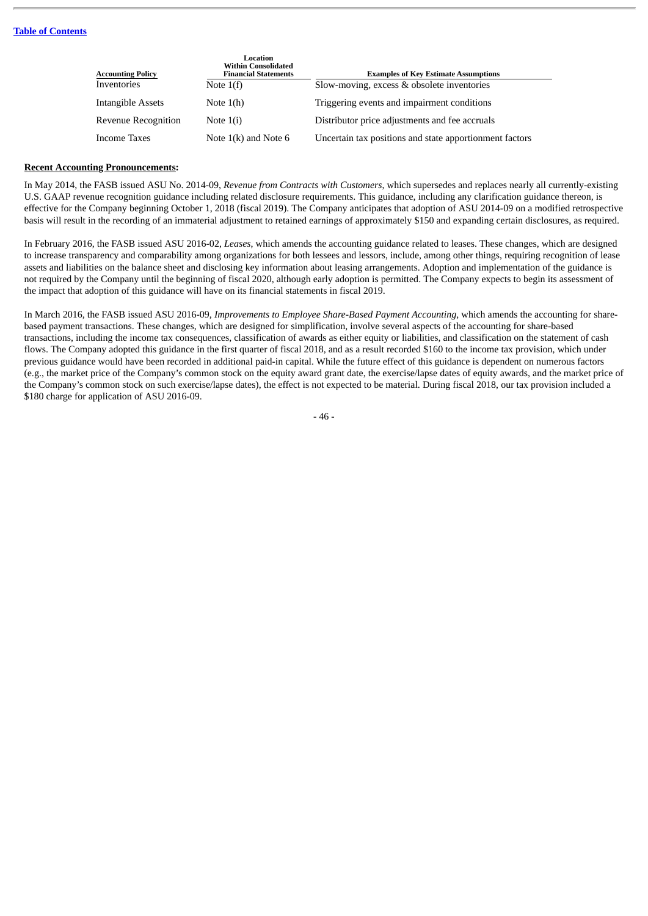| Accounting Policy | Location Within Consolidated Financial Statements | Examples of Key Estimate Assumptions |
|---|---|---|
| Inventories | Note 1(f) | Slow-moving, excess & obsolete inventories |
| Intangible Assets | Note 1(h) | Triggering events and impairment conditions |
| Revenue Recognition | Note 1(i) | Distributor price adjustments and fee accruals |
| Income Taxes | Note 1(k) and Note 6 | Uncertain tax positions and state apportionment factors |

**Recent Accounting Pronouncements:**

In May 2014, the FASB issued ASU No. 2014-09, *Revenue from Contracts with Customers*, which supersedes and replaces nearly all currently-existing U.S. GAAP revenue recognition guidance including related disclosure requirements. This guidance, including any clarification guidance thereon, is effective for the Company beginning October 1, 2018 (fiscal 2019). The Company anticipates that adoption of ASU 2014-09 on a modified retrospective basis will result in the recording of an immaterial adjustment to retained earnings of approximately $150 and expanding certain disclosures, as required.

In February 2016, the FASB issued ASU 2016-02, *Leases*, which amends the accounting guidance related to leases. These changes, which are designed to increase transparency and comparability among organizations for both lessees and lessors, include, among other things, requiring recognition of lease assets and liabilities on the balance sheet and disclosing key information about leasing arrangements. Adoption and implementation of the guidance is not required by the Company until the beginning of fiscal 2020, although early adoption is permitted. The Company expects to begin its assessment of the impact that adoption of this guidance will have on its financial statements in fiscal 2019.

In March 2016, the FASB issued ASU 2016-09, *Improvements to Employee Share-Based Payment Accounting*, which amends the accounting for share-based payment transactions. These changes, which are designed for simplification, involve several aspects of the accounting for share-based transactions, including the income tax consequences, classification of awards as either equity or liabilities, and classification on the statement of cash flows. The Company adopted this guidance in the first quarter of fiscal 2018, and as a result recorded $160 to the income tax provision, which under previous guidance would have been recorded in additional paid-in capital. While the future effect of this guidance is dependent on numerous factors (e.g., the market price of the Company's common stock on the equity award grant date, the exercise/lapse dates of equity awards, and the market price of the Company's common stock on such exercise/lapse dates), the effect is not expected to be material. During fiscal 2018, our tax provision included a $180 charge for application of ASU 2016-09.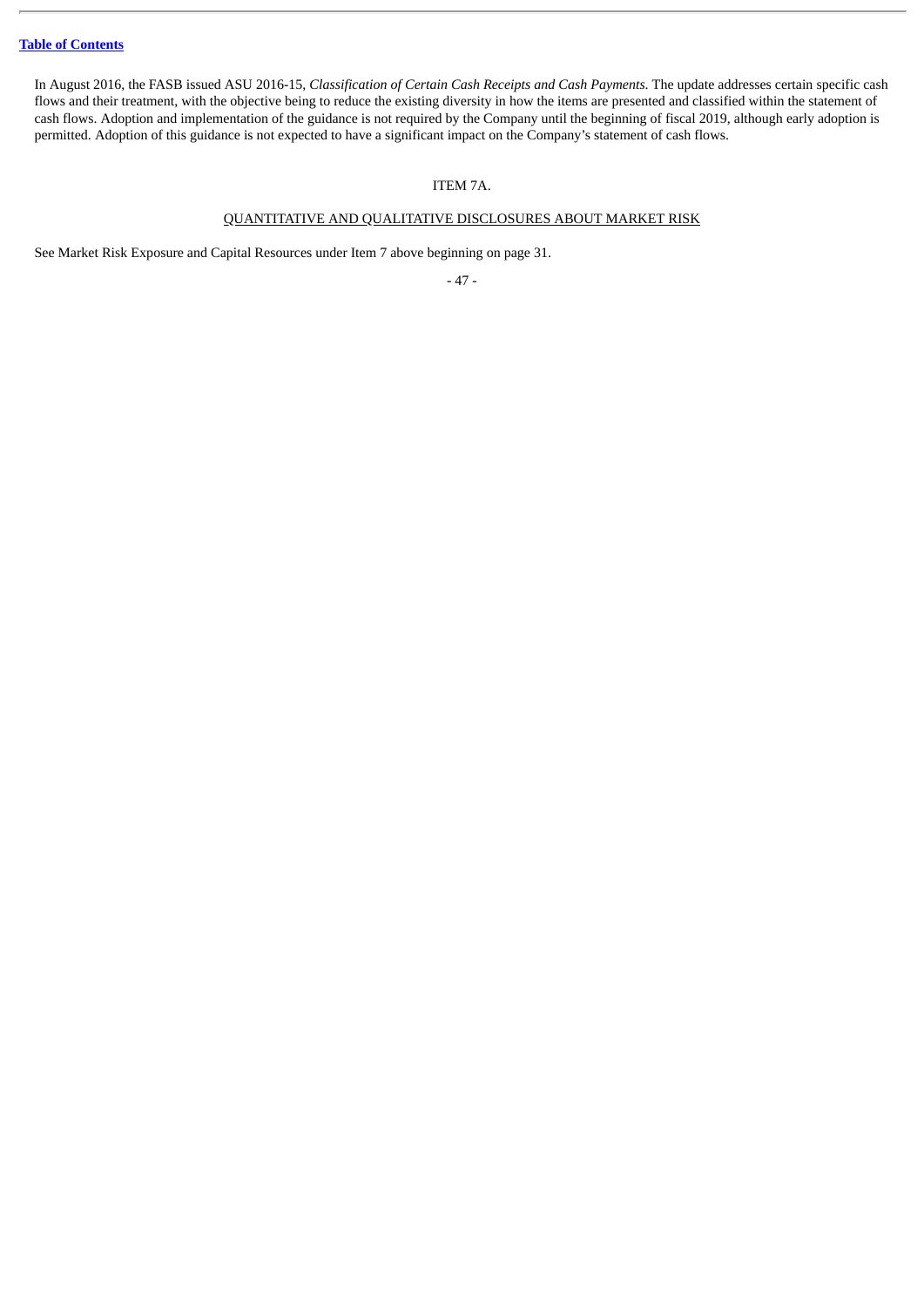In August 2016, the FASB issued ASU 2016-15, *Classification of Certain Cash Receipts and Cash Payments*. The update addresses certain specific cash flows and their treatment, with the objective being to reduce the existing diversity in how the items are presented and classified within the statement of cash flows. Adoption and implementation of the guidance is not required by the Company until the beginning of fiscal 2019, although early adoption is permitted. Adoption of this guidance is not expected to have a significant impact on the Company's statement of cash flows.

## ITEM 7A.

## QUANTITATIVE AND QUALITATIVE DISCLOSURES ABOUT MARKET RISK

See Market Risk Exposure and Capital Resources under Item 7 above beginning on page 31.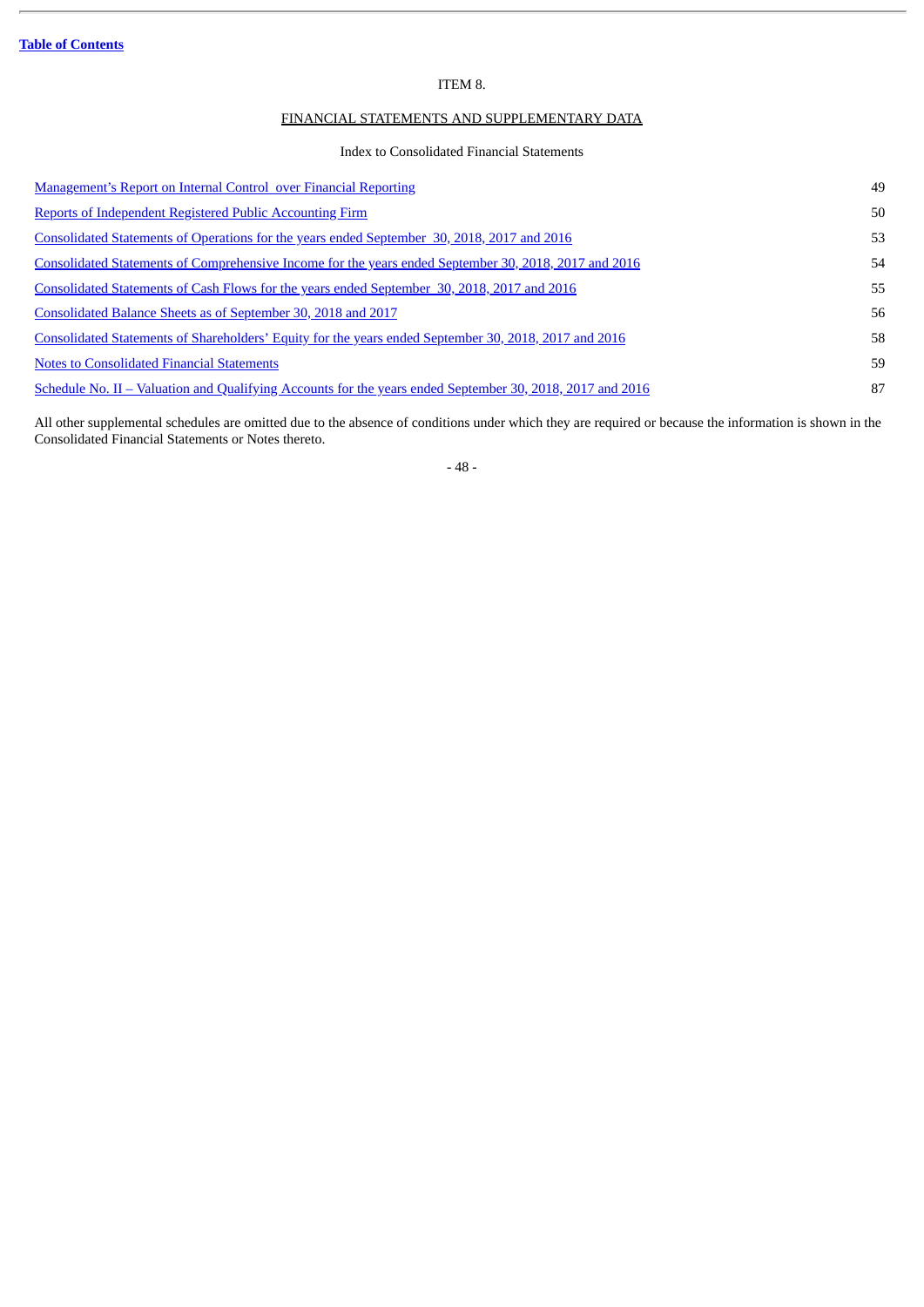ITEM 8.

## FINANCIAL STATEMENTS AND SUPPLEMENTARY DATA

Index to Consolidated Financial Statements

| | |
|---|---|
| Management's Report on Internal Control over Financial Reporting | 49 |
| Reports of Independent Registered Public Accounting Firm | 50 |
| Consolidated Statements of Operations for the years ended September 30, 2018, 2017 and 2016 | 53 |
| Consolidated Statements of Comprehensive Income for the years ended September 30, 2018, 2017 and 2016 | 54 |
| Consolidated Statements of Cash Flows for the years ended September 30, 2018, 2017 and 2016 | 55 |
| Consolidated Balance Sheets as of September 30, 2018 and 2017 | 56 |
| Consolidated Statements of Shareholders' Equity for the years ended September 30, 2018, 2017 and 2016 | 58 |
| Notes to Consolidated Financial Statements | 59 |
| Schedule No. II – Valuation and Qualifying Accounts for the years ended September 30, 2018, 2017 and 2016 | 87 |

All other supplemental schedules are omitted due to the absence of conditions under which they are required or because the information is shown in the Consolidated Financial Statements or Notes thereto.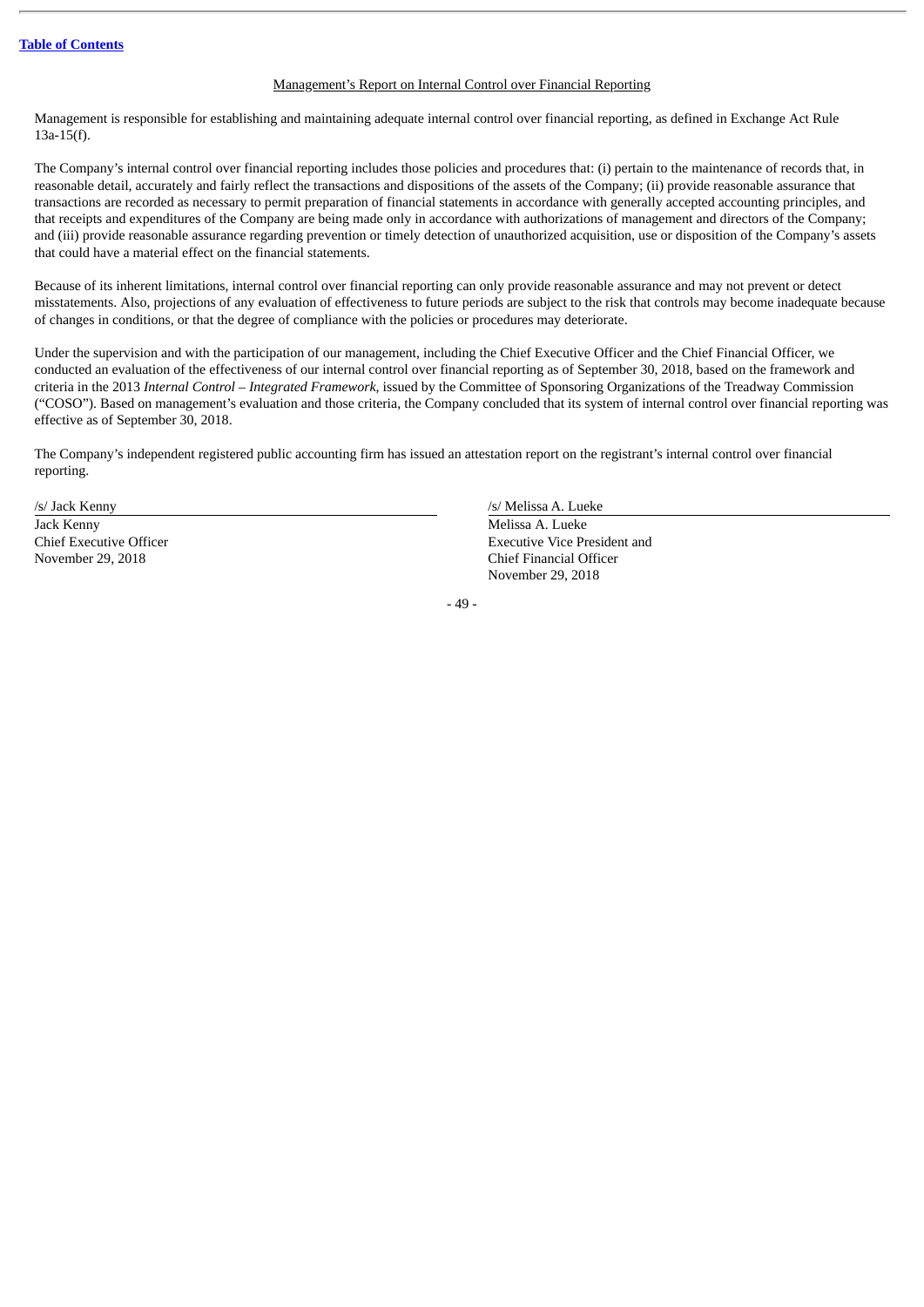## Management's Report on Internal Control over Financial Reporting

Management is responsible for establishing and maintaining adequate internal control over financial reporting, as defined in Exchange Act Rule 13a-15(f).

The Company's internal control over financial reporting includes those policies and procedures that: (i) pertain to the maintenance of records that, in reasonable detail, accurately and fairly reflect the transactions and dispositions of the assets of the Company; (ii) provide reasonable assurance that transactions are recorded as necessary to permit preparation of financial statements in accordance with generally accepted accounting principles, and that receipts and expenditures of the Company are being made only in accordance with authorizations of management and directors of the Company; and (iii) provide reasonable assurance regarding prevention or timely detection of unauthorized acquisition, use or disposition of the Company's assets that could have a material effect on the financial statements.

Because of its inherent limitations, internal control over financial reporting can only provide reasonable assurance and may not prevent or detect misstatements. Also, projections of any evaluation of effectiveness to future periods are subject to the risk that controls may become inadequate because of changes in conditions, or that the degree of compliance with the policies or procedures may deteriorate.

Under the supervision and with the participation of our management, including the Chief Executive Officer and the Chief Financial Officer, we conducted an evaluation of the effectiveness of our internal control over financial reporting as of September 30, 2018, based on the framework and criteria in the 2013 *Internal Control – Integrated Framework,* issued by the Committee of Sponsoring Organizations of the Treadway Commission ("COSO"). Based on management's evaluation and those criteria, the Company concluded that its system of internal control over financial reporting was effective as of September 30, 2018.

The Company's independent registered public accounting firm has issued an attestation report on the registrant's internal control over financial reporting.

/s/ Jack Kenny
Jack Kenny
Chief Executive Officer
November 29, 2018

/s/ Melissa A. Lueke
Melissa A. Lueke
Executive Vice President and
Chief Financial Officer
November 29, 2018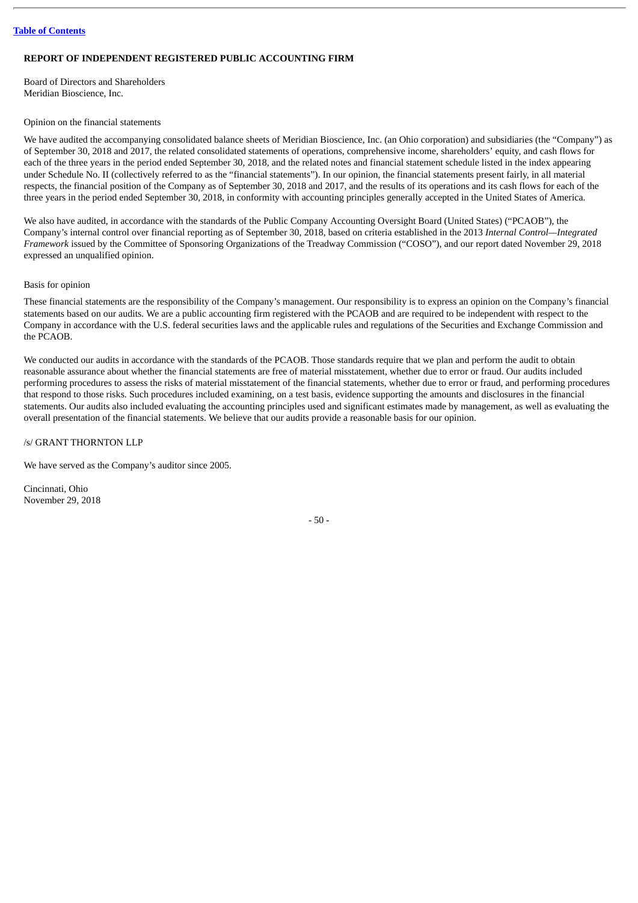**REPORT OF INDEPENDENT REGISTERED PUBLIC ACCOUNTING FIRM**

Board of Directors and Shareholders
Meridian Bioscience, Inc.

Opinion on the financial statements

We have audited the accompanying consolidated balance sheets of Meridian Bioscience, Inc. (an Ohio corporation) and subsidiaries (the "Company") as of September 30, 2018 and 2017, the related consolidated statements of operations, comprehensive income, shareholders' equity, and cash flows for each of the three years in the period ended September 30, 2018, and the related notes and financial statement schedule listed in the index appearing under Schedule No. II (collectively referred to as the "financial statements"). In our opinion, the financial statements present fairly, in all material respects, the financial position of the Company as of September 30, 2018 and 2017, and the results of its operations and its cash flows for each of the three years in the period ended September 30, 2018, in conformity with accounting principles generally accepted in the United States of America.

We also have audited, in accordance with the standards of the Public Company Accounting Oversight Board (United States) ("PCAOB"), the Company's internal control over financial reporting as of September 30, 2018, based on criteria established in the 2013 *Internal Control—Integrated Framework* issued by the Committee of Sponsoring Organizations of the Treadway Commission ("COSO"), and our report dated November 29, 2018 expressed an unqualified opinion.

Basis for opinion

These financial statements are the responsibility of the Company's management. Our responsibility is to express an opinion on the Company's financial statements based on our audits. We are a public accounting firm registered with the PCAOB and are required to be independent with respect to the Company in accordance with the U.S. federal securities laws and the applicable rules and regulations of the Securities and Exchange Commission and the PCAOB.

We conducted our audits in accordance with the standards of the PCAOB. Those standards require that we plan and perform the audit to obtain reasonable assurance about whether the financial statements are free of material misstatement, whether due to error or fraud. Our audits included performing procedures to assess the risks of material misstatement of the financial statements, whether due to error or fraud, and performing procedures that respond to those risks. Such procedures included examining, on a test basis, evidence supporting the amounts and disclosures in the financial statements. Our audits also included evaluating the accounting principles used and significant estimates made by management, as well as evaluating the overall presentation of the financial statements. We believe that our audits provide a reasonable basis for our opinion.

/s/ GRANT THORNTON LLP

We have served as the Company's auditor since 2005.

Cincinnati, Ohio
November 29, 2018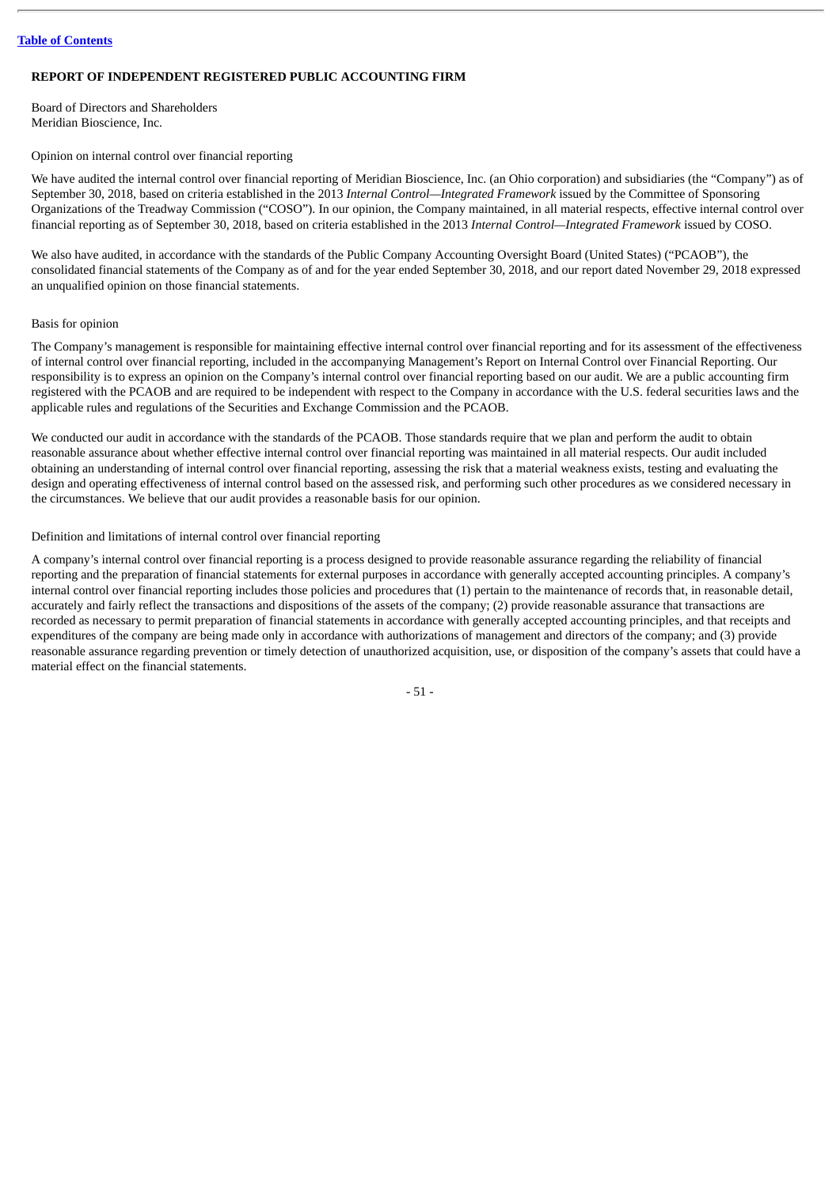## REPORT OF INDEPENDENT REGISTERED PUBLIC ACCOUNTING FIRM

Board of Directors and Shareholders
Meridian Bioscience, Inc.

Opinion on internal control over financial reporting

We have audited the internal control over financial reporting of Meridian Bioscience, Inc. (an Ohio corporation) and subsidiaries (the "Company") as of September 30, 2018, based on criteria established in the 2013 *Internal Control—Integrated Framework* issued by the Committee of Sponsoring Organizations of the Treadway Commission ("COSO"). In our opinion, the Company maintained, in all material respects, effective internal control over financial reporting as of September 30, 2018, based on criteria established in the 2013 *Internal Control—Integrated Framework* issued by COSO.

We also have audited, in accordance with the standards of the Public Company Accounting Oversight Board (United States) ("PCAOB"), the consolidated financial statements of the Company as of and for the year ended September 30, 2018, and our report dated November 29, 2018 expressed an unqualified opinion on those financial statements.

Basis for opinion

The Company's management is responsible for maintaining effective internal control over financial reporting and for its assessment of the effectiveness of internal control over financial reporting, included in the accompanying Management's Report on Internal Control over Financial Reporting. Our responsibility is to express an opinion on the Company's internal control over financial reporting based on our audit. We are a public accounting firm registered with the PCAOB and are required to be independent with respect to the Company in accordance with the U.S. federal securities laws and the applicable rules and regulations of the Securities and Exchange Commission and the PCAOB.

We conducted our audit in accordance with the standards of the PCAOB. Those standards require that we plan and perform the audit to obtain reasonable assurance about whether effective internal control over financial reporting was maintained in all material respects. Our audit included obtaining an understanding of internal control over financial reporting, assessing the risk that a material weakness exists, testing and evaluating the design and operating effectiveness of internal control based on the assessed risk, and performing such other procedures as we considered necessary in the circumstances. We believe that our audit provides a reasonable basis for our opinion.

Definition and limitations of internal control over financial reporting

A company's internal control over financial reporting is a process designed to provide reasonable assurance regarding the reliability of financial reporting and the preparation of financial statements for external purposes in accordance with generally accepted accounting principles. A company's internal control over financial reporting includes those policies and procedures that (1) pertain to the maintenance of records that, in reasonable detail, accurately and fairly reflect the transactions and dispositions of the assets of the company; (2) provide reasonable assurance that transactions are recorded as necessary to permit preparation of financial statements in accordance with generally accepted accounting principles, and that receipts and expenditures of the company are being made only in accordance with authorizations of management and directors of the company; and (3) provide reasonable assurance regarding prevention or timely detection of unauthorized acquisition, use, or disposition of the company's assets that could have a material effect on the financial statements.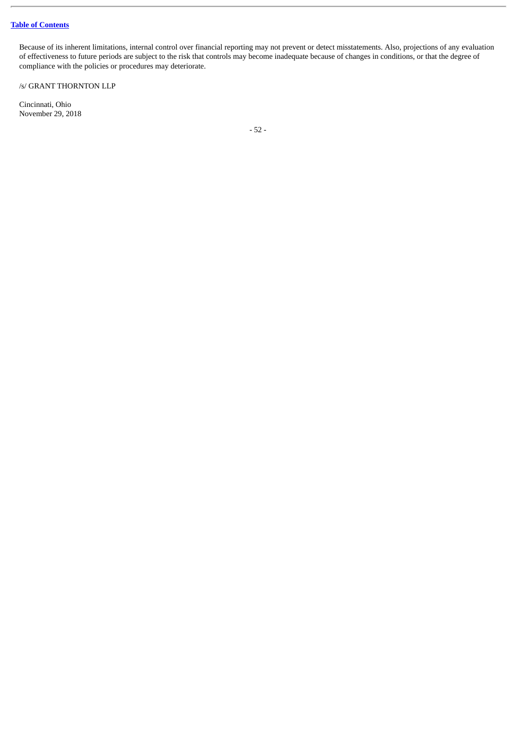Because of its inherent limitations, internal control over financial reporting may not prevent or detect misstatements. Also, projections of any evaluation of effectiveness to future periods are subject to the risk that controls may become inadequate because of changes in conditions, or that the degree of compliance with the policies or procedures may deteriorate.

/s/ GRANT THORNTON LLP

Cincinnati, Ohio
November 29, 2018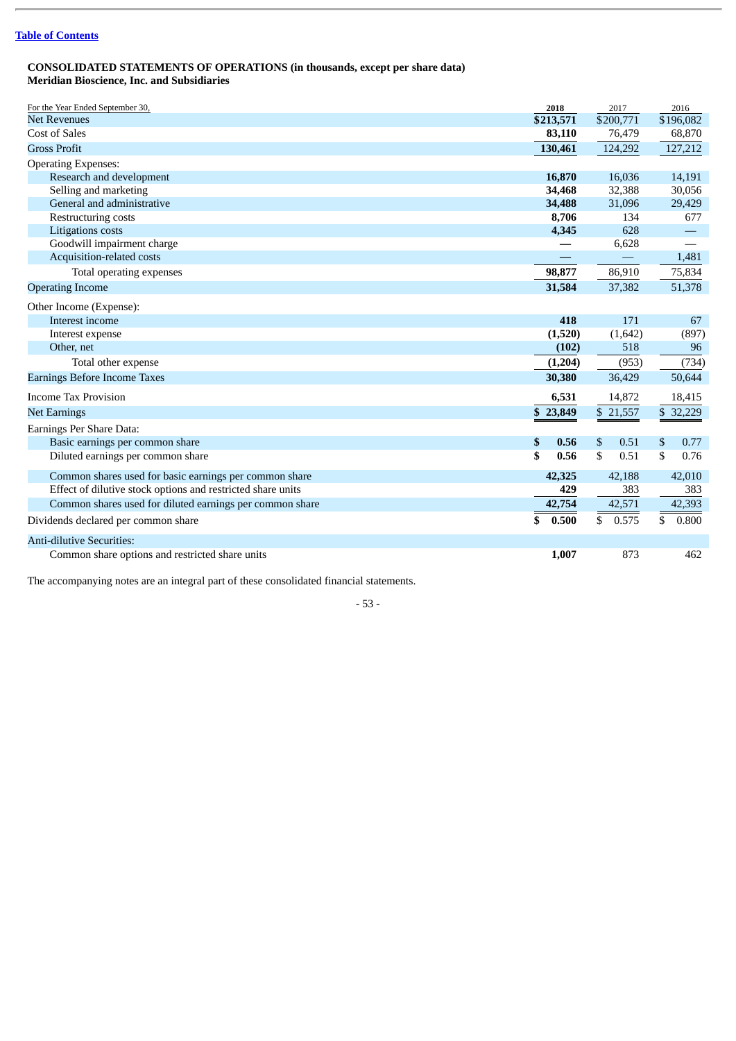Table of Contents

**CONSOLIDATED STATEMENTS OF OPERATIONS (in thousands, except per share data)**
**Meridian Bioscience, Inc. and Subsidiaries**

| For the Year Ended September 30, | **2018** | 2017 | 2016 |
|---|---|---|---|
| Net Revenues | **$213,571** | $200,771 | $196,082 |
| Cost of Sales | **83,110** | 76,479 | 68,870 |
| Gross Profit | **130,461** | 124,292 | 127,212 |
| Operating Expenses: | | | |
| Research and development | **16,870** | 16,036 | 14,191 |
| Selling and marketing | **34,468** | 32,388 | 30,056 |
| General and administrative | **34,488** | 31,096 | 29,429 |
| Restructuring costs | **8,706** | 134 | 677 |
| Litigations costs | **4,345** | 628 | — |
| Goodwill impairment charge | **—** | 6,628 | — |
| Acquisition-related costs | **—** | — | 1,481 |
| Total operating expenses | **98,877** | 86,910 | 75,834 |
| Operating Income | **31,584** | 37,382 | 51,378 |
| Other Income (Expense): | | | |
| Interest income | **418** | 171 | 67 |
| Interest expense | **(1,520)** | (1,642) | (897) |
| Other, net | **(102)** | 518 | 96 |
| Total other expense | **(1,204)** | (953) | (734) |
| Earnings Before Income Taxes | **30,380** | 36,429 | 50,644 |
| Income Tax Provision | **6,531** | 14,872 | 18,415 |
| Net Earnings | **$ 23,849** | $ 21,557 | $ 32,229 |
| Earnings Per Share Data: | | | |
| Basic earnings per common share | **$ 0.56** | $ 0.51 | $ 0.77 |
| Diluted earnings per common share | **$ 0.56** | $ 0.51 | $ 0.76 |
| Common shares used for basic earnings per common share | **42,325** | 42,188 | 42,010 |
| Effect of dilutive stock options and restricted share units | **429** | 383 | 383 |
| Common shares used for diluted earnings per common share | **42,754** | 42,571 | 42,393 |
| Dividends declared per common share | **$ 0.500** | $ 0.575 | $ 0.800 |
| Anti-dilutive Securities: | | | |
| Common share options and restricted share units | **1,007** | 873 | 462 |

The accompanying notes are an integral part of these consolidated financial statements.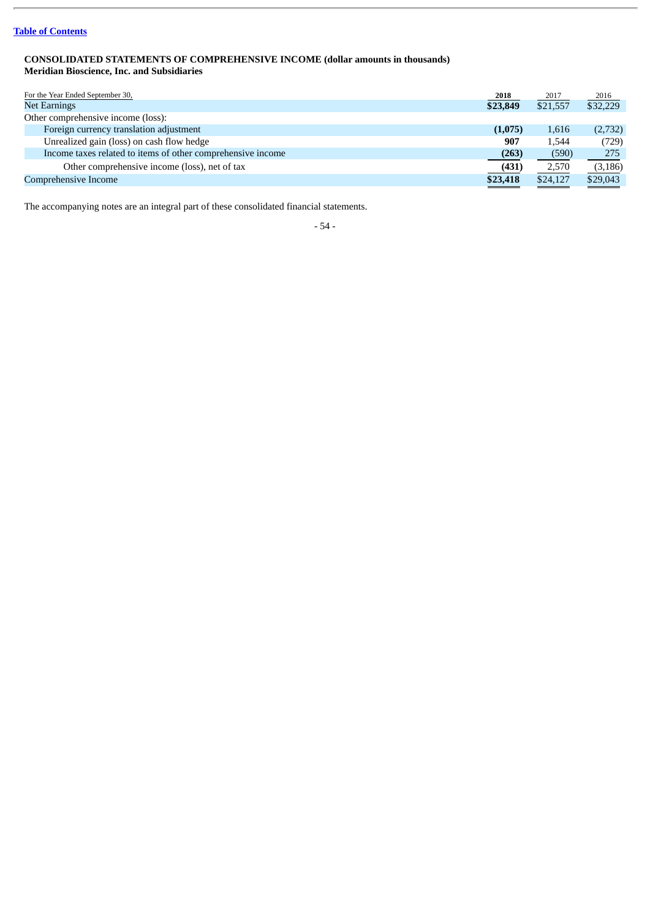[Table of Contents](#)

**CONSOLIDATED STATEMENTS OF COMPREHENSIVE INCOME (dollar amounts in thousands)**
**Meridian Bioscience, Inc. and Subsidiaries**

| For the Year Ended September 30, | 2018 | 2017 | 2016 |
|---|---|---|---|
| Net Earnings | **$23,849** | $21,557 | $32,229 |
| Other comprehensive income (loss): | | | |
| Foreign currency translation adjustment | **(1,075)** | 1,616 | (2,732) |
| Unrealized gain (loss) on cash flow hedge | **907** | 1,544 | (729) |
| Income taxes related to items of other comprehensive income | **(263)** | (590) | 275 |
| Other comprehensive income (loss), net of tax | **(431)** | 2,570 | (3,186) |
| Comprehensive Income | **$23,418** | $24,127 | $29,043 |

The accompanying notes are an integral part of these consolidated financial statements.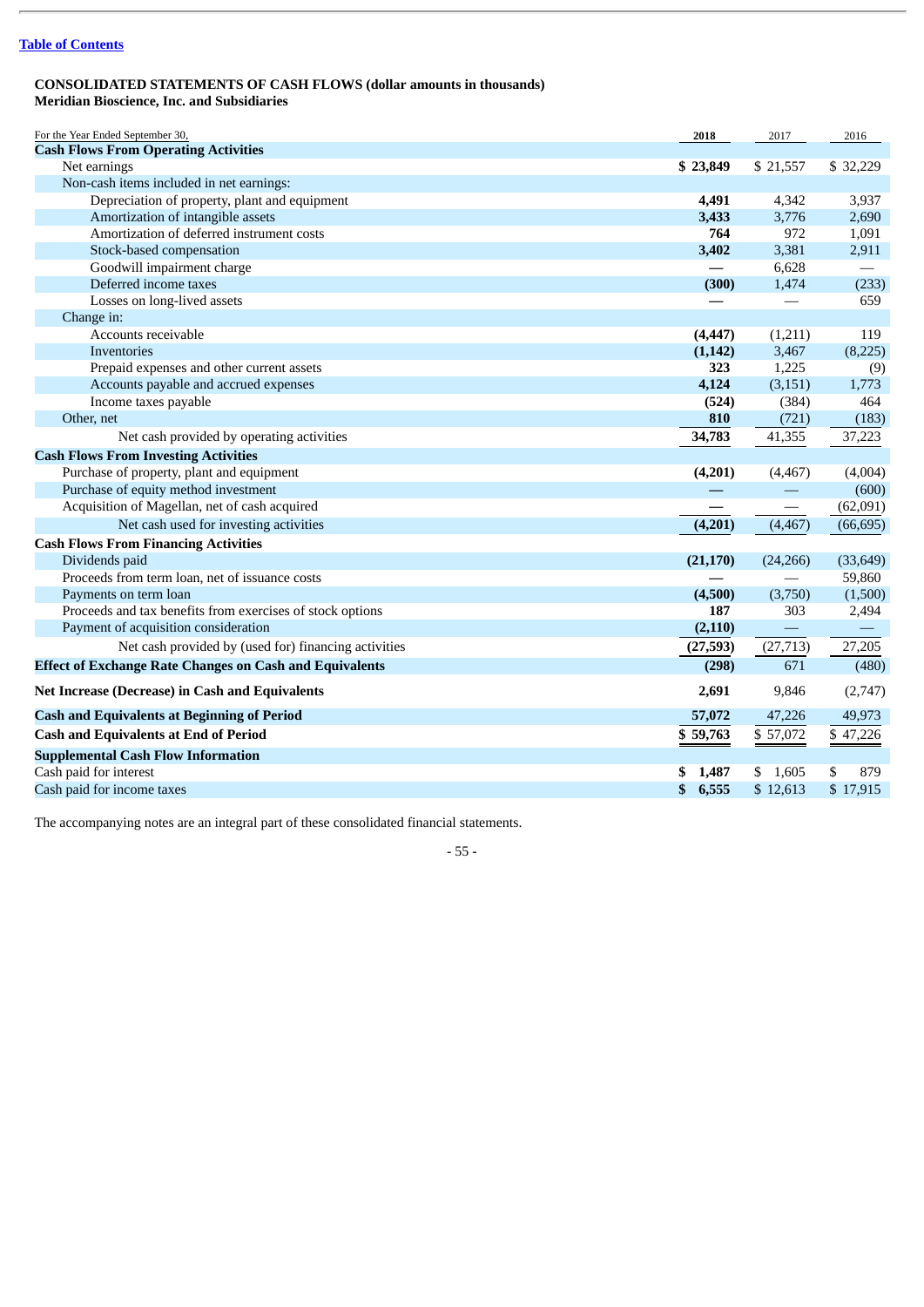**CONSOLIDATED STATEMENTS OF CASH FLOWS (dollar amounts in thousands)**
**Meridian Bioscience, Inc. and Subsidiaries**

| For the Year Ended September 30, | 2018 | 2017 | 2016 |
|---|---|---|---|
| **Cash Flows From Operating Activities** | | | |
| Net earnings | **$ 23,849** | $ 21,557 | $ 32,229 |
| Non-cash items included in net earnings: | | | |
| Depreciation of property, plant and equipment | **4,491** | 4,342 | 3,937 |
| Amortization of intangible assets | **3,433** | 3,776 | 2,690 |
| Amortization of deferred instrument costs | **764** | 972 | 1,091 |
| Stock-based compensation | **3,402** | 3,381 | 2,911 |
| Goodwill impairment charge | **—** | 6,628 | — |
| Deferred income taxes | **(300)** | 1,474 | (233) |
| Losses on long-lived assets | **—** | — | 659 |
| Change in: | | | |
| Accounts receivable | **(4,447)** | (1,211) | 119 |
| Inventories | **(1,142)** | 3,467 | (8,225) |
| Prepaid expenses and other current assets | **323** | 1,225 | (9) |
| Accounts payable and accrued expenses | **4,124** | (3,151) | 1,773 |
| Income taxes payable | **(524)** | (384) | 464 |
| Other, net | **810** | (721) | (183) |
| Net cash provided by operating activities | **34,783** | 41,355 | 37,223 |
| **Cash Flows From Investing Activities** | | | |
| Purchase of property, plant and equipment | **(4,201)** | (4,467) | (4,004) |
| Purchase of equity method investment | **—** | — | (600) |
| Acquisition of Magellan, net of cash acquired | **—** | — | (62,091) |
| Net cash used for investing activities | **(4,201)** | (4,467) | (66,695) |
| **Cash Flows From Financing Activities** | | | |
| Dividends paid | **(21,170)** | (24,266) | (33,649) |
| Proceeds from term loan, net of issuance costs | **—** | — | 59,860 |
| Payments on term loan | **(4,500)** | (3,750) | (1,500) |
| Proceeds and tax benefits from exercises of stock options | **187** | 303 | 2,494 |
| Payment of acquisition consideration | **(2,110)** | — | — |
| Net cash provided by (used for) financing activities | **(27,593)** | (27,713) | 27,205 |
| **Effect of Exchange Rate Changes on Cash and Equivalents** | **(298)** | 671 | (480) |
| **Net Increase (Decrease) in Cash and Equivalents** | **2,691** | 9,846 | (2,747) |
| **Cash and Equivalents at Beginning of Period** | **57,072** | 47,226 | 49,973 |
| **Cash and Equivalents at End of Period** | **$ 59,763** | $ 57,072 | $ 47,226 |
| **Supplemental Cash Flow Information** | | | |
| Cash paid for interest | **$ 1,487** | $ 1,605 | $ 879 |
| Cash paid for income taxes | **$ 6,555** | $ 12,613 | $ 17,915 |

The accompanying notes are an integral part of these consolidated financial statements.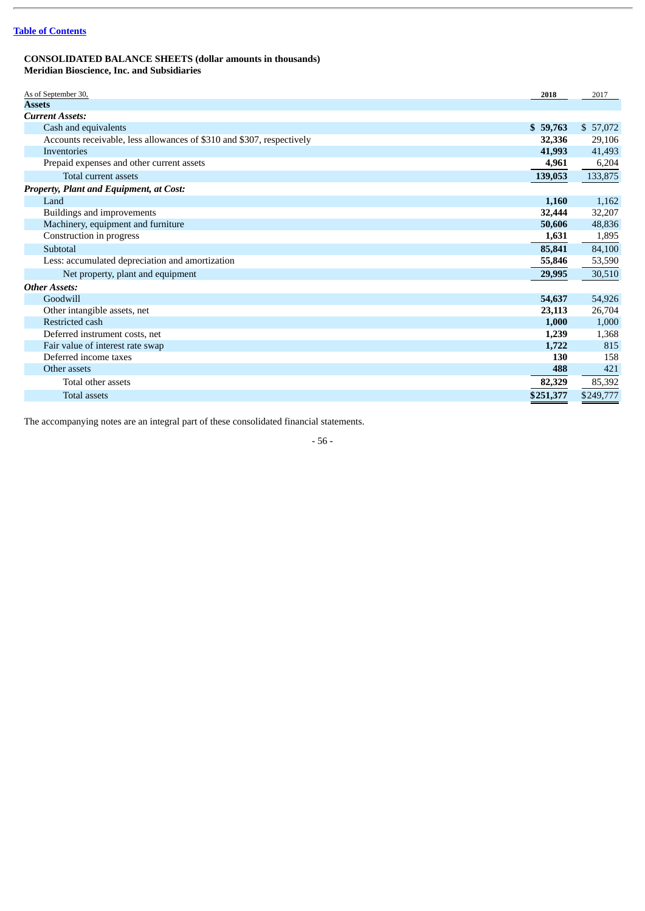[Table of Contents](#)

**CONSOLIDATED BALANCE SHEETS (dollar amounts in thousands)**
**Meridian Bioscience, Inc. and Subsidiaries**

| As of September 30, | 2018 | 2017 |
|---|---|---|
| **Assets** | | |
| ***Current Assets:*** | | |
| Cash and equivalents | **$ 59,763** | $ 57,072 |
| Accounts receivable, less allowances of $310 and $307, respectively | **32,336** | 29,106 |
| Inventories | **41,993** | 41,493 |
| Prepaid expenses and other current assets | **4,961** | 6,204 |
| Total current assets | **139,053** | 133,875 |
| ***Property, Plant and Equipment, at Cost:*** | | |
| Land | **1,160** | 1,162 |
| Buildings and improvements | **32,444** | 32,207 |
| Machinery, equipment and furniture | **50,606** | 48,836 |
| Construction in progress | **1,631** | 1,895 |
| Subtotal | **85,841** | 84,100 |
| Less: accumulated depreciation and amortization | **55,846** | 53,590 |
| Net property, plant and equipment | **29,995** | 30,510 |
| ***Other Assets:*** | | |
| Goodwill | **54,637** | 54,926 |
| Other intangible assets, net | **23,113** | 26,704 |
| Restricted cash | **1,000** | 1,000 |
| Deferred instrument costs, net | **1,239** | 1,368 |
| Fair value of interest rate swap | **1,722** | 815 |
| Deferred income taxes | **130** | 158 |
| Other assets | **488** | 421 |
| Total other assets | **82,329** | 85,392 |
| Total assets | **$251,377** | $249,777 |

The accompanying notes are an integral part of these consolidated financial statements.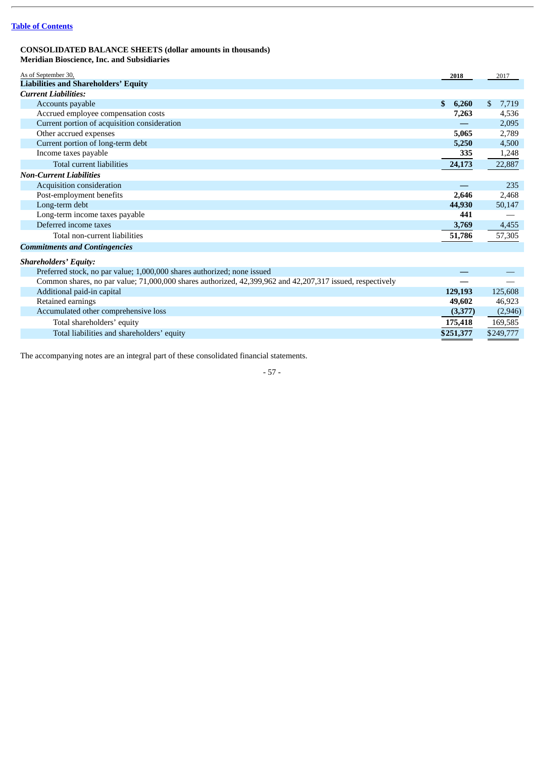[Table of Contents](#)

**CONSOLIDATED BALANCE SHEETS (dollar amounts in thousands)**
**Meridian Bioscience, Inc. and Subsidiaries**

| As of September 30, | 2018 | 2017 |
|---|---|---|
| **Liabilities and Shareholders' Equity** | | |
| ***Current Liabilities:*** | | |
| Accounts payable | **$ 6,260** | $ 7,719 |
| Accrued employee compensation costs | **7,263** | 4,536 |
| Current portion of acquisition consideration | **—** | 2,095 |
| Other accrued expenses | **5,065** | 2,789 |
| Current portion of long-term debt | **5,250** | 4,500 |
| Income taxes payable | **335** | 1,248 |
| Total current liabilities | **24,173** | 22,887 |
| ***Non-Current Liabilities*** | | |
| Acquisition consideration | **—** | 235 |
| Post-employment benefits | **2,646** | 2,468 |
| Long-term debt | **44,930** | 50,147 |
| Long-term income taxes payable | **441** | — |
| Deferred income taxes | **3,769** | 4,455 |
| Total non-current liabilities | **51,786** | 57,305 |
| ***Commitments and Contingencies*** | | |
| ***Shareholders' Equity:*** | | |
| Preferred stock, no par value; 1,000,000 shares authorized; none issued | **—** | — |
| Common shares, no par value; 71,000,000 shares authorized, 42,399,962 and 42,207,317 issued, respectively | **—** | — |
| Additional paid-in capital | **129,193** | 125,608 |
| Retained earnings | **49,602** | 46,923 |
| Accumulated other comprehensive loss | **(3,377)** | (2,946) |
| Total shareholders' equity | **175,418** | 169,585 |
| Total liabilities and shareholders' equity | **$251,377** | $249,777 |

The accompanying notes are an integral part of these consolidated financial statements.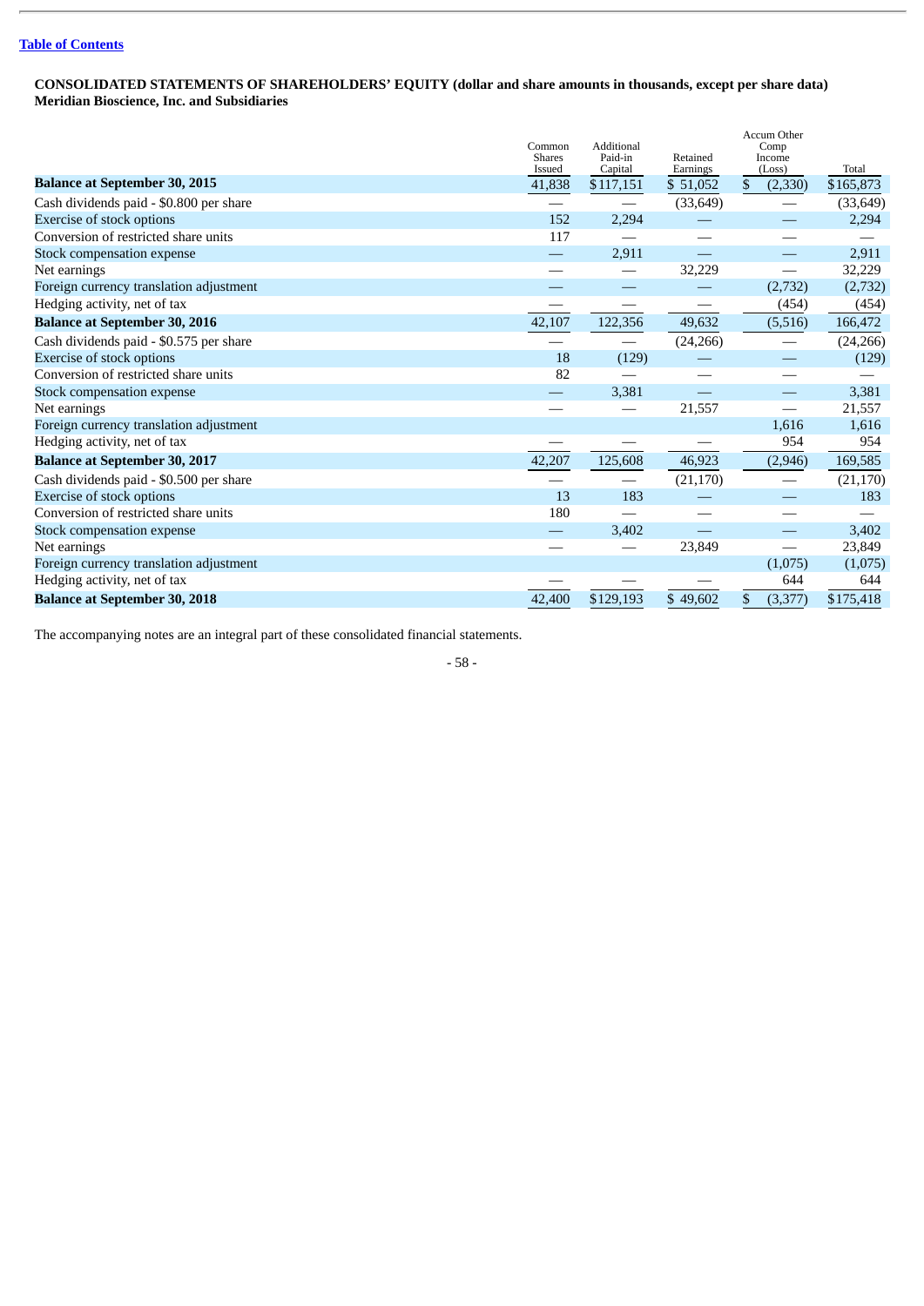[Table of Contents]

**CONSOLIDATED STATEMENTS OF SHAREHOLDERS' EQUITY (dollar and share amounts in thousands, except per share data)**
**Meridian Bioscience, Inc. and Subsidiaries**

| | Common Shares Issued | Additional Paid-in Capital | Retained Earnings | Accum Other Comp Income (Loss) | Total |
|---|---|---|---|---|---|
| **Balance at September 30, 2015** | 41,838 | $117,151 | $ 51,052 | $ (2,330) | $165,873 |
| Cash dividends paid - $0.800 per share | — | — | (33,649) | — | (33,649) |
| Exercise of stock options | 152 | 2,294 | — | — | 2,294 |
| Conversion of restricted share units | 117 | — | — | — | — |
| Stock compensation expense | — | 2,911 | — | — | 2,911 |
| Net earnings | — | — | 32,229 | — | 32,229 |
| Foreign currency translation adjustment | — | — | — | (2,732) | (2,732) |
| Hedging activity, net of tax | — | — | — | (454) | (454) |
| **Balance at September 30, 2016** | 42,107 | 122,356 | 49,632 | (5,516) | 166,472 |
| Cash dividends paid - $0.575 per share | — | — | (24,266) | — | (24,266) |
| Exercise of stock options | 18 | (129) | — | — | (129) |
| Conversion of restricted share units | 82 | — | — | — | — |
| Stock compensation expense | — | 3,381 | — | — | 3,381 |
| Net earnings | — | — | 21,557 | — | 21,557 |
| Foreign currency translation adjustment | | | | 1,616 | 1,616 |
| Hedging activity, net of tax | — | — | — | 954 | 954 |
| **Balance at September 30, 2017** | 42,207 | 125,608 | 46,923 | (2,946) | 169,585 |
| Cash dividends paid - $0.500 per share | — | — | (21,170) | — | (21,170) |
| Exercise of stock options | 13 | 183 | — | — | 183 |
| Conversion of restricted share units | 180 | — | — | — | — |
| Stock compensation expense | — | 3,402 | — | — | 3,402 |
| Net earnings | — | — | 23,849 | — | 23,849 |
| Foreign currency translation adjustment | | | | (1,075) | (1,075) |
| Hedging activity, net of tax | — | — | — | 644 | 644 |
| **Balance at September 30, 2018** | 42,400 | $129,193 | $ 49,602 | $ (3,377) | $175,418 |

The accompanying notes are an integral part of these consolidated financial statements.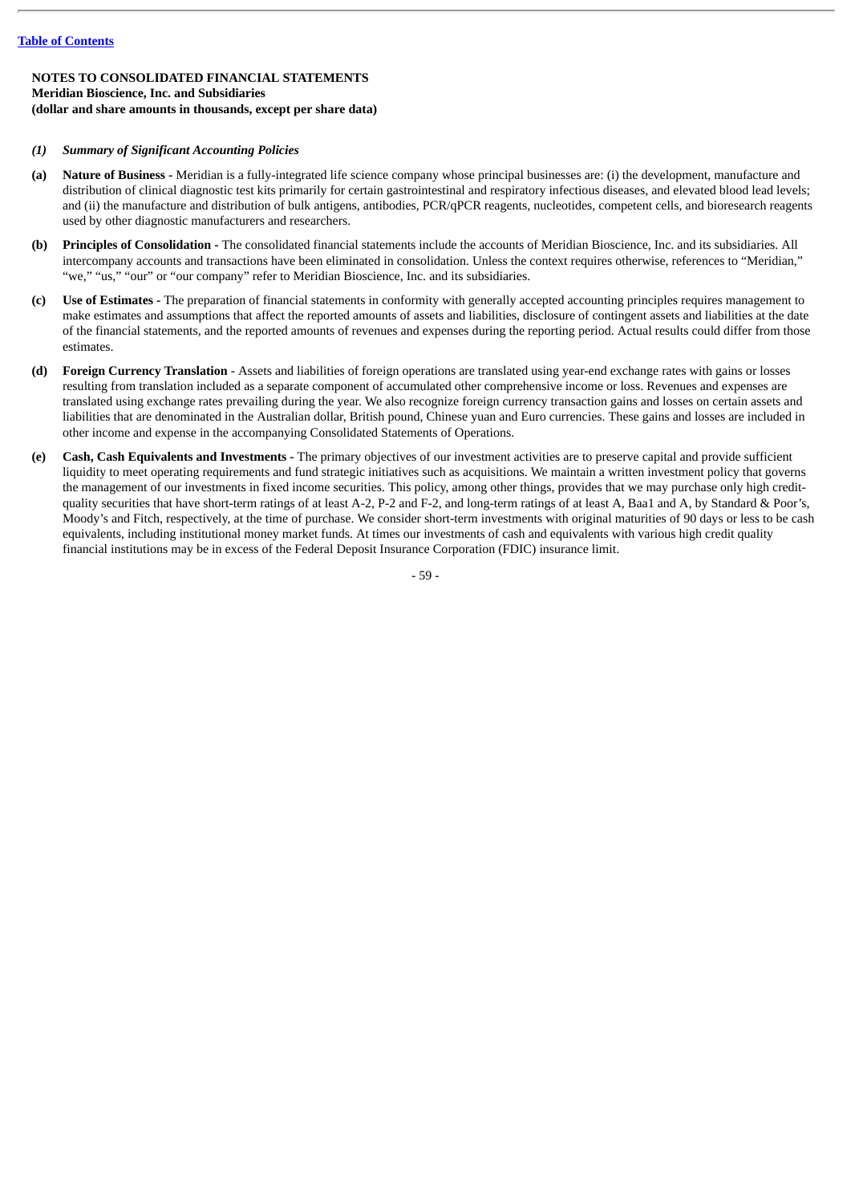**NOTES TO CONSOLIDATED FINANCIAL STATEMENTS**
**Meridian Bioscience, Inc. and Subsidiaries**
**(dollar and share amounts in thousands, except per share data)**

***(1) Summary of Significant Accounting Policies***

**(a) Nature of Business -** Meridian is a fully-integrated life science company whose principal businesses are: (i) the development, manufacture and distribution of clinical diagnostic test kits primarily for certain gastrointestinal and respiratory infectious diseases, and elevated blood lead levels; and (ii) the manufacture and distribution of bulk antigens, antibodies, PCR/qPCR reagents, nucleotides, competent cells, and bioresearch reagents used by other diagnostic manufacturers and researchers.

**(b) Principles of Consolidation -** The consolidated financial statements include the accounts of Meridian Bioscience, Inc. and its subsidiaries. All intercompany accounts and transactions have been eliminated in consolidation. Unless the context requires otherwise, references to "Meridian," "we," "us," "our" or "our company" refer to Meridian Bioscience, Inc. and its subsidiaries.

**(c) Use of Estimates -** The preparation of financial statements in conformity with generally accepted accounting principles requires management to make estimates and assumptions that affect the reported amounts of assets and liabilities, disclosure of contingent assets and liabilities at the date of the financial statements, and the reported amounts of revenues and expenses during the reporting period. Actual results could differ from those estimates.

**(d) Foreign Currency Translation** - Assets and liabilities of foreign operations are translated using year-end exchange rates with gains or losses resulting from translation included as a separate component of accumulated other comprehensive income or loss. Revenues and expenses are translated using exchange rates prevailing during the year. We also recognize foreign currency transaction gains and losses on certain assets and liabilities that are denominated in the Australian dollar, British pound, Chinese yuan and Euro currencies. These gains and losses are included in other income and expense in the accompanying Consolidated Statements of Operations.

**(e) Cash, Cash Equivalents and Investments -** The primary objectives of our investment activities are to preserve capital and provide sufficient liquidity to meet operating requirements and fund strategic initiatives such as acquisitions. We maintain a written investment policy that governs the management of our investments in fixed income securities. This policy, among other things, provides that we may purchase only high credit-quality securities that have short-term ratings of at least A-2, P-2 and F-2, and long-term ratings of at least A, Baa1 and A, by Standard & Poor's, Moody's and Fitch, respectively, at the time of purchase. We consider short-term investments with original maturities of 90 days or less to be cash equivalents, including institutional money market funds. At times our investments of cash and equivalents with various high credit quality financial institutions may be in excess of the Federal Deposit Insurance Corporation (FDIC) insurance limit.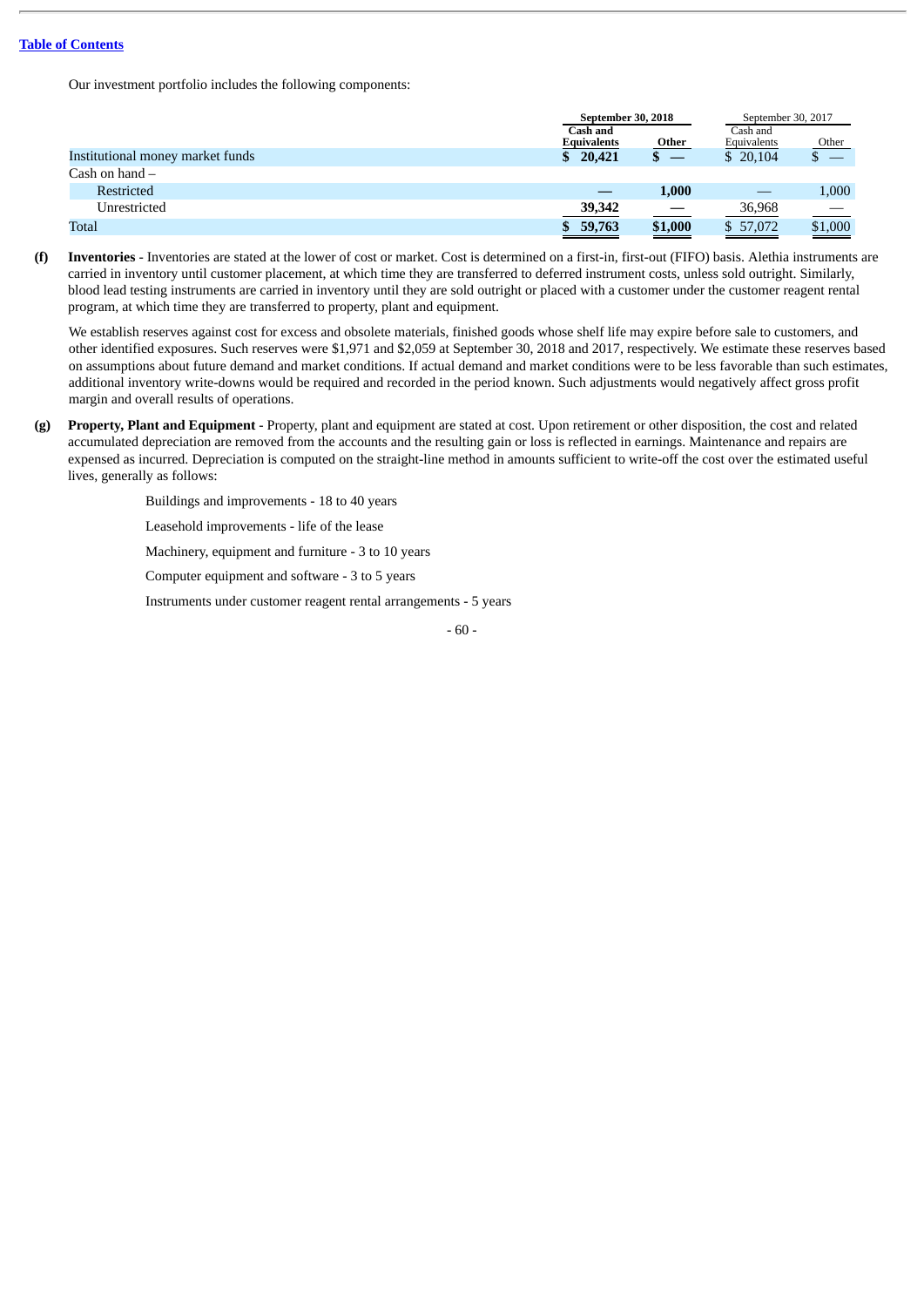Our investment portfolio includes the following components:

| | September 30, 2018 | | September 30, 2017 | |
|---|---|---|---|---|
| | Cash and Equivalents | Other | Cash and Equivalents | Other |
| Institutional money market funds | $ 20,421 | $ — | $ 20,104 | $ — |
| Cash on hand – | | | | |
| Restricted | — | 1,000 | — | 1,000 |
| Unrestricted | 39,342 | — | 36,968 | — |
| Total | $ 59,763 | $1,000 | $ 57,072 | $1,000 |

**(f) Inventories** - Inventories are stated at the lower of cost or market. Cost is determined on a first-in, first-out (FIFO) basis. Alethia instruments are carried in inventory until customer placement, at which time they are transferred to deferred instrument costs, unless sold outright. Similarly, blood lead testing instruments are carried in inventory until they are sold outright or placed with a customer under the customer reagent rental program, at which time they are transferred to property, plant and equipment.

We establish reserves against cost for excess and obsolete materials, finished goods whose shelf life may expire before sale to customers, and other identified exposures. Such reserves were $1,971 and $2,059 at September 30, 2018 and 2017, respectively. We estimate these reserves based on assumptions about future demand and market conditions. If actual demand and market conditions were to be less favorable than such estimates, additional inventory write-downs would be required and recorded in the period known. Such adjustments would negatively affect gross profit margin and overall results of operations.

**(g) Property, Plant and Equipment** - Property, plant and equipment are stated at cost. Upon retirement or other disposition, the cost and related accumulated depreciation are removed from the accounts and the resulting gain or loss is reflected in earnings. Maintenance and repairs are expensed as incurred. Depreciation is computed on the straight-line method in amounts sufficient to write-off the cost over the estimated useful lives, generally as follows:

Buildings and improvements - 18 to 40 years

Leasehold improvements - life of the lease

Machinery, equipment and furniture - 3 to 10 years

Computer equipment and software - 3 to 5 years

Instruments under customer reagent rental arrangements - 5 years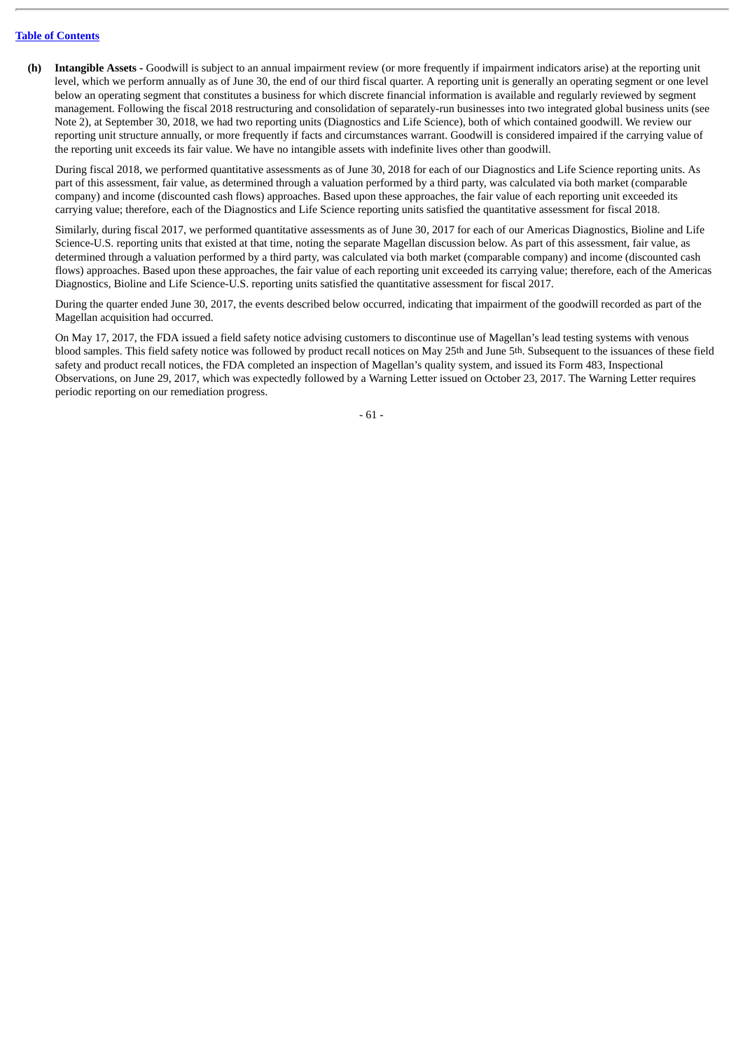**(h) Intangible Assets -** Goodwill is subject to an annual impairment review (or more frequently if impairment indicators arise) at the reporting unit level, which we perform annually as of June 30, the end of our third fiscal quarter. A reporting unit is generally an operating segment or one level below an operating segment that constitutes a business for which discrete financial information is available and regularly reviewed by segment management. Following the fiscal 2018 restructuring and consolidation of separately-run businesses into two integrated global business units (see Note 2), at September 30, 2018, we had two reporting units (Diagnostics and Life Science), both of which contained goodwill. We review our reporting unit structure annually, or more frequently if facts and circumstances warrant. Goodwill is considered impaired if the carrying value of the reporting unit exceeds its fair value. We have no intangible assets with indefinite lives other than goodwill.

During fiscal 2018, we performed quantitative assessments as of June 30, 2018 for each of our Diagnostics and Life Science reporting units. As part of this assessment, fair value, as determined through a valuation performed by a third party, was calculated via both market (comparable company) and income (discounted cash flows) approaches. Based upon these approaches, the fair value of each reporting unit exceeded its carrying value; therefore, each of the Diagnostics and Life Science reporting units satisfied the quantitative assessment for fiscal 2018.

Similarly, during fiscal 2017, we performed quantitative assessments as of June 30, 2017 for each of our Americas Diagnostics, Bioline and Life Science-U.S. reporting units that existed at that time, noting the separate Magellan discussion below. As part of this assessment, fair value, as determined through a valuation performed by a third party, was calculated via both market (comparable company) and income (discounted cash flows) approaches. Based upon these approaches, the fair value of each reporting unit exceeded its carrying value; therefore, each of the Americas Diagnostics, Bioline and Life Science-U.S. reporting units satisfied the quantitative assessment for fiscal 2017.

During the quarter ended June 30, 2017, the events described below occurred, indicating that impairment of the goodwill recorded as part of the Magellan acquisition had occurred.

On May 17, 2017, the FDA issued a field safety notice advising customers to discontinue use of Magellan's lead testing systems with venous blood samples. This field safety notice was followed by product recall notices on May 25th and June 5th. Subsequent to the issuances of these field safety and product recall notices, the FDA completed an inspection of Magellan's quality system, and issued its Form 483, Inspectional Observations, on June 29, 2017, which was expectedly followed by a Warning Letter issued on October 23, 2017. The Warning Letter requires periodic reporting on our remediation progress.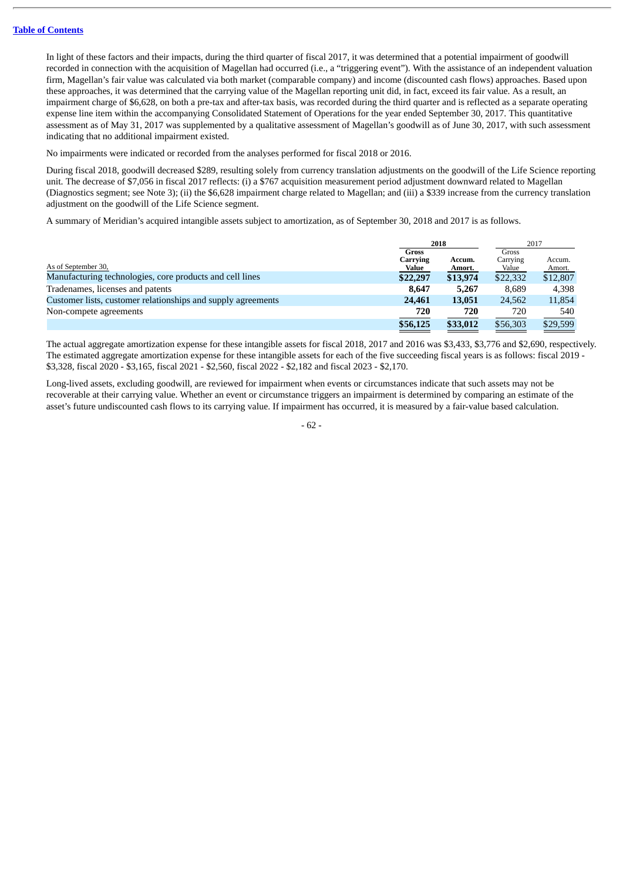In light of these factors and their impacts, during the third quarter of fiscal 2017, it was determined that a potential impairment of goodwill recorded in connection with the acquisition of Magellan had occurred (i.e., a "triggering event"). With the assistance of an independent valuation firm, Magellan's fair value was calculated via both market (comparable company) and income (discounted cash flows) approaches. Based upon these approaches, it was determined that the carrying value of the Magellan reporting unit did, in fact, exceed its fair value. As a result, an impairment charge of $6,628, on both a pre-tax and after-tax basis, was recorded during the third quarter and is reflected as a separate operating expense line item within the accompanying Consolidated Statement of Operations for the year ended September 30, 2017. This quantitative assessment as of May 31, 2017 was supplemented by a qualitative assessment of Magellan's goodwill as of June 30, 2017, with such assessment indicating that no additional impairment existed.

No impairments were indicated or recorded from the analyses performed for fiscal 2018 or 2016.

During fiscal 2018, goodwill decreased $289, resulting solely from currency translation adjustments on the goodwill of the Life Science reporting unit. The decrease of $7,056 in fiscal 2017 reflects: (i) a $767 acquisition measurement period adjustment downward related to Magellan (Diagnostics segment; see Note 3); (ii) the $6,628 impairment charge related to Magellan; and (iii) a $339 increase from the currency translation adjustment on the goodwill of the Life Science segment.

A summary of Meridian's acquired intangible assets subject to amortization, as of September 30, 2018 and 2017 is as follows.

| | 2018 | | 2017 | |
|---|---|---|---|---|
| As of September 30, | Gross Carrying Value | Accum. Amort. | Gross Carrying Value | Accum. Amort. |
| Manufacturing technologies, core products and cell lines | **$22,297** | **$13,974** | $22,332 | $12,807 |
| Tradenames, licenses and patents | **8,647** | **5,267** | 8,689 | 4,398 |
| Customer lists, customer relationships and supply agreements | **24,461** | **13,051** | 24,562 | 11,854 |
| Non-compete agreements | **720** | **720** | 720 | 540 |
| | **$56,125** | **$33,012** | $56,303 | $29,599 |

The actual aggregate amortization expense for these intangible assets for fiscal 2018, 2017 and 2016 was $3,433, $3,776 and $2,690, respectively. The estimated aggregate amortization expense for these intangible assets for each of the five succeeding fiscal years is as follows: fiscal 2019 - $3,328, fiscal 2020 - $3,165, fiscal 2021 - $2,560, fiscal 2022 - $2,182 and fiscal 2023 - $2,170.

Long-lived assets, excluding goodwill, are reviewed for impairment when events or circumstances indicate that such assets may not be recoverable at their carrying value. Whether an event or circumstance triggers an impairment is determined by comparing an estimate of the asset's future undiscounted cash flows to its carrying value. If impairment has occurred, it is measured by a fair-value based calculation.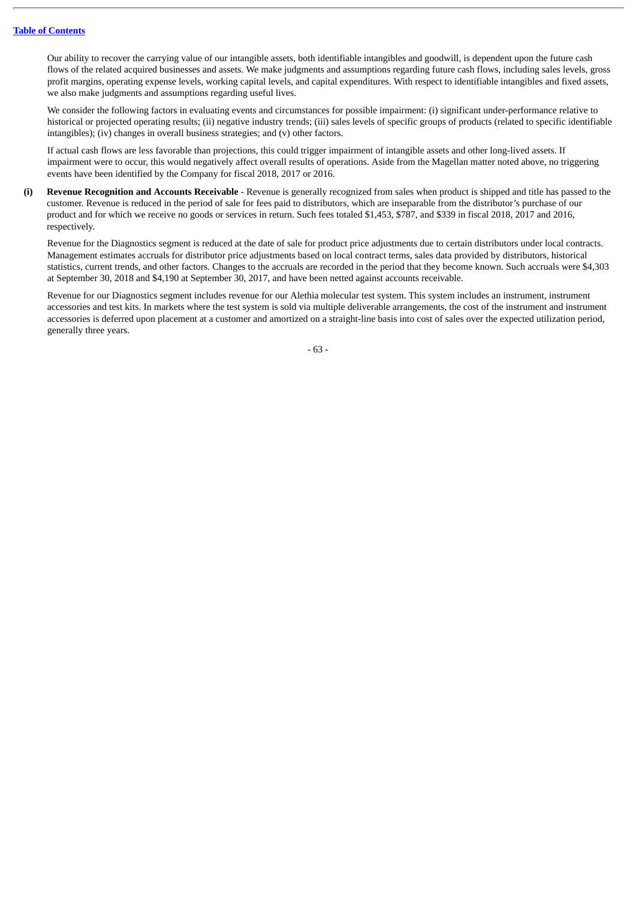Our ability to recover the carrying value of our intangible assets, both identifiable intangibles and goodwill, is dependent upon the future cash flows of the related acquired businesses and assets. We make judgments and assumptions regarding future cash flows, including sales levels, gross profit margins, operating expense levels, working capital levels, and capital expenditures. With respect to identifiable intangibles and fixed assets, we also make judgments and assumptions regarding useful lives.

We consider the following factors in evaluating events and circumstances for possible impairment: (i) significant under-performance relative to historical or projected operating results; (ii) negative industry trends; (iii) sales levels of specific groups of products (related to specific identifiable intangibles); (iv) changes in overall business strategies; and (v) other factors.

If actual cash flows are less favorable than projections, this could trigger impairment of intangible assets and other long-lived assets. If impairment were to occur, this would negatively affect overall results of operations. Aside from the Magellan matter noted above, no triggering events have been identified by the Company for fiscal 2018, 2017 or 2016.

**(i) Revenue Recognition and Accounts Receivable** - Revenue is generally recognized from sales when product is shipped and title has passed to the customer. Revenue is reduced in the period of sale for fees paid to distributors, which are inseparable from the distributor's purchase of our product and for which we receive no goods or services in return. Such fees totaled $1,453, $787, and $339 in fiscal 2018, 2017 and 2016, respectively.

Revenue for the Diagnostics segment is reduced at the date of sale for product price adjustments due to certain distributors under local contracts. Management estimates accruals for distributor price adjustments based on local contract terms, sales data provided by distributors, historical statistics, current trends, and other factors. Changes to the accruals are recorded in the period that they become known. Such accruals were $4,303 at September 30, 2018 and $4,190 at September 30, 2017, and have been netted against accounts receivable.

Revenue for our Diagnostics segment includes revenue for our Alethia molecular test system. This system includes an instrument, instrument accessories and test kits. In markets where the test system is sold via multiple deliverable arrangements, the cost of the instrument and instrument accessories is deferred upon placement at a customer and amortized on a straight-line basis into cost of sales over the expected utilization period, generally three years.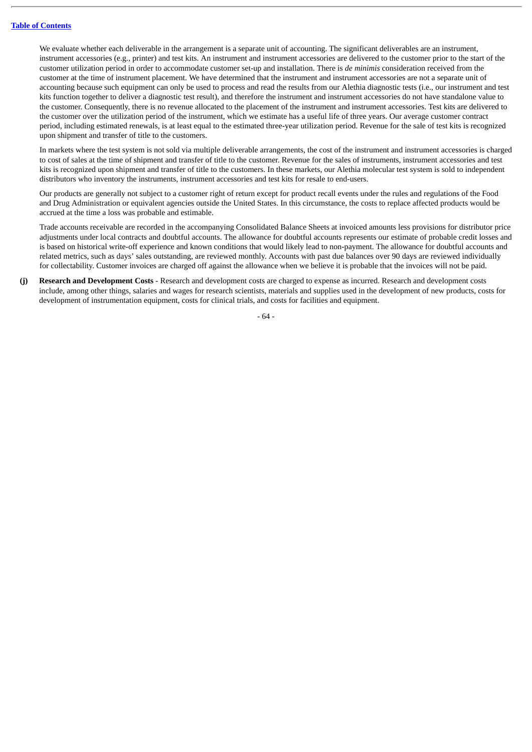We evaluate whether each deliverable in the arrangement is a separate unit of accounting. The significant deliverables are an instrument, instrument accessories (e.g., printer) and test kits. An instrument and instrument accessories are delivered to the customer prior to the start of the customer utilization period in order to accommodate customer set-up and installation. There is *de minimis* consideration received from the customer at the time of instrument placement. We have determined that the instrument and instrument accessories are not a separate unit of accounting because such equipment can only be used to process and read the results from our Alethia diagnostic tests (i.e., our instrument and test kits function together to deliver a diagnostic test result), and therefore the instrument and instrument accessories do not have standalone value to the customer. Consequently, there is no revenue allocated to the placement of the instrument and instrument accessories. Test kits are delivered to the customer over the utilization period of the instrument, which we estimate has a useful life of three years. Our average customer contract period, including estimated renewals, is at least equal to the estimated three-year utilization period. Revenue for the sale of test kits is recognized upon shipment and transfer of title to the customers.

In markets where the test system is not sold via multiple deliverable arrangements, the cost of the instrument and instrument accessories is charged to cost of sales at the time of shipment and transfer of title to the customer. Revenue for the sales of instruments, instrument accessories and test kits is recognized upon shipment and transfer of title to the customers. In these markets, our Alethia molecular test system is sold to independent distributors who inventory the instruments, instrument accessories and test kits for resale to end-users.

Our products are generally not subject to a customer right of return except for product recall events under the rules and regulations of the Food and Drug Administration or equivalent agencies outside the United States. In this circumstance, the costs to replace affected products would be accrued at the time a loss was probable and estimable.

Trade accounts receivable are recorded in the accompanying Consolidated Balance Sheets at invoiced amounts less provisions for distributor price adjustments under local contracts and doubtful accounts. The allowance for doubtful accounts represents our estimate of probable credit losses and is based on historical write-off experience and known conditions that would likely lead to non-payment. The allowance for doubtful accounts and related metrics, such as days' sales outstanding, are reviewed monthly. Accounts with past due balances over 90 days are reviewed individually for collectability. Customer invoices are charged off against the allowance when we believe it is probable that the invoices will not be paid.

**(j) Research and Development Costs** - Research and development costs are charged to expense as incurred. Research and development costs include, among other things, salaries and wages for research scientists, materials and supplies used in the development of new products, costs for development of instrumentation equipment, costs for clinical trials, and costs for facilities and equipment.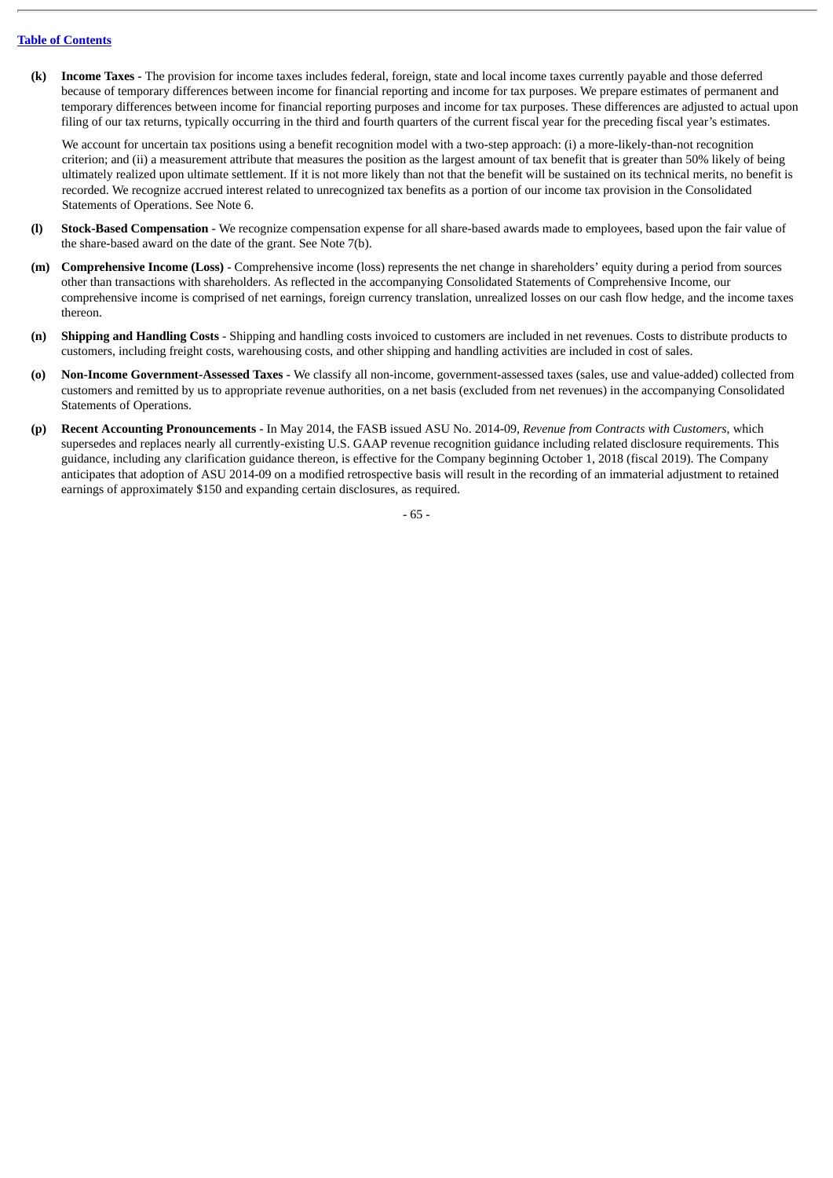**(k) Income Taxes** - The provision for income taxes includes federal, foreign, state and local income taxes currently payable and those deferred because of temporary differences between income for financial reporting and income for tax purposes. We prepare estimates of permanent and temporary differences between income for financial reporting purposes and income for tax purposes. These differences are adjusted to actual upon filing of our tax returns, typically occurring in the third and fourth quarters of the current fiscal year for the preceding fiscal year's estimates.

We account for uncertain tax positions using a benefit recognition model with a two-step approach: (i) a more-likely-than-not recognition criterion; and (ii) a measurement attribute that measures the position as the largest amount of tax benefit that is greater than 50% likely of being ultimately realized upon ultimate settlement. If it is not more likely than not that the benefit will be sustained on its technical merits, no benefit is recorded. We recognize accrued interest related to unrecognized tax benefits as a portion of our income tax provision in the Consolidated Statements of Operations. See Note 6.

**(l) Stock-Based Compensation** - We recognize compensation expense for all share-based awards made to employees, based upon the fair value of the share-based award on the date of the grant. See Note 7(b).

**(m) Comprehensive Income (Loss)** - Comprehensive income (loss) represents the net change in shareholders' equity during a period from sources other than transactions with shareholders. As reflected in the accompanying Consolidated Statements of Comprehensive Income, our comprehensive income is comprised of net earnings, foreign currency translation, unrealized losses on our cash flow hedge, and the income taxes thereon.

**(n) Shipping and Handling Costs** - Shipping and handling costs invoiced to customers are included in net revenues. Costs to distribute products to customers, including freight costs, warehousing costs, and other shipping and handling activities are included in cost of sales.

**(o) Non-Income Government-Assessed Taxes** - We classify all non-income, government-assessed taxes (sales, use and value-added) collected from customers and remitted by us to appropriate revenue authorities, on a net basis (excluded from net revenues) in the accompanying Consolidated Statements of Operations.

**(p) Recent Accounting Pronouncements** - In May 2014, the FASB issued ASU No. 2014-09, *Revenue from Contracts with Customers*, which supersedes and replaces nearly all currently-existing U.S. GAAP revenue recognition guidance including related disclosure requirements. This guidance, including any clarification guidance thereon, is effective for the Company beginning October 1, 2018 (fiscal 2019). The Company anticipates that adoption of ASU 2014-09 on a modified retrospective basis will result in the recording of an immaterial adjustment to retained earnings of approximately $150 and expanding certain disclosures, as required.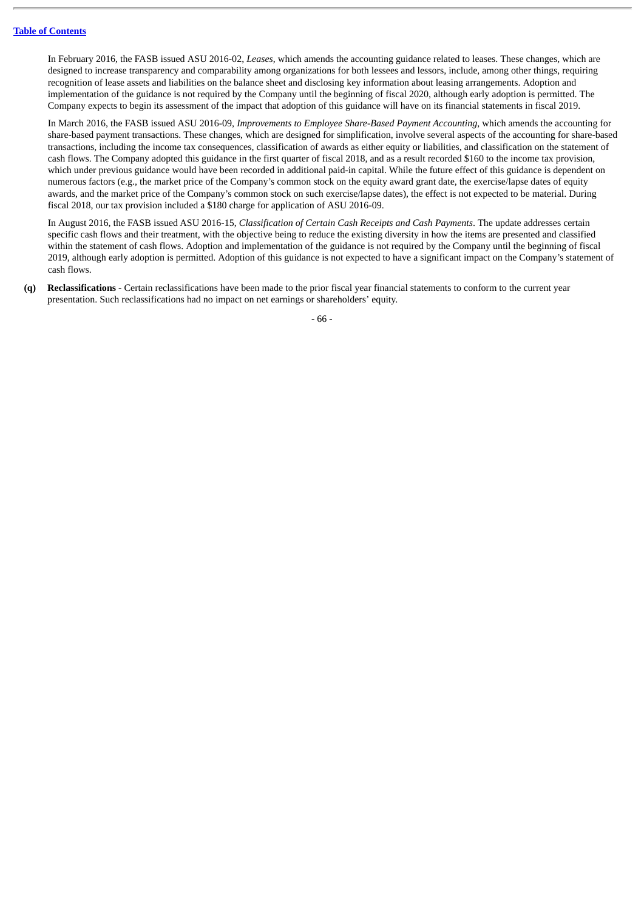In February 2016, the FASB issued ASU 2016-02, *Leases*, which amends the accounting guidance related to leases. These changes, which are designed to increase transparency and comparability among organizations for both lessees and lessors, include, among other things, requiring recognition of lease assets and liabilities on the balance sheet and disclosing key information about leasing arrangements. Adoption and implementation of the guidance is not required by the Company until the beginning of fiscal 2020, although early adoption is permitted. The Company expects to begin its assessment of the impact that adoption of this guidance will have on its financial statements in fiscal 2019.

In March 2016, the FASB issued ASU 2016-09, *Improvements to Employee Share-Based Payment Accounting*, which amends the accounting for share-based payment transactions. These changes, which are designed for simplification, involve several aspects of the accounting for share-based transactions, including the income tax consequences, classification of awards as either equity or liabilities, and classification on the statement of cash flows. The Company adopted this guidance in the first quarter of fiscal 2018, and as a result recorded $160 to the income tax provision, which under previous guidance would have been recorded in additional paid-in capital. While the future effect of this guidance is dependent on numerous factors (e.g., the market price of the Company's common stock on the equity award grant date, the exercise/lapse dates of equity awards, and the market price of the Company's common stock on such exercise/lapse dates), the effect is not expected to be material. During fiscal 2018, our tax provision included a $180 charge for application of ASU 2016-09.

In August 2016, the FASB issued ASU 2016-15, *Classification of Certain Cash Receipts and Cash Payments*. The update addresses certain specific cash flows and their treatment, with the objective being to reduce the existing diversity in how the items are presented and classified within the statement of cash flows. Adoption and implementation of the guidance is not required by the Company until the beginning of fiscal 2019, although early adoption is permitted. Adoption of this guidance is not expected to have a significant impact on the Company's statement of cash flows.

**(q) Reclassifications** - Certain reclassifications have been made to the prior fiscal year financial statements to conform to the current year presentation. Such reclassifications had no impact on net earnings or shareholders' equity.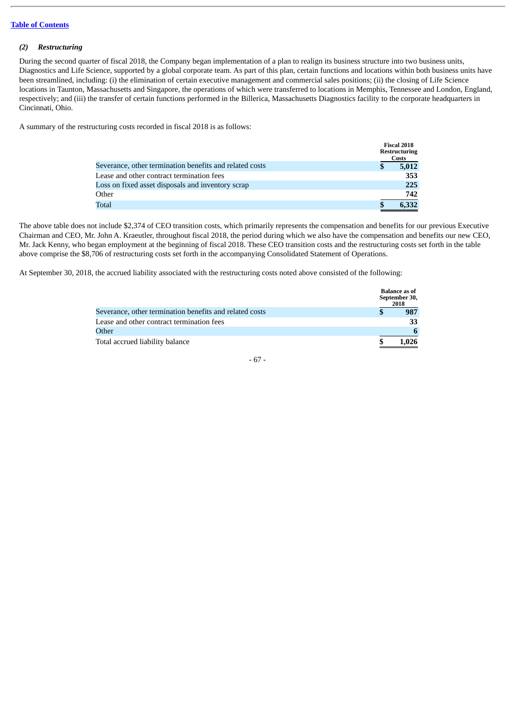[Table of Contents](#)

### *(2) Restructuring*

During the second quarter of fiscal 2018, the Company began implementation of a plan to realign its business structure into two business units, Diagnostics and Life Science, supported by a global corporate team. As part of this plan, certain functions and locations within both business units have been streamlined, including: (i) the elimination of certain executive management and commercial sales positions; (ii) the closing of Life Science locations in Taunton, Massachusetts and Singapore, the operations of which were transferred to locations in Memphis, Tennessee and London, England, respectively; and (iii) the transfer of certain functions performed in the Billerica, Massachusetts Diagnostics facility to the corporate headquarters in Cincinnati, Ohio.

A summary of the restructuring costs recorded in fiscal 2018 is as follows:

| | Fiscal 2018 Restructuring Costs |
|---|---|
| Severance, other termination benefits and related costs | $ 5,012 |
| Lease and other contract termination fees | 353 |
| Loss on fixed asset disposals and inventory scrap | 225 |
| Other | 742 |
| Total | $ 6,332 |

The above table does not include $2,374 of CEO transition costs, which primarily represents the compensation and benefits for our previous Executive Chairman and CEO, Mr. John A. Kraeutler, throughout fiscal 2018, the period during which we also have the compensation and benefits our new CEO, Mr. Jack Kenny, who began employment at the beginning of fiscal 2018. These CEO transition costs and the restructuring costs set forth in the table above comprise the $8,706 of restructuring costs set forth in the accompanying Consolidated Statement of Operations.

At September 30, 2018, the accrued liability associated with the restructuring costs noted above consisted of the following:

| | Balance as of September 30, 2018 |
|---|---|
| Severance, other termination benefits and related costs | $ 987 |
| Lease and other contract termination fees | 33 |
| Other | 6 |
| Total accrued liability balance | $ 1,026 |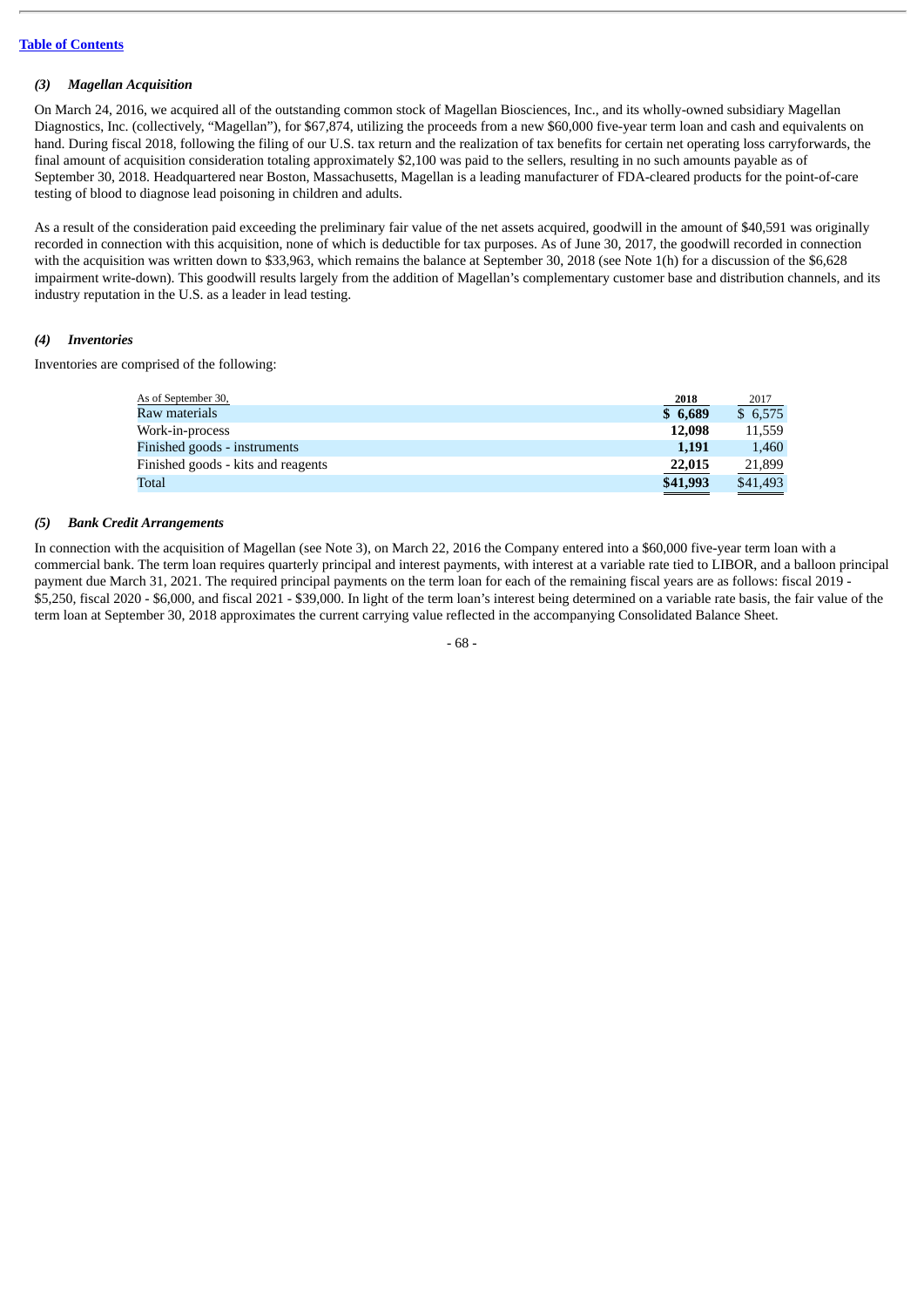### *(3) Magellan Acquisition*

On March 24, 2016, we acquired all of the outstanding common stock of Magellan Biosciences, Inc., and its wholly-owned subsidiary Magellan Diagnostics, Inc. (collectively, "Magellan"), for $67,874, utilizing the proceeds from a new $60,000 five-year term loan and cash and equivalents on hand. During fiscal 2018, following the filing of our U.S. tax return and the realization of tax benefits for certain net operating loss carryforwards, the final amount of acquisition consideration totaling approximately $2,100 was paid to the sellers, resulting in no such amounts payable as of September 30, 2018. Headquartered near Boston, Massachusetts, Magellan is a leading manufacturer of FDA-cleared products for the point-of-care testing of blood to diagnose lead poisoning in children and adults.

As a result of the consideration paid exceeding the preliminary fair value of the net assets acquired, goodwill in the amount of $40,591 was originally recorded in connection with this acquisition, none of which is deductible for tax purposes. As of June 30, 2017, the goodwill recorded in connection with the acquisition was written down to $33,963, which remains the balance at September 30, 2018 (see Note 1(h) for a discussion of the $6,628 impairment write-down). This goodwill results largely from the addition of Magellan's complementary customer base and distribution channels, and its industry reputation in the U.S. as a leader in lead testing.

### *(4) Inventories*

Inventories are comprised of the following:

| As of September 30, | **2018** | 2017 |
|---|---|---|
| Raw materials | **$ 6,689** | $ 6,575 |
| Work-in-process | **12,098** | 11,559 |
| Finished goods - instruments | **1,191** | 1,460 |
| Finished goods - kits and reagents | **22,015** | 21,899 |
| Total | **$41,993** | $41,493 |

### *(5) Bank Credit Arrangements*

In connection with the acquisition of Magellan (see Note 3), on March 22, 2016 the Company entered into a $60,000 five-year term loan with a commercial bank. The term loan requires quarterly principal and interest payments, with interest at a variable rate tied to LIBOR, and a balloon principal payment due March 31, 2021. The required principal payments on the term loan for each of the remaining fiscal years are as follows: fiscal 2019 - $5,250, fiscal 2020 - $6,000, and fiscal 2021 - $39,000. In light of the term loan's interest being determined on a variable rate basis, the fair value of the term loan at September 30, 2018 approximates the current carrying value reflected in the accompanying Consolidated Balance Sheet.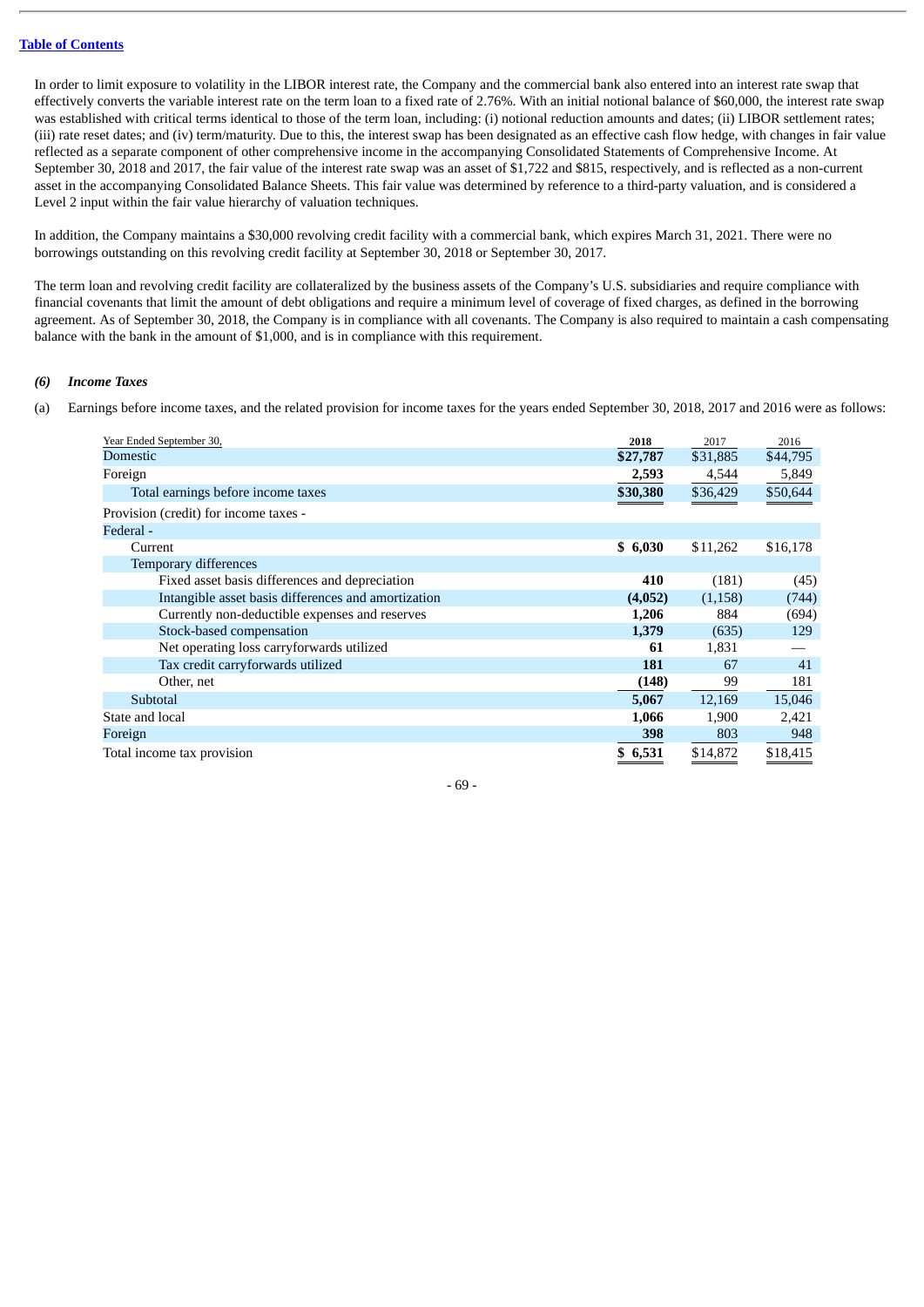In order to limit exposure to volatility in the LIBOR interest rate, the Company and the commercial bank also entered into an interest rate swap that effectively converts the variable interest rate on the term loan to a fixed rate of 2.76%. With an initial notional balance of $60,000, the interest rate swap was established with critical terms identical to those of the term loan, including: (i) notional reduction amounts and dates; (ii) LIBOR settlement rates; (iii) rate reset dates; and (iv) term/maturity. Due to this, the interest swap has been designated as an effective cash flow hedge, with changes in fair value reflected as a separate component of other comprehensive income in the accompanying Consolidated Statements of Comprehensive Income. At September 30, 2018 and 2017, the fair value of the interest rate swap was an asset of $1,722 and $815, respectively, and is reflected as a non-current asset in the accompanying Consolidated Balance Sheets. This fair value was determined by reference to a third-party valuation, and is considered a Level 2 input within the fair value hierarchy of valuation techniques.

In addition, the Company maintains a $30,000 revolving credit facility with a commercial bank, which expires March 31, 2021. There were no borrowings outstanding on this revolving credit facility at September 30, 2018 or September 30, 2017.

The term loan and revolving credit facility are collateralized by the business assets of the Company's U.S. subsidiaries and require compliance with financial covenants that limit the amount of debt obligations and require a minimum level of coverage of fixed charges, as defined in the borrowing agreement. As of September 30, 2018, the Company is in compliance with all covenants. The Company is also required to maintain a cash compensating balance with the bank in the amount of $1,000, and is in compliance with this requirement.

### *(6) Income Taxes*

(a) Earnings before income taxes, and the related provision for income taxes for the years ended September 30, 2018, 2017 and 2016 were as follows:

| Year Ended September 30, | 2018 | 2017 | 2016 |
|---|---|---|---|
| Domestic | **$27,787** | $31,885 | $44,795 |
| Foreign | **2,593** | 4,544 | 5,849 |
| Total earnings before income taxes | **$30,380** | $36,429 | $50,644 |
| Provision (credit) for income taxes - | | | |
| Federal - | | | |
| Current | **$ 6,030** | $11,262 | $16,178 |
| Temporary differences | | | |
| Fixed asset basis differences and depreciation | **410** | (181) | (45) |
| Intangible asset basis differences and amortization | **(4,052)** | (1,158) | (744) |
| Currently non-deductible expenses and reserves | **1,206** | 884 | (694) |
| Stock-based compensation | **1,379** | (635) | 129 |
| Net operating loss carryforwards utilized | **61** | 1,831 | — |
| Tax credit carryforwards utilized | **181** | 67 | 41 |
| Other, net | **(148)** | 99 | 181 |
| Subtotal | **5,067** | 12,169 | 15,046 |
| State and local | **1,066** | 1,900 | 2,421 |
| Foreign | **398** | 803 | 948 |
| Total income tax provision | **$ 6,531** | $14,872 | $18,415 |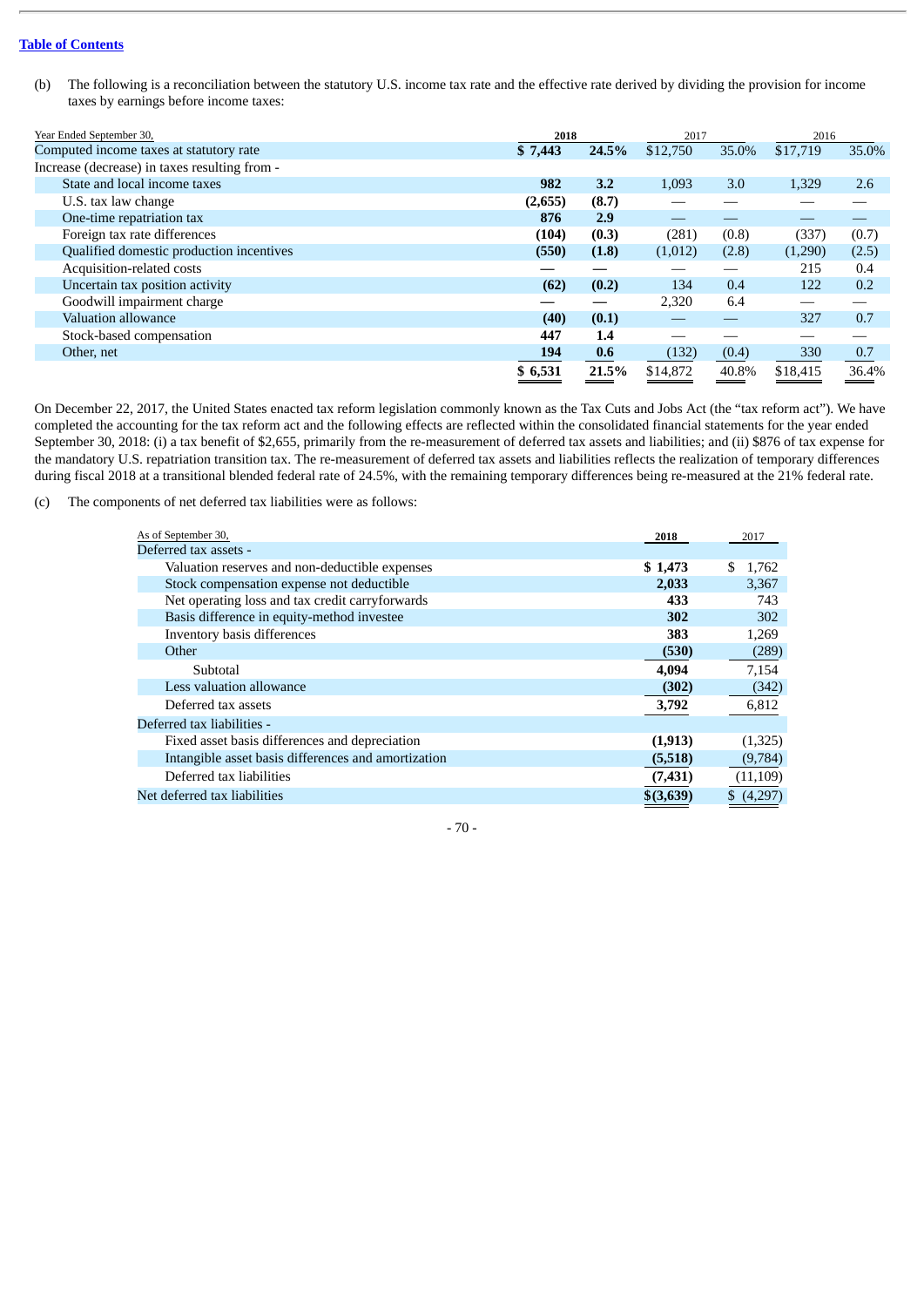(b) The following is a reconciliation between the statutory U.S. income tax rate and the effective rate derived by dividing the provision for income taxes by earnings before income taxes:

| Year Ended September 30, | 2018 | | 2017 | | 2016 | |
|---|---|---|---|---|---|---|
| Computed income taxes at statutory rate | **$ 7,443** | **24.5%** | $12,750 | 35.0% | $17,719 | 35.0% |
| Increase (decrease) in taxes resulting from - | | | | | | |
| State and local income taxes | **982** | **3.2** | 1,093 | 3.0 | 1,329 | 2.6 |
| U.S. tax law change | **(2,655)** | **(8.7)** | — | — | — | — |
| One-time repatriation tax | **876** | **2.9** | — | — | — | — |
| Foreign tax rate differences | **(104)** | **(0.3)** | (281) | (0.8) | (337) | (0.7) |
| Qualified domestic production incentives | **(550)** | **(1.8)** | (1,012) | (2.8) | (1,290) | (2.5) |
| Acquisition-related costs | **—** | **—** | — | — | 215 | 0.4 |
| Uncertain tax position activity | **(62)** | **(0.2)** | 134 | 0.4 | 122 | 0.2 |
| Goodwill impairment charge | **—** | **—** | 2,320 | 6.4 | — | — |
| Valuation allowance | **(40)** | **(0.1)** | — | — | 327 | 0.7 |
| Stock-based compensation | **447** | **1.4** | — | — | — | — |
| Other, net | **194** | **0.6** | (132) | (0.4) | 330 | 0.7 |
| | **$ 6,531** | **21.5%** | $14,872 | 40.8% | $18,415 | 36.4% |

On December 22, 2017, the United States enacted tax reform legislation commonly known as the Tax Cuts and Jobs Act (the "tax reform act"). We have completed the accounting for the tax reform act and the following effects are reflected within the consolidated financial statements for the year ended September 30, 2018: (i) a tax benefit of $2,655, primarily from the re-measurement of deferred tax assets and liabilities; and (ii) $876 of tax expense for the mandatory U.S. repatriation transition tax. The re-measurement of deferred tax assets and liabilities reflects the realization of temporary differences during fiscal 2018 at a transitional blended federal rate of 24.5%, with the remaining temporary differences being re-measured at the 21% federal rate.

(c) The components of net deferred tax liabilities were as follows:

| As of September 30, | 2018 | 2017 |
|---|---|---|
| Deferred tax assets - | | |
| Valuation reserves and non-deductible expenses | **$ 1,473** | $ 1,762 |
| Stock compensation expense not deductible | **2,033** | 3,367 |
| Net operating loss and tax credit carryforwards | **433** | 743 |
| Basis difference in equity-method investee | **302** | 302 |
| Inventory basis differences | **383** | 1,269 |
| Other | **(530)** | (289) |
| Subtotal | **4,094** | 7,154 |
| Less valuation allowance | **(302)** | (342) |
| Deferred tax assets | **3,792** | 6,812 |
| Deferred tax liabilities - | | |
| Fixed asset basis differences and depreciation | **(1,913)** | (1,325) |
| Intangible asset basis differences and amortization | **(5,518)** | (9,784) |
| Deferred tax liabilities | **(7,431)** | (11,109) |
| Net deferred tax liabilities | **$(3,639)** | $ (4,297) |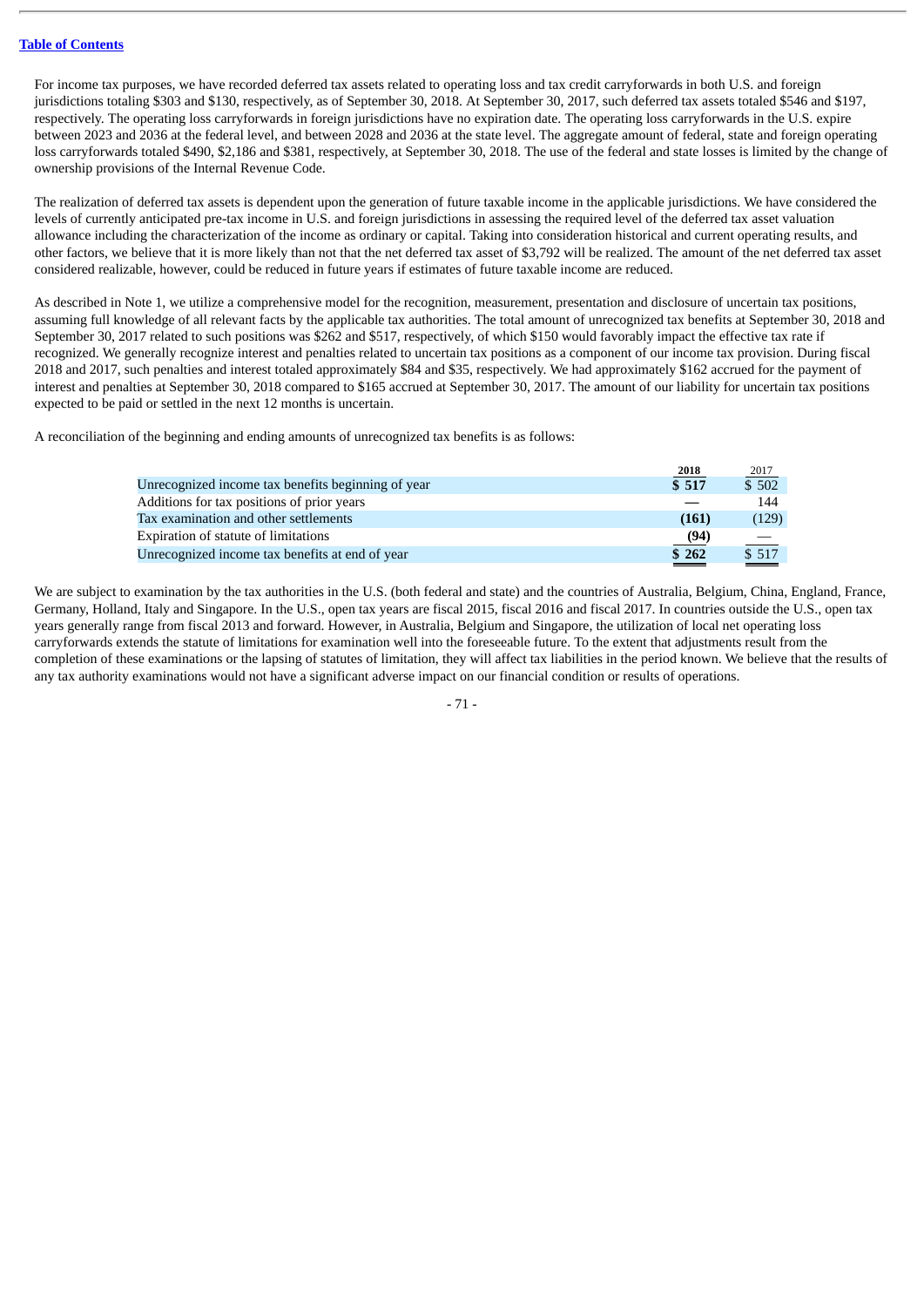For income tax purposes, we have recorded deferred tax assets related to operating loss and tax credit carryforwards in both U.S. and foreign jurisdictions totaling $303 and $130, respectively, as of September 30, 2018. At September 30, 2017, such deferred tax assets totaled $546 and $197, respectively. The operating loss carryforwards in foreign jurisdictions have no expiration date. The operating loss carryforwards in the U.S. expire between 2023 and 2036 at the federal level, and between 2028 and 2036 at the state level. The aggregate amount of federal, state and foreign operating loss carryforwards totaled $490, $2,186 and $381, respectively, at September 30, 2018. The use of the federal and state losses is limited by the change of ownership provisions of the Internal Revenue Code.

The realization of deferred tax assets is dependent upon the generation of future taxable income in the applicable jurisdictions. We have considered the levels of currently anticipated pre-tax income in U.S. and foreign jurisdictions in assessing the required level of the deferred tax asset valuation allowance including the characterization of the income as ordinary or capital. Taking into consideration historical and current operating results, and other factors, we believe that it is more likely than not that the net deferred tax asset of $3,792 will be realized. The amount of the net deferred tax asset considered realizable, however, could be reduced in future years if estimates of future taxable income are reduced.

As described in Note 1, we utilize a comprehensive model for the recognition, measurement, presentation and disclosure of uncertain tax positions, assuming full knowledge of all relevant facts by the applicable tax authorities. The total amount of unrecognized tax benefits at September 30, 2018 and September 30, 2017 related to such positions was $262 and $517, respectively, of which $150 would favorably impact the effective tax rate if recognized. We generally recognize interest and penalties related to uncertain tax positions as a component of our income tax provision. During fiscal 2018 and 2017, such penalties and interest totaled approximately $84 and $35, respectively. We had approximately $162 accrued for the payment of interest and penalties at September 30, 2018 compared to $165 accrued at September 30, 2017. The amount of our liability for uncertain tax positions expected to be paid or settled in the next 12 months is uncertain.

A reconciliation of the beginning and ending amounts of unrecognized tax benefits is as follows:

| | **2018** | 2017 |
|---|---|---|
| Unrecognized income tax benefits beginning of year | **$ 517** | $ 502 |
| Additions for tax positions of prior years | **—** | 144 |
| Tax examination and other settlements | **(161)** | (129) |
| Expiration of statute of limitations | **(94)** | — |
| Unrecognized income tax benefits at end of year | **$ 262** | $ 517 |

We are subject to examination by the tax authorities in the U.S. (both federal and state) and the countries of Australia, Belgium, China, England, France, Germany, Holland, Italy and Singapore. In the U.S., open tax years are fiscal 2015, fiscal 2016 and fiscal 2017. In countries outside the U.S., open tax years generally range from fiscal 2013 and forward. However, in Australia, Belgium and Singapore, the utilization of local net operating loss carryforwards extends the statute of limitations for examination well into the foreseeable future. To the extent that adjustments result from the completion of these examinations or the lapsing of statutes of limitation, they will affect tax liabilities in the period known. We believe that the results of any tax authority examinations would not have a significant adverse impact on our financial condition or results of operations.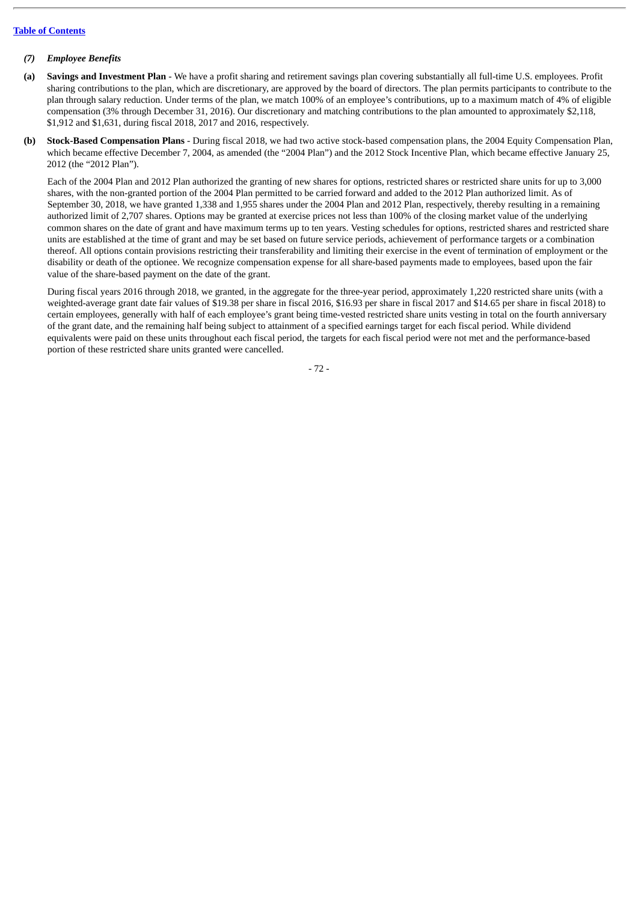### *(7) Employee Benefits*

**(a) Savings and Investment Plan** - We have a profit sharing and retirement savings plan covering substantially all full-time U.S. employees. Profit sharing contributions to the plan, which are discretionary, are approved by the board of directors. The plan permits participants to contribute to the plan through salary reduction. Under terms of the plan, we match 100% of an employee's contributions, up to a maximum match of 4% of eligible compensation (3% through December 31, 2016). Our discretionary and matching contributions to the plan amounted to approximately $2,118, $1,912 and $1,631, during fiscal 2018, 2017 and 2016, respectively.

**(b) Stock-Based Compensation Plans** - During fiscal 2018, we had two active stock-based compensation plans, the 2004 Equity Compensation Plan, which became effective December 7, 2004, as amended (the "2004 Plan") and the 2012 Stock Incentive Plan, which became effective January 25, 2012 (the "2012 Plan").

Each of the 2004 Plan and 2012 Plan authorized the granting of new shares for options, restricted shares or restricted share units for up to 3,000 shares, with the non-granted portion of the 2004 Plan permitted to be carried forward and added to the 2012 Plan authorized limit. As of September 30, 2018, we have granted 1,338 and 1,955 shares under the 2004 Plan and 2012 Plan, respectively, thereby resulting in a remaining authorized limit of 2,707 shares. Options may be granted at exercise prices not less than 100% of the closing market value of the underlying common shares on the date of grant and have maximum terms up to ten years. Vesting schedules for options, restricted shares and restricted share units are established at the time of grant and may be set based on future service periods, achievement of performance targets or a combination thereof. All options contain provisions restricting their transferability and limiting their exercise in the event of termination of employment or the disability or death of the optionee. We recognize compensation expense for all share-based payments made to employees, based upon the fair value of the share-based payment on the date of the grant.

During fiscal years 2016 through 2018, we granted, in the aggregate for the three-year period, approximately 1,220 restricted share units (with a weighted-average grant date fair values of $19.38 per share in fiscal 2016, $16.93 per share in fiscal 2017 and $14.65 per share in fiscal 2018) to certain employees, generally with half of each employee's grant being time-vested restricted share units vesting in total on the fourth anniversary of the grant date, and the remaining half being subject to attainment of a specified earnings target for each fiscal period. While dividend equivalents were paid on these units throughout each fiscal period, the targets for each fiscal period were not met and the performance-based portion of these restricted share units granted were cancelled.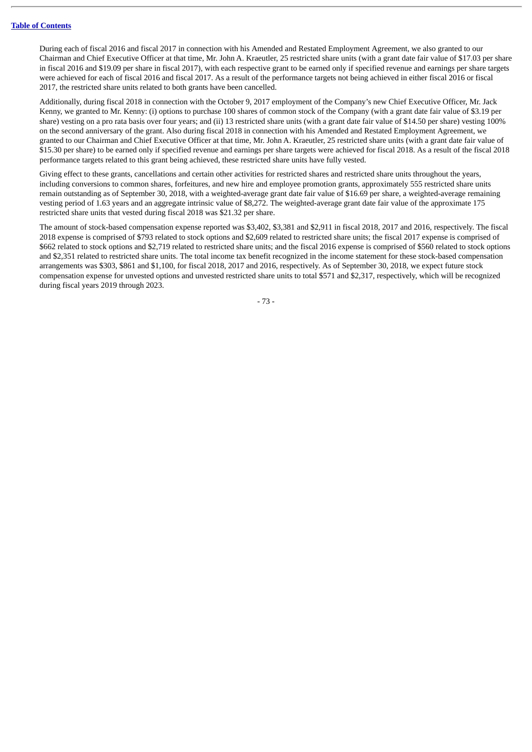[Table of Contents](#)

During each of fiscal 2016 and fiscal 2017 in connection with his Amended and Restated Employment Agreement, we also granted to our Chairman and Chief Executive Officer at that time, Mr. John A. Kraeutler, 25 restricted share units (with a grant date fair value of $17.03 per share in fiscal 2016 and $19.09 per share in fiscal 2017), with each respective grant to be earned only if specified revenue and earnings per share targets were achieved for each of fiscal 2016 and fiscal 2017. As a result of the performance targets not being achieved in either fiscal 2016 or fiscal 2017, the restricted share units related to both grants have been cancelled.

Additionally, during fiscal 2018 in connection with the October 9, 2017 employment of the Company's new Chief Executive Officer, Mr. Jack Kenny, we granted to Mr. Kenny: (i) options to purchase 100 shares of common stock of the Company (with a grant date fair value of $3.19 per share) vesting on a pro rata basis over four years; and (ii) 13 restricted share units (with a grant date fair value of $14.50 per share) vesting 100% on the second anniversary of the grant. Also during fiscal 2018 in connection with his Amended and Restated Employment Agreement, we granted to our Chairman and Chief Executive Officer at that time, Mr. John A. Kraeutler, 25 restricted share units (with a grant date fair value of $15.30 per share) to be earned only if specified revenue and earnings per share targets were achieved for fiscal 2018. As a result of the fiscal 2018 performance targets related to this grant being achieved, these restricted share units have fully vested.

Giving effect to these grants, cancellations and certain other activities for restricted shares and restricted share units throughout the years, including conversions to common shares, forfeitures, and new hire and employee promotion grants, approximately 555 restricted share units remain outstanding as of September 30, 2018, with a weighted-average grant date fair value of $16.69 per share, a weighted-average remaining vesting period of 1.63 years and an aggregate intrinsic value of $8,272. The weighted-average grant date fair value of the approximate 175 restricted share units that vested during fiscal 2018 was $21.32 per share.

The amount of stock-based compensation expense reported was $3,402, $3,381 and $2,911 in fiscal 2018, 2017 and 2016, respectively. The fiscal 2018 expense is comprised of $793 related to stock options and $2,609 related to restricted share units; the fiscal 2017 expense is comprised of $662 related to stock options and $2,719 related to restricted share units; and the fiscal 2016 expense is comprised of $560 related to stock options and $2,351 related to restricted share units. The total income tax benefit recognized in the income statement for these stock-based compensation arrangements was $303, $861 and $1,100, for fiscal 2018, 2017 and 2016, respectively. As of September 30, 2018, we expect future stock compensation expense for unvested options and unvested restricted share units to total $571 and $2,317, respectively, which will be recognized during fiscal years 2019 through 2023.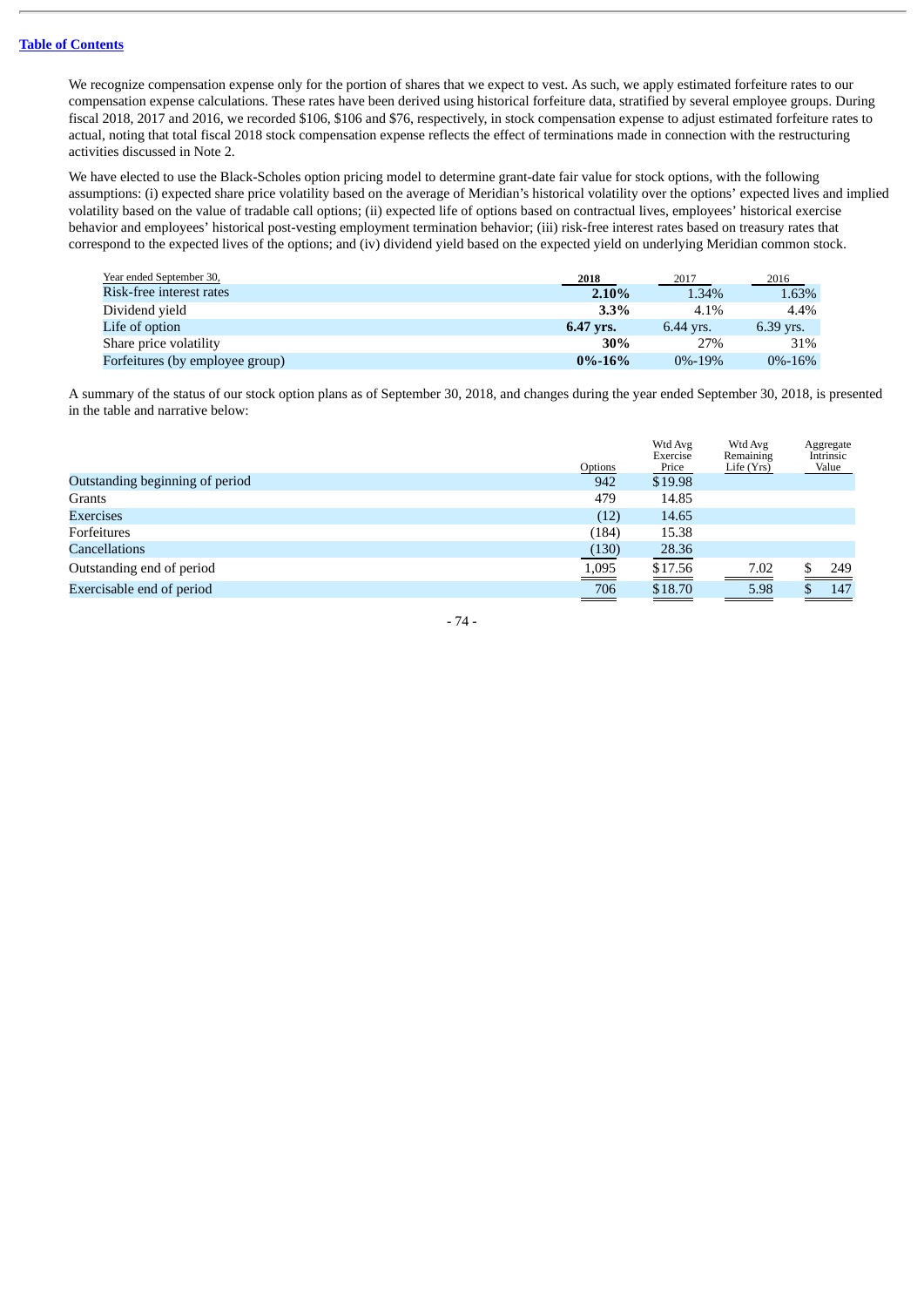[Table of Contents](#)

We recognize compensation expense only for the portion of shares that we expect to vest. As such, we apply estimated forfeiture rates to our compensation expense calculations. These rates have been derived using historical forfeiture data, stratified by several employee groups. During fiscal 2018, 2017 and 2016, we recorded $106, $106 and $76, respectively, in stock compensation expense to adjust estimated forfeiture rates to actual, noting that total fiscal 2018 stock compensation expense reflects the effect of terminations made in connection with the restructuring activities discussed in Note 2.

We have elected to use the Black-Scholes option pricing model to determine grant-date fair value for stock options, with the following assumptions: (i) expected share price volatility based on the average of Meridian's historical volatility over the options' expected lives and implied volatility based on the value of tradable call options; (ii) expected life of options based on contractual lives, employees' historical exercise behavior and employees' historical post-vesting employment termination behavior; (iii) risk-free interest rates based on treasury rates that correspond to the expected lives of the options; and (iv) dividend yield based on the expected yield on underlying Meridian common stock.

| Year ended September 30, | **2018** | 2017 | 2016 |
|---|---|---|---|
| Risk-free interest rates | **2.10%** | 1.34% | 1.63% |
| Dividend yield | **3.3%** | 4.1% | 4.4% |
| Life of option | **6.47 yrs.** | 6.44 yrs. | 6.39 yrs. |
| Share price volatility | **30%** | 27% | 31% |
| Forfeitures (by employee group) | **0%-16%** | 0%-19% | 0%-16% |

A summary of the status of our stock option plans as of September 30, 2018, and changes during the year ended September 30, 2018, is presented in the table and narrative below:

| | Options | Wtd Avg Exercise Price | Wtd Avg Remaining Life (Yrs) | Aggregate Intrinsic Value |
|---|---|---|---|---|
| Outstanding beginning of period | 942 | $19.98 | | |
| Grants | 479 | 14.85 | | |
| Exercises | (12) | 14.65 | | |
| Forfeitures | (184) | 15.38 | | |
| Cancellations | (130) | 28.36 | | |
| Outstanding end of period | 1,095 | $17.56 | 7.02 | $ 249 |
| Exercisable end of period | 706 | $18.70 | 5.98 | $ 147 |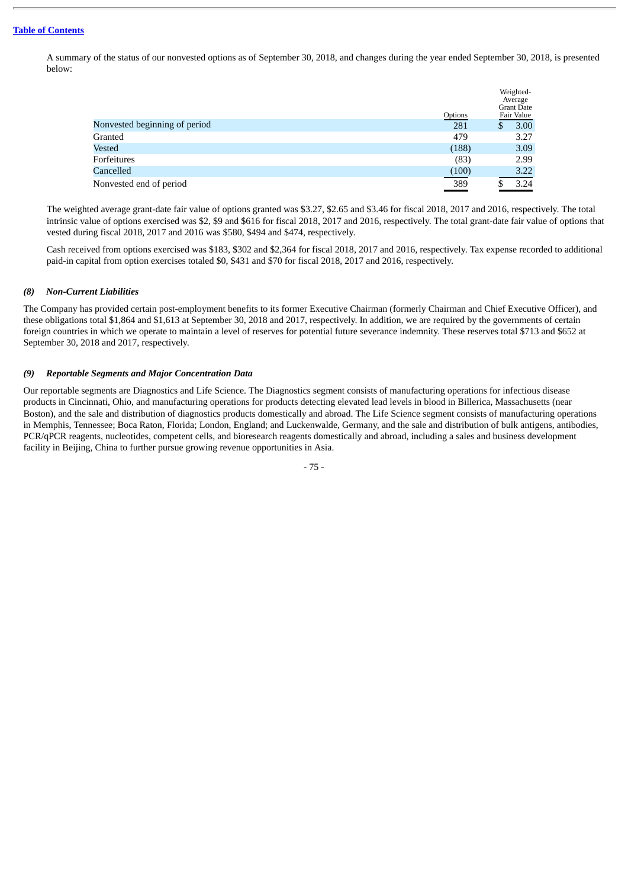A summary of the status of our nonvested options as of September 30, 2018, and changes during the year ended September 30, 2018, is presented below:

| | Options | Weighted-Average Grant Date Fair Value |
|---|---|---|
| Nonvested beginning of period | 281 | $ 3.00 |
| Granted | 479 | 3.27 |
| Vested | (188) | 3.09 |
| Forfeitures | (83) | 2.99 |
| Cancelled | (100) | 3.22 |
| Nonvested end of period | 389 | $ 3.24 |

The weighted average grant-date fair value of options granted was $3.27, $2.65 and $3.46 for fiscal 2018, 2017 and 2016, respectively. The total intrinsic value of options exercised was $2, $9 and $616 for fiscal 2018, 2017 and 2016, respectively. The total grant-date fair value of options that vested during fiscal 2018, 2017 and 2016 was $580, $494 and $474, respectively.

Cash received from options exercised was $183, $302 and $2,364 for fiscal 2018, 2017 and 2016, respectively. Tax expense recorded to additional paid-in capital from option exercises totaled $0, $431 and $70 for fiscal 2018, 2017 and 2016, respectively.

### *(8) Non-Current Liabilities*

The Company has provided certain post-employment benefits to its former Executive Chairman (formerly Chairman and Chief Executive Officer), and these obligations total $1,864 and $1,613 at September 30, 2018 and 2017, respectively. In addition, we are required by the governments of certain foreign countries in which we operate to maintain a level of reserves for potential future severance indemnity. These reserves total $713 and $652 at September 30, 2018 and 2017, respectively.

### *(9) Reportable Segments and Major Concentration Data*

Our reportable segments are Diagnostics and Life Science. The Diagnostics segment consists of manufacturing operations for infectious disease products in Cincinnati, Ohio, and manufacturing operations for products detecting elevated lead levels in blood in Billerica, Massachusetts (near Boston), and the sale and distribution of diagnostics products domestically and abroad. The Life Science segment consists of manufacturing operations in Memphis, Tennessee; Boca Raton, Florida; London, England; and Luckenwalde, Germany, and the sale and distribution of bulk antigens, antibodies, PCR/qPCR reagents, nucleotides, competent cells, and bioresearch reagents domestically and abroad, including a sales and business development facility in Beijing, China to further pursue growing revenue opportunities in Asia.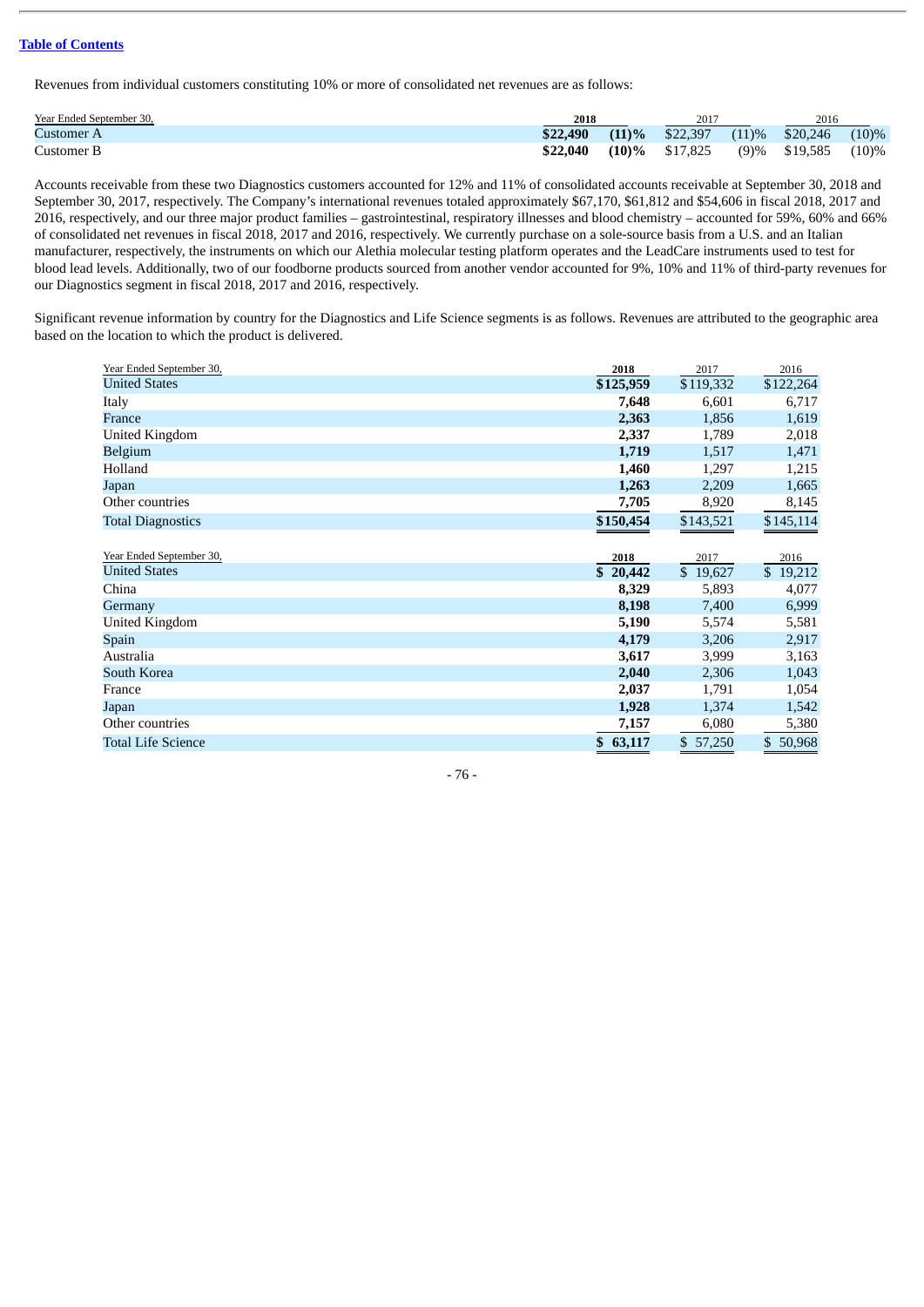Revenues from individual customers constituting 10% or more of consolidated net revenues are as follows:

| Year Ended September 30, | 2018 | | 2017 | | 2016 | |
|---|---|---|---|---|---|---|
| Customer A | **$22,490** | **(11)%** | $22,397 | (11)% | $20,246 | (10)% |
| Customer B | **$22,040** | **(10)%** | $17,825 | (9)% | $19,585 | (10)% |

Accounts receivable from these two Diagnostics customers accounted for 12% and 11% of consolidated accounts receivable at September 30, 2018 and September 30, 2017, respectively. The Company's international revenues totaled approximately $67,170, $61,812 and $54,606 in fiscal 2018, 2017 and 2016, respectively, and our three major product families – gastrointestinal, respiratory illnesses and blood chemistry – accounted for 59%, 60% and 66% of consolidated net revenues in fiscal 2018, 2017 and 2016, respectively. We currently purchase on a sole-source basis from a U.S. and an Italian manufacturer, respectively, the instruments on which our Alethia molecular testing platform operates and the LeadCare instruments used to test for blood lead levels. Additionally, two of our foodborne products sourced from another vendor accounted for 9%, 10% and 11% of third-party revenues for our Diagnostics segment in fiscal 2018, 2017 and 2016, respectively.

Significant revenue information by country for the Diagnostics and Life Science segments is as follows. Revenues are attributed to the geographic area based on the location to which the product is delivered.

| Year Ended September 30, | 2018 | 2017 | 2016 |
|---|---|---|---|
| United States | **$125,959** | $119,332 | $122,264 |
| Italy | **7,648** | 6,601 | 6,717 |
| France | **2,363** | 1,856 | 1,619 |
| United Kingdom | **2,337** | 1,789 | 2,018 |
| Belgium | **1,719** | 1,517 | 1,471 |
| Holland | **1,460** | 1,297 | 1,215 |
| Japan | **1,263** | 2,209 | 1,665 |
| Other countries | **7,705** | 8,920 | 8,145 |
| Total Diagnostics | **$150,454** | $143,521 | $145,114 |

| Year Ended September 30, | 2018 | 2017 | 2016 |
|---|---|---|---|
| United States | **$ 20,442** | $ 19,627 | $ 19,212 |
| China | **8,329** | 5,893 | 4,077 |
| Germany | **8,198** | 7,400 | 6,999 |
| United Kingdom | **5,190** | 5,574 | 5,581 |
| Spain | **4,179** | 3,206 | 2,917 |
| Australia | **3,617** | 3,999 | 3,163 |
| South Korea | **2,040** | 2,306 | 1,043 |
| France | **2,037** | 1,791 | 1,054 |
| Japan | **1,928** | 1,374 | 1,542 |
| Other countries | **7,157** | 6,080 | 5,380 |
| Total Life Science | **$ 63,117** | $ 57,250 | $ 50,968 |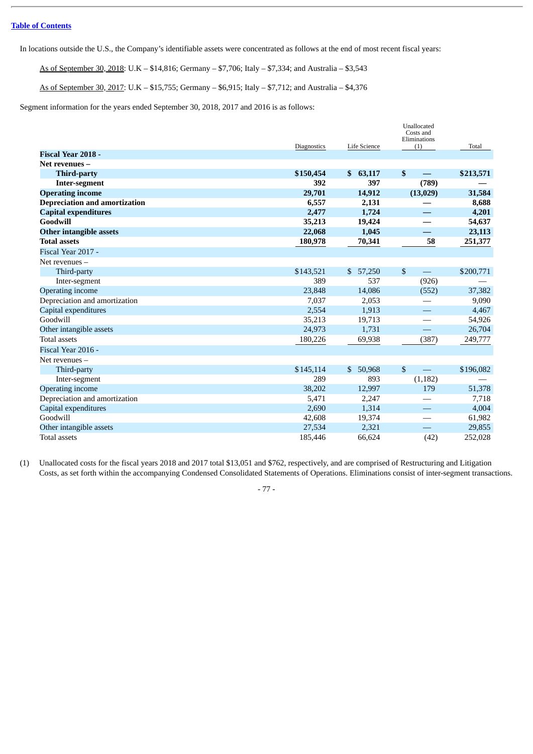Table of Contents

In locations outside the U.S., the Company's identifiable assets were concentrated as follows at the end of most recent fiscal years:

As of September 30, 2018: U.K – $14,816; Germany – $7,706; Italy – $7,334; and Australia – $3,543

As of September 30, 2017: U.K – $15,755; Germany – $6,915; Italy – $7,712; and Australia – $4,376

Segment information for the years ended September 30, 2018, 2017 and 2016 is as follows:

| | Diagnostics | Life Science | Unallocated Costs and Eliminations (1) | Total |
|---|---|---|---|---|
| **Fiscal Year 2018 -** | | | | |
| **Net revenues –** | | | | |
| **Third-party** | **$150,454** | **$ 63,117** | **$ —** | **$213,571** |
| **Inter-segment** | **392** | **397** | **(789)** | **—** |
| **Operating income** | **29,701** | **14,912** | **(13,029)** | **31,584** |
| **Depreciation and amortization** | **6,557** | **2,131** | **—** | **8,688** |
| **Capital expenditures** | **2,477** | **1,724** | **—** | **4,201** |
| **Goodwill** | **35,213** | **19,424** | **—** | **54,637** |
| **Other intangible assets** | **22,068** | **1,045** | **—** | **23,113** |
| **Total assets** | **180,978** | **70,341** | **58** | **251,377** |
| Fiscal Year 2017 - | | | | |
| Net revenues – | | | | |
| Third-party | $143,521 | $ 57,250 | $ — | $200,771 |
| Inter-segment | 389 | 537 | (926) | — |
| Operating income | 23,848 | 14,086 | (552) | 37,382 |
| Depreciation and amortization | 7,037 | 2,053 | — | 9,090 |
| Capital expenditures | 2,554 | 1,913 | — | 4,467 |
| Goodwill | 35,213 | 19,713 | — | 54,926 |
| Other intangible assets | 24,973 | 1,731 | — | 26,704 |
| Total assets | 180,226 | 69,938 | (387) | 249,777 |
| Fiscal Year 2016 - | | | | |
| Net revenues – | | | | |
| Third-party | $145,114 | $ 50,968 | $ — | $196,082 |
| Inter-segment | 289 | 893 | (1,182) | — |
| Operating income | 38,202 | 12,997 | 179 | 51,378 |
| Depreciation and amortization | 5,471 | 2,247 | — | 7,718 |
| Capital expenditures | 2,690 | 1,314 | — | 4,004 |
| Goodwill | 42,608 | 19,374 | — | 61,982 |
| Other intangible assets | 27,534 | 2,321 | — | 29,855 |
| Total assets | 185,446 | 66,624 | (42) | 252,028 |

(1) Unallocated costs for the fiscal years 2018 and 2017 total $13,051 and $762, respectively, and are comprised of Restructuring and Litigation Costs, as set forth within the accompanying Condensed Consolidated Statements of Operations. Eliminations consist of inter-segment transactions.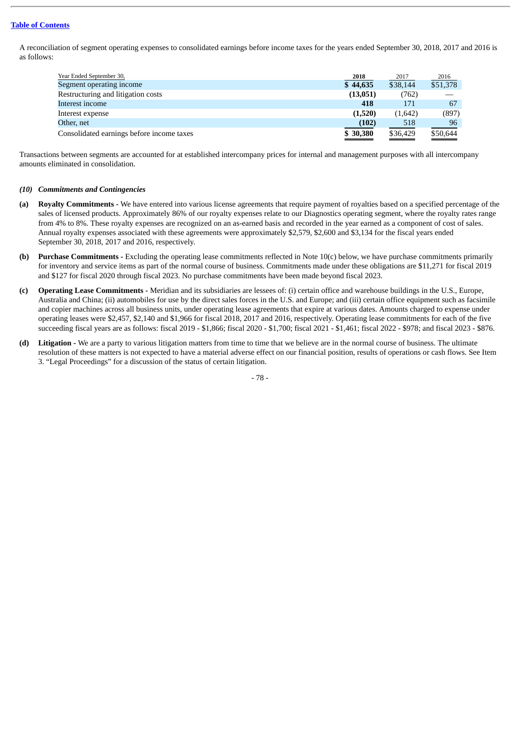A reconciliation of segment operating expenses to consolidated earnings before income taxes for the years ended September 30, 2018, 2017 and 2016 is as follows:

| Year Ended September 30, | 2018 | 2017 | 2016 |
|---|---|---|---|
| Segment operating income | **$ 44,635** | $38,144 | $51,378 |
| Restructuring and litigation costs | **(13,051)** | (762) | — |
| Interest income | **418** | 171 | 67 |
| Interest expense | **(1,520)** | (1,642) | (897) |
| Other, net | **(102)** | 518 | 96 |
| Consolidated earnings before income taxes | **$ 30,380** | $36,429 | $50,644 |

Transactions between segments are accounted for at established intercompany prices for internal and management purposes with all intercompany amounts eliminated in consolidation.

### *(10) Commitments and Contingencies*

**(a) Royalty Commitments -** We have entered into various license agreements that require payment of royalties based on a specified percentage of the sales of licensed products. Approximately 86% of our royalty expenses relate to our Diagnostics operating segment, where the royalty rates range from 4% to 8%. These royalty expenses are recognized on an as-earned basis and recorded in the year earned as a component of cost of sales. Annual royalty expenses associated with these agreements were approximately $2,579, $2,600 and $3,134 for the fiscal years ended September 30, 2018, 2017 and 2016, respectively.

**(b) Purchase Commitments -** Excluding the operating lease commitments reflected in Note 10(c) below, we have purchase commitments primarily for inventory and service items as part of the normal course of business. Commitments made under these obligations are $11,271 for fiscal 2019 and $127 for fiscal 2020 through fiscal 2023. No purchase commitments have been made beyond fiscal 2023.

**(c) Operating Lease Commitments -** Meridian and its subsidiaries are lessees of: (i) certain office and warehouse buildings in the U.S., Europe, Australia and China; (ii) automobiles for use by the direct sales forces in the U.S. and Europe; and (iii) certain office equipment such as facsimile and copier machines across all business units, under operating lease agreements that expire at various dates. Amounts charged to expense under operating leases were $2,457, $2,140 and $1,966 for fiscal 2018, 2017 and 2016, respectively. Operating lease commitments for each of the five succeeding fiscal years are as follows: fiscal 2019 - $1,866; fiscal 2020 - $1,700; fiscal 2021 - $1,461; fiscal 2022 - $978; and fiscal 2023 - $876.

**(d) Litigation -** We are a party to various litigation matters from time to time that we believe are in the normal course of business. The ultimate resolution of these matters is not expected to have a material adverse effect on our financial position, results of operations or cash flows. See Item 3. "Legal Proceedings" for a discussion of the status of certain litigation.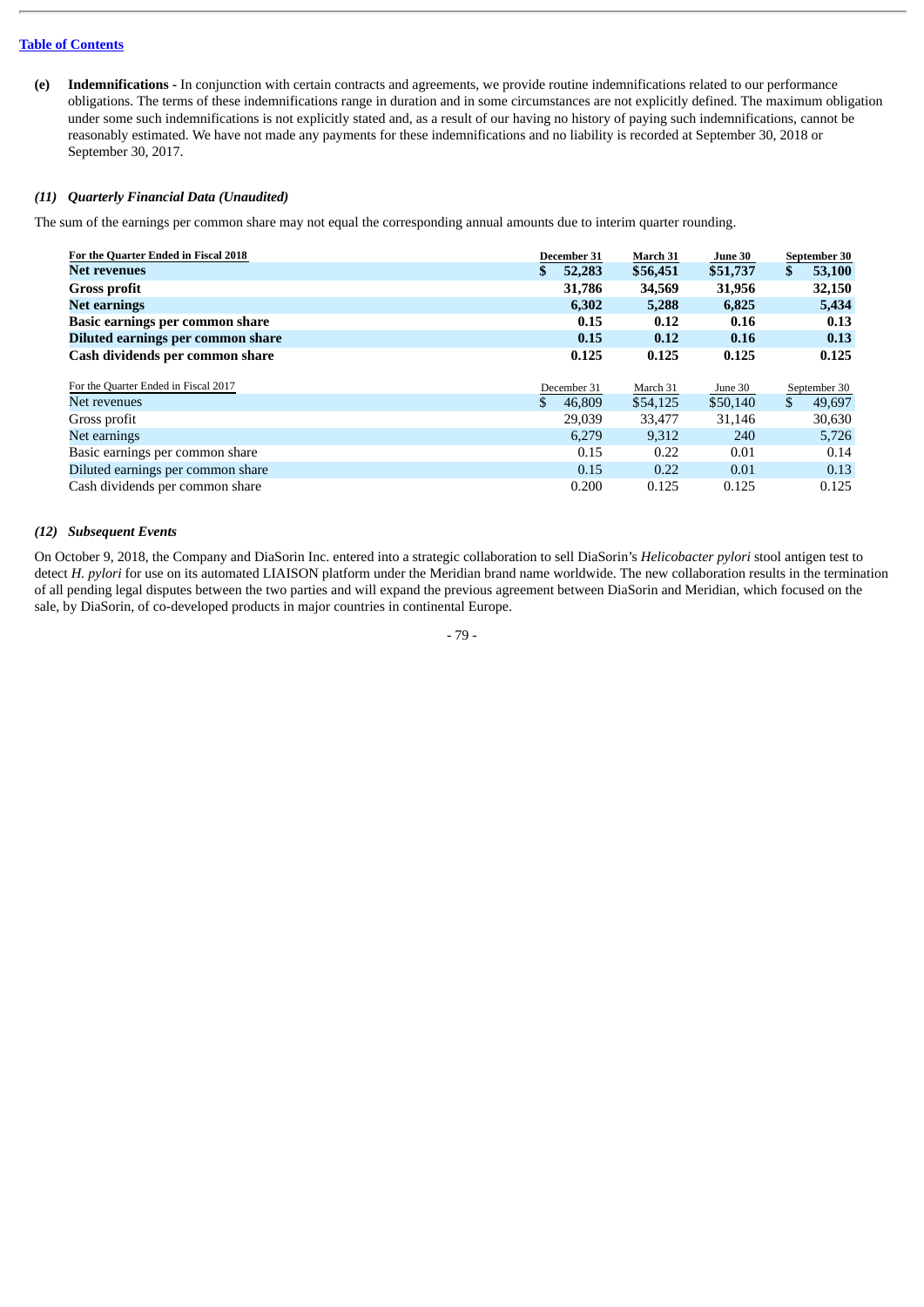**(e) Indemnifications -** In conjunction with certain contracts and agreements, we provide routine indemnifications related to our performance obligations. The terms of these indemnifications range in duration and in some circumstances are not explicitly defined. The maximum obligation under some such indemnifications is not explicitly stated and, as a result of our having no history of paying such indemnifications, cannot be reasonably estimated. We have not made any payments for these indemnifications and no liability is recorded at September 30, 2018 or September 30, 2017.

### *(11) Quarterly Financial Data (Unaudited)*

The sum of the earnings per common share may not equal the corresponding annual amounts due to interim quarter rounding.

| **For the Quarter Ended in Fiscal 2018** | **December 31** | **March 31** | **June 30** | **September 30** |
|---|---|---|---|---|
| **Net revenues** | **$ 52,283** | **$56,451** | **$51,737** | **$ 53,100** |
| **Gross profit** | **31,786** | **34,569** | **31,956** | **32,150** |
| **Net earnings** | **6,302** | **5,288** | **6,825** | **5,434** |
| **Basic earnings per common share** | **0.15** | **0.12** | **0.16** | **0.13** |
| **Diluted earnings per common share** | **0.15** | **0.12** | **0.16** | **0.13** |
| **Cash dividends per common share** | **0.125** | **0.125** | **0.125** | **0.125** |

| For the Quarter Ended in Fiscal 2017 | December 31 | March 31 | June 30 | September 30 |
|---|---|---|---|---|
| Net revenues | $ 46,809 | $54,125 | $50,140 | $ 49,697 |
| Gross profit | 29,039 | 33,477 | 31,146 | 30,630 |
| Net earnings | 6,279 | 9,312 | 240 | 5,726 |
| Basic earnings per common share | 0.15 | 0.22 | 0.01 | 0.14 |
| Diluted earnings per common share | 0.15 | 0.22 | 0.01 | 0.13 |
| Cash dividends per common share | 0.200 | 0.125 | 0.125 | 0.125 |

### *(12) Subsequent Events*

On October 9, 2018, the Company and DiaSorin Inc. entered into a strategic collaboration to sell DiaSorin's *Helicobacter pylori* stool antigen test to detect *H. pylori* for use on its automated LIAISON platform under the Meridian brand name worldwide. The new collaboration results in the termination of all pending legal disputes between the two parties and will expand the previous agreement between DiaSorin and Meridian, which focused on the sale, by DiaSorin, of co-developed products in major countries in continental Europe.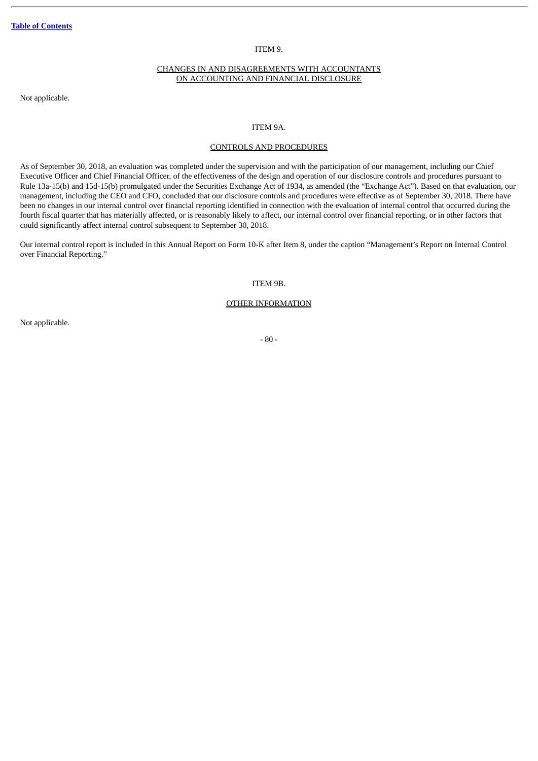## ITEM 9.

## CHANGES IN AND DISAGREEMENTS WITH ACCOUNTANTS ON ACCOUNTING AND FINANCIAL DISCLOSURE

Not applicable.

## ITEM 9A.

## CONTROLS AND PROCEDURES

As of September 30, 2018, an evaluation was completed under the supervision and with the participation of our management, including our Chief Executive Officer and Chief Financial Officer, of the effectiveness of the design and operation of our disclosure controls and procedures pursuant to Rule 13a-15(b) and 15d-15(b) promulgated under the Securities Exchange Act of 1934, as amended (the "Exchange Act"). Based on that evaluation, our management, including the CEO and CFO, concluded that our disclosure controls and procedures were effective as of September 30, 2018. There have been no changes in our internal control over financial reporting identified in connection with the evaluation of internal control that occurred during the fourth fiscal quarter that has materially affected, or is reasonably likely to affect, our internal control over financial reporting, or in other factors that could significantly affect internal control subsequent to September 30, 2018.

Our internal control report is included in this Annual Report on Form 10-K after Item 8, under the caption "Management's Report on Internal Control over Financial Reporting."

## ITEM 9B.

## OTHER INFORMATION

Not applicable.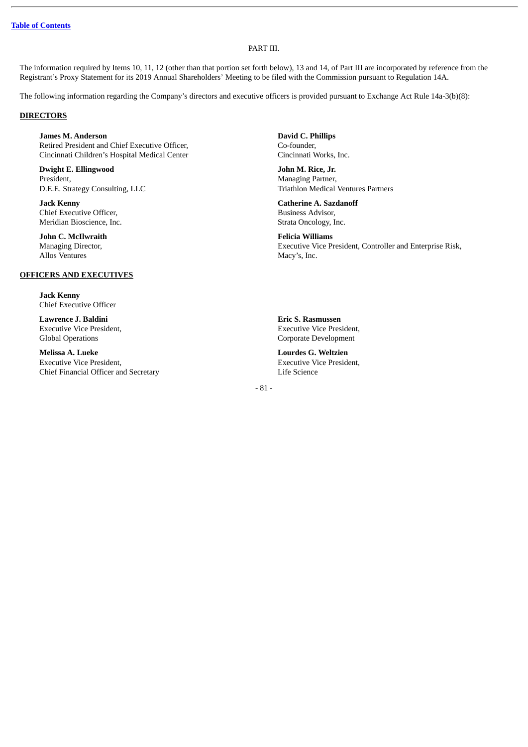PART III.

The information required by Items 10, 11, 12 (other than that portion set forth below), 13 and 14, of Part III are incorporated by reference from the Registrant's Proxy Statement for its 2019 Annual Shareholders' Meeting to be filed with the Commission pursuant to Regulation 14A.

The following information regarding the Company's directors and executive officers is provided pursuant to Exchange Act Rule 14a-3(b)(8):

**DIRECTORS**

**James M. Anderson**
Retired President and Chief Executive Officer,
Cincinnati Children's Hospital Medical Center

**Dwight E. Ellingwood**
President,
D.E.E. Strategy Consulting, LLC

**Jack Kenny**
Chief Executive Officer,
Meridian Bioscience, Inc.

**John C. McIlwraith**
Managing Director,
Allos Ventures

**David C. Phillips**
Co-founder,
Cincinnati Works, Inc.

**John M. Rice, Jr.**
Managing Partner,
Triathlon Medical Ventures Partners

**Catherine A. Sazdanoff**
Business Advisor,
Strata Oncology, Inc.

**Felicia Williams**
Executive Vice President, Controller and Enterprise Risk,
Macy's, Inc.

**OFFICERS AND EXECUTIVES**

**Jack Kenny**
Chief Executive Officer

**Lawrence J. Baldini**
Executive Vice President,
Global Operations

**Melissa A. Lueke**
Executive Vice President,
Chief Financial Officer and Secretary

**Eric S. Rasmussen**
Executive Vice President,
Corporate Development

**Lourdes G. Weltzien**
Executive Vice President,
Life Science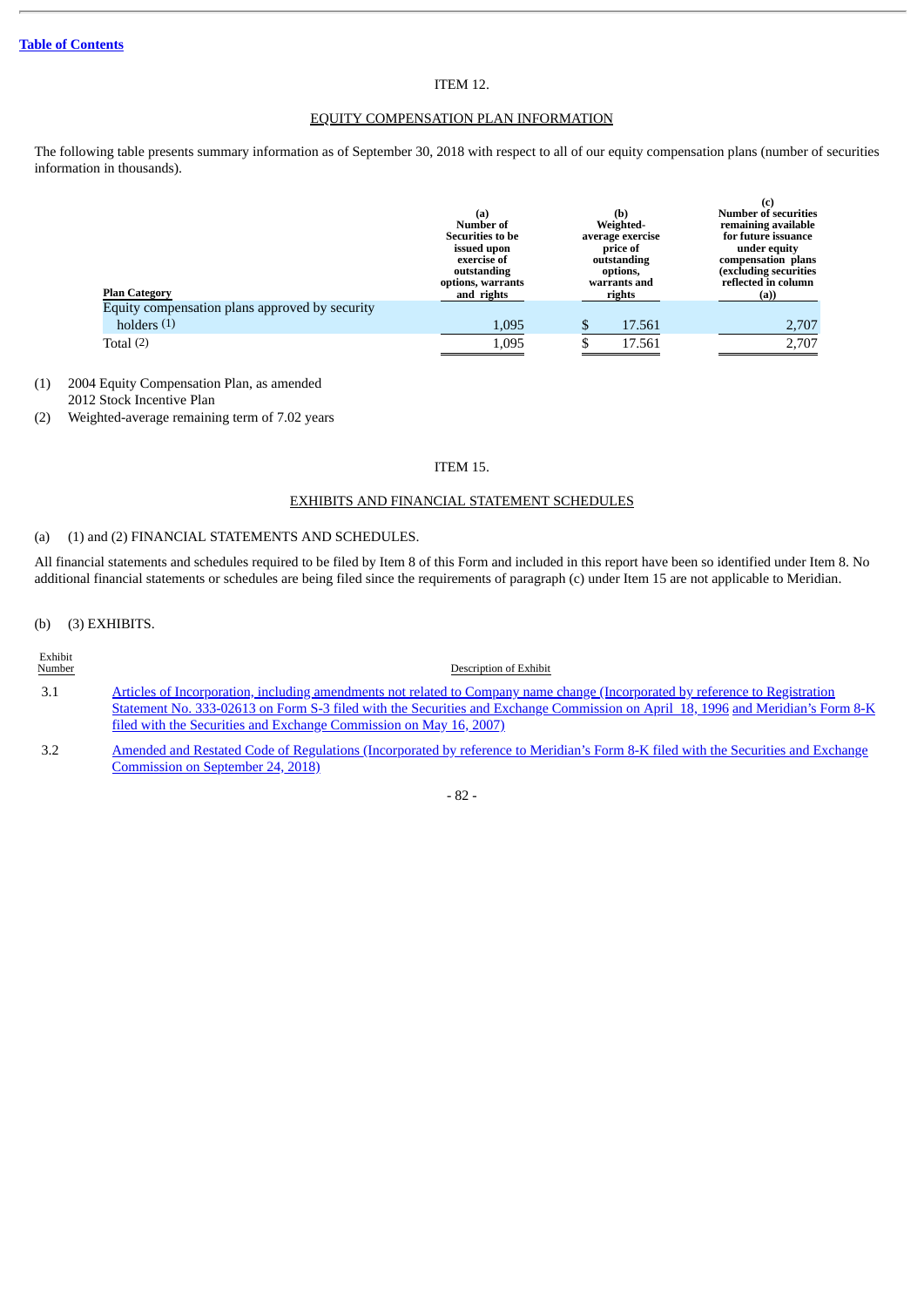Table of Contents

ITEM 12.

EQUITY COMPENSATION PLAN INFORMATION

The following table presents summary information as of September 30, 2018 with respect to all of our equity compensation plans (number of securities information in thousands).

| Plan Category | (a) Number of Securities to be issued upon exercise of outstanding options, warrants and rights | (b) Weighted-average exercise price of outstanding options, warrants and rights | (c) Number of securities remaining available for future issuance under equity compensation plans (excluding securities reflected in column (a)) |
|---|---|---|---|
| Equity compensation plans approved by security holders (1) | 1,095 | $ 17.561 | 2,707 |
| Total (2) | 1,095 | $ 17.561 | 2,707 |

(1) 2004 Equity Compensation Plan, as amended
2012 Stock Incentive Plan

(2) Weighted-average remaining term of 7.02 years

ITEM 15.

EXHIBITS AND FINANCIAL STATEMENT SCHEDULES

(a) (1) and (2) FINANCIAL STATEMENTS AND SCHEDULES.

All financial statements and schedules required to be filed by Item 8 of this Form and included in this report have been so identified under Item 8. No additional financial statements or schedules are being filed since the requirements of paragraph (c) under Item 15 are not applicable to Meridian.

(b) (3) EXHIBITS.

| Exhibit Number | Description of Exhibit |
|---|---|
| 3.1 | Articles of Incorporation, including amendments not related to Company name change (Incorporated by reference to Registration Statement No. 333-02613 on Form S-3 filed with the Securities and Exchange Commission on April 18, 1996 and Meridian's Form 8-K filed with the Securities and Exchange Commission on May 16, 2007) |
| 3.2 | Amended and Restated Code of Regulations (Incorporated by reference to Meridian's Form 8-K filed with the Securities and Exchange Commission on September 24, 2018) |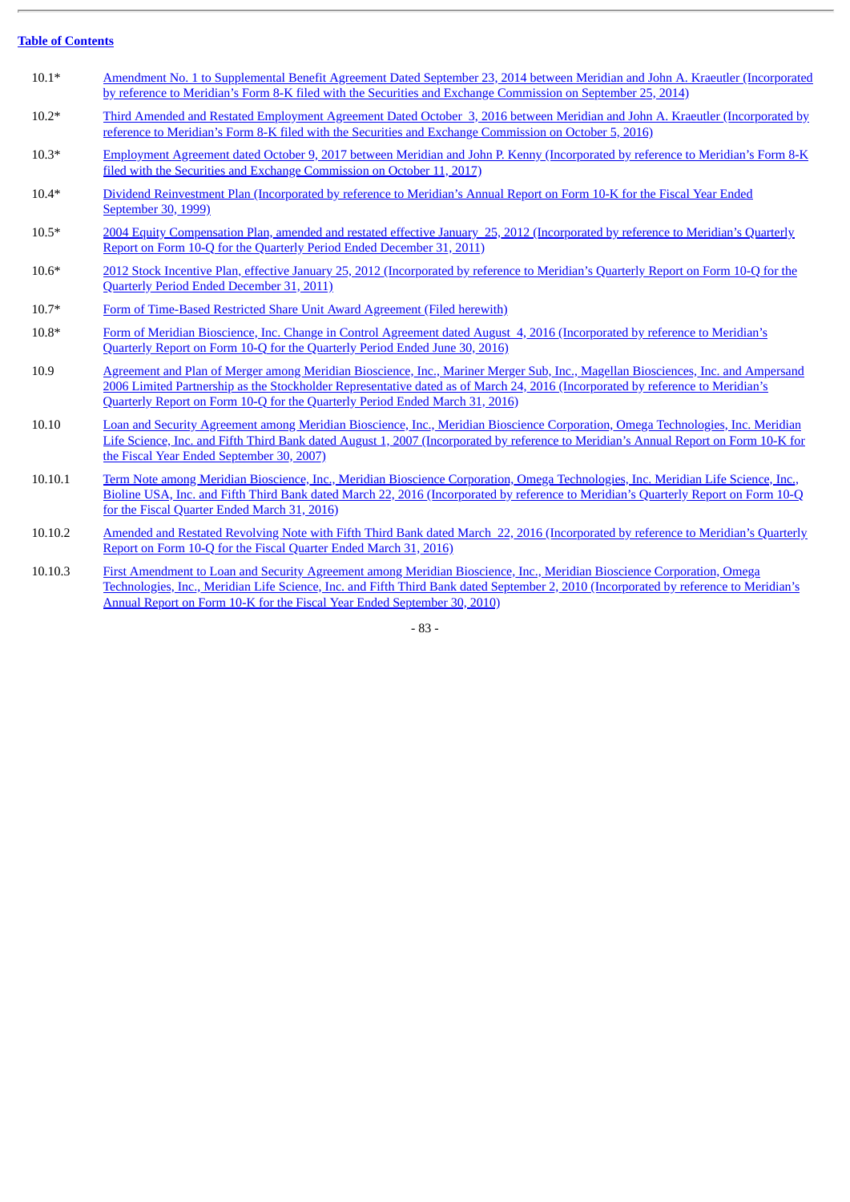| | |
|---|---|
| 10.1* | Amendment No. 1 to Supplemental Benefit Agreement Dated September 23, 2014 between Meridian and John A. Kraeutler (Incorporated by reference to Meridian's Form 8-K filed with the Securities and Exchange Commission on September 25, 2014) |
| 10.2* | Third Amended and Restated Employment Agreement Dated October 3, 2016 between Meridian and John A. Kraeutler (Incorporated by reference to Meridian's Form 8-K filed with the Securities and Exchange Commission on October 5, 2016) |
| 10.3* | Employment Agreement dated October 9, 2017 between Meridian and John P. Kenny (Incorporated by reference to Meridian's Form 8-K filed with the Securities and Exchange Commission on October 11, 2017) |
| 10.4* | Dividend Reinvestment Plan (Incorporated by reference to Meridian's Annual Report on Form 10-K for the Fiscal Year Ended September 30, 1999) |
| 10.5* | 2004 Equity Compensation Plan, amended and restated effective January 25, 2012 (Incorporated by reference to Meridian's Quarterly Report on Form 10-Q for the Quarterly Period Ended December 31, 2011) |
| 10.6* | 2012 Stock Incentive Plan, effective January 25, 2012 (Incorporated by reference to Meridian's Quarterly Report on Form 10-Q for the Quarterly Period Ended December 31, 2011) |
| 10.7* | Form of Time-Based Restricted Share Unit Award Agreement (Filed herewith) |
| 10.8* | Form of Meridian Bioscience, Inc. Change in Control Agreement dated August 4, 2016 (Incorporated by reference to Meridian's Quarterly Report on Form 10-Q for the Quarterly Period Ended June 30, 2016) |
| 10.9 | Agreement and Plan of Merger among Meridian Bioscience, Inc., Mariner Merger Sub, Inc., Magellan Biosciences, Inc. and Ampersand 2006 Limited Partnership as the Stockholder Representative dated as of March 24, 2016 (Incorporated by reference to Meridian's Quarterly Report on Form 10-Q for the Quarterly Period Ended March 31, 2016) |
| 10.10 | Loan and Security Agreement among Meridian Bioscience, Inc., Meridian Bioscience Corporation, Omega Technologies, Inc. Meridian Life Science, Inc. and Fifth Third Bank dated August 1, 2007 (Incorporated by reference to Meridian's Annual Report on Form 10-K for the Fiscal Year Ended September 30, 2007) |
| 10.10.1 | Term Note among Meridian Bioscience, Inc., Meridian Bioscience Corporation, Omega Technologies, Inc. Meridian Life Science, Inc., Bioline USA, Inc. and Fifth Third Bank dated March 22, 2016 (Incorporated by reference to Meridian's Quarterly Report on Form 10-Q for the Fiscal Quarter Ended March 31, 2016) |
| 10.10.2 | Amended and Restated Revolving Note with Fifth Third Bank dated March 22, 2016 (Incorporated by reference to Meridian's Quarterly Report on Form 10-Q for the Fiscal Quarter Ended March 31, 2016) |
| 10.10.3 | First Amendment to Loan and Security Agreement among Meridian Bioscience, Inc., Meridian Bioscience Corporation, Omega Technologies, Inc., Meridian Life Science, Inc. and Fifth Third Bank dated September 2, 2010 (Incorporated by reference to Meridian's Annual Report on Form 10-K for the Fiscal Year Ended September 30, 2010) |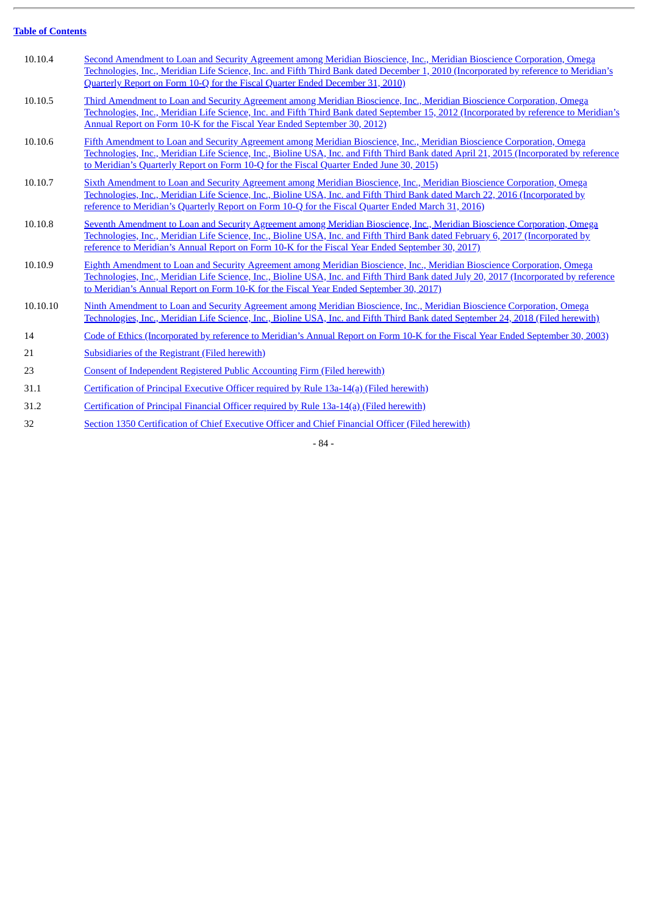[Table of Contents](#)

| | |
|---|---|
| 10.10.4 | Second Amendment to Loan and Security Agreement among Meridian Bioscience, Inc., Meridian Bioscience Corporation, Omega Technologies, Inc., Meridian Life Science, Inc. and Fifth Third Bank dated December 1, 2010 (Incorporated by reference to Meridian's Quarterly Report on Form 10-Q for the Fiscal Quarter Ended December 31, 2010) |
| 10.10.5 | Third Amendment to Loan and Security Agreement among Meridian Bioscience, Inc., Meridian Bioscience Corporation, Omega Technologies, Inc., Meridian Life Science, Inc. and Fifth Third Bank dated September 15, 2012 (Incorporated by reference to Meridian's Annual Report on Form 10-K for the Fiscal Year Ended September 30, 2012) |
| 10.10.6 | Fifth Amendment to Loan and Security Agreement among Meridian Bioscience, Inc., Meridian Bioscience Corporation, Omega Technologies, Inc., Meridian Life Science, Inc., Bioline USA, Inc. and Fifth Third Bank dated April 21, 2015 (Incorporated by reference to Meridian's Quarterly Report on Form 10-Q for the Fiscal Quarter Ended June 30, 2015) |
| 10.10.7 | Sixth Amendment to Loan and Security Agreement among Meridian Bioscience, Inc., Meridian Bioscience Corporation, Omega Technologies, Inc., Meridian Life Science, Inc., Bioline USA, Inc. and Fifth Third Bank dated March 22, 2016 (Incorporated by reference to Meridian's Quarterly Report on Form 10-Q for the Fiscal Quarter Ended March 31, 2016) |
| 10.10.8 | Seventh Amendment to Loan and Security Agreement among Meridian Bioscience, Inc., Meridian Bioscience Corporation, Omega Technologies, Inc., Meridian Life Science, Inc., Bioline USA, Inc. and Fifth Third Bank dated February 6, 2017 (Incorporated by reference to Meridian's Annual Report on Form 10-K for the Fiscal Year Ended September 30, 2017) |
| 10.10.9 | Eighth Amendment to Loan and Security Agreement among Meridian Bioscience, Inc., Meridian Bioscience Corporation, Omega Technologies, Inc., Meridian Life Science, Inc., Bioline USA, Inc. and Fifth Third Bank dated July 20, 2017 (Incorporated by reference to Meridian's Annual Report on Form 10-K for the Fiscal Year Ended September 30, 2017) |
| 10.10.10 | Ninth Amendment to Loan and Security Agreement among Meridian Bioscience, Inc., Meridian Bioscience Corporation, Omega Technologies, Inc., Meridian Life Science, Inc., Bioline USA, Inc. and Fifth Third Bank dated September 24, 2018 (Filed herewith) |
| 14 | Code of Ethics (Incorporated by reference to Meridian's Annual Report on Form 10-K for the Fiscal Year Ended September 30, 2003) |
| 21 | Subsidiaries of the Registrant (Filed herewith) |
| 23 | Consent of Independent Registered Public Accounting Firm (Filed herewith) |
| 31.1 | Certification of Principal Executive Officer required by Rule 13a-14(a) (Filed herewith) |
| 31.2 | Certification of Principal Financial Officer required by Rule 13a-14(a) (Filed herewith) |
| 32 | Section 1350 Certification of Chief Executive Officer and Chief Financial Officer (Filed herewith) |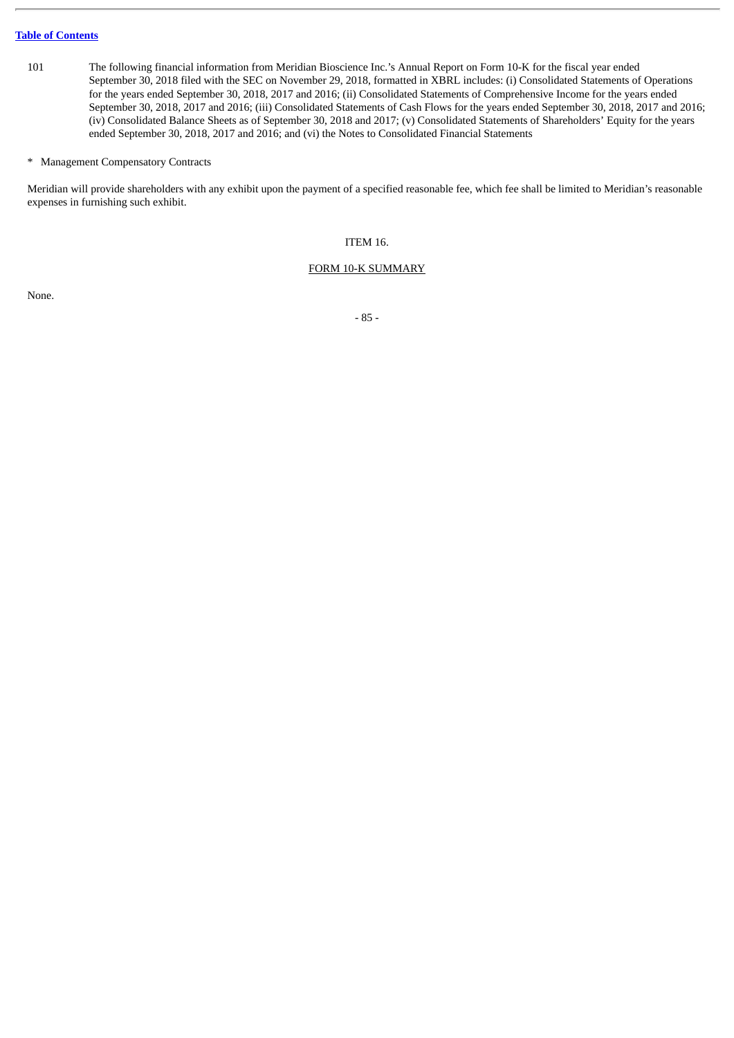| | |
|---|---|
| 101 | The following financial information from Meridian Bioscience Inc.'s Annual Report on Form 10-K for the fiscal year ended September 30, 2018 filed with the SEC on November 29, 2018, formatted in XBRL includes: (i) Consolidated Statements of Operations for the years ended September 30, 2018, 2017 and 2016; (ii) Consolidated Statements of Comprehensive Income for the years ended September 30, 2018, 2017 and 2016; (iii) Consolidated Statements of Cash Flows for the years ended September 30, 2018, 2017 and 2016; (iv) Consolidated Balance Sheets as of September 30, 2018 and 2017; (v) Consolidated Statements of Shareholders' Equity for the years ended September 30, 2018, 2017 and 2016; and (vi) the Notes to Consolidated Financial Statements |

* Management Compensatory Contracts

Meridian will provide shareholders with any exhibit upon the payment of a specified reasonable fee, which fee shall be limited to Meridian's reasonable expenses in furnishing such exhibit.

ITEM 16.

FORM 10-K SUMMARY

None.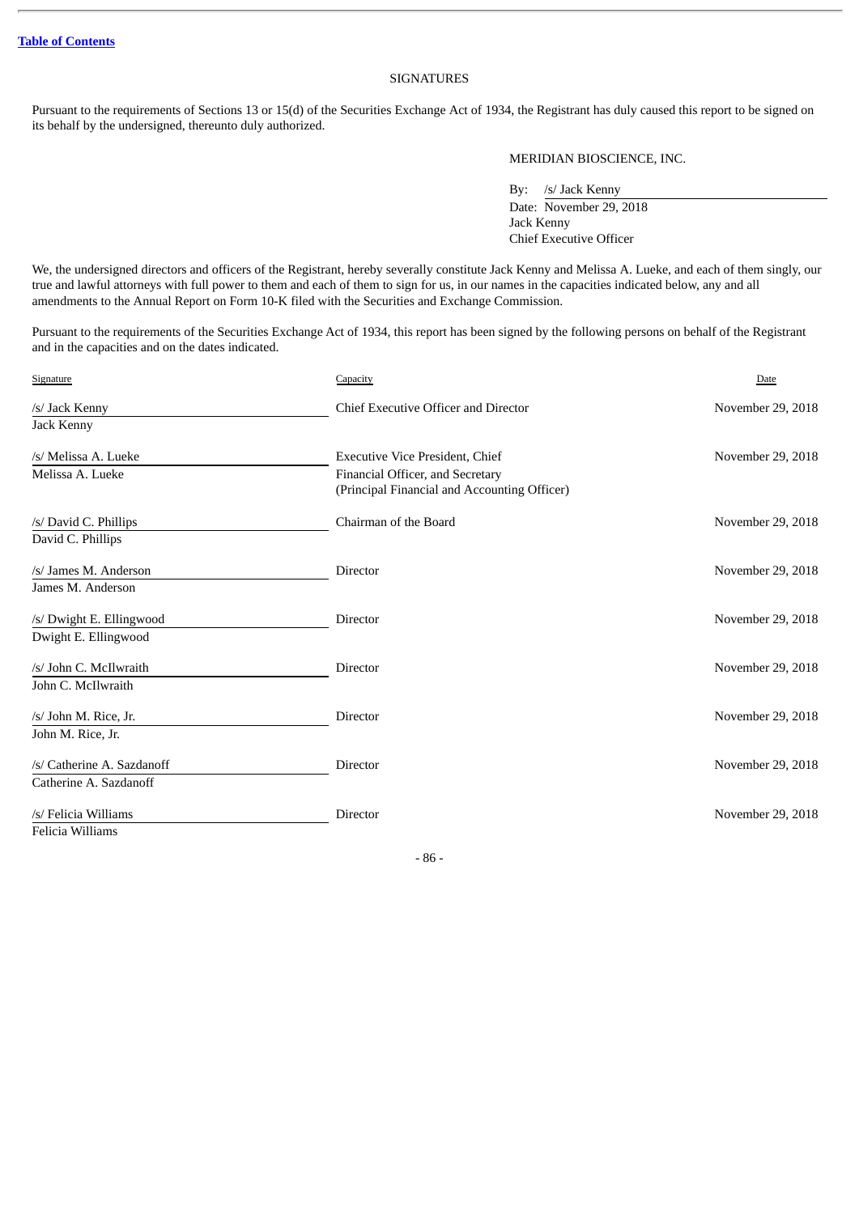[Table of Contents](#)

# SIGNATURES

Pursuant to the requirements of Sections 13 or 15(d) of the Securities Exchange Act of 1934, the Registrant has duly caused this report to be signed on its behalf by the undersigned, thereunto duly authorized.

MERIDIAN BIOSCIENCE, INC.

By: /s/ Jack Kenny
Date: November 29, 2018
Jack Kenny
Chief Executive Officer

We, the undersigned directors and officers of the Registrant, hereby severally constitute Jack Kenny and Melissa A. Lueke, and each of them singly, our true and lawful attorneys with full power to them and each of them to sign for us, in our names in the capacities indicated below, any and all amendments to the Annual Report on Form 10-K filed with the Securities and Exchange Commission.

Pursuant to the requirements of the Securities Exchange Act of 1934, this report has been signed by the following persons on behalf of the Registrant and in the capacities and on the dates indicated.

| Signature | Capacity | Date |
|---|---|---|
| /s/ Jack Kenny<br>Jack Kenny | Chief Executive Officer and Director | November 29, 2018 |
| /s/ Melissa A. Lueke<br>Melissa A. Lueke | Executive Vice President, Chief Financial Officer, and Secretary (Principal Financial and Accounting Officer) | November 29, 2018 |
| /s/ David C. Phillips<br>David C. Phillips | Chairman of the Board | November 29, 2018 |
| /s/ James M. Anderson<br>James M. Anderson | Director | November 29, 2018 |
| /s/ Dwight E. Ellingwood<br>Dwight E. Ellingwood | Director | November 29, 2018 |
| /s/ John C. McIlwraith<br>John C. McIlwraith | Director | November 29, 2018 |
| /s/ John M. Rice, Jr.<br>John M. Rice, Jr. | Director | November 29, 2018 |
| /s/ Catherine A. Sazdanoff<br>Catherine A. Sazdanoff | Director | November 29, 2018 |
| /s/ Felicia Williams<br>Felicia Williams | Director | November 29, 2018 |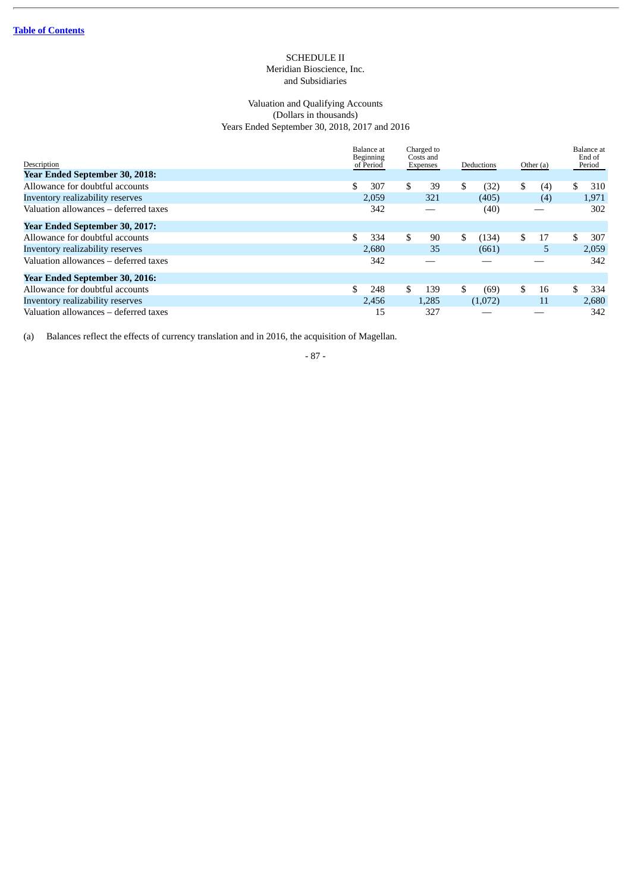[Table of Contents](#)

SCHEDULE II
Meridian Bioscience, Inc.
and Subsidiaries

Valuation and Qualifying Accounts
(Dollars in thousands)
Years Ended September 30, 2018, 2017 and 2016

| Description | Balance at Beginning of Period | Charged to Costs and Expenses | Deductions | Other (a) | Balance at End of Period |
|---|---|---|---|---|---|
| **Year Ended September 30, 2018:** | | | | | |
| Allowance for doubtful accounts | $ 307 | $ 39 | $ (32) | $ (4) | $ 310 |
| Inventory realizability reserves | 2,059 | 321 | (405) | (4) | 1,971 |
| Valuation allowances – deferred taxes | 342 | — | (40) | — | 302 |
| **Year Ended September 30, 2017:** | | | | | |
| Allowance for doubtful accounts | $ 334 | $ 90 | $ (134) | $ 17 | $ 307 |
| Inventory realizability reserves | 2,680 | 35 | (661) | 5 | 2,059 |
| Valuation allowances – deferred taxes | 342 | — | — | — | 342 |
| **Year Ended September 30, 2016:** | | | | | |
| Allowance for doubtful accounts | $ 248 | $ 139 | $ (69) | $ 16 | $ 334 |
| Inventory realizability reserves | 2,456 | 1,285 | (1,072) | 11 | 2,680 |
| Valuation allowances – deferred taxes | 15 | 327 | — | — | 342 |

(a) Balances reflect the effects of currency translation and in 2016, the acquisition of Magellan.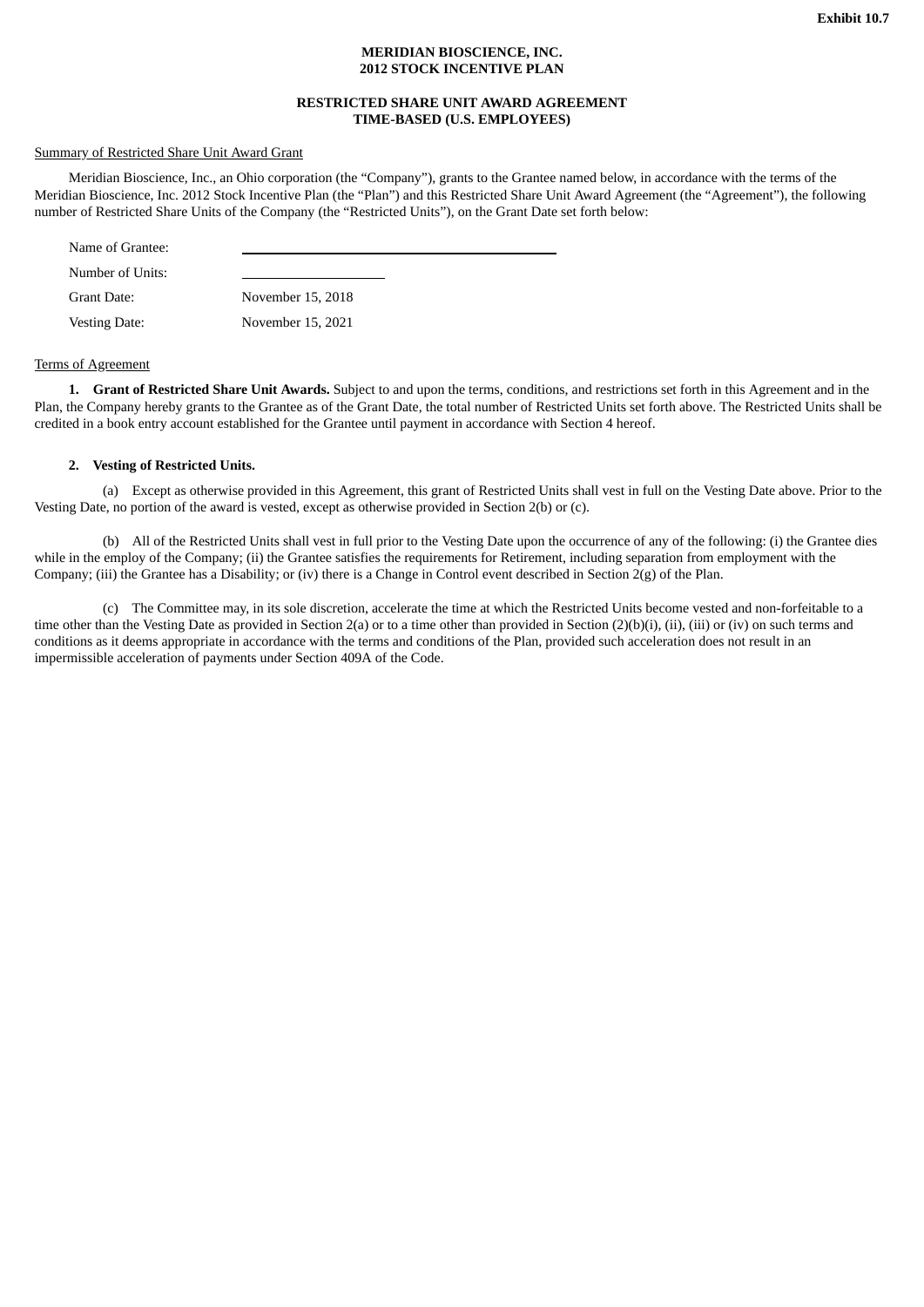**Exhibit 10.7**

**MERIDIAN BIOSCIENCE, INC.**
**2012 STOCK INCENTIVE PLAN**

**RESTRICTED SHARE UNIT AWARD AGREEMENT**
**TIME-BASED (U.S. EMPLOYEES)**

Summary of Restricted Share Unit Award Grant

Meridian Bioscience, Inc., an Ohio corporation (the "Company"), grants to the Grantee named below, in accordance with the terms of the Meridian Bioscience, Inc. 2012 Stock Incentive Plan (the "Plan") and this Restricted Share Unit Award Agreement (the "Agreement"), the following number of Restricted Share Units of the Company (the "Restricted Units"), on the Grant Date set forth below:

| | |
|---|---|
| Name of Grantee: | ______________________________ |
| Number of Units: | ______________ |
| Grant Date: | November 15, 2018 |
| Vesting Date: | November 15, 2021 |

Terms of Agreement

**1. Grant of Restricted Share Unit Awards.** Subject to and upon the terms, conditions, and restrictions set forth in this Agreement and in the Plan, the Company hereby grants to the Grantee as of the Grant Date, the total number of Restricted Units set forth above. The Restricted Units shall be credited in a book entry account established for the Grantee until payment in accordance with Section 4 hereof.

**2. Vesting of Restricted Units.**

(a) Except as otherwise provided in this Agreement, this grant of Restricted Units shall vest in full on the Vesting Date above. Prior to the Vesting Date, no portion of the award is vested, except as otherwise provided in Section 2(b) or (c).

(b) All of the Restricted Units shall vest in full prior to the Vesting Date upon the occurrence of any of the following: (i) the Grantee dies while in the employ of the Company; (ii) the Grantee satisfies the requirements for Retirement, including separation from employment with the Company; (iii) the Grantee has a Disability; or (iv) there is a Change in Control event described in Section 2(g) of the Plan.

(c) The Committee may, in its sole discretion, accelerate the time at which the Restricted Units become vested and non-forfeitable to a time other than the Vesting Date as provided in Section 2(a) or to a time other than provided in Section (2)(b)(i), (ii), (iii) or (iv) on such terms and conditions as it deems appropriate in accordance with the terms and conditions of the Plan, provided such acceleration does not result in an impermissible acceleration of payments under Section 409A of the Code.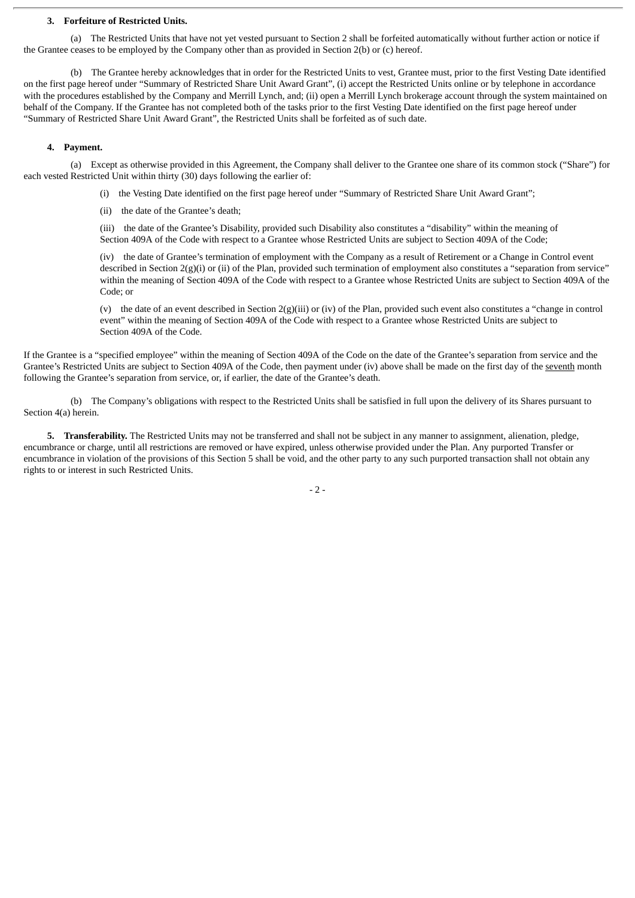**3. Forfeiture of Restricted Units.**

(a) The Restricted Units that have not yet vested pursuant to Section 2 shall be forfeited automatically without further action or notice if the Grantee ceases to be employed by the Company other than as provided in Section 2(b) or (c) hereof.

(b) The Grantee hereby acknowledges that in order for the Restricted Units to vest, Grantee must, prior to the first Vesting Date identified on the first page hereof under "Summary of Restricted Share Unit Award Grant", (i) accept the Restricted Units online or by telephone in accordance with the procedures established by the Company and Merrill Lynch, and; (ii) open a Merrill Lynch brokerage account through the system maintained on behalf of the Company. If the Grantee has not completed both of the tasks prior to the first Vesting Date identified on the first page hereof under "Summary of Restricted Share Unit Award Grant", the Restricted Units shall be forfeited as of such date.

**4. Payment.**

(a) Except as otherwise provided in this Agreement, the Company shall deliver to the Grantee one share of its common stock ("Share") for each vested Restricted Unit within thirty (30) days following the earlier of:

(i) the Vesting Date identified on the first page hereof under "Summary of Restricted Share Unit Award Grant";

(ii) the date of the Grantee's death;

(iii) the date of the Grantee's Disability, provided such Disability also constitutes a "disability" within the meaning of Section 409A of the Code with respect to a Grantee whose Restricted Units are subject to Section 409A of the Code;

(iv) the date of Grantee's termination of employment with the Company as a result of Retirement or a Change in Control event described in Section 2(g)(i) or (ii) of the Plan, provided such termination of employment also constitutes a "separation from service" within the meaning of Section 409A of the Code with respect to a Grantee whose Restricted Units are subject to Section 409A of the Code; or

(v) the date of an event described in Section 2(g)(iii) or (iv) of the Plan, provided such event also constitutes a "change in control event" within the meaning of Section 409A of the Code with respect to a Grantee whose Restricted Units are subject to Section 409A of the Code.

If the Grantee is a "specified employee" within the meaning of Section 409A of the Code on the date of the Grantee's separation from service and the Grantee's Restricted Units are subject to Section 409A of the Code, then payment under (iv) above shall be made on the first day of the seventh month following the Grantee's separation from service, or, if earlier, the date of the Grantee's death.

(b) The Company's obligations with respect to the Restricted Units shall be satisfied in full upon the delivery of its Shares pursuant to Section 4(a) herein.

**5. Transferability.** The Restricted Units may not be transferred and shall not be subject in any manner to assignment, alienation, pledge, encumbrance or charge, until all restrictions are removed or have expired, unless otherwise provided under the Plan. Any purported Transfer or encumbrance in violation of the provisions of this Section 5 shall be void, and the other party to any such purported transaction shall not obtain any rights to or interest in such Restricted Units.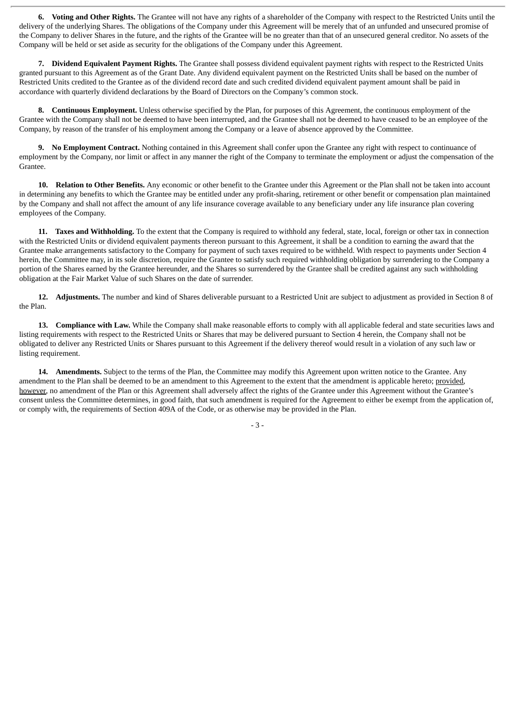**6. Voting and Other Rights.** The Grantee will not have any rights of a shareholder of the Company with respect to the Restricted Units until the delivery of the underlying Shares. The obligations of the Company under this Agreement will be merely that of an unfunded and unsecured promise of the Company to deliver Shares in the future, and the rights of the Grantee will be no greater than that of an unsecured general creditor. No assets of the Company will be held or set aside as security for the obligations of the Company under this Agreement.

**7. Dividend Equivalent Payment Rights.** The Grantee shall possess dividend equivalent payment rights with respect to the Restricted Units granted pursuant to this Agreement as of the Grant Date. Any dividend equivalent payment on the Restricted Units shall be based on the number of Restricted Units credited to the Grantee as of the dividend record date and such credited dividend equivalent payment amount shall be paid in accordance with quarterly dividend declarations by the Board of Directors on the Company's common stock.

**8. Continuous Employment.** Unless otherwise specified by the Plan, for purposes of this Agreement, the continuous employment of the Grantee with the Company shall not be deemed to have been interrupted, and the Grantee shall not be deemed to have ceased to be an employee of the Company, by reason of the transfer of his employment among the Company or a leave of absence approved by the Committee.

**9. No Employment Contract.** Nothing contained in this Agreement shall confer upon the Grantee any right with respect to continuance of employment by the Company, nor limit or affect in any manner the right of the Company to terminate the employment or adjust the compensation of the Grantee.

**10. Relation to Other Benefits.** Any economic or other benefit to the Grantee under this Agreement or the Plan shall not be taken into account in determining any benefits to which the Grantee may be entitled under any profit-sharing, retirement or other benefit or compensation plan maintained by the Company and shall not affect the amount of any life insurance coverage available to any beneficiary under any life insurance plan covering employees of the Company.

**11. Taxes and Withholding.** To the extent that the Company is required to withhold any federal, state, local, foreign or other tax in connection with the Restricted Units or dividend equivalent payments thereon pursuant to this Agreement, it shall be a condition to earning the award that the Grantee make arrangements satisfactory to the Company for payment of such taxes required to be withheld. With respect to payments under Section 4 herein, the Committee may, in its sole discretion, require the Grantee to satisfy such required withholding obligation by surrendering to the Company a portion of the Shares earned by the Grantee hereunder, and the Shares so surrendered by the Grantee shall be credited against any such withholding obligation at the Fair Market Value of such Shares on the date of surrender.

**12. Adjustments.** The number and kind of Shares deliverable pursuant to a Restricted Unit are subject to adjustment as provided in Section 8 of the Plan.

**13. Compliance with Law.** While the Company shall make reasonable efforts to comply with all applicable federal and state securities laws and listing requirements with respect to the Restricted Units or Shares that may be delivered pursuant to Section 4 herein, the Company shall not be obligated to deliver any Restricted Units or Shares pursuant to this Agreement if the delivery thereof would result in a violation of any such law or listing requirement.

**14. Amendments.** Subject to the terms of the Plan, the Committee may modify this Agreement upon written notice to the Grantee. Any amendment to the Plan shall be deemed to be an amendment to this Agreement to the extent that the amendment is applicable hereto; provided, however, no amendment of the Plan or this Agreement shall adversely affect the rights of the Grantee under this Agreement without the Grantee's consent unless the Committee determines, in good faith, that such amendment is required for the Agreement to either be exempt from the application of, or comply with, the requirements of Section 409A of the Code, or as otherwise may be provided in the Plan.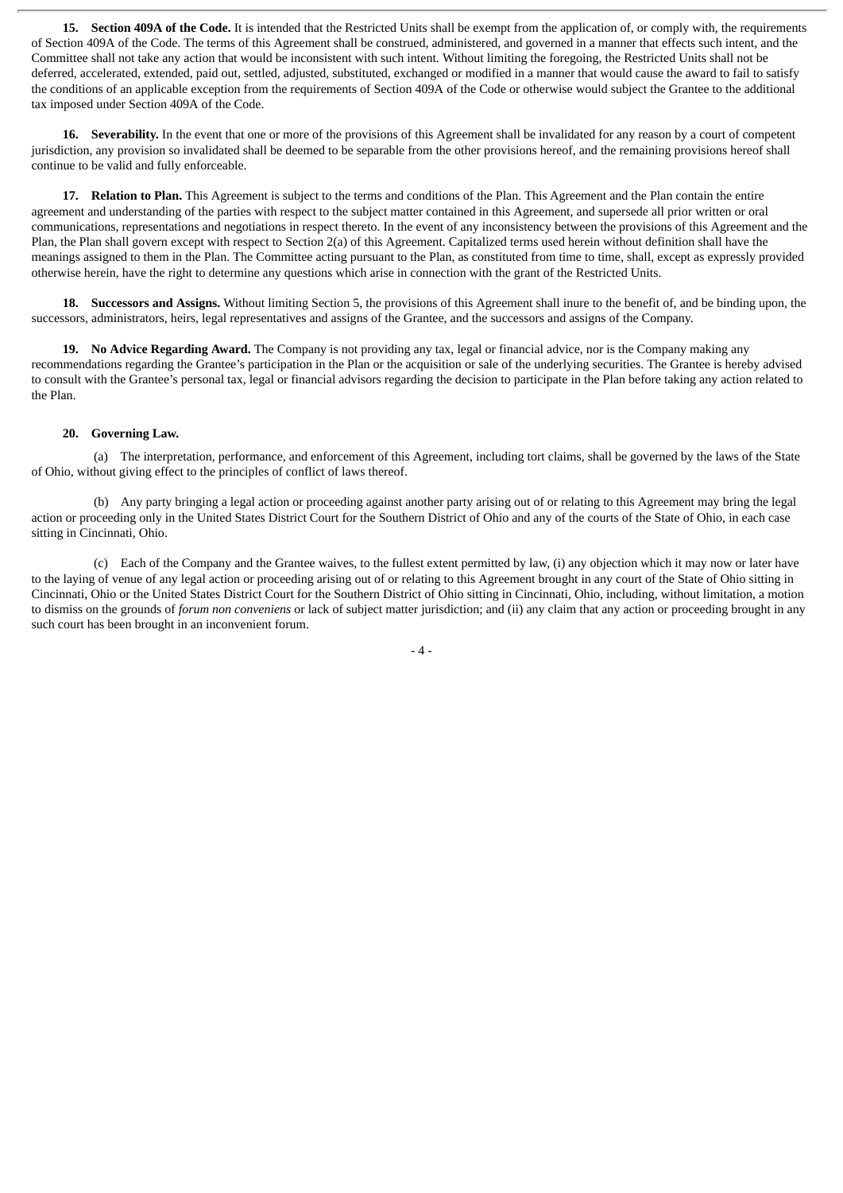**15. Section 409A of the Code.** It is intended that the Restricted Units shall be exempt from the application of, or comply with, the requirements of Section 409A of the Code. The terms of this Agreement shall be construed, administered, and governed in a manner that effects such intent, and the Committee shall not take any action that would be inconsistent with such intent. Without limiting the foregoing, the Restricted Units shall not be deferred, accelerated, extended, paid out, settled, adjusted, substituted, exchanged or modified in a manner that would cause the award to fail to satisfy the conditions of an applicable exception from the requirements of Section 409A of the Code or otherwise would subject the Grantee to the additional tax imposed under Section 409A of the Code.

**16. Severability.** In the event that one or more of the provisions of this Agreement shall be invalidated for any reason by a court of competent jurisdiction, any provision so invalidated shall be deemed to be separable from the other provisions hereof, and the remaining provisions hereof shall continue to be valid and fully enforceable.

**17. Relation to Plan.** This Agreement is subject to the terms and conditions of the Plan. This Agreement and the Plan contain the entire agreement and understanding of the parties with respect to the subject matter contained in this Agreement, and supersede all prior written or oral communications, representations and negotiations in respect thereto. In the event of any inconsistency between the provisions of this Agreement and the Plan, the Plan shall govern except with respect to Section 2(a) of this Agreement. Capitalized terms used herein without definition shall have the meanings assigned to them in the Plan. The Committee acting pursuant to the Plan, as constituted from time to time, shall, except as expressly provided otherwise herein, have the right to determine any questions which arise in connection with the grant of the Restricted Units.

**18. Successors and Assigns.** Without limiting Section 5, the provisions of this Agreement shall inure to the benefit of, and be binding upon, the successors, administrators, heirs, legal representatives and assigns of the Grantee, and the successors and assigns of the Company.

**19. No Advice Regarding Award.** The Company is not providing any tax, legal or financial advice, nor is the Company making any recommendations regarding the Grantee's participation in the Plan or the acquisition or sale of the underlying securities. The Grantee is hereby advised to consult with the Grantee's personal tax, legal or financial advisors regarding the decision to participate in the Plan before taking any action related to the Plan.

**20. Governing Law.**

(a) The interpretation, performance, and enforcement of this Agreement, including tort claims, shall be governed by the laws of the State of Ohio, without giving effect to the principles of conflict of laws thereof.

(b) Any party bringing a legal action or proceeding against another party arising out of or relating to this Agreement may bring the legal action or proceeding only in the United States District Court for the Southern District of Ohio and any of the courts of the State of Ohio, in each case sitting in Cincinnati, Ohio.

(c) Each of the Company and the Grantee waives, to the fullest extent permitted by law, (i) any objection which it may now or later have to the laying of venue of any legal action or proceeding arising out of or relating to this Agreement brought in any court of the State of Ohio sitting in Cincinnati, Ohio or the United States District Court for the Southern District of Ohio sitting in Cincinnati, Ohio, including, without limitation, a motion to dismiss on the grounds of *forum non conveniens* or lack of subject matter jurisdiction; and (ii) any claim that any action or proceeding brought in any such court has been brought in an inconvenient forum.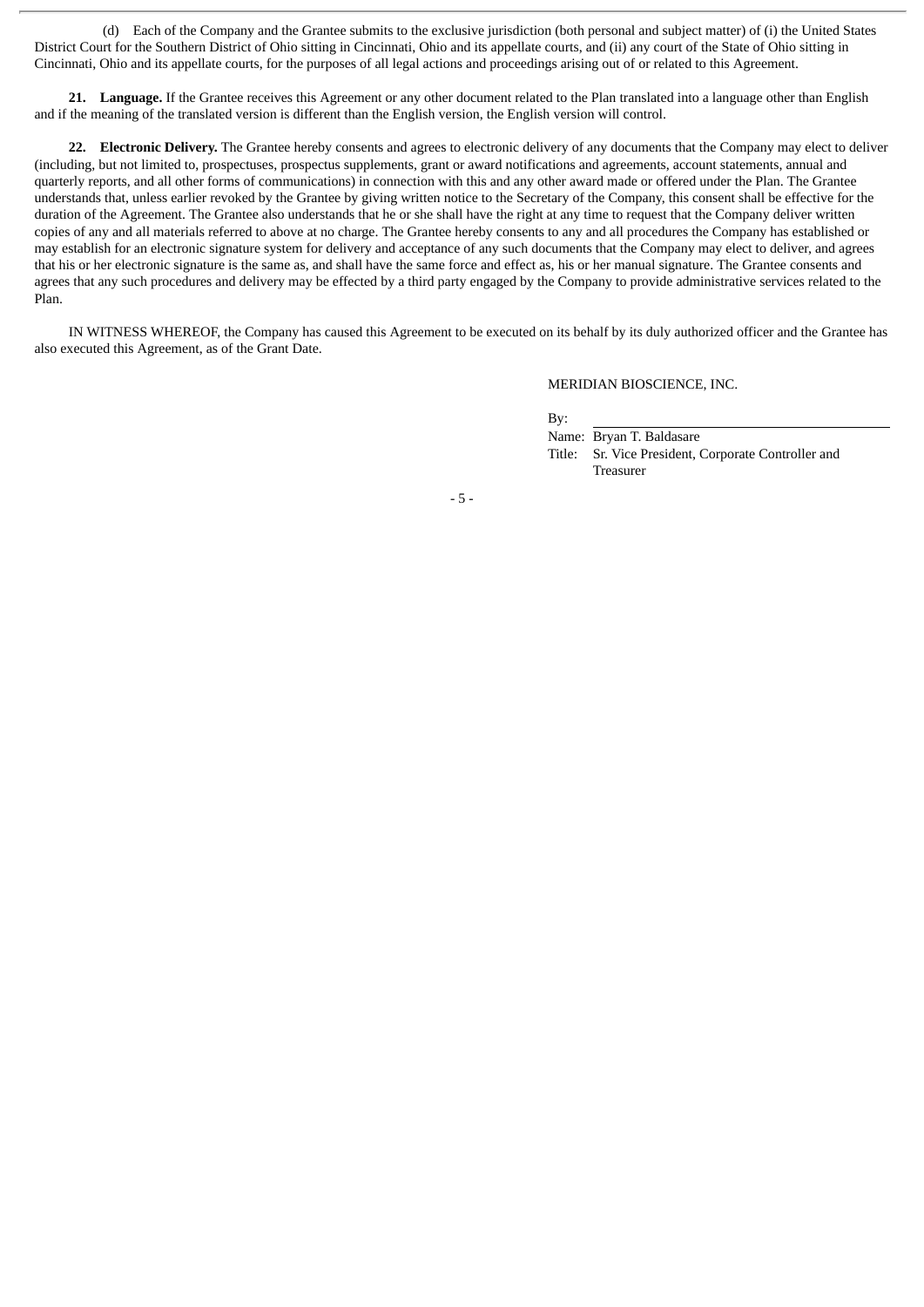(d) Each of the Company and the Grantee submits to the exclusive jurisdiction (both personal and subject matter) of (i) the United States District Court for the Southern District of Ohio sitting in Cincinnati, Ohio and its appellate courts, and (ii) any court of the State of Ohio sitting in Cincinnati, Ohio and its appellate courts, for the purposes of all legal actions and proceedings arising out of or related to this Agreement.

**21. Language.** If the Grantee receives this Agreement or any other document related to the Plan translated into a language other than English and if the meaning of the translated version is different than the English version, the English version will control.

**22. Electronic Delivery.** The Grantee hereby consents and agrees to electronic delivery of any documents that the Company may elect to deliver (including, but not limited to, prospectuses, prospectus supplements, grant or award notifications and agreements, account statements, annual and quarterly reports, and all other forms of communications) in connection with this and any other award made or offered under the Plan. The Grantee understands that, unless earlier revoked by the Grantee by giving written notice to the Secretary of the Company, this consent shall be effective for the duration of the Agreement. The Grantee also understands that he or she shall have the right at any time to request that the Company deliver written copies of any and all materials referred to above at no charge. The Grantee hereby consents to any and all procedures the Company has established or may establish for an electronic signature system for delivery and acceptance of any such documents that the Company may elect to deliver, and agrees that his or her electronic signature is the same as, and shall have the same force and effect as, his or her manual signature. The Grantee consents and agrees that any such procedures and delivery may be effected by a third party engaged by the Company to provide administrative services related to the Plan.

IN WITNESS WHEREOF, the Company has caused this Agreement to be executed on its behalf by its duly authorized officer and the Grantee has also executed this Agreement, as of the Grant Date.

MERIDIAN BIOSCIENCE, INC.

By: \_\_\_\_\_\_\_\_\_\_\_\_\_\_\_\_\_\_\_\_\_\_\_\_\_\_\_\_\_\_

Name: Bryan T. Baldasare

Title: Sr. Vice President, Corporate Controller and Treasurer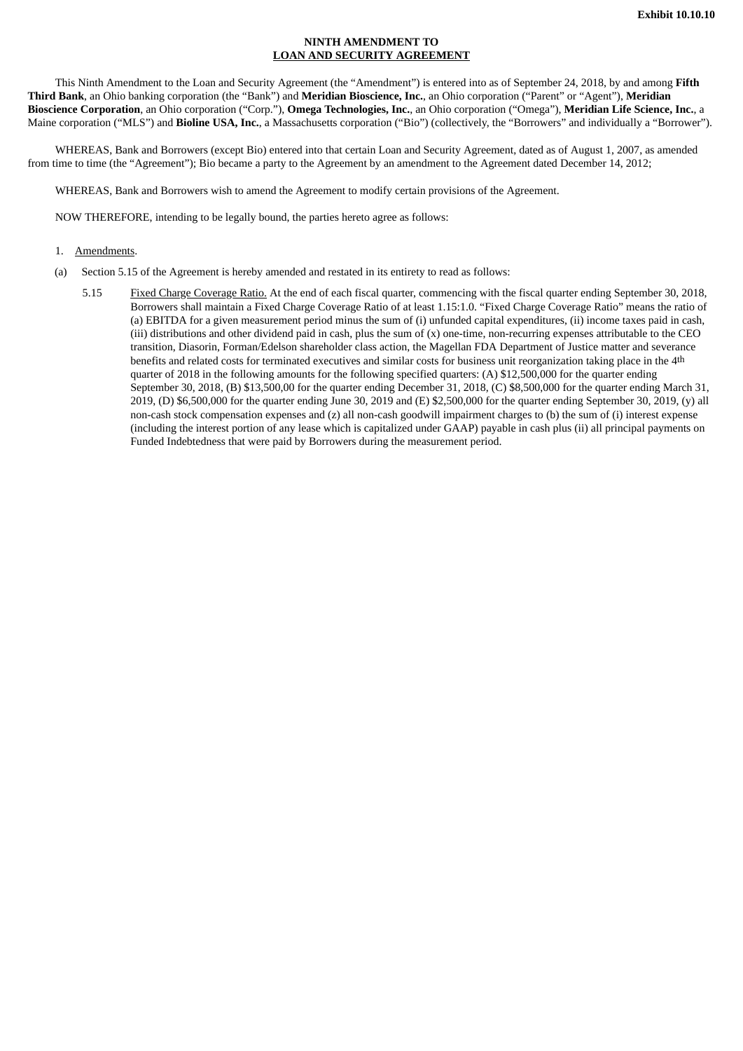**Exhibit 10.10.10**

**NINTH AMENDMENT TO**
**LOAN AND SECURITY AGREEMENT**

This Ninth Amendment to the Loan and Security Agreement (the "Amendment") is entered into as of September 24, 2018, by and among **Fifth Third Bank**, an Ohio banking corporation (the "Bank") and **Meridian Bioscience, Inc.**, an Ohio corporation ("Parent" or "Agent"), **Meridian Bioscience Corporation**, an Ohio corporation ("Corp."), **Omega Technologies, Inc.**, an Ohio corporation ("Omega"), **Meridian Life Science, Inc.**, a Maine corporation ("MLS") and **Bioline USA, Inc.**, a Massachusetts corporation ("Bio") (collectively, the "Borrowers" and individually a "Borrower").

WHEREAS, Bank and Borrowers (except Bio) entered into that certain Loan and Security Agreement, dated as of August 1, 2007, as amended from time to time (the "Agreement"); Bio became a party to the Agreement by an amendment to the Agreement dated December 14, 2012;

WHEREAS, Bank and Borrowers wish to amend the Agreement to modify certain provisions of the Agreement.

NOW THEREFORE, intending to be legally bound, the parties hereto agree as follows:

1. Amendments.

(a) Section 5.15 of the Agreement is hereby amended and restated in its entirety to read as follows:

5.15 Fixed Charge Coverage Ratio. At the end of each fiscal quarter, commencing with the fiscal quarter ending September 30, 2018, Borrowers shall maintain a Fixed Charge Coverage Ratio of at least 1.15:1.0. "Fixed Charge Coverage Ratio" means the ratio of (a) EBITDA for a given measurement period minus the sum of (i) unfunded capital expenditures, (ii) income taxes paid in cash, (iii) distributions and other dividend paid in cash, plus the sum of (x) one-time, non-recurring expenses attributable to the CEO transition, Diasorin, Forman/Edelson shareholder class action, the Magellan FDA Department of Justice matter and severance benefits and related costs for terminated executives and similar costs for business unit reorganization taking place in the 4th quarter of 2018 in the following amounts for the following specified quarters: (A) $12,500,000 for the quarter ending September 30, 2018, (B) $13,500,00 for the quarter ending December 31, 2018, (C) $8,500,000 for the quarter ending March 31, 2019, (D) $6,500,000 for the quarter ending June 30, 2019 and (E) $2,500,000 for the quarter ending September 30, 2019, (y) all non-cash stock compensation expenses and (z) all non-cash goodwill impairment charges to (b) the sum of (i) interest expense (including the interest portion of any lease which is capitalized under GAAP) payable in cash plus (ii) all principal payments on Funded Indebtedness that were paid by Borrowers during the measurement period.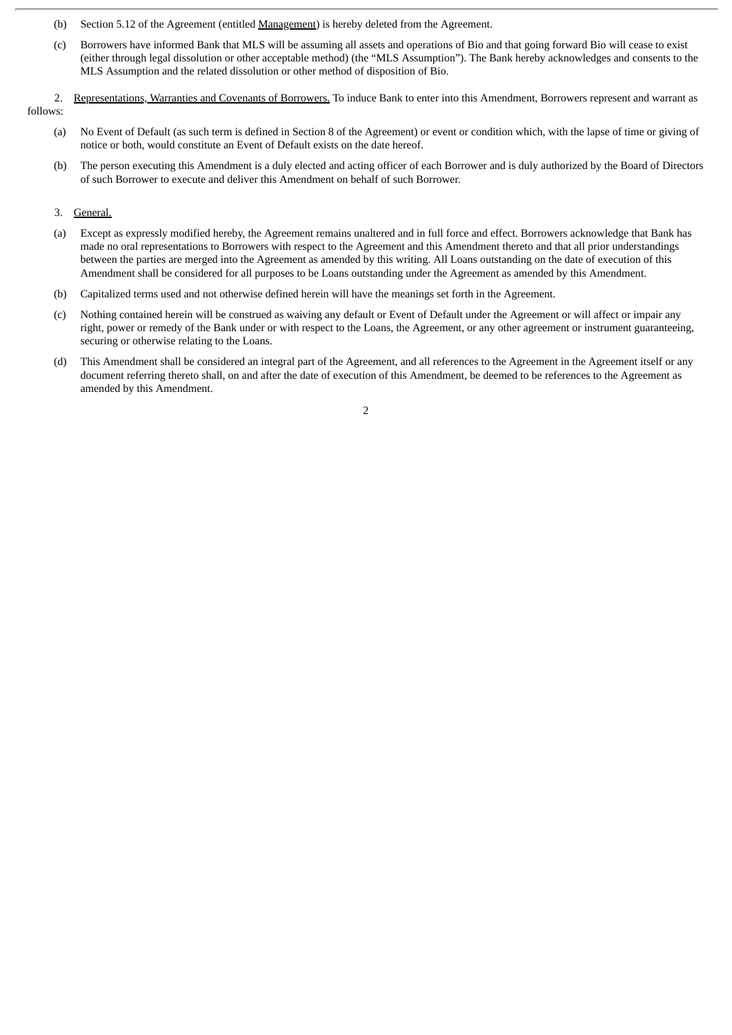(b) Section 5.12 of the Agreement (entitled Management) is hereby deleted from the Agreement.

(c) Borrowers have informed Bank that MLS will be assuming all assets and operations of Bio and that going forward Bio will cease to exist (either through legal dissolution or other acceptable method) (the "MLS Assumption"). The Bank hereby acknowledges and consents to the MLS Assumption and the related dissolution or other method of disposition of Bio.

2. Representations, Warranties and Covenants of Borrowers. To induce Bank to enter into this Amendment, Borrowers represent and warrant as follows:

(a) No Event of Default (as such term is defined in Section 8 of the Agreement) or event or condition which, with the lapse of time or giving of notice or both, would constitute an Event of Default exists on the date hereof.

(b) The person executing this Amendment is a duly elected and acting officer of each Borrower and is duly authorized by the Board of Directors of such Borrower to execute and deliver this Amendment on behalf of such Borrower.

3. General.

(a) Except as expressly modified hereby, the Agreement remains unaltered and in full force and effect. Borrowers acknowledge that Bank has made no oral representations to Borrowers with respect to the Agreement and this Amendment thereto and that all prior understandings between the parties are merged into the Agreement as amended by this writing. All Loans outstanding on the date of execution of this Amendment shall be considered for all purposes to be Loans outstanding under the Agreement as amended by this Amendment.

(b) Capitalized terms used and not otherwise defined herein will have the meanings set forth in the Agreement.

(c) Nothing contained herein will be construed as waiving any default or Event of Default under the Agreement or will affect or impair any right, power or remedy of the Bank under or with respect to the Loans, the Agreement, or any other agreement or instrument guaranteeing, securing or otherwise relating to the Loans.

(d) This Amendment shall be considered an integral part of the Agreement, and all references to the Agreement in the Agreement itself or any document referring thereto shall, on and after the date of execution of this Amendment, be deemed to be references to the Agreement as amended by this Amendment.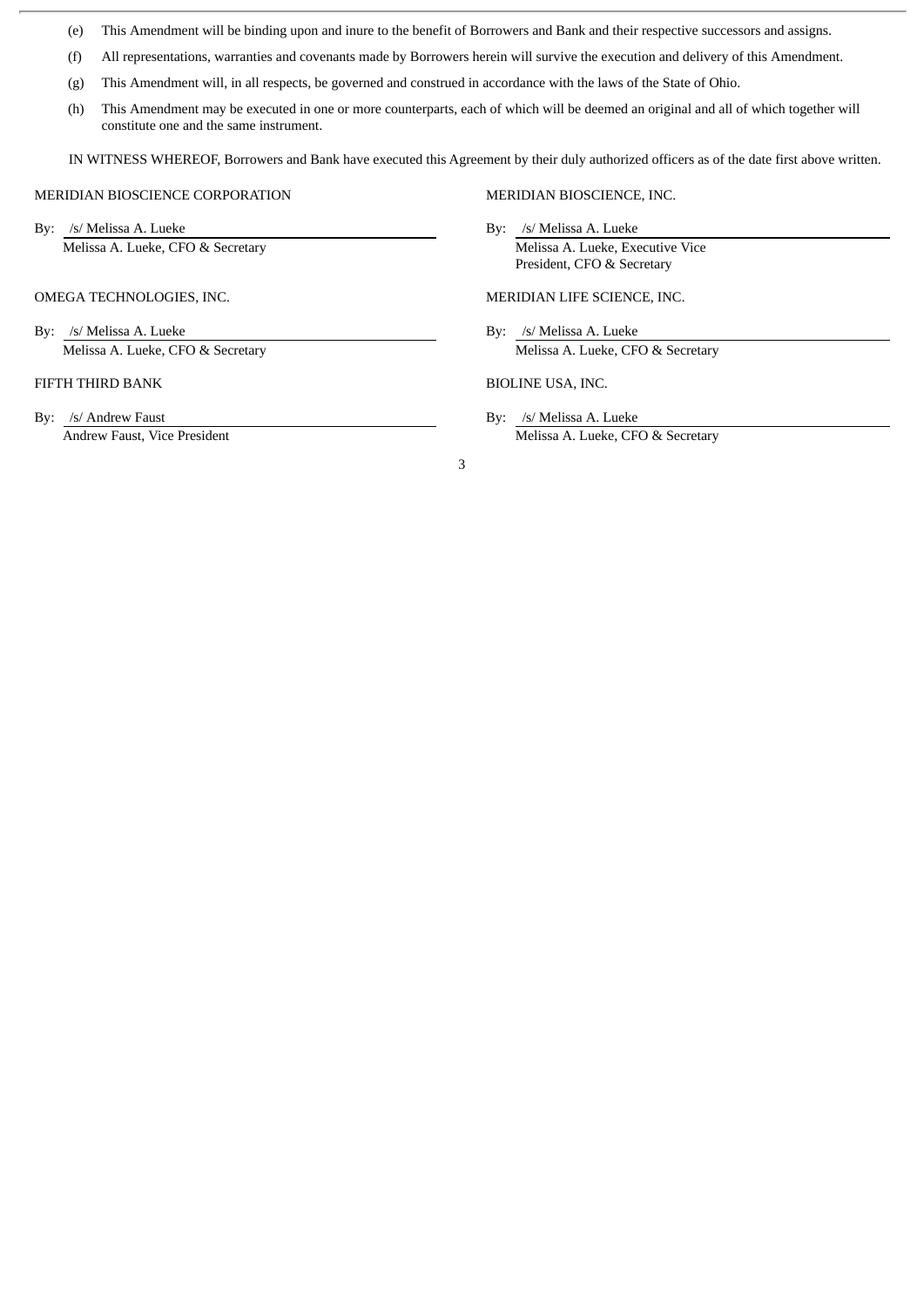(e) This Amendment will be binding upon and inure to the benefit of Borrowers and Bank and their respective successors and assigns.

(f) All representations, warranties and covenants made by Borrowers herein will survive the execution and delivery of this Amendment.

(g) This Amendment will, in all respects, be governed and construed in accordance with the laws of the State of Ohio.

(h) This Amendment may be executed in one or more counterparts, each of which will be deemed an original and all of which together will constitute one and the same instrument.

IN WITNESS WHEREOF, Borrowers and Bank have executed this Agreement by their duly authorized officers as of the date first above written.

MERIDIAN BIOSCIENCE CORPORATION

By: /s/ Melissa A. Lueke
Melissa A. Lueke, CFO & Secretary

MERIDIAN BIOSCIENCE, INC.

By: /s/ Melissa A. Lueke
Melissa A. Lueke, Executive Vice President, CFO & Secretary

OMEGA TECHNOLOGIES, INC.

By: /s/ Melissa A. Lueke
Melissa A. Lueke, CFO & Secretary

MERIDIAN LIFE SCIENCE, INC.

By: /s/ Melissa A. Lueke
Melissa A. Lueke, CFO & Secretary

FIFTH THIRD BANK

By: /s/ Andrew Faust
Andrew Faust, Vice President

BIOLINE USA, INC.

By: /s/ Melissa A. Lueke
Melissa A. Lueke, CFO & Secretary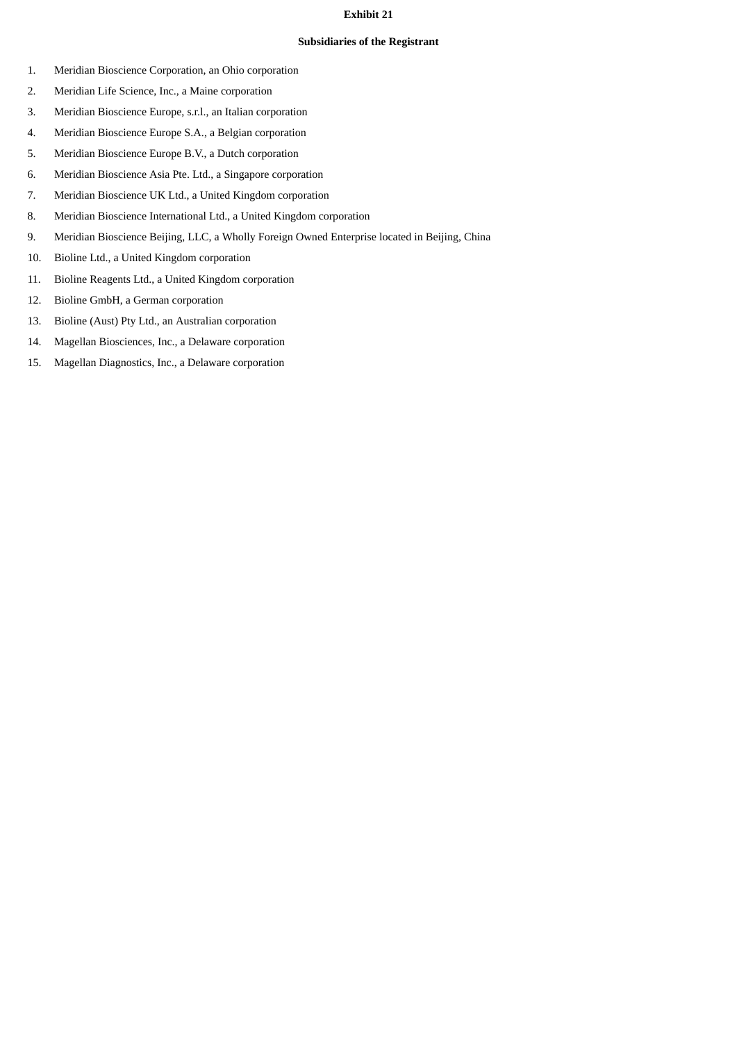**Exhibit 21**

**Subsidiaries of the Registrant**

1. Meridian Bioscience Corporation, an Ohio corporation
2. Meridian Life Science, Inc., a Maine corporation
3. Meridian Bioscience Europe, s.r.l., an Italian corporation
4. Meridian Bioscience Europe S.A., a Belgian corporation
5. Meridian Bioscience Europe B.V., a Dutch corporation
6. Meridian Bioscience Asia Pte. Ltd., a Singapore corporation
7. Meridian Bioscience UK Ltd., a United Kingdom corporation
8. Meridian Bioscience International Ltd., a United Kingdom corporation
9. Meridian Bioscience Beijing, LLC, a Wholly Foreign Owned Enterprise located in Beijing, China
10. Bioline Ltd., a United Kingdom corporation
11. Bioline Reagents Ltd., a United Kingdom corporation
12. Bioline GmbH, a German corporation
13. Bioline (Aust) Pty Ltd., an Australian corporation
14. Magellan Biosciences, Inc., a Delaware corporation
15. Magellan Diagnostics, Inc., a Delaware corporation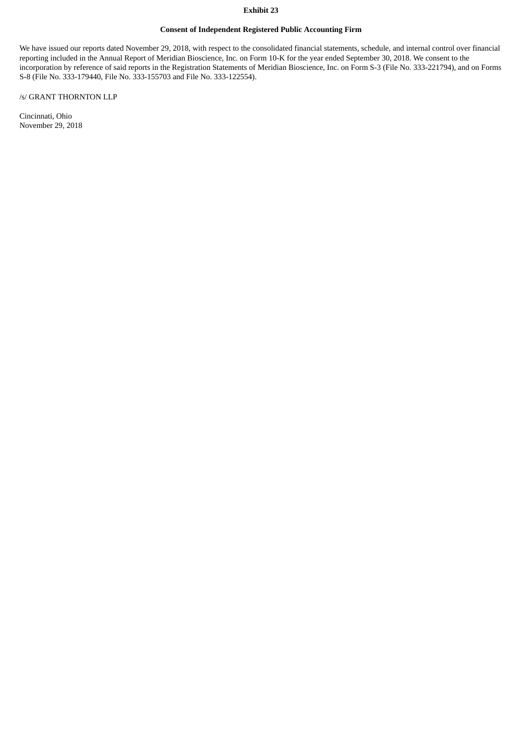**Exhibit 23**

**Consent of Independent Registered Public Accounting Firm**

We have issued our reports dated November 29, 2018, with respect to the consolidated financial statements, schedule, and internal control over financial reporting included in the Annual Report of Meridian Bioscience, Inc. on Form 10-K for the year ended September 30, 2018. We consent to the incorporation by reference of said reports in the Registration Statements of Meridian Bioscience, Inc. on Form S-3 (File No. 333-221794), and on Forms S-8 (File No. 333-179440, File No. 333-155703 and File No. 333-122554).

/s/ GRANT THORNTON LLP

Cincinnati, Ohio
November 29, 2018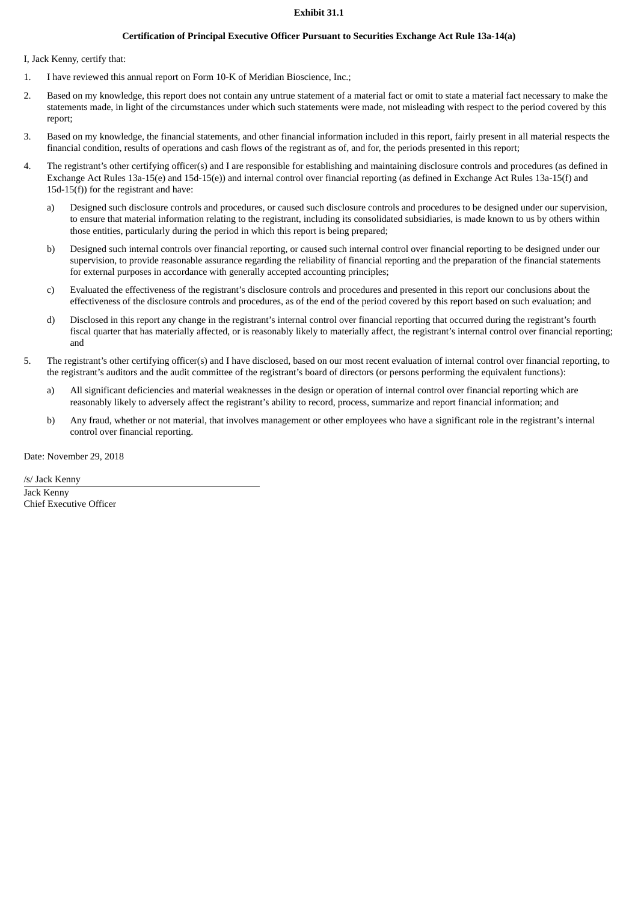**Exhibit 31.1**

**Certification of Principal Executive Officer Pursuant to Securities Exchange Act Rule 13a-14(a)**

I, Jack Kenny, certify that:

1. I have reviewed this annual report on Form 10-K of Meridian Bioscience, Inc.;
2. Based on my knowledge, this report does not contain any untrue statement of a material fact or omit to state a material fact necessary to make the statements made, in light of the circumstances under which such statements were made, not misleading with respect to the period covered by this report;
3. Based on my knowledge, the financial statements, and other financial information included in this report, fairly present in all material respects the financial condition, results of operations and cash flows of the registrant as of, and for, the periods presented in this report;
4. The registrant's other certifying officer(s) and I are responsible for establishing and maintaining disclosure controls and procedures (as defined in Exchange Act Rules 13a-15(e) and 15d-15(e)) and internal control over financial reporting (as defined in Exchange Act Rules 13a-15(f) and 15d-15(f)) for the registrant and have:
   a) Designed such disclosure controls and procedures, or caused such disclosure controls and procedures to be designed under our supervision, to ensure that material information relating to the registrant, including its consolidated subsidiaries, is made known to us by others within those entities, particularly during the period in which this report is being prepared;
   b) Designed such internal controls over financial reporting, or caused such internal control over financial reporting to be designed under our supervision, to provide reasonable assurance regarding the reliability of financial reporting and the preparation of the financial statements for external purposes in accordance with generally accepted accounting principles;
   c) Evaluated the effectiveness of the registrant's disclosure controls and procedures and presented in this report our conclusions about the effectiveness of the disclosure controls and procedures, as of the end of the period covered by this report based on such evaluation; and
   d) Disclosed in this report any change in the registrant's internal control over financial reporting that occurred during the registrant's fourth fiscal quarter that has materially affected, or is reasonably likely to materially affect, the registrant's internal control over financial reporting; and
5. The registrant's other certifying officer(s) and I have disclosed, based on our most recent evaluation of internal control over financial reporting, to the registrant's auditors and the audit committee of the registrant's board of directors (or persons performing the equivalent functions):
   a) All significant deficiencies and material weaknesses in the design or operation of internal control over financial reporting which are reasonably likely to adversely affect the registrant's ability to record, process, summarize and report financial information; and
   b) Any fraud, whether or not material, that involves management or other employees who have a significant role in the registrant's internal control over financial reporting.

Date: November 29, 2018

/s/ Jack Kenny

Jack Kenny
Chief Executive Officer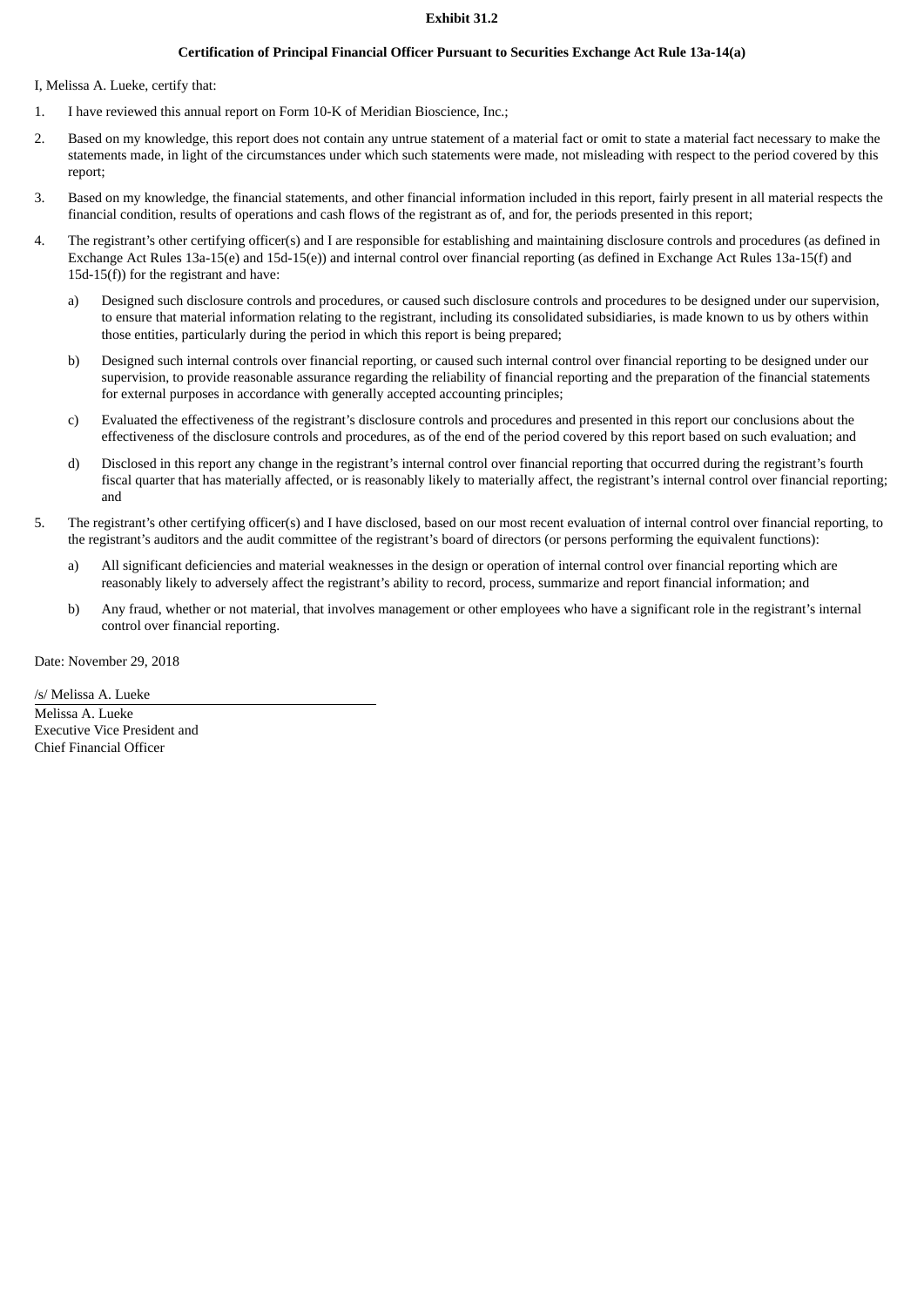**Exhibit 31.2**

**Certification of Principal Financial Officer Pursuant to Securities Exchange Act Rule 13a-14(a)**

I, Melissa A. Lueke, certify that:

1. I have reviewed this annual report on Form 10-K of Meridian Bioscience, Inc.;

2. Based on my knowledge, this report does not contain any untrue statement of a material fact or omit to state a material fact necessary to make the statements made, in light of the circumstances under which such statements were made, not misleading with respect to the period covered by this report;

3. Based on my knowledge, the financial statements, and other financial information included in this report, fairly present in all material respects the financial condition, results of operations and cash flows of the registrant as of, and for, the periods presented in this report;

4. The registrant's other certifying officer(s) and I are responsible for establishing and maintaining disclosure controls and procedures (as defined in Exchange Act Rules 13a-15(e) and 15d-15(e)) and internal control over financial reporting (as defined in Exchange Act Rules 13a-15(f) and 15d-15(f)) for the registrant and have:

   a) Designed such disclosure controls and procedures, or caused such disclosure controls and procedures to be designed under our supervision, to ensure that material information relating to the registrant, including its consolidated subsidiaries, is made known to us by others within those entities, particularly during the period in which this report is being prepared;

   b) Designed such internal controls over financial reporting, or caused such internal control over financial reporting to be designed under our supervision, to provide reasonable assurance regarding the reliability of financial reporting and the preparation of the financial statements for external purposes in accordance with generally accepted accounting principles;

   c) Evaluated the effectiveness of the registrant's disclosure controls and procedures and presented in this report our conclusions about the effectiveness of the disclosure controls and procedures, as of the end of the period covered by this report based on such evaluation; and

   d) Disclosed in this report any change in the registrant's internal control over financial reporting that occurred during the registrant's fourth fiscal quarter that has materially affected, or is reasonably likely to materially affect, the registrant's internal control over financial reporting; and

5. The registrant's other certifying officer(s) and I have disclosed, based on our most recent evaluation of internal control over financial reporting, to the registrant's auditors and the audit committee of the registrant's board of directors (or persons performing the equivalent functions):

   a) All significant deficiencies and material weaknesses in the design or operation of internal control over financial reporting which are reasonably likely to adversely affect the registrant's ability to record, process, summarize and report financial information; and

   b) Any fraud, whether or not material, that involves management or other employees who have a significant role in the registrant's internal control over financial reporting.

Date: November 29, 2018

/s/ Melissa A. Lueke

Melissa A. Lueke
Executive Vice President and
Chief Financial Officer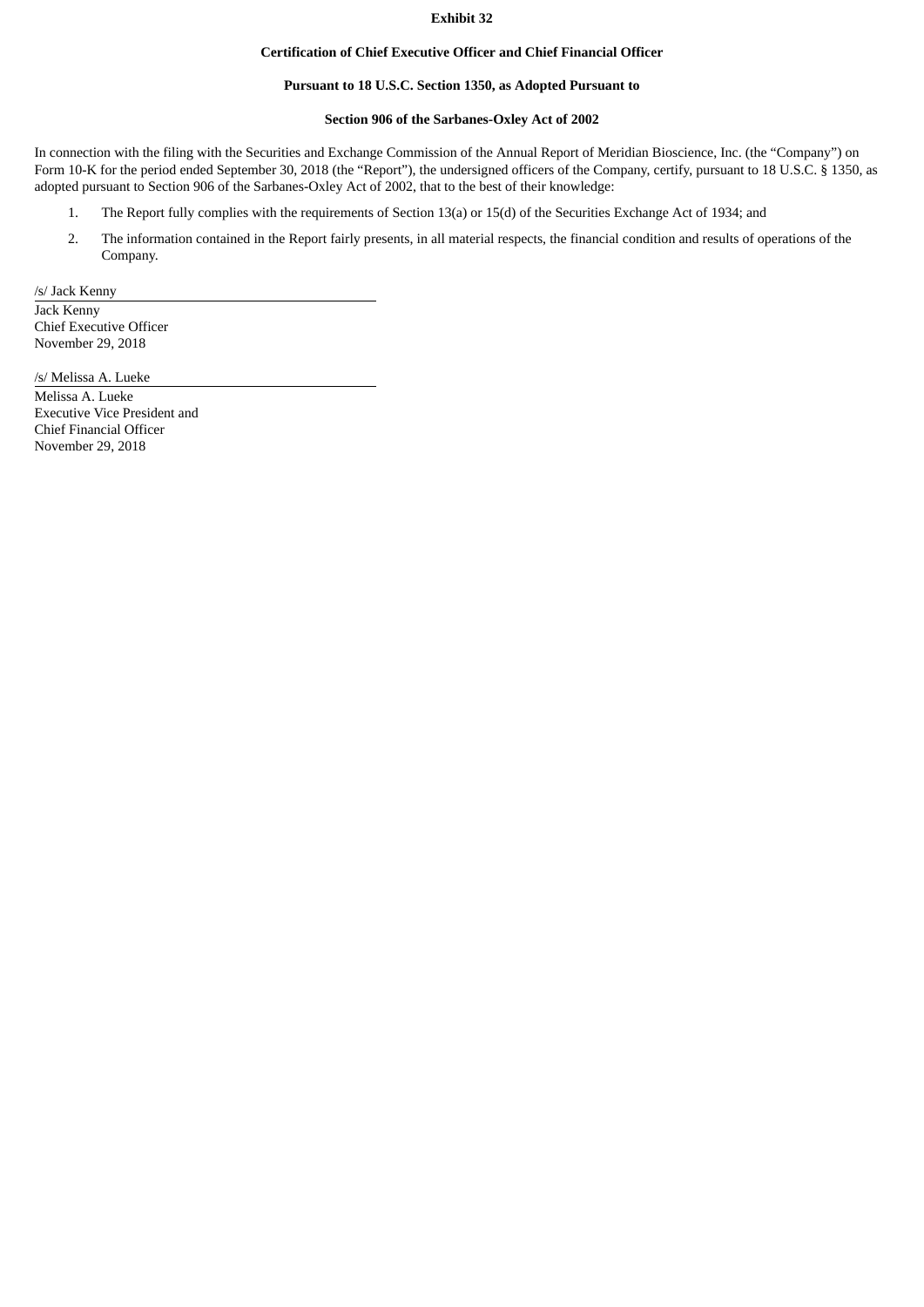**Exhibit 32**

**Certification of Chief Executive Officer and Chief Financial Officer**

**Pursuant to 18 U.S.C. Section 1350, as Adopted Pursuant to**

**Section 906 of the Sarbanes-Oxley Act of 2002**

In connection with the filing with the Securities and Exchange Commission of the Annual Report of Meridian Bioscience, Inc. (the "Company") on Form 10-K for the period ended September 30, 2018 (the "Report"), the undersigned officers of the Company, certify, pursuant to 18 U.S.C. § 1350, as adopted pursuant to Section 906 of the Sarbanes-Oxley Act of 2002, that to the best of their knowledge:

1. The Report fully complies with the requirements of Section 13(a) or 15(d) of the Securities Exchange Act of 1934; and
2. The information contained in the Report fairly presents, in all material respects, the financial condition and results of operations of the Company.

/s/ Jack Kenny

Jack Kenny
Chief Executive Officer
November 29, 2018

/s/ Melissa A. Lueke

Melissa A. Lueke
Executive Vice President and
Chief Financial Officer
November 29, 2018